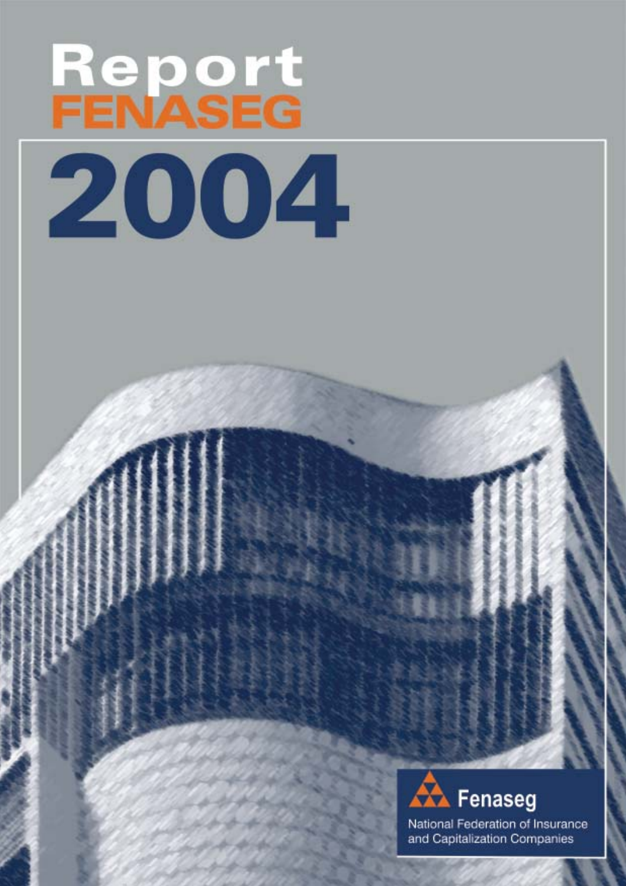# Report FENASEG

# 2004

Fenaseg

National Federation of Insurance and Capitalization Companies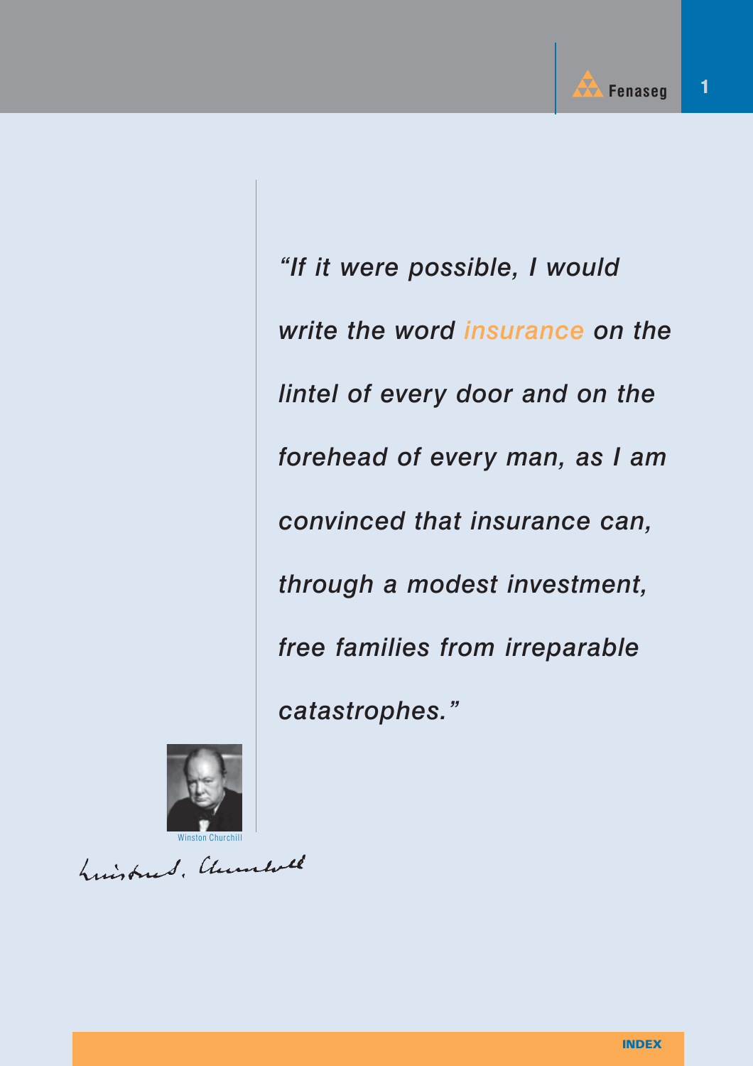*“If it were possible, I would write the word insurance on the lintel of every door and on the forehead of every man, as I am convinced that insurance can, through a modest investment, free families from irreparable catastrophes.”*

Winston Churchill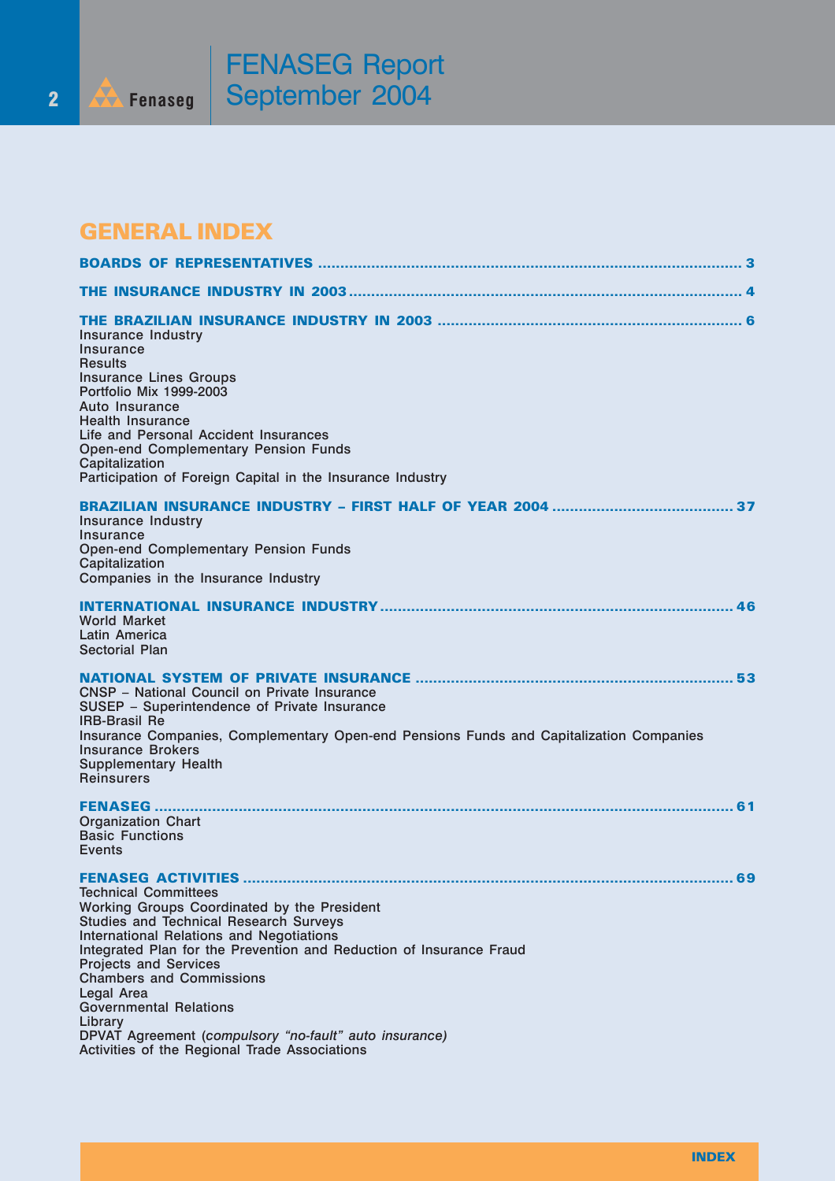# GENERAL INDEX

**BOARDS OF REPRESENTATIVES** ........................................................................................... 3

**THE INSURANCE INDUSTRY IN 2003** .................................................................................. 4

**THE BRAZILIAN INSURANCE INDUSTRY IN 2003** ............................................................ 6

Insurance Industry
Insurance
Results
Insurance Lines Groups
Portfolio Mix 1999-2003
Auto Insurance
Health Insurance
Life and Personal Accident Insurances
Open-end Complementary Pension Funds
Capitalization
Participation of Foreign Capital in the Insurance Industry

**BRAZILIAN INSURANCE INDUSTRY – FIRST HALF OF YEAR 2004** ................................ 37

Insurance Industry
Insurance
Open-end Complementary Pension Funds
Capitalization
Companies in the Insurance Industry

**INTERNATIONAL INSURANCE INDUSTRY** ....................................................................... 46

World Market
Latin America
Sectorial Plan

**NATIONAL SYSTEM OF PRIVATE INSURANCE** ................................................................ 53

CNSP – National Council on Private Insurance
SUSEP – Superintendence of Private Insurance
IRB-Brasil Re
Insurance Companies, Complementary Open-end Pensions Funds and Capitalization Companies
Insurance Brokers
Supplementary Health
Reinsurers

**FENASEG** ............................................................................................................................... 61

Organization Chart
Basic Functions
Events

**FENASEG ACTIVITIES** ......................................................................................................... 69

Technical Committees
Working Groups Coordinated by the President
Studies and Technical Research Surveys
International Relations and Negotiations
Integrated Plan for the Prevention and Reduction of Insurance Fraud
Projects and Services
Chambers and Commissions
Legal Area
Governmental Relations
Library
DPVAT Agreement (*compulsory "no-fault" auto insurance)*
Activities of the Regional Trade Associations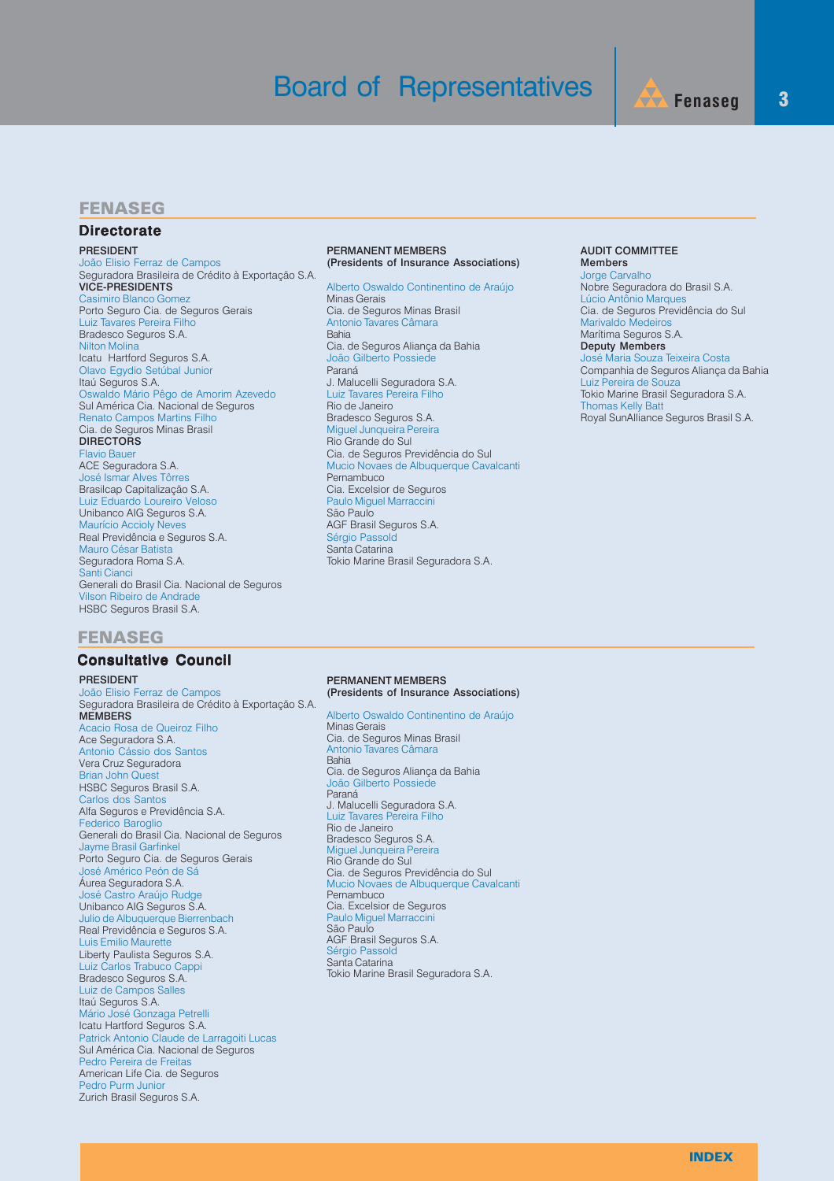# Board of Representatives

## FENASEG

### Directorate

**PRESIDENT**
João Elisio Ferraz de Campos
Seguradora Brasileira de Crédito à Exportação S.A.

**VICE-PRESIDENTS**
Casimiro Blanco Gomez
Porto Seguro Cia. de Seguros Gerais
Luiz Tavares Pereira Filho
Bradesco Seguros S.A.
Nilton Molina
Icatu Hartford Seguros S.A.
Olavo Egydio Setúbal Junior
Itaú Seguros S.A.
Oswaldo Mário Pêgo de Amorim Azevedo
Sul América Cia. Nacional de Seguros
Renato Campos Martins Filho
Cia. de Seguros Minas Brasil

**DIRECTORS**
Flavio Bauer
ACE Seguradora S.A.
José Ismar Alves Tôrres
Brasilcap Capitalização S.A.
Luiz Eduardo Loureiro Veloso
Unibanco AIG Seguros S.A.
Maurício Accioly Neves
Real Previdência e Seguros S.A.
Mauro César Batista
Seguradora Roma S.A.
Santi Cianci
Generali do Brasil Cia. Nacional de Seguros
Vilson Ribeiro de Andrade
HSBC Seguros Brasil S.A.

**PERMANENT MEMBERS**
**(Presidents of Insurance Associations)**

Alberto Oswaldo Continentino de Araújo
Minas Gerais
Cia. de Seguros Minas Brasil
Antonio Tavares Câmara
Bahia
Cia. de Seguros Aliança da Bahia
João Gilberto Possiede
Paraná
J. Malucelli Seguradora S.A.
Luiz Tavares Pereira Filho
Rio de Janeiro
Bradesco Seguros S.A.
Miguel Junqueira Pereira
Rio Grande do Sul
Cia. de Seguros Previdência do Sul
Mucio Novaes de Albuquerque Cavalcanti
Pernambuco
Cia. Excelsior de Seguros
Paulo Miguel Marraccini
São Paulo
AGF Brasil Seguros S.A.
Sérgio Passold
Santa Catarina
Tokio Marine Brasil Seguradora S.A.

**AUDIT COMMITTEE**
**Members**
Jorge Carvalho
Nobre Seguradora do Brasil S.A.
Lúcio Antônio Marques
Cia. de Seguros Previdência do Sul
Marivaldo Medeiros
Marítima Seguros S.A.

**Deputy Members**
José Maria Souza Teixeira Costa
Companhia de Seguros Aliança da Bahia
Luiz Pereira de Souza
Tokio Marine Brasil Seguradora S.A.
Thomas Kelly Batt
Royal SunAlliance Seguros Brasil S.A.

## FENASEG

### Consultative Council

**PRESIDENT**
João Elisio Ferraz de Campos
Seguradora Brasileira de Crédito à Exportação S.A.

**MEMBERS**
Acacio Rosa de Queiroz Filho
Ace Seguradora S.A.
Antonio Cássio dos Santos
Vera Cruz Seguradora
Brian John Quest
HSBC Seguros Brasil S.A.
Carlos dos Santos
Alfa Seguros e Previdência S.A.
Federico Baroglio
Generali do Brasil Cia. Nacional de Seguros
Jayme Brasil Garfinkel
Porto Seguro Cia. de Seguros Gerais
José Américo Peón de Sá
Áurea Seguradora S.A.
José Castro Araújo Rudge
Unibanco AIG Seguros S.A.
Julio de Albuquerque Bierrenbach
Real Previdência e Seguros S.A.
Luis Emilio Maurette
Liberty Paulista Seguros S.A.
Luiz Carlos Trabuco Cappi
Bradesco Seguros S.A.
Luiz de Campos Salles
Itaú Seguros S.A.
Mário José Gonzaga Petrelli
Icatu Hartford Seguros S.A.
Patrick Antonio Claude de Larragoiti Lucas
Sul América Cia. Nacional de Seguros
Pedro Pereira de Freitas
American Life Cia. de Seguros
Pedro Purm Junior
Zurich Brasil Seguros S.A.

**PERMANENT MEMBERS**
**(Presidents of Insurance Associations)**

Alberto Oswaldo Continentino de Araújo
Minas Gerais
Cia. de Seguros Minas Brasil
Antonio Tavares Câmara
Bahia
Cia. de Seguros Aliança da Bahia
João Gilberto Possiede
Paraná
J. Malucelli Seguradora S.A.
Luiz Tavares Pereira Filho
Rio de Janeiro
Bradesco Seguros S.A.
Miguel Junqueira Pereira
Rio Grande do Sul
Cia. de Seguros Previdência do Sul
Mucio Novaes de Albuquerque Cavalcanti
Pernambuco
Cia. Excelsior de Seguros
Paulo Miguel Marraccini
São Paulo
AGF Brasil Seguros S.A.
Sérgio Passold
Santa Catarina
Tokio Marine Brasil Seguradora S.A.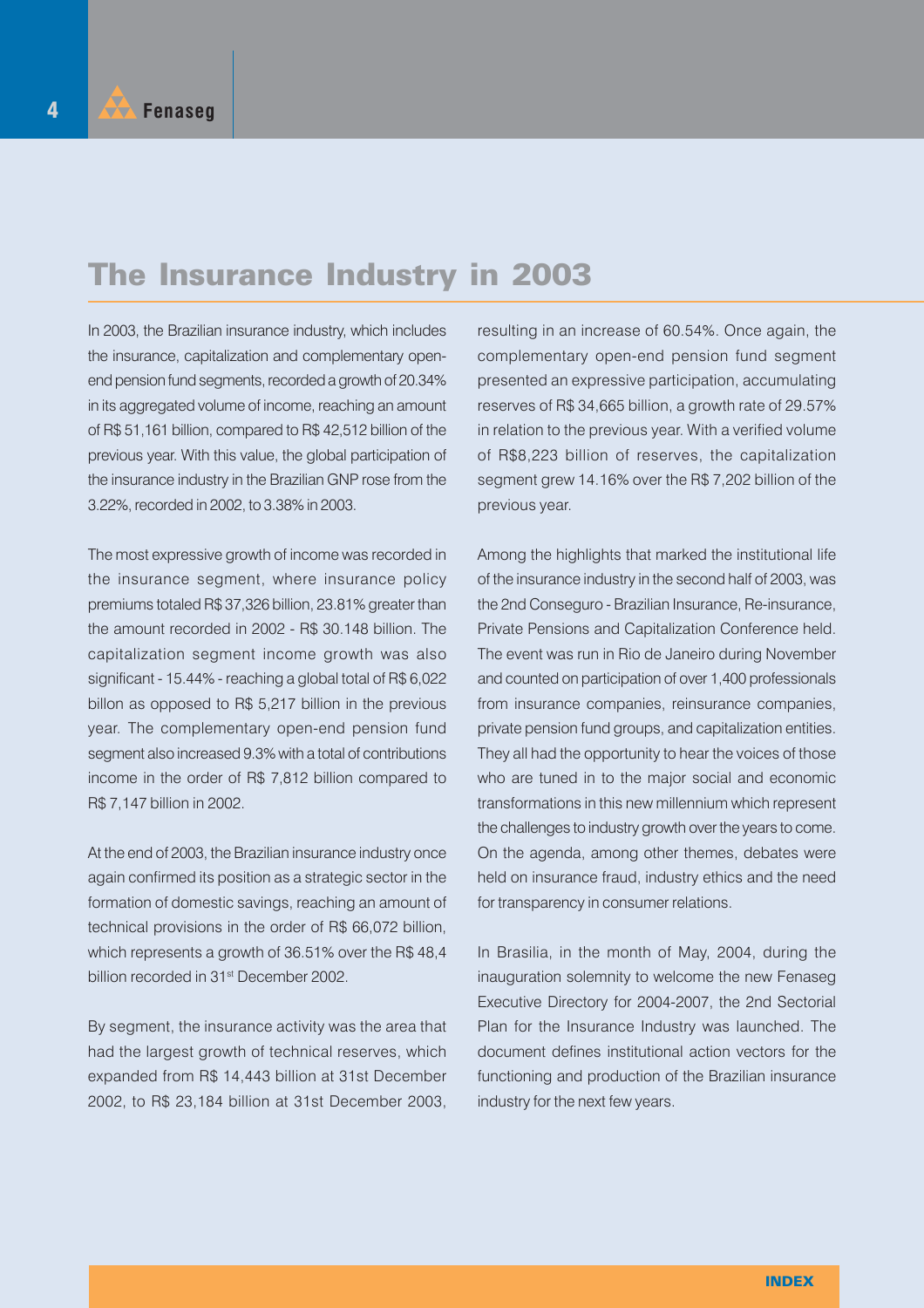# The Insurance Industry in 2003

In 2003, the Brazilian insurance industry, which includes the insurance, capitalization and complementary open-end pension fund segments, recorded a growth of 20.34% in its aggregated volume of income, reaching an amount of R$ 51,161 billion, compared to R$ 42,512 billion of the previous year. With this value, the global participation of the insurance industry in the Brazilian GNP rose from the 3.22%, recorded in 2002, to 3.38% in 2003.

The most expressive growth of income was recorded in the insurance segment, where insurance policy premiums totaled R$ 37,326 billion, 23.81% greater than the amount recorded in 2002 - R$ 30.148 billion. The capitalization segment income growth was also significant - 15.44% - reaching a global total of R$ 6,022 billon as opposed to R$ 5,217 billion in the previous year. The complementary open-end pension fund segment also increased 9.3% with a total of contributions income in the order of R$ 7,812 billion compared to R$ 7,147 billion in 2002.

At the end of 2003, the Brazilian insurance industry once again confirmed its position as a strategic sector in the formation of domestic savings, reaching an amount of technical provisions in the order of R$ 66,072 billion, which represents a growth of 36.51% over the R$ 48,4 billion recorded in 31st December 2002.

By segment, the insurance activity was the area that had the largest growth of technical reserves, which expanded from R$ 14,443 billion at 31st December 2002, to R$ 23,184 billion at 31st December 2003, resulting in an increase of 60.54%. Once again, the complementary open-end pension fund segment presented an expressive participation, accumulating reserves of R$ 34,665 billion, a growth rate of 29.57% in relation to the previous year. With a verified volume of R$8,223 billion of reserves, the capitalization segment grew 14.16% over the R$ 7,202 billion of the previous year.

Among the highlights that marked the institutional life of the insurance industry in the second half of 2003, was the 2nd Conseguro - Brazilian Insurance, Re-insurance, Private Pensions and Capitalization Conference held. The event was run in Rio de Janeiro during November and counted on participation of over 1,400 professionals from insurance companies, reinsurance companies, private pension fund groups, and capitalization entities. They all had the opportunity to hear the voices of those who are tuned in to the major social and economic transformations in this new millennium which represent the challenges to industry growth over the years to come. On the agenda, among other themes, debates were held on insurance fraud, industry ethics and the need for transparency in consumer relations.

In Brasilia, in the month of May, 2004, during the inauguration solemnity to welcome the new Fenaseg Executive Directory for 2004-2007, the 2nd Sectorial Plan for the Insurance Industry was launched. The document defines institutional action vectors for the functioning and production of the Brazilian insurance industry for the next few years.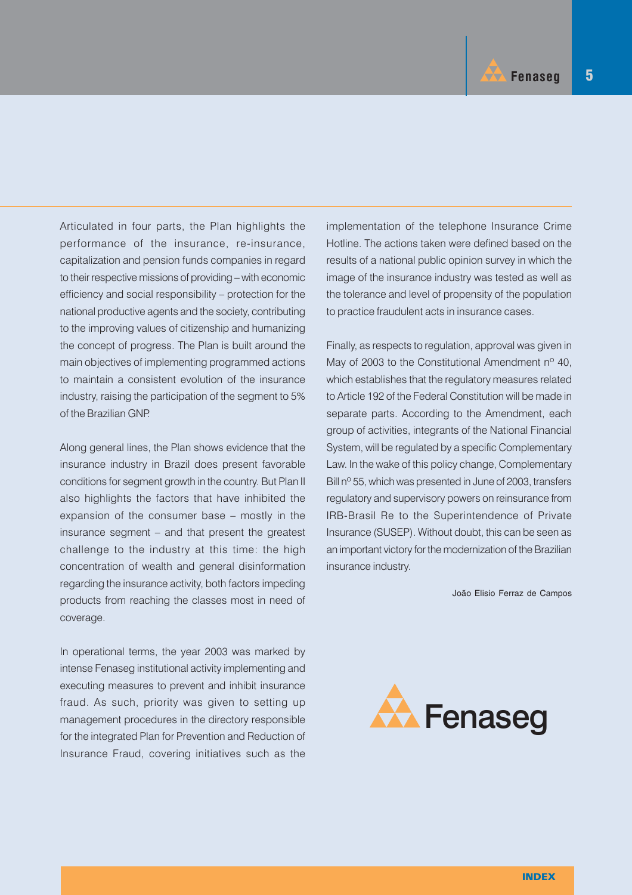Articulated in four parts, the Plan highlights the performance of the insurance, re-insurance, capitalization and pension funds companies in regard to their respective missions of providing – with economic efficiency and social responsibility – protection for the national productive agents and the society, contributing to the improving values of citizenship and humanizing the concept of progress. The Plan is built around the main objectives of implementing programmed actions to maintain a consistent evolution of the insurance industry, raising the participation of the segment to 5% of the Brazilian GNP.

Along general lines, the Plan shows evidence that the insurance industry in Brazil does present favorable conditions for segment growth in the country. But Plan II also highlights the factors that have inhibited the expansion of the consumer base – mostly in the insurance segment – and that present the greatest challenge to the industry at this time: the high concentration of wealth and general disinformation regarding the insurance activity, both factors impeding products from reaching the classes most in need of coverage.

In operational terms, the year 2003 was marked by intense Fenaseg institutional activity implementing and executing measures to prevent and inhibit insurance fraud. As such, priority was given to setting up management procedures in the directory responsible for the integrated Plan for Prevention and Reduction of Insurance Fraud, covering initiatives such as the implementation of the telephone Insurance Crime Hotline. The actions taken were defined based on the results of a national public opinion survey in which the image of the insurance industry was tested as well as the tolerance and level of propensity of the population to practice fraudulent acts in insurance cases.

Finally, as respects to regulation, approval was given in May of 2003 to the Constitutional Amendment nº 40, which establishes that the regulatory measures related to Article 192 of the Federal Constitution will be made in separate parts. According to the Amendment, each group of activities, integrants of the National Financial System, will be regulated by a specific Complementary Law. In the wake of this policy change, Complementary Bill nº 55, which was presented in June of 2003, transfers regulatory and supervisory powers on reinsurance from IRB-Brasil Re to the Superintendence of Private Insurance (SUSEP). Without doubt, this can be seen as an important victory for the modernization of the Brazilian insurance industry.

João Elisio Ferraz de Campos

Fenaseg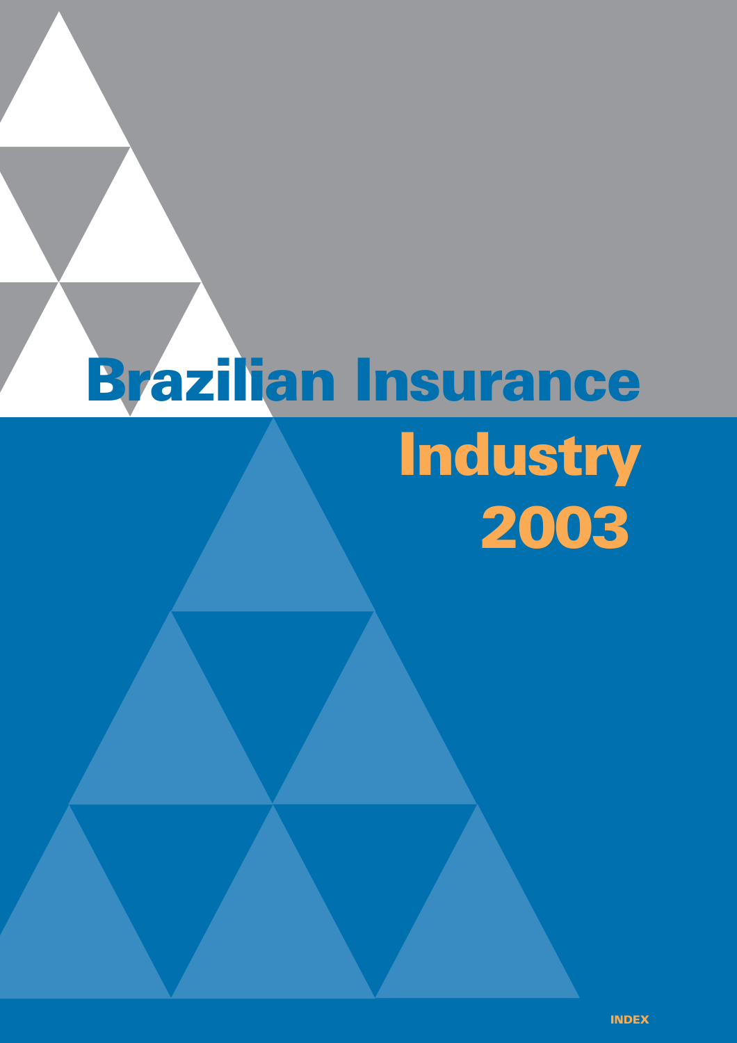# Brazilian Insurance Industry 2003

INDEX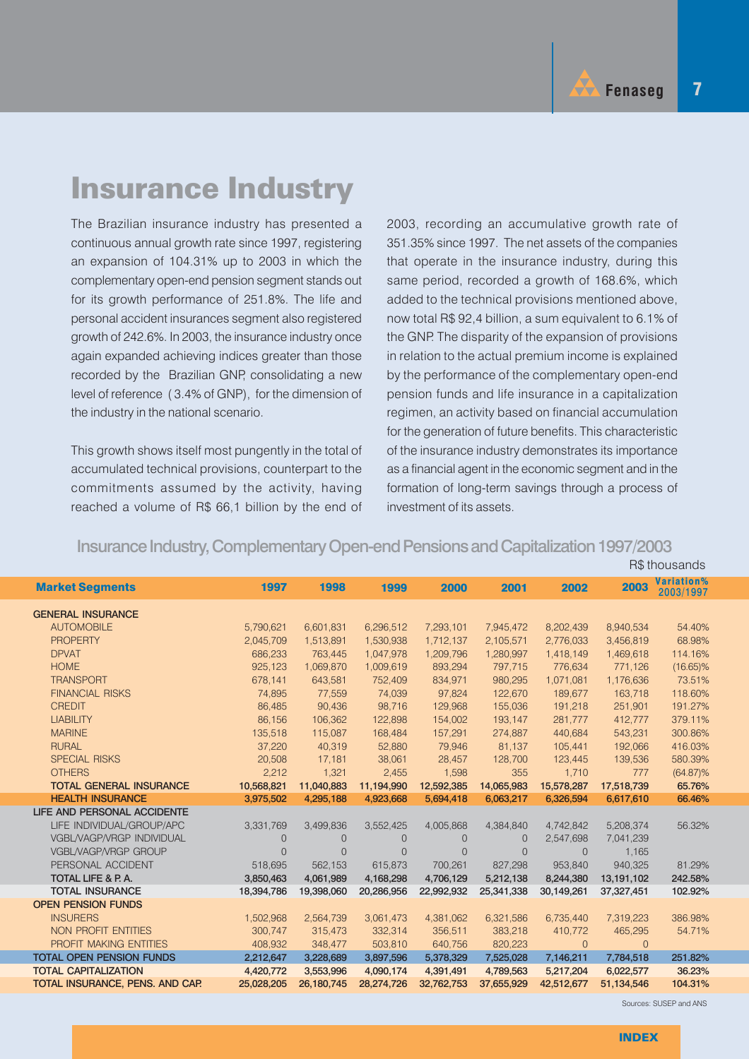# Insurance Industry

The Brazilian insurance industry has presented a continuous annual growth rate since 1997, registering an expansion of 104.31% up to 2003 in which the complementary open-end pension segment stands out for its growth performance of 251.8%. The life and personal accident insurances segment also registered growth of 242.6%. In 2003, the insurance industry once again expanded achieving indices greater than those recorded by the Brazilian GNP, consolidating a new level of reference ( 3.4% of GNP), for the dimension of the industry in the national scenario.

This growth shows itself most pungently in the total of accumulated technical provisions, counterpart to the commitments assumed by the activity, having reached a volume of R$ 66,1 billion by the end of 2003, recording an accumulative growth rate of 351.35% since 1997. The net assets of the companies that operate in the insurance industry, during this same period, recorded a growth of 168.6%, which added to the technical provisions mentioned above, now total R$ 92,4 billion, a sum equivalent to 6.1% of the GNP. The disparity of the expansion of provisions in relation to the actual premium income is explained by the performance of the complementary open-end pension funds and life insurance in a capitalization regimen, an activity based on financial accumulation for the generation of future benefits. This characteristic of the insurance industry demonstrates its importance as a financial agent in the economic segment and in the formation of long-term savings through a process of investment of its assets.

## Insurance Industry, Complementary Open-end Pensions and Capitalization 1997/2003

R$ thousands

| Market Segments | 1997 | 1998 | 1999 | 2000 | 2001 | 2002 | 2003 | Variation% 2003/1997 |
|---|---|---|---|---|---|---|---|---|
| **GENERAL INSURANCE** | | | | | | | | |
| AUTOMOBILE | 5,790,621 | 6,601,831 | 6,296,512 | 7,293,101 | 7,945,472 | 8,202,439 | 8,940,534 | 54.40% |
| PROPERTY | 2,045,709 | 1,513,891 | 1,530,938 | 1,712,137 | 2,105,571 | 2,776,033 | 3,456,819 | 68.98% |
| DPVAT | 686,233 | 763,445 | 1,047,978 | 1,209,796 | 1,280,997 | 1,418,149 | 1,469,618 | 114.16% |
| HOME | 925,123 | 1,069,870 | 1,009,619 | 893,294 | 797,715 | 776,634 | 771,126 | (16.65)% |
| TRANSPORT | 678,141 | 643,581 | 752,409 | 834,971 | 980,295 | 1,071,081 | 1,176,636 | 73.51% |
| FINANCIAL RISKS | 74,895 | 77,559 | 74,039 | 97,824 | 122,670 | 189,677 | 163,718 | 118.60% |
| CREDIT | 86,485 | 90,436 | 98,716 | 129,968 | 155,036 | 191,218 | 251,901 | 191.27% |
| LIABILITY | 86,156 | 106,362 | 122,898 | 154,002 | 193,147 | 281,777 | 412,777 | 379.11% |
| MARINE | 135,518 | 115,087 | 168,484 | 157,291 | 274,887 | 440,684 | 543,231 | 300.86% |
| RURAL | 37,220 | 40,319 | 52,880 | 79,946 | 81,137 | 105,441 | 192,066 | 416.03% |
| SPECIAL RISKS | 20,508 | 17,181 | 38,061 | 28,457 | 128,700 | 123,445 | 139,536 | 580.39% |
| OTHERS | 2,212 | 1,321 | 2,455 | 1,598 | 355 | 1,710 | 777 | (64.87)% |
| **TOTAL GENERAL INSURANCE** | **10,568,821** | **11,040,883** | **11,194,990** | **12,592,385** | **14,065,983** | **15,578,287** | **17,518,739** | **65.76%** |
| **HEALTH INSURANCE** | **3,975,502** | **4,295,188** | **4,923,668** | **5,694,418** | **6,063,217** | **6,326,594** | **6,617,610** | **66.46%** |
| **LIFE AND PERSONAL ACCIDENTE** | | | | | | | | |
| LIFE INDIVIDUAL/GROUP/APC | 3,331,769 | 3,499,836 | 3,552,425 | 4,005,868 | 4,384,840 | 4,742,842 | 5,208,374 | 56.32% |
| VGBL/VAGP/VRGP INDIVIDUAL | 0 | 0 | 0 | 0 | 0 | 2,547,698 | 7,041,239 | |
| VGBL/VAGP/VRGP GROUP | 0 | 0 | 0 | 0 | 0 | 0 | 1,165 | |
| PERSONAL ACCIDENT | 518,695 | 562,153 | 615,873 | 700,261 | 827,298 | 953,840 | 940,325 | 81.29% |
| **TOTAL LIFE & P. A.** | **3,850,463** | **4,061,989** | **4,168,298** | **4,706,129** | **5,212,138** | **8,244,380** | **13,191,102** | **242.58%** |
| **TOTAL INSURANCE** | **18,394,786** | **19,398,060** | **20,286,956** | **22,992,932** | **25,341,338** | **30,149,261** | **37,327,451** | **102.92%** |
| **OPEN PENSION FUNDS** | | | | | | | | |
| INSURERS | 1,502,968 | 2,564,739 | 3,061,473 | 4,381,062 | 6,321,586 | 6,735,440 | 7,319,223 | 386.98% |
| NON PROFIT ENTITIES | 300,747 | 315,473 | 332,314 | 356,511 | 383,218 | 410,772 | 465,295 | 54.71% |
| PROFIT MAKING ENTITIES | 408,932 | 348,477 | 503,810 | 640,756 | 820,223 | 0 | 0 | |
| **TOTAL OPEN PENSION FUNDS** | **2,212,647** | **3,228,689** | **3,897,596** | **5,378,329** | **7,525,028** | **7,146,211** | **7,784,518** | **251.82%** |
| **TOTAL CAPITALIZATION** | **4,420,772** | **3,553,996** | **4,090,174** | **4,391,491** | **4,789,563** | **5,217,204** | **6,022,577** | **36.23%** |
| **TOTAL INSURANCE, PENS. AND CAP.** | **25,028,205** | **26,180,745** | **28,274,726** | **32,762,753** | **37,655,929** | **42,512,677** | **51,134,546** | **104.31%** |

Sources: SUSEP and ANS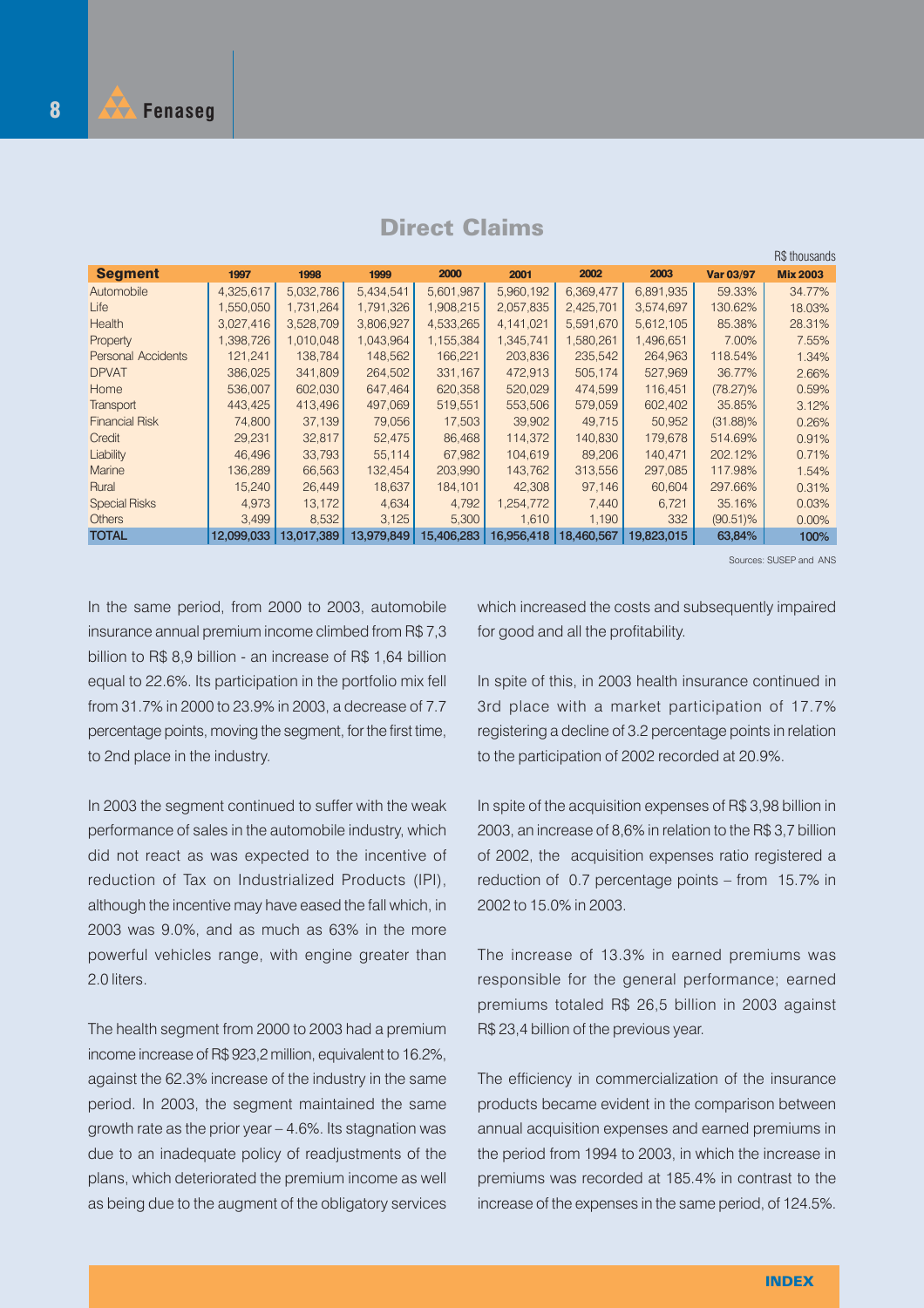## Direct Claims

R$ thousands

| Segment | 1997 | 1998 | 1999 | 2000 | 2001 | 2002 | 2003 | Var 03/97 | Mix 2003 |
|---|---|---|---|---|---|---|---|---|---|
| Automobile | 4,325,617 | 5,032,786 | 5,434,541 | 5,601,987 | 5,960,192 | 6,369,477 | 6,891,935 | 59.33% | 34.77% |
| Life | 1,550,050 | 1,731,264 | 1,791,326 | 1,908,215 | 2,057,835 | 2,425,701 | 3,574,697 | 130.62% | 18.03% |
| Health | 3,027,416 | 3,528,709 | 3,806,927 | 4,533,265 | 4,141,021 | 5,591,670 | 5,612,105 | 85.38% | 28.31% |
| Property | 1,398,726 | 1,010,048 | 1,043,964 | 1,155,384 | 1,345,741 | 1,580,261 | 1,496,651 | 7.00% | 7.55% |
| Personal Accidents | 121,241 | 138,784 | 148,562 | 166,221 | 203,836 | 235,542 | 264,963 | 118.54% | 1.34% |
| DPVAT | 386,025 | 341,809 | 264,502 | 331,167 | 472,913 | 505,174 | 527,969 | 36.77% | 2.66% |
| Home | 536,007 | 602,030 | 647,464 | 620,358 | 520,029 | 474,599 | 116,451 | (78.27)% | 0.59% |
| Transport | 443,425 | 413,496 | 497,069 | 519,551 | 553,506 | 579,059 | 602,402 | 35.85% | 3.12% |
| Financial Risk | 74,800 | 37,139 | 79,056 | 17,503 | 39,902 | 49,715 | 50,952 | (31.88)% | 0.26% |
| Credit | 29,231 | 32,817 | 52,475 | 86,468 | 114,372 | 140,830 | 179,678 | 514.69% | 0.91% |
| Liability | 46,496 | 33,793 | 55,114 | 67,982 | 104,619 | 89,206 | 140,471 | 202.12% | 0.71% |
| Marine | 136,289 | 66,563 | 132,454 | 203,990 | 143,762 | 313,556 | 297,085 | 117.98% | 1.54% |
| Rural | 15,240 | 26,449 | 18,637 | 184,101 | 42,308 | 97,146 | 60,604 | 297.66% | 0.31% |
| Special Risks | 4,973 | 13,172 | 4,634 | 4,792 | 1,254,772 | 7,440 | 6,721 | 35.16% | 0.03% |
| Others | 3,499 | 8,532 | 3,125 | 5,300 | 1,610 | 1,190 | 332 | (90.51)% | 0.00% |
| TOTAL | 12,099,033 | 13,017,389 | 13,979,849 | 15,406,283 | 16,956,418 | 18,460,567 | 19,823,015 | 63,84% | 100% |

Sources: SUSEP and ANS

In the same period, from 2000 to 2003, automobile insurance annual premium income climbed from R$ 7,3 billion to R$ 8,9 billion - an increase of R$ 1,64 billion equal to 22.6%. Its participation in the portfolio mix fell from 31.7% in 2000 to 23.9% in 2003, a decrease of 7.7 percentage points, moving the segment, for the first time, to 2nd place in the industry.

In 2003 the segment continued to suffer with the weak performance of sales in the automobile industry, which did not react as was expected to the incentive of reduction of Tax on Industrialized Products (IPI), although the incentive may have eased the fall which, in 2003 was 9.0%, and as much as 63% in the more powerful vehicles range, with engine greater than 2.0 liters.

The health segment from 2000 to 2003 had a premium income increase of R$ 923,2 million, equivalent to 16.2%, against the 62.3% increase of the industry in the same period. In 2003, the segment maintained the same growth rate as the prior year – 4.6%. Its stagnation was due to an inadequate policy of readjustments of the plans, which deteriorated the premium income as well as being due to the augment of the obligatory services which increased the costs and subsequently impaired for good and all the profitability.

In spite of this, in 2003 health insurance continued in 3rd place with a market participation of 17.7% registering a decline of 3.2 percentage points in relation to the participation of 2002 recorded at 20.9%.

In spite of the acquisition expenses of R$ 3,98 billion in 2003, an increase of 8,6% in relation to the R$ 3,7 billion of 2002, the acquisition expenses ratio registered a reduction of 0.7 percentage points – from 15.7% in 2002 to 15.0% in 2003.

The increase of 13.3% in earned premiums was responsible for the general performance; earned premiums totaled R$ 26,5 billion in 2003 against R$ 23,4 billion of the previous year.

The efficiency in commercialization of the insurance products became evident in the comparison between annual acquisition expenses and earned premiums in the period from 1994 to 2003, in which the increase in premiums was recorded at 185.4% in contrast to the increase of the expenses in the same period, of 124.5%.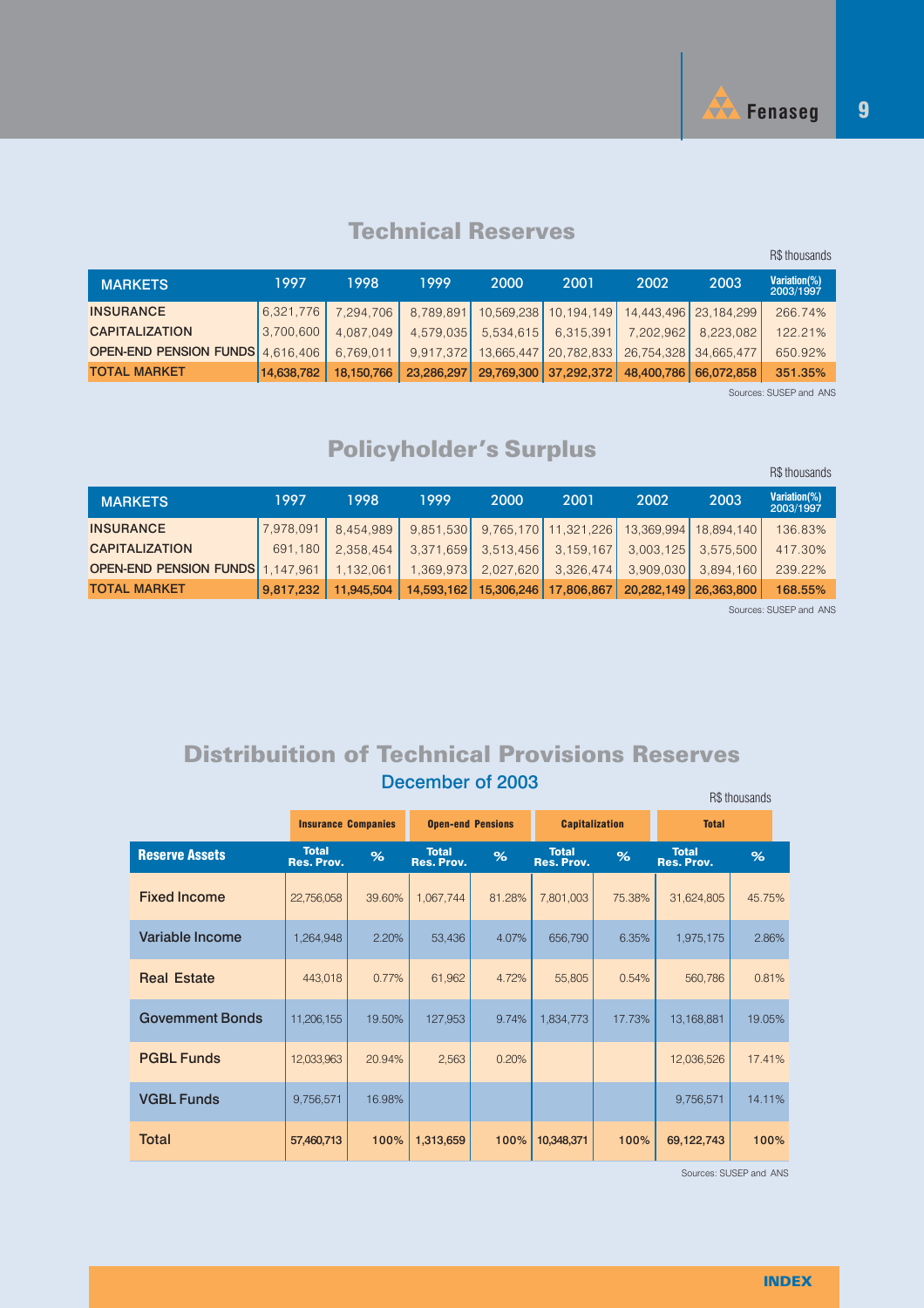## Technical Reserves

R$ thousands

| MARKETS | 1997 | 1998 | 1999 | 2000 | 2001 | 2002 | 2003 | Variation(%) 2003/1997 |
|---|---|---|---|---|---|---|---|---|
| INSURANCE | 6,321,776 | 7,294,706 | 8,789,891 | 10,569,238 | 10,194,149 | 14,443,496 | 23,184,299 | 266.74% |
| CAPITALIZATION | 3,700,600 | 4,087,049 | 4,579,035 | 5,534,615 | 6,315,391 | 7,202,962 | 8,223,082 | 122.21% |
| OPEN-END PENSION FUNDS | 4,616,406 | 6,769,011 | 9,917,372 | 13,665,447 | 20,782,833 | 26,754,328 | 34,665,477 | 650.92% |
| TOTAL MARKET | 14,638,782 | 18,150,766 | 23,286,297 | 29,769,300 | 37,292,372 | 48,400,786 | 66,072,858 | 351.35% |

Sources: SUSEP and ANS

## Policyholder's Surplus

R$ thousands

| MARKETS | 1997 | 1998 | 1999 | 2000 | 2001 | 2002 | 2003 | Variation(%) 2003/1997 |
|---|---|---|---|---|---|---|---|---|
| INSURANCE | 7,978,091 | 8,454,989 | 9,851,530 | 9,765,170 | 11,321,226 | 13,369,994 | 18,894,140 | 136.83% |
| CAPITALIZATION | 691,180 | 2,358,454 | 3,371,659 | 3,513,456 | 3,159,167 | 3,003,125 | 3,575,500 | 417.30% |
| OPEN-END PENSION FUNDS | 1,147,961 | 1,132,061 | 1,369,973 | 2,027,620 | 3,326,474 | 3,909,030 | 3,894,160 | 239.22% |
| TOTAL MARKET | 9,817,232 | 11,945,504 | 14,593,162 | 15,306,246 | 17,806,867 | 20,282,149 | 26,363,800 | 168.55% |

Sources: SUSEP and ANS

## Distribuition of Technical Provisions Reserves

### December of 2003

R$ thousands

| | Insurance Companies | | Open-end Pensions | | Capitalization | | Total | |
|---|---|---|---|---|---|---|---|---|
| **Reserve Assets** | **Total Res. Prov.** | **%** | **Total Res. Prov.** | **%** | **Total Res. Prov.** | **%** | **Total Res. Prov.** | **%** |
| Fixed Income | 22,756,058 | 39.60% | 1,067,744 | 81.28% | 7,801,003 | 75.38% | 31,624,805 | 45.75% |
| Variable Income | 1,264,948 | 2.20% | 53,436 | 4.07% | 656,790 | 6.35% | 1,975,175 | 2.86% |
| Real Estate | 443,018 | 0.77% | 61,962 | 4.72% | 55,805 | 0.54% | 560,786 | 0.81% |
| Govemment Bonds | 11,206,155 | 19.50% | 127,953 | 9.74% | 1,834,773 | 17.73% | 13,168,881 | 19.05% |
| PGBL Funds | 12,033,963 | 20.94% | 2,563 | 0.20% | | | 12,036,526 | 17.41% |
| VGBL Funds | 9,756,571 | 16.98% | | | | | 9,756,571 | 14.11% |
| Total | 57,460,713 | 100% | 1,313,659 | 100% | 10,348,371 | 100% | 69,122,743 | 100% |

Sources: SUSEP and ANS

INDEX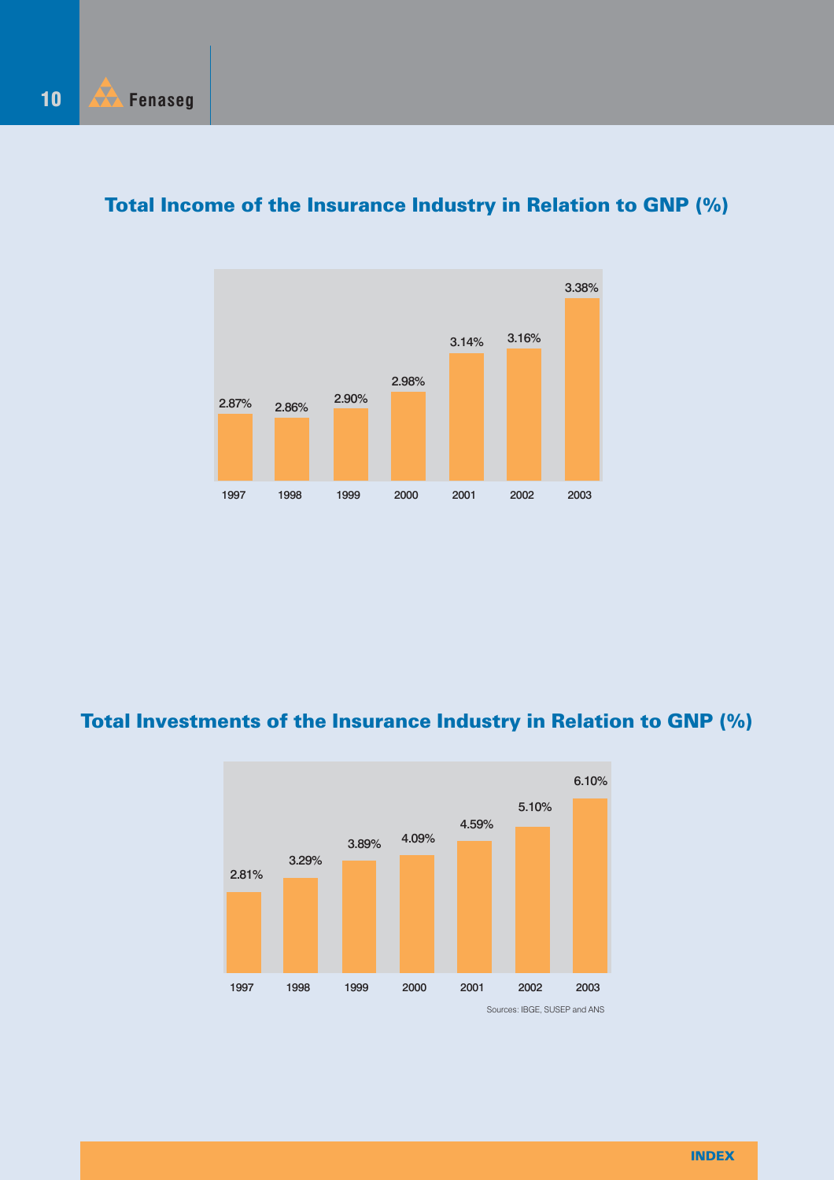## Total Income of the Insurance Industry in Relation to GNP (%)

| 1997 | 1998 | 1999 | 2000 | 2001 | 2002 | 2003 |
|---|---|---|---|---|---|---|
| 2.87% | 2.86% | 2.90% | 2.98% | 3.14% | 3.16% | 3.38% |

## Total Investments of the Insurance Industry in Relation to GNP (%)

| 1997 | 1998 | 1999 | 2000 | 2001 | 2002 | 2003 |
|---|---|---|---|---|---|---|
| 2.81% | 3.29% | 3.89% | 4.09% | 4.59% | 5.10% | 6.10% |

Sources: IBGE, SUSEP and ANS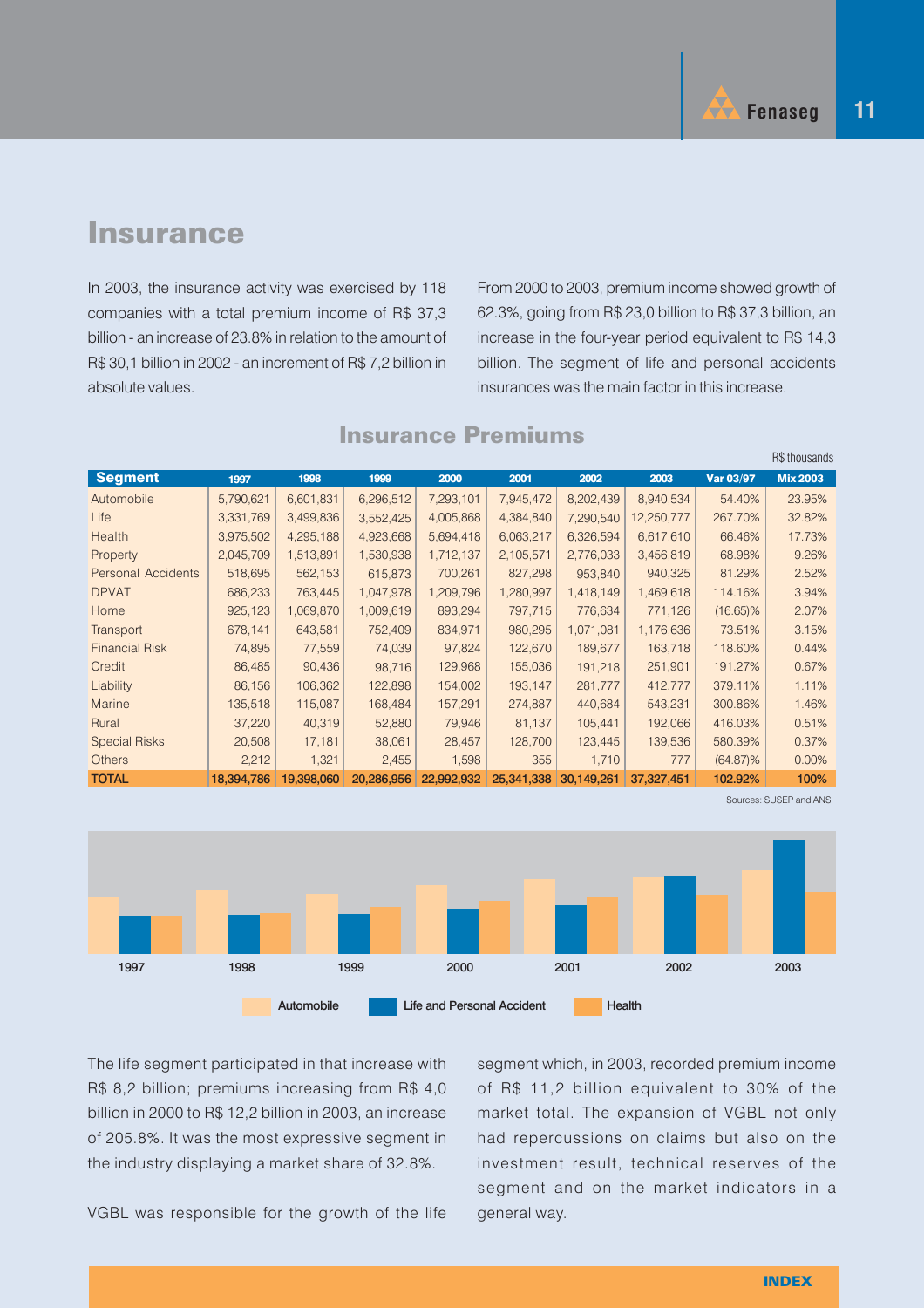# Insurance

In 2003, the insurance activity was exercised by 118 companies with a total premium income of R$ 37,3 billion - an increase of 23.8% in relation to the amount of R$ 30,1 billion in 2002 - an increment of R$ 7,2 billion in absolute values.

From 2000 to 2003, premium income showed growth of 62.3%, going from R$ 23,0 billion to R$ 37,3 billion, an increase in the four-year period equivalent to R$ 14,3 billion. The segment of life and personal accidents insurances was the main factor in this increase.

## Insurance Premiums

R$ thousands

| Segment | 1997 | 1998 | 1999 | 2000 | 2001 | 2002 | 2003 | Var 03/97 | Mix 2003 |
|---|---|---|---|---|---|---|---|---|---|
| Automobile | 5,790,621 | 6,601,831 | 6,296,512 | 7,293,101 | 7,945,472 | 8,202,439 | 8,940,534 | 54.40% | 23.95% |
| Life | 3,331,769 | 3,499,836 | 3,552,425 | 4,005,868 | 4,384,840 | 7,290,540 | 12,250,777 | 267.70% | 32.82% |
| Health | 3,975,502 | 4,295,188 | 4,923,668 | 5,694,418 | 6,063,217 | 6,326,594 | 6,617,610 | 66.46% | 17.73% |
| Property | 2,045,709 | 1,513,891 | 1,530,938 | 1,712,137 | 2,105,571 | 2,776,033 | 3,456,819 | 68.98% | 9.26% |
| Personal Accidents | 518,695 | 562,153 | 615,873 | 700,261 | 827,298 | 953,840 | 940,325 | 81.29% | 2.52% |
| DPVAT | 686,233 | 763,445 | 1,047,978 | 1,209,796 | 1,280,997 | 1,418,149 | 1,469,618 | 114.16% | 3.94% |
| Home | 925,123 | 1,069,870 | 1,009,619 | 893,294 | 797,715 | 776,634 | 771,126 | (16.65)% | 2.07% |
| Transport | 678,141 | 643,581 | 752,409 | 834,971 | 980,295 | 1,071,081 | 1,176,636 | 73.51% | 3.15% |
| Financial Risk | 74,895 | 77,559 | 74,039 | 97,824 | 122,670 | 189,677 | 163,718 | 118.60% | 0.44% |
| Credit | 86,485 | 90,436 | 98,716 | 129,968 | 155,036 | 191,218 | 251,901 | 191.27% | 0.67% |
| Liability | 86,156 | 106,362 | 122,898 | 154,002 | 193,147 | 281,777 | 412,777 | 379.11% | 1.11% |
| Marine | 135,518 | 115,087 | 168,484 | 157,291 | 274,887 | 440,684 | 543,231 | 300.86% | 1.46% |
| Rural | 37,220 | 40,319 | 52,880 | 79,946 | 81,137 | 105,441 | 192,066 | 416.03% | 0.51% |
| Special Risks | 20,508 | 17,181 | 38,061 | 28,457 | 128,700 | 123,445 | 139,536 | 580.39% | 0.37% |
| Others | 2,212 | 1,321 | 2,455 | 1,598 | 355 | 1,710 | 777 | (64.87)% | 0.00% |
| **TOTAL** | **18,394,786** | **19,398,060** | **20,286,956** | **22,992,932** | **25,341,338** | **30,149,261** | **37,327,451** | **102.92%** | **100%** |

Sources: SUSEP and ANS

1997 1998 1999 2000 2001 2002 2003

Automobile · Life and Personal Accident · Health

The life segment participated in that increase with R$ 8,2 billion; premiums increasing from R$ 4,0 billion in 2000 to R$ 12,2 billion in 2003, an increase of 205.8%. It was the most expressive segment in the industry displaying a market share of 32.8%.

VGBL was responsible for the growth of the life segment which, in 2003, recorded premium income of R$ 11,2 billion equivalent to 30% of the market total. The expansion of VGBL not only had repercussions on claims but also on the investment result, technical reserves of the segment and on the market indicators in a general way.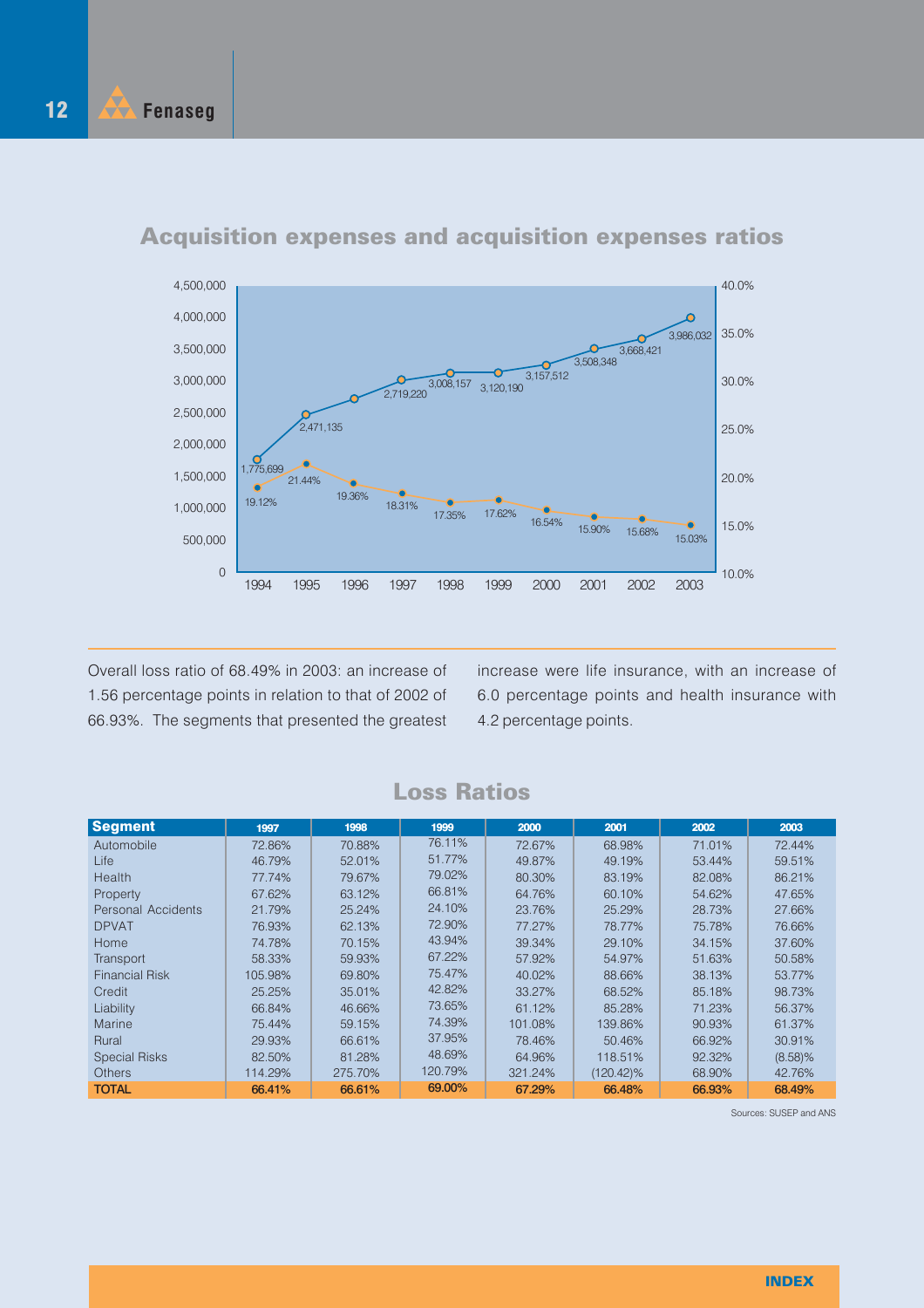## Acquisition expenses and acquisition expenses ratios

| Year | Acquisition expenses | Acquisition expenses ratio |
|---|---|---|
| 1994 | 1,775,699 | 19.12% |
| 1995 | 2,471,135 | 21.44% |
| 1996 | | 19.36% |
| 1997 | 2,719,220 | 18.31% |
| 1998 | 3,008,157 | 17.35% |
| 1999 | 3,120,190 | 17.62% |
| 2000 | 3,157,512 | 16.54% |
| 2001 | 3,508,348 | 15.90% |
| 2002 | 3,668,421 | 15.68% |
| 2003 | 3,986,032 | 15.03% |

Overall loss ratio of 68.49% in 2003: an increase of 1.56 percentage points in relation to that of 2002 of 66.93%. The segments that presented the greatest increase were life insurance, with an increase of 6.0 percentage points and health insurance with 4.2 percentage points.

## Loss Ratios

| Segment | 1997 | 1998 | 1999 | 2000 | 2001 | 2002 | 2003 |
|---|---|---|---|---|---|---|---|
| Automobile | 72.86% | 70.88% | 76.11% | 72.67% | 68.98% | 71.01% | 72.44% |
| Life | 46.79% | 52.01% | 51.77% | 49.87% | 49.19% | 53.44% | 59.51% |
| Health | 77.74% | 79.67% | 79.02% | 80.30% | 83.19% | 82.08% | 86.21% |
| Property | 67.62% | 63.12% | 66.81% | 64.76% | 60.10% | 54.62% | 47.65% |
| Personal Accidents | 21.79% | 25.24% | 24.10% | 23.76% | 25.29% | 28.73% | 27.66% |
| DPVAT | 76.93% | 62.13% | 72.90% | 77.27% | 78.77% | 75.78% | 76.66% |
| Home | 74.78% | 70.15% | 43.94% | 39.34% | 29.10% | 34.15% | 37.60% |
| Transport | 58.33% | 59.93% | 67.22% | 57.92% | 54.97% | 51.63% | 50.58% |
| Financial Risk | 105.98% | 69.80% | 75.47% | 40.02% | 88.66% | 38.13% | 53.77% |
| Credit | 25.25% | 35.01% | 42.82% | 33.27% | 68.52% | 85.18% | 98.73% |
| Liability | 66.84% | 46.66% | 73.65% | 61.12% | 85.28% | 71.23% | 56.37% |
| Marine | 75.44% | 59.15% | 74.39% | 101.08% | 139.86% | 90.93% | 61.37% |
| Rural | 29.93% | 66.61% | 37.95% | 78.46% | 50.46% | 66.92% | 30.91% |
| Special Risks | 82.50% | 81.28% | 48.69% | 64.96% | 118.51% | 92.32% | (8.58)% |
| Others | 114.29% | 275.70% | 120.79% | 321.24% | (120.42)% | 68.90% | 42.76% |
| **TOTAL** | **66.41%** | **66.61%** | **69.00%** | **67.29%** | **66.48%** | **66.93%** | **68.49%** |

Sources: SUSEP and ANS

INDEX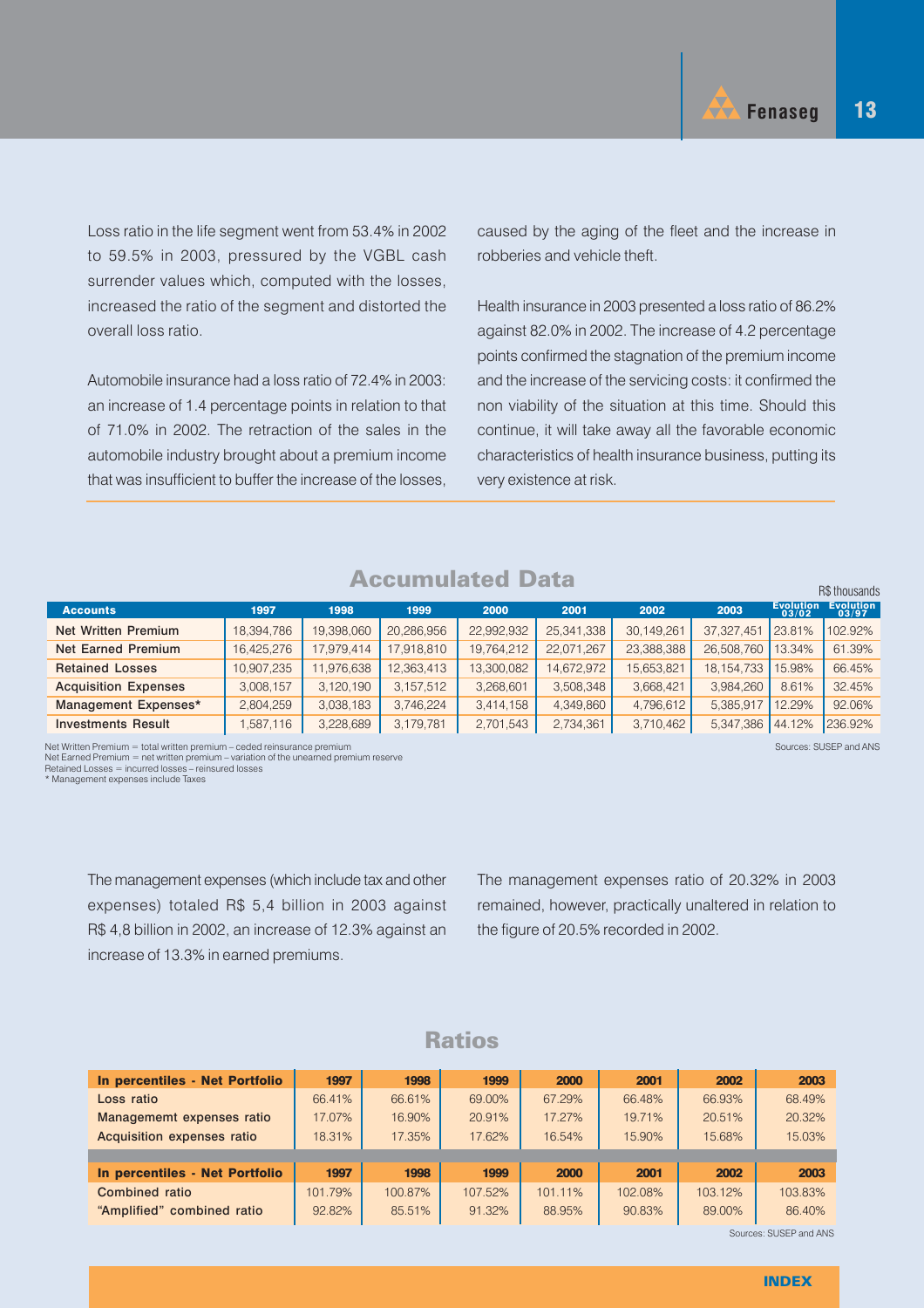Loss ratio in the life segment went from 53.4% in 2002 to 59.5% in 2003, pressured by the VGBL cash surrender values which, computed with the losses, increased the ratio of the segment and distorted the overall loss ratio.

Automobile insurance had a loss ratio of 72.4% in 2003: an increase of 1.4 percentage points in relation to that of 71.0% in 2002. The retraction of the sales in the automobile industry brought about a premium income that was insufficient to buffer the increase of the losses, caused by the aging of the fleet and the increase in robberies and vehicle theft.

Health insurance in 2003 presented a loss ratio of 86.2% against 82.0% in 2002. The increase of 4.2 percentage points confirmed the stagnation of the premium income and the increase of the servicing costs: it confirmed the non viability of the situation at this time. Should this continue, it will take away all the favorable economic characteristics of health insurance business, putting its very existence at risk.

## Accumulated Data

R$ thousands

| Accounts | 1997 | 1998 | 1999 | 2000 | 2001 | 2002 | 2003 | Evolution 03/02 | Evolution 03/97 |
|---|---|---|---|---|---|---|---|---|---|
| Net Written Premium | 18,394,786 | 19,398,060 | 20,286,956 | 22,992,932 | 25,341,338 | 30,149,261 | 37,327,451 | 23.81% | 102.92% |
| Net Earned Premium | 16,425,276 | 17,979,414 | 17,918,810 | 19,764,212 | 22,071,267 | 23,388,388 | 26,508,760 | 13.34% | 61.39% |
| Retained Losses | 10,907,235 | 11,976,638 | 12,363,413 | 13,300,082 | 14,672,972 | 15,653,821 | 18,154,733 | 15.98% | 66.45% |
| Acquisition Expenses | 3,008,157 | 3,120,190 | 3,157,512 | 3,268,601 | 3,508,348 | 3,668,421 | 3,984,260 | 8.61% | 32.45% |
| Management Expenses* | 2,804,259 | 3,038,183 | 3,746,224 | 3,414,158 | 4,349,860 | 4,796,612 | 5,385,917 | 12.29% | 92.06% |
| Investments Result | 1,587,116 | 3,228,689 | 3,179,781 | 2,701,543 | 2,734,361 | 3,710,462 | 5,347,386 | 44.12% | 236.92% |

Net Written Premium = total written premium – ceded reinsurance premium
Net Earned Premium = net written premium – variation of the unearned premium reserve
Retained Losses = incurred losses – reinsured losses
* Management expenses include Taxes

Sources: SUSEP and ANS

The management expenses (which include tax and other expenses) totaled R$ 5,4 billion in 2003 against R$ 4,8 billion in 2002, an increase of 12.3% against an increase of 13.3% in earned premiums.

The management expenses ratio of 20.32% in 2003 remained, however, practically unaltered in relation to the figure of 20.5% recorded in 2002.

## Ratios

| In percentiles - Net Portfolio | 1997 | 1998 | 1999 | 2000 | 2001 | 2002 | 2003 |
|---|---|---|---|---|---|---|---|
| Loss ratio | 66.41% | 66.61% | 69.00% | 67.29% | 66.48% | 66.93% | 68.49% |
| Managememt expenses ratio | 17.07% | 16.90% | 20.91% | 17.27% | 19.71% | 20.51% | 20.32% |
| Acquisition expenses ratio | 18.31% | 17.35% | 17.62% | 16.54% | 15.90% | 15.68% | 15.03% |

| In percentiles - Net Portfolio | 1997 | 1998 | 1999 | 2000 | 2001 | 2002 | 2003 |
|---|---|---|---|---|---|---|---|
| Combined ratio | 101.79% | 100.87% | 107.52% | 101.11% | 102.08% | 103.12% | 103.83% |
| "Amplified" combined ratio | 92.82% | 85.51% | 91.32% | 88.95% | 90.83% | 89.00% | 86.40% |

Sources: SUSEP and ANS

INDEX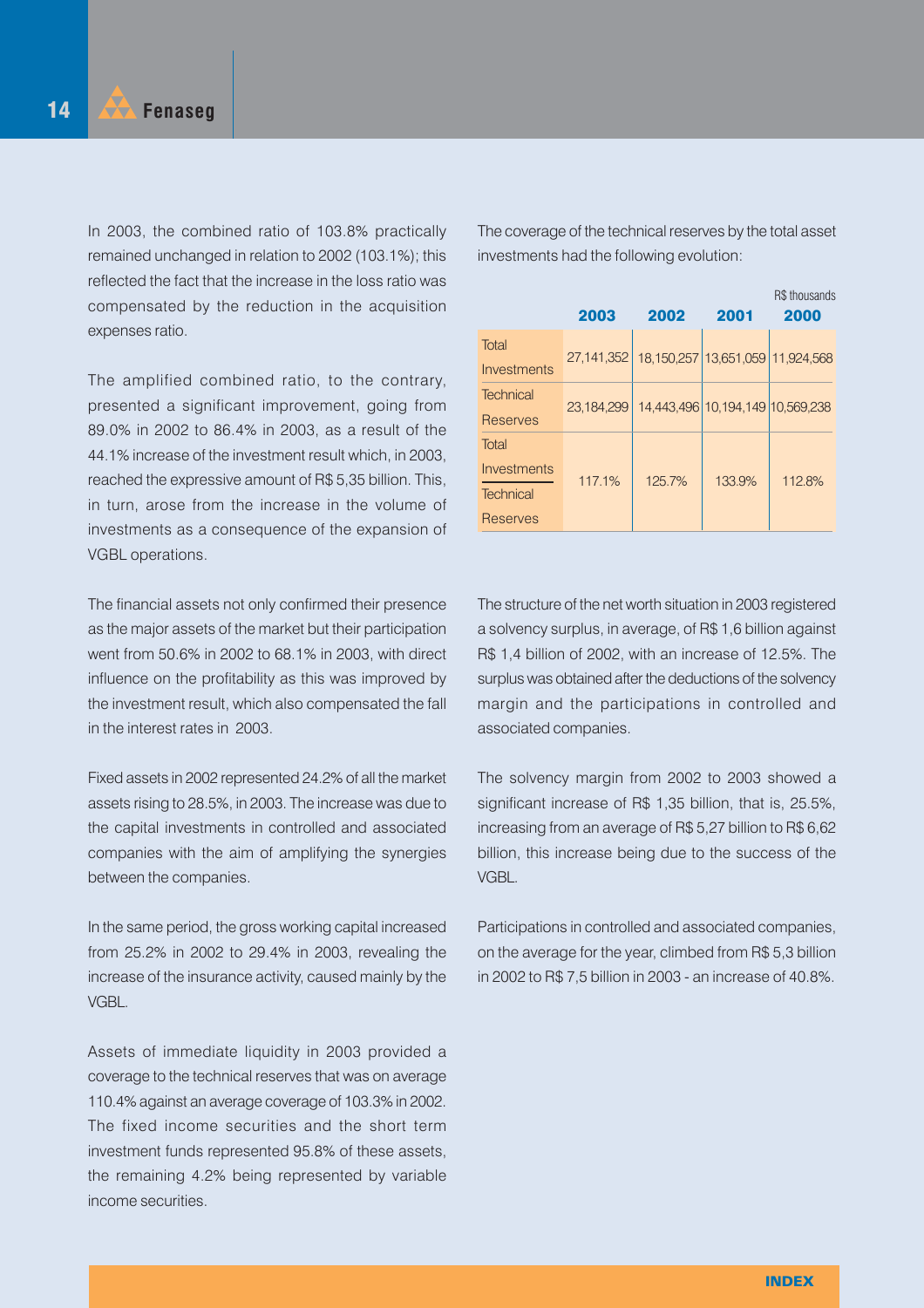In 2003, the combined ratio of 103.8% practically remained unchanged in relation to 2002 (103.1%); this reflected the fact that the increase in the loss ratio was compensated by the reduction in the acquisition expenses ratio.

The amplified combined ratio, to the contrary, presented a significant improvement, going from 89.0% in 2002 to 86.4% in 2003, as a result of the 44.1% increase of the investment result which, in 2003, reached the expressive amount of R$ 5,35 billion. This, in turn, arose from the increase in the volume of investments as a consequence of the expansion of VGBL operations.

The financial assets not only confirmed their presence as the major assets of the market but their participation went from 50.6% in 2002 to 68.1% in 2003, with direct influence on the profitability as this was improved by the investment result, which also compensated the fall in the interest rates in 2003.

Fixed assets in 2002 represented 24.2% of all the market assets rising to 28.5%, in 2003. The increase was due to the capital investments in controlled and associated companies with the aim of amplifying the synergies between the companies.

In the same period, the gross working capital increased from 25.2% in 2002 to 29.4% in 2003, revealing the increase of the insurance activity, caused mainly by the VGBL.

Assets of immediate liquidity in 2003 provided a coverage to the technical reserves that was on average 110.4% against an average coverage of 103.3% in 2002. The fixed income securities and the short term investment funds represented 95.8% of these assets, the remaining 4.2% being represented by variable income securities.

The coverage of the technical reserves by the total asset investments had the following evolution:

R$ thousands

| | 2003 | 2002 | 2001 | 2000 |
|---|---|---|---|---|
| Total Investments | 27,141,352 | 18,150,257 | 13,651,059 | 11,924,568 |
| Technical Reserves | 23,184,299 | 14,443,496 | 10,194,149 | 10,569,238 |
| Total Investments / Technical Reserves | 117.1% | 125.7% | 133.9% | 112.8% |

The structure of the net worth situation in 2003 registered a solvency surplus, in average, of R$ 1,6 billion against R$ 1,4 billion of 2002, with an increase of 12.5%. The surplus was obtained after the deductions of the solvency margin and the participations in controlled and associated companies.

The solvency margin from 2002 to 2003 showed a significant increase of R$ 1,35 billion, that is, 25.5%, increasing from an average of R$ 5,27 billion to R$ 6,62 billion, this increase being due to the success of the VGBL.

Participations in controlled and associated companies, on the average for the year, climbed from R$ 5,3 billion in 2002 to R$ 7,5 billion in 2003 - an increase of 40.8%.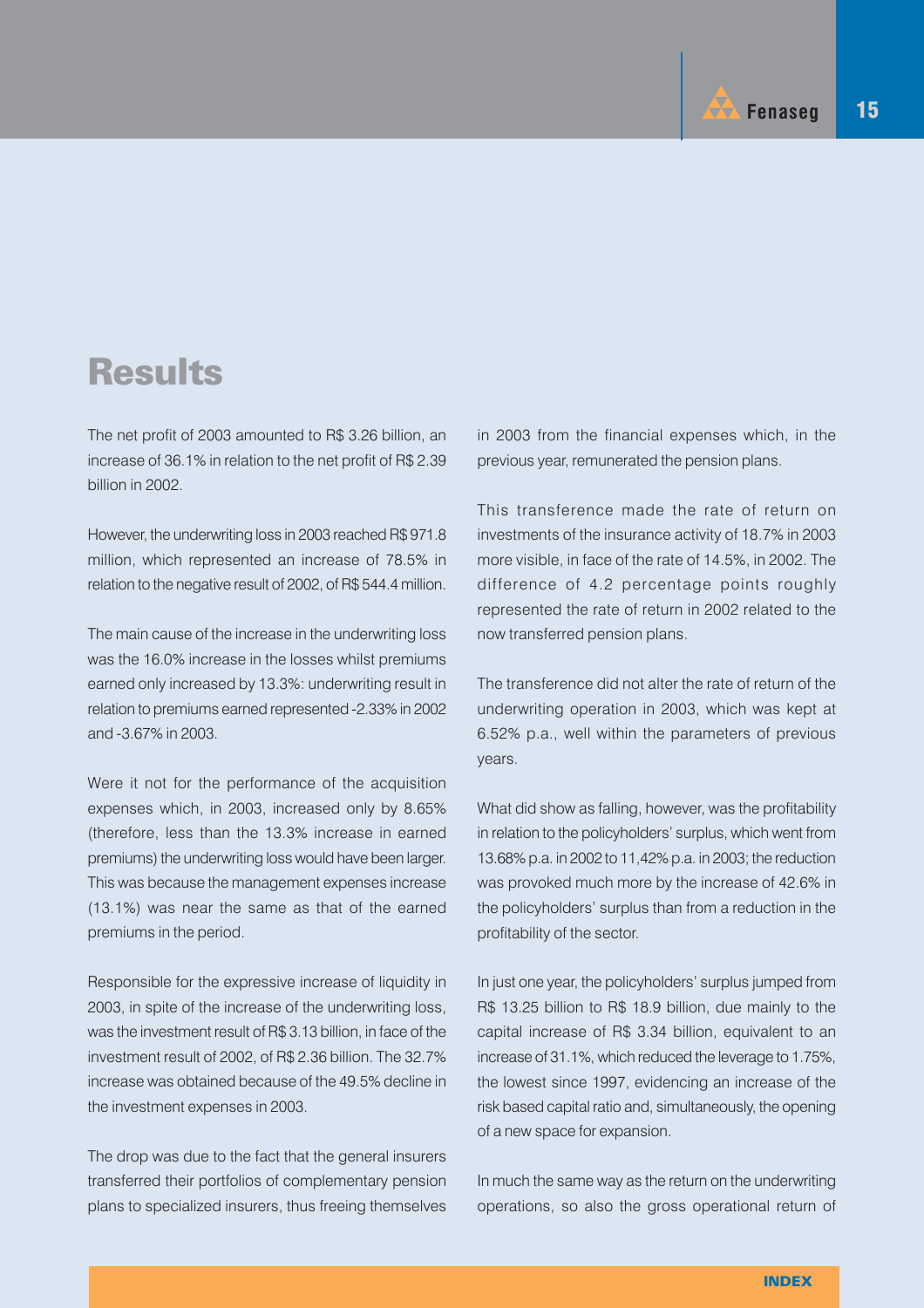# Results

The net profit of 2003 amounted to R$ 3.26 billion, an increase of 36.1% in relation to the net profit of R$ 2.39 billion in 2002.

However, the underwriting loss in 2003 reached R$ 971.8 million, which represented an increase of 78.5% in relation to the negative result of 2002, of R$ 544.4 million.

The main cause of the increase in the underwriting loss was the 16.0% increase in the losses whilst premiums earned only increased by 13.3%: underwriting result in relation to premiums earned represented -2.33% in 2002 and -3.67% in 2003.

Were it not for the performance of the acquisition expenses which, in 2003, increased only by 8.65% (therefore, less than the 13.3% increase in earned premiums) the underwriting loss would have been larger. This was because the management expenses increase (13.1%) was near the same as that of the earned premiums in the period.

Responsible for the expressive increase of liquidity in 2003, in spite of the increase of the underwriting loss, was the investment result of R$ 3.13 billion, in face of the investment result of 2002, of R$ 2.36 billion. The 32.7% increase was obtained because of the 49.5% decline in the investment expenses in 2003.

The drop was due to the fact that the general insurers transferred their portfolios of complementary pension plans to specialized insurers, thus freeing themselves in 2003 from the financial expenses which, in the previous year, remunerated the pension plans.

This transference made the rate of return on investments of the insurance activity of 18.7% in 2003 more visible, in face of the rate of 14.5%, in 2002. The difference of 4.2 percentage points roughly represented the rate of return in 2002 related to the now transferred pension plans.

The transference did not alter the rate of return of the underwriting operation in 2003, which was kept at 6.52% p.a., well within the parameters of previous years.

What did show as falling, however, was the profitability in relation to the policyholders' surplus, which went from 13.68% p.a. in 2002 to 11,42% p.a. in 2003; the reduction was provoked much more by the increase of 42.6% in the policyholders' surplus than from a reduction in the profitability of the sector.

In just one year, the policyholders' surplus jumped from R$ 13.25 billion to R$ 18.9 billion, due mainly to the capital increase of R$ 3.34 billion, equivalent to an increase of 31.1%, which reduced the leverage to 1.75%, the lowest since 1997, evidencing an increase of the risk based capital ratio and, simultaneously, the opening of a new space for expansion.

In much the same way as the return on the underwriting operations, so also the gross operational return of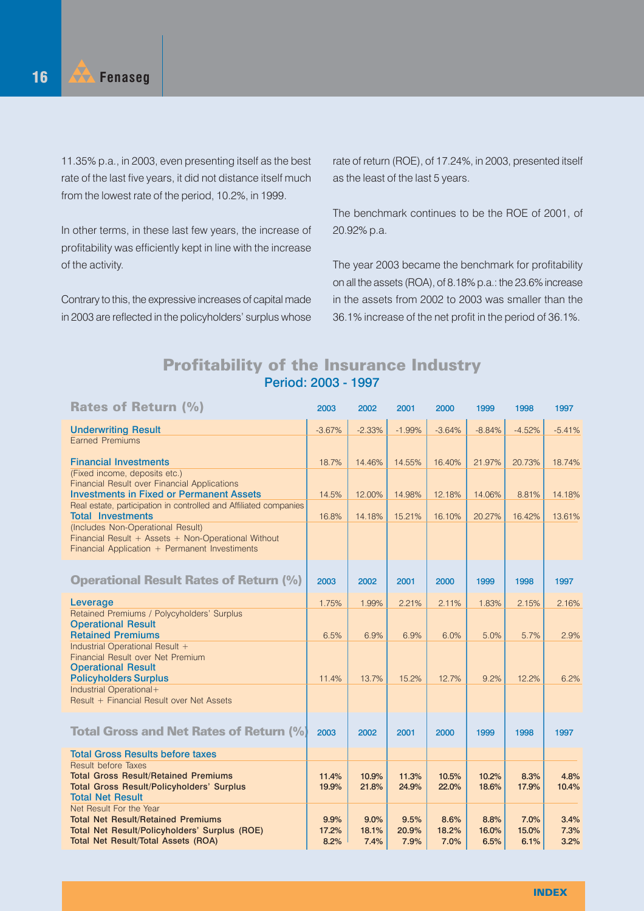11.35% p.a., in 2003, even presenting itself as the best rate of the last five years, it did not distance itself much from the lowest rate of the period, 10.2%, in 1999.

In other terms, in these last few years, the increase of profitability was efficiently kept in line with the increase of the activity.

Contrary to this, the expressive increases of capital made in 2003 are reflected in the policyholders' surplus whose rate of return (ROE), of 17.24%, in 2003, presented itself as the least of the last 5 years.

The benchmark continues to be the ROE of 2001, of 20.92% p.a.

The year 2003 became the benchmark for profitability on all the assets (ROA), of 8.18% p.a.: the 23.6% increase in the assets from 2002 to 2003 was smaller than the 36.1% increase of the net profit in the period of 36.1%.

## Profitability of the Insurance Industry

### Period: 2003 - 1997

| Rates of Return (%) | 2003 | 2002 | 2001 | 2000 | 1999 | 1998 | 1997 |
|---|---|---|---|---|---|---|---|
| **Underwriting Result**<br>Earned Premiums | -3.67% | -2.33% | -1.99% | -3.64% | -8.84% | -4.52% | -5.41% |
| **Financial Investments**<br>(Fixed income, deposits etc.)<br>Financial Result over Financial Applications | 18.7% | 14.46% | 14.55% | 16.40% | 21.97% | 20.73% | 18.74% |
| **Investments in Fixed or Permanent Assets**<br>Real estate, participation in controlled and Affiliated companies | 14.5% | 12.00% | 14.98% | 12.18% | 14.06% | 8.81% | 14.18% |
| **Total Investments**<br>(Includes Non-Operational Result)<br>Financial Result + Assets + Non-Operational Without Financial Application + Permanent Investments | 16.8% | 14.18% | 15.21% | 16.10% | 20.27% | 16.42% | 13.61% |
| **Operational Result Rates of Return (%)** | **2003** | **2002** | **2001** | **2000** | **1999** | **1998** | **1997** |
| **Leverage**<br>Retained Premiums / Polycyholders' Surplus | 1.75% | 1.99% | 2.21% | 2.11% | 1.83% | 2.15% | 2.16% |
| **Operational Result Retained Premiums**<br>Industrial Operational Result + Financial Result over Net Premium | 6.5% | 6.9% | 6.9% | 6.0% | 5.0% | 5.7% | 2.9% |
| **Operational Result Policyholders Surplus**<br>Industrial Operational+ Result + Financial Result over Net Assets | 11.4% | 13.7% | 15.2% | 12.7% | 9.2% | 12.2% | 6.2% |
| **Total Gross and Net Rates of Return (%)** | **2003** | **2002** | **2001** | **2000** | **1999** | **1998** | **1997** |
| **Total Gross Results before taxes**<br>Result before Taxes | | | | | | | |
| **Total Gross Result/Retained Premiums** | 11.4% | 10.9% | 11.3% | 10.5% | 10.2% | 8.3% | 4.8% |
| **Total Gross Result/Policyholders' Surplus** | 19.9% | 21.8% | 24.9% | 22.0% | 18.6% | 17.9% | 10.4% |
| **Total Net Result**<br>Net Result For the Year | | | | | | | |
| **Total Net Result/Retained Premiums** | 9.9% | 9.0% | 9.5% | 8.6% | 8.8% | 7.0% | 3.4% |
| **Total Net Result/Policyholders' Surplus (ROE)** | 17.2% | 18.1% | 20.9% | 18.2% | 16.0% | 15.0% | 7.3% |
| **Total Net Result/Total Assets (ROA)** | 8.2% | 7.4% | 7.9% | 7.0% | 6.5% | 6.1% | 3.2% |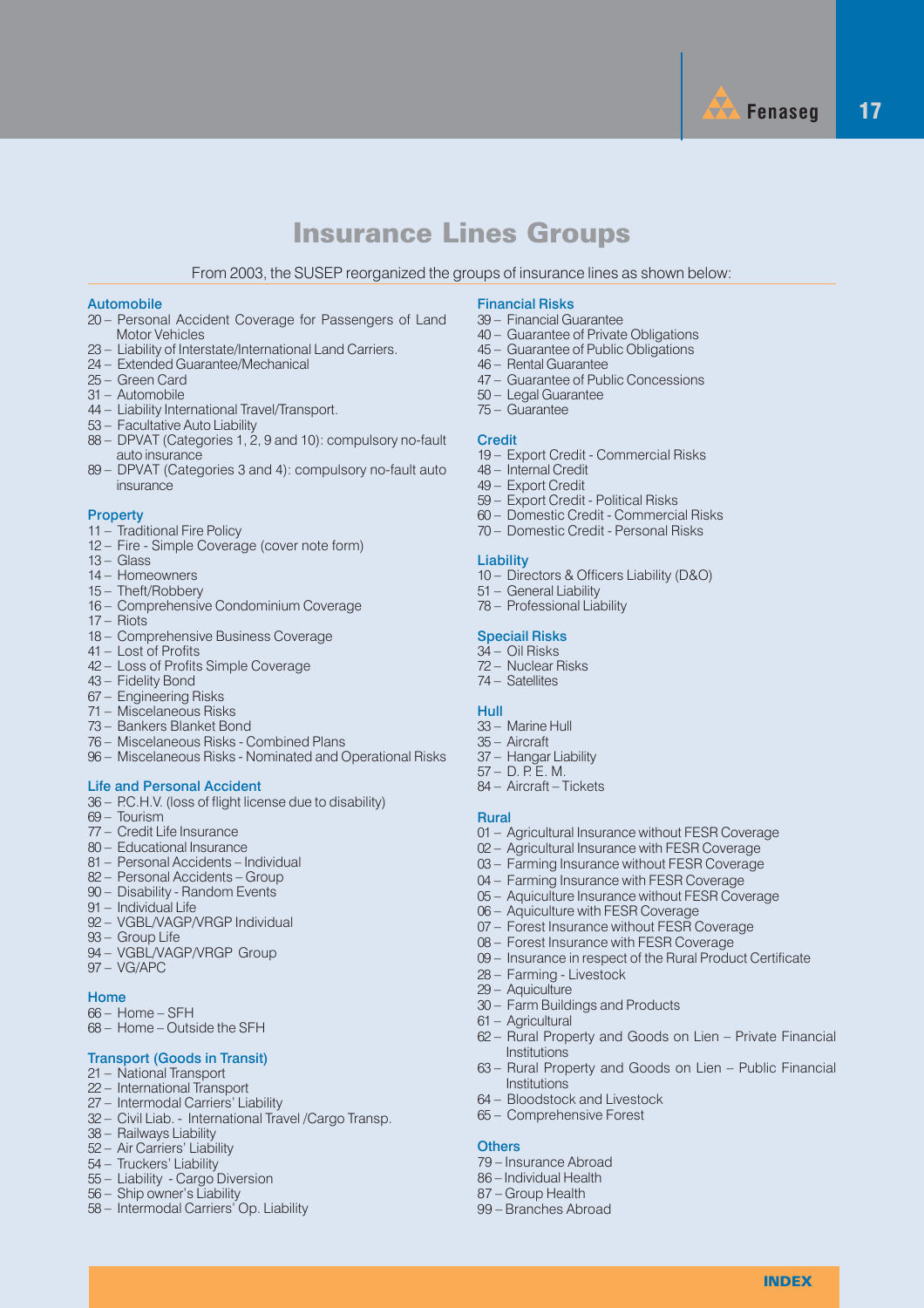# Insurance Lines Groups

From 2003, the SUSEP reorganized the groups of insurance lines as shown below:

### Automobile

- 20 – Personal Accident Coverage for Passengers of Land Motor Vehicles
- 23 – Liability of Interstate/International Land Carriers.
- 24 – Extended Guarantee/Mechanical
- 25 – Green Card
- 31 – Automobile
- 44 – Liability International Travel/Transport.
- 53 – Facultative Auto Liability
- 88 – DPVAT (Categories 1, 2, 9 and 10): compulsory no-fault auto insurance
- 89 – DPVAT (Categories 3 and 4): compulsory no-fault auto insurance

### Property

- 11 – Traditional Fire Policy
- 12 – Fire - Simple Coverage (cover note form)
- 13 – Glass
- 14 – Homeowners
- 15 – Theft/Robbery
- 16 – Comprehensive Condominium Coverage
- 17 – Riots
- 18 – Comprehensive Business Coverage
- 41 – Lost of Profits
- 42 – Loss of Profits Simple Coverage
- 43 – Fidelity Bond
- 67 – Engineering Risks
- 71 – Miscelaneous Risks
- 73 – Bankers Blanket Bond
- 76 – Miscelaneous Risks - Combined Plans
- 96 – Miscelaneous Risks - Nominated and Operational Risks

### Life and Personal Accident

- 36 – P.C.H.V. (loss of flight license due to disability)
- 69 – Tourism
- 77 – Credit Life Insurance
- 80 – Educational Insurance
- 81 – Personal Accidents – Individual
- 82 – Personal Accidents – Group
- 90 – Disability - Random Events
- 91 – Individual Life
- 92 – VGBL/VAGP/VRGP Individual
- 93 – Group Life
- 94 – VGBL/VAGP/VRGP Group
- 97 – VG/APC

### Home

- 66 – Home – SFH
- 68 – Home – Outside the SFH

### Transport (Goods in Transit)

- 21 – National Transport
- 22 – International Transport
- 27 – Intermodal Carriers' Liability
- 32 – Civil Liab. - International Travel /Cargo Transp.
- 38 – Railways Liability
- 52 – Air Carriers' Liability
- 54 – Truckers' Liability
- 55 – Liability - Cargo Diversion
- 56 – Ship owner's Liability
- 58 – Intermodal Carriers' Op. Liability

### Financial Risks

- 39 – Financial Guarantee
- 40 – Guarantee of Private Obligations
- 45 – Guarantee of Public Obligations
- 46 – Rental Guarantee
- 47 – Guarantee of Public Concessions
- 50 – Legal Guarantee
- 75 – Guarantee

### Credit

- 19 – Export Credit - Commercial Risks
- 48 – Internal Credit
- 49 – Export Credit
- 59 – Export Credit - Political Risks
- 60 – Domestic Credit - Commercial Risks
- 70 – Domestic Credit - Personal Risks

### Liability

- 10 – Directors & Officers Liability (D&O)
- 51 – General Liability
- 78 – Professional Liability

### Speciail Risks

- 34 – Oil Risks
- 72 – Nuclear Risks
- 74 – Satellites

### Hull

- 33 – Marine Hull
- 35 – Aircraft
- 37 – Hangar Liability
- 57 – D. P. E. M.
- 84 – Aircraft – Tickets

### Rural

- 01 – Agricultural Insurance without FESR Coverage
- 02 – Agricultural Insurance with FESR Coverage
- 03 – Farming Insurance without FESR Coverage
- 04 – Farming Insurance with FESR Coverage
- 05 – Aquiculture Insurance without FESR Coverage
- 06 – Aquiculture with FESR Coverage
- 07 – Forest Insurance without FESR Coverage
- 08 – Forest Insurance with FESR Coverage
- 09 – Insurance in respect of the Rural Product Certificate
- 28 – Farming - Livestock
- 29 – Aquiculture
- 30 – Farm Buildings and Products
- 61 – Agricultural
- 62 – Rural Property and Goods on Lien – Private Financial Institutions
- 63 – Rural Property and Goods on Lien – Public Financial Institutions
- 64 – Bloodstock and Livestock
- 65 – Comprehensive Forest

### Others

- 79 – Insurance Abroad
- 86 – Individual Health
- 87 – Group Health
- 99 – Branches Abroad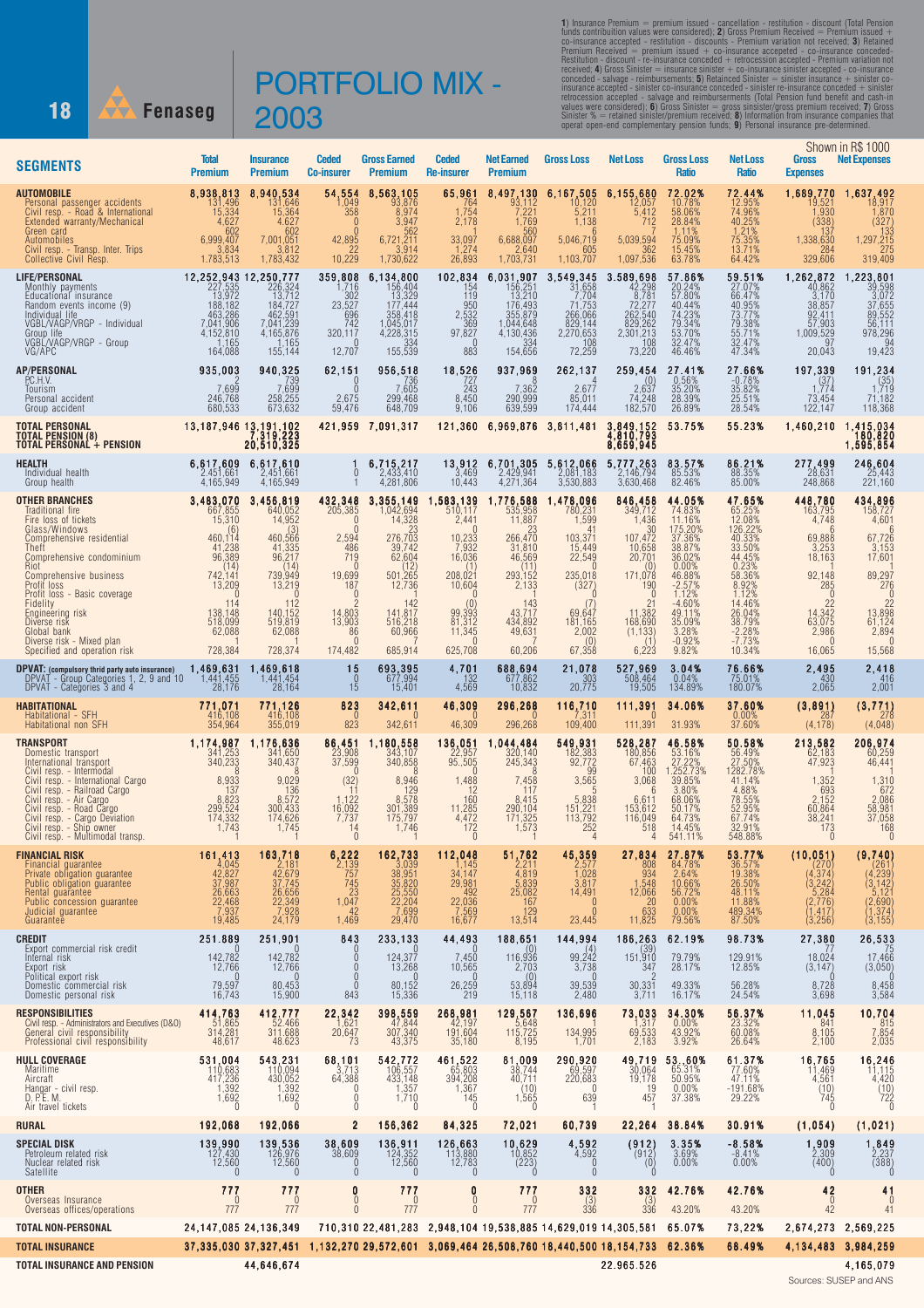# PORTFOLIO MIX - 2003

**1)** Insurance Premium = premium issued - cancellation - restitution - discount (Total Pension funds contribution values were considered); **2)** Gross Premium Received = Premium issued + co-insurance accepted - restitution - discounts - Premium variation not received; **3)** Retained Premium Received = premium issued + co-insurance accepted - co-insurance conceded-Restitution - discount - re-insurance conceded + retrocession accepted - Premium variation not received; **4)** Gross Sinister = insurance sinister + co-insurance sinister accepted - co-insurance conceded - salvage - reimbursements; **5)** Retained Sinister = sinister insurance + sinister co-insurance accepted - sinister co-insurance conceded - sinister re-insurance conceded + sinister retrocession accepted - salvage and reimbursements (Total Pension fund benefit and cash-in values were considered); **6)** Gross Sinister = gross sinister/gross premium received; **7)** Gross Sinister % = retained sinister/premium received; **8)** Information from insurance companies that operat open-end complementary pension funds; **9)** Personal insurance pre-determined.

Shown in R$ 1000

| SEGMENTS | Total Premium | Insurance Premium | Ceded Co-insurer | Gross Earned Premium | Ceded Re-insurer | Net Earned Premium | Gross Loss | Net Loss | Gross Loss Ratio | Net Loss Ratio | Gross Expenses | Net Expenses |
|---|---|---|---|---|---|---|---|---|---|---|---|---|
| **AUTOMOBILE** | **8,938,813** | **8,940,534** | **54,554** | **8,563,105** | **65,961** | **8,497,130** | **6,167,505** | **6,155,680** | **72.02%** | **72.44%** | **1,689,770** | **1,637,492** |
| Personal passenger accidents | 131,496 | 131,646 | 1,049 | 93,876 | 764 | 93,112 | 10,120 | 12,057 | 10.78% | 12.95% | 19,521 | 18,917 |
| Civil resp. - Road & International | 15,334 | 15,364 | 358 | 8,974 | 1,754 | 7,221 | 5,211 | 5,412 | 58.06% | 74.96% | 1,930 | 1,870 |
| Extended warranty/Mechanical | 4,627 | 4,627 | 0 | 3,947 | 2,178 | 1,769 | 1,138 | 712 | 28.84% | 40.25% | (338) | (327) |
| Green card | 602 | 602 | 0 | 562 | 1 | 560 | 6 | 7 | 1.11% | 1.21% | 137 | 133 |
| Automobiles | 6,999,407 | 7,001,051 | 42,895 | 6,721,211 | 33,097 | 6,688,097 | 5,046,719 | 5,039,594 | 75.09% | 75.35% | 1,338,630 | 1,297,215 |
| Civil resp. - Transp. Inter. Trips | 3,834 | 3,812 | 22 | 3,914 | 1,274 | 2,640 | 605 | 362 | 15.45% | 13.71% | 284 | 275 |
| Collective Civil Resp. | 1,783,513 | 1,783,432 | 10,229 | 1,730,622 | 26,893 | 1,703,731 | 1,103,707 | 1,097,536 | 63.78% | 64.42% | 329,606 | 319,409 |
| **LIFE/PERSONAL** | **12,252,943** | **12,250,777** | **359,808** | **6,134,800** | **102,834** | **6,031,907** | **3,549,345** | **3,589,698** | **57.86%** | **59.51%** | **1,262,872** | **1,223,801** |
| Monthly payments | 227,535 | 226,324 | 1,716 | 156,404 | 154 | 156,251 | 31,658 | 42,298 | 20.24% | 27.07% | 40,862 | 39,598 |
| Educational insurance | 13,972 | 13,712 | 302 | 13,329 | 119 | 13,210 | 7,704 | 8,781 | 57.80% | 66.47% | 3,170 | 3,072 |
| Random events income (9) | 188,182 | 184,727 | 23,527 | 177,444 | 950 | 176,493 | 71,753 | 72,277 | 40.44% | 40.95% | 38,857 | 37,655 |
| Individual life | 463,286 | 462,591 | 696 | 358,418 | 2,532 | 355,879 | 266,066 | 262,540 | 74.23% | 73.77% | 92,411 | 89,552 |
| VGBL/VAGP/VRGP - Individual | 7,041,906 | 7,041,239 | 742 | 1,045,017 | 369 | 1,044,648 | 829,144 | 829,262 | 79.34% | 79.38% | 57,903 | 56,111 |
| Group life | 4,152,810 | 4,165,876 | 320,117 | 4,228,315 | 97,827 | 4,130,436 | 2,270,653 | 2,301,213 | 53.70% | 55.71% | 1,009,529 | 978,296 |
| VGBL/VAGP/VRGP - Group | 1,165 | 1,165 | 0 | 334 | 0 | 334 | 108 | 108 | 32.47% | 32.47% | 97 | 94 |
| VG/APC | 164,088 | 155,144 | 12,707 | 155,539 | 883 | 154,656 | 72,259 | 73,220 | 46.46% | 47.34% | 20,043 | 19,423 |
| **AP/PERSONAL** | **935,003** | **940,325** | **62,151** | **956,518** | **18,526** | **937,969** | **262,137** | **259,454** | **27.41%** | **27.66%** | **197,339** | **191,234** |
| P.C.H.V. | 2 | 739 | 0 | 736 | 727 | 8 | 4 | (0) | 0.56% | -0.78% | (37) | (35) |
| Tourism | 7,699 | 7,699 | 0 | 7,605 | 243 | 7,362 | 2,677 | 2,637 | 35.20% | 35.82% | 1,774 | 1,719 |
| Personal accident | 246,768 | 258,255 | 2,675 | 299,468 | 8,450 | 290,999 | 85,011 | 74,248 | 28.39% | 25.51% | 73,454 | 71,182 |
| Group accident | 680,533 | 673,632 | 59,476 | 648,709 | 9,106 | 639,599 | 174,444 | 182,570 | 26.89% | 28.54% | 122,147 | 118,368 |
| **TOTAL PERSONAL** | **13,187,946** | **13,191,102** | **421,959** | **7,091,317** | **121,360** | **6,969,876** | **3,811,481** | **3,849,152** | **53.75%** | **55.23%** | **1,460,210** | **1,415,034** |
| **TOTAL PENSION (8)** | | **7,319,223** | | | | | | **4,810,793** | | | | **180,820** |
| **TOTAL PERSONAL + PENSION** | | **20,510,325** | | | | | | **8,659,945** | | | | **1,595,854** |
| **HEALTH** | **6,617,609** | **6,617,610** | **1** | **6,715,217** | **13,912** | **6,701,305** | **5,612,066** | **5,777,263** | **83.57%** | **86.21%** | **277,499** | **246,604** |
| Individual health | 2,451,661 | 2,451,661 | 0 | 2,433,410 | 3,469 | 2,429,941 | 2,081,183 | 2,146,794 | 85.53% | 88.35% | 28,631 | 25,443 |
| Group health | 4,165,949 | 4,165,949 | 1 | 4,281,806 | 10,443 | 4,271,364 | 3,530,883 | 3,630,468 | 82.46% | 85.00% | 248,868 | 221,160 |
| **OTHER BRANCHES** | **3,483,070** | **3,456,819** | **432,348** | **3,355,149** | **1,583,139** | **1,776,588** | **1,478,096** | **846,458** | **44.05%** | **47.65%** | **448,780** | **434,896** |
| Traditional fire | 667,855 | 640,052 | 205,385 | 1,042,694 | 510,117 | 535,958 | 780,231 | 349,712 | 74.83% | 65.25% | 163,795 | 158,727 |
| Fire loss of tickets | 15,310 | 14,952 | 0 | 14,328 | 2,441 | 11,887 | 1,599 | 1,436 | 11.16% | 12.08% | 4,748 | 4,601 |
| Glass/Windows | (6) | (3) | 0 | 23 | 0 | 23 | 41 | 30 | 175.20% | 126.22% | 6 | 6 |
| Comprehensive residential | 460,114 | 460,566 | 2,594 | 276,703 | 10,233 | 266,470 | 103,371 | 107,472 | 37.36% | 40.33% | 69,868 | 67,736 |
| Theft | 41,238 | 41,335 | 486 | 39,742 | 7,932 | 31,810 | 15,449 | 10,658 | 38.87% | 33.50% | 3,253 | 3,153 |
| Comprehensive condominium | 96,389 | 96,217 | 719 | 62,604 | 16,036 | 46,569 | 22,549 | 20,701 | 36.02% | 44.45% | 18,163 | 17,601 |
| Riot | (14) | (14) | 0 | (12) | (1) | (11) | 0 | (0) | 0.00% | 0.23% | 1 | 1 |
| Comprehensive business | 742,141 | 739,949 | 19,699 | 501,265 | 208,021 | 293,152 | 235,018 | 171,078 | 46.88% | 58.36% | 92,148 | 89,297 |
| Profit loss | 13,209 | 13,219 | 187 | 12,736 | 10,604 | 2,133 | (327) | 190 | -2.57% | 8.92% | 285 | 276 |
| Profit loss - Basic coverage | 0 | 0 | 0 | 1 | 0 | 1 | 0 | 0 | 1.12% | 1.12% | 0 | 0 |
| Fidelity | 114 | 112 | 2 | 142 | (0) | 143 | (7) | 21 | -4.60% | 14.46% | 22 | 22 |
| Engineering risk | 138,148 | 140,152 | 14,803 | 141,817 | 99,393 | 43,717 | 69,647 | 11,382 | 49.11% | 26.04% | 14,342 | 13,898 |
| Diverse risk | 518,099 | 519,819 | 13,903 | 516,218 | 81,312 | 434,892 | 181,165 | 168,690 | 35.09% | 38.79% | 63,075 | 61,124 |
| Global bank | 62,088 | 62,088 | 86 | 60,966 | 11,345 | 49,631 | 2,002 | (1,133) | 3.28% | -2.28% | 2,986 | 2,894 |
| Diverse risk - Mixed plan | 1 | 1 | 0 | 7 | 0 | 7 | (0) | (1) | -0.92% | -7.73% | 0 | 0 |
| Specified and operation risk | 728,384 | 728,374 | 174,482 | 685,914 | 625,708 | 60,206 | 67,358 | 6,223 | 9.82% | 10.34% | 16,065 | 15,568 |
| **DPVAT: (compulsory third party auto insurance)** | **1,469,631** | **1,469,618** | **15** | **693,395** | **4,701** | **688,694** | **21,078** | **527,969** | **3.04%** | **76.66%** | **2,495** | **2,418** |
| DPVAT - Group Categories 1, 2, 9 and 10 | 1,441,455 | 1,441,454 | 0 | 677,994 | 132 | 677,862 | 303 | 508,464 | 0.04% | 75.01% | 430 | 416 |
| DPVAT - Categories 3 and 4 | 28,176 | 28,164 | 15 | 15,401 | 4,569 | 10,832 | 20,775 | 19,505 | 134.89% | 180.07% | 2,065 | 2,001 |
| **HABITATIONAL** | **771,071** | **771,126** | **823** | **342,611** | **46,309** | **296,268** | **116,710** | **111,391** | **34.06%** | **37.60%** | **(3,891)** | **(3,771)** |
| Habitational - SFH | 416,108 | 416,108 | 0 | 0 | 0 | 0 | 7,311 | 0 | | 0.00% | 287 | 278 |
| Habitational non SFH | 354,964 | 355,019 | 823 | 342,611 | 46,309 | 296,268 | 109,400 | 111,391 | 31.93% | 37.60% | (4,178) | (4,048) |
| **TRANSPORT** | **1,174,987** | **1,176,636** | **86,451** | **1,180,558** | **136,051** | **1,044,484** | **549,931** | **528,287** | **46.58%** | **50.58%** | **213,582** | **206,974** |
| Domestic transport | 341,253 | 341,650 | 23,908 | 343,107 | 22,957 | 320,140 | 182,383 | 180,856 | 53.16% | 56.49% | 62,183 | 60,259 |
| International transport | 340,233 | 340,437 | 37,599 | 340,858 | 95,505 | 245,343 | 92,772 | 67,463 | 27.22% | 27.50% | 47,923 | 46,441 |
| Civil resp. - Intermodal | 8 | 8 | 0 | 8 | 0 | 8 | 99 | 100 | 1,252.73% | 1282.78% | 1 | 1 |
| Civil resp. - International Cargo | 8,933 | 9,029 | (32) | 8,946 | 1,488 | 7,458 | 3,565 | 3,068 | 39.85% | 41.14% | 1,352 | 1,310 |
| Civil resp. - Railroad Cargo | 137 | 136 | 11 | 129 | 12 | 117 | 5 | 6 | 3.80% | 4.88% | 693 | 672 |
| Civil resp. - Air Cargo | 8,823 | 8,572 | 1,122 | 8,578 | 160 | 8,415 | 5,838 | 6,611 | 68.06% | 78.55% | 2,152 | 2,086 |
| Civil resp. - Road Cargo | 299,524 | 300,433 | 16,092 | 301,389 | 11,285 | 290,104 | 151,221 | 153,612 | 50.17% | 52.95% | 60,864 | 58,981 |
| Civil resp. - Cargo Deviation | 174,332 | 174,626 | 7,737 | 175,797 | 4,472 | 171,325 | 113,792 | 116,049 | 64.73% | 67.74% | 38,241 | 37,058 |
| Civil resp. - Ship owner | 1,743 | 1,745 | 14 | 1,746 | 172 | 1,573 | 252 | 518 | 14.45% | 32.91% | 173 | 168 |
| Civil resp. - Multimodal transp. | 1 | 1 | 0 | 1 | 0 | 1 | 4 | 4 | 541.11% | 548.88% | 0 | 0 |
| **FINANCIAL RISK** | **161,413** | **163,718** | **6,222** | **162,733** | **112,048** | **51,762** | **45,359** | **27,834** | **27.87%** | **53.77%** | **(10,051)** | **(9,740)** |
| Financial guarantee | 4,045 | 2,181 | 2,139 | 3,039 | 1,145 | 2,211 | 2,577 | 808 | 84.78% | 36.57% | (270) | (261) |
| Private obligation guarantee | 42,827 | 42,679 | 757 | 38,951 | 34,147 | 4,819 | 1,028 | 934 | 2.64% | 19.38% | (4,374) | (4,239) |
| Public obligation guarantee | 37,987 | 37,745 | 745 | 35,820 | 29,981 | 5,839 | 3,817 | 1,548 | 10.66% | 26.50% | (3,242) | (3,142) |
| Rental guarantee | 26,663 | 26,656 | 23 | 25,550 | 492 | 25,082 | 14,491 | 12,066 | 56.72% | 48.11% | 5,284 | 5,121 |
| Public concession guarantee | 22,468 | 22,349 | 1,047 | 22,204 | 22,036 | 167 | 0 | 20 | 0.00% | 11.88% | (2,776) | (2,690) |
| Judicial guarantee | 7,937 | 7,928 | 42 | 7,699 | 7,569 | 129 | 0 | 633 | 0.00% | 489.34% | (1,417) | (1,374) |
| Guarantee | 19,485 | 24,179 | 1,469 | 29,470 | 16,677 | 13,514 | 23,445 | 11,825 | 79.56% | 87.50% | (3,256) | (3,155) |
| **CREDIT** | **251,889** | **251,901** | **843** | **233,133** | **44,493** | **188,651** | **144,994** | **186,263** | **62.19%** | **98.73%** | **27,380** | **26,533** |
| Export commercial risk credit | 0 | 0 | 0 | 0 | 0 | (0) | (4) | (39) | | | 77 | 75 |
| Internal risk | 142,782 | 142,782 | 0 | 124,377 | 7,450 | 116,936 | 99,242 | 151,910 | 79.79% | 129.91% | 18,024 | 17,466 |
| Export risk | 12,766 | 12,766 | 0 | 13,268 | 10,565 | 2,703 | 3,738 | 347 | 28.17% | 12.85% | (3,147) | (3,050) |
| Political export risk | 0 | 0 | 0 | 0 | 0 | (0) | 0 | 0 | | | 0 | 0 |
| Domestic commercial risk | 79,597 | 80,453 | 0 | 80,152 | 26,259 | 53,894 | 39,539 | 30,331 | 49.33% | 56.28% | 8,728 | 8,458 |
| Domestic personal risk | 16,743 | 15,900 | 843 | 15,336 | 219 | 15,118 | 2,480 | 3,711 | 16.17% | 24.54% | 3,698 | 3,584 |
| **RESPONSIBILITIES** | **414,763** | **412,777** | **22,342** | **398,559** | **268,981** | **129,567** | **136,696** | **73,033** | **34.30%** | **56.37%** | **11,045** | **10,704** |
| Civil resp. - Administrators and Executives (D&O) | 51,865 | 52,466 | 1,621 | 47,844 | 42,197 | 5,648 | 1 | 1,317 | 0.00% | 23.32% | 841 | 815 |
| General civil responsibility | 314,281 | 311,688 | 20,647 | 307,340 | 191,604 | 115,725 | 134,995 | 69,533 | 43.92% | 60.08% | 8,105 | 7,854 |
| Professional civil responsibility | 48,617 | 48,623 | 73 | 43,375 | 35,180 | 8,195 | 1,701 | 2,183 | 3.92% | 26.64% | 2,100 | 2,035 |
| **HULL COVERAGE** | **531,004** | **543,231** | **68,101** | **542,772** | **461,522** | **81,009** | **290,920** | **49,719** | **53.60%** | **61.37%** | **16,765** | **16,246** |
| Maritime | 110,683 | 110,094 | 3,713 | 106,557 | 65,803 | 38,744 | 69,597 | 30,064 | 65.31% | 77.60% | 11,469 | 11,115 |
| Aircraft | 417,236 | 430,052 | 64,388 | 433,148 | 394,208 | 40,711 | 220,683 | 19,178 | 50.95% | 47.11% | 4,561 | 4,420 |
| Hangar - civil resp. | 1,392 | 1,392 | 0 | 1,357 | 1,367 | (10) | 0 | 19 | 0.00% | -191.68% | (10) | (10) |
| D.P.E.M. | 1,692 | 1,692 | 0 | 1,710 | 145 | 1,565 | 639 | 457 | 37.38% | 29.22% | 745 | 722 |
| Air travel tickets | 0 | 0 | 0 | 0 | 0 | 0 | 1 | 1 | | | 0 | 0 |
| **RURAL** | **192,068** | **192,066** | **2** | **156,362** | **84,325** | **72,021** | **60,739** | **22,264** | **38.84%** | **30.91%** | **(1,054)** | **(1,021)** |
| **SPECIAL DISK** | **139,990** | **139,536** | **38,609** | **136,911** | **126,663** | **10,629** | **4,592** | **(912)** | **3.35%** | **-8.58%** | **1,909** | **1,849** |
| Petroleum related risk | 127,430 | 126,976 | 38,609 | 124,352 | 113,880 | 10,852 | 4,592 | (912) | 3.69% | -8.41% | 2,309 | 2,237 |
| Nuclear related risk | 12,560 | 12,560 | 0 | 12,560 | 12,783 | (223) | 0 | (0) | 0.00% | 0.00% | (400) | (388) |
| Satellite | 0 | 0 | 0 | 0 | 0 | 0 | 0 | 0 | | | 0 | 0 |
| **OTHER** | **777** | **777** | **0** | **777** | **0** | **777** | **332** | **332** | **42.76%** | **42.76%** | **42** | **41** |
| Overseas Insurance | 0 | 0 | 0 | 0 | 0 | 0 | (3) | (3) | | | 0 | 0 |
| Overseas offices/operations | 777 | 777 | 0 | 777 | 0 | 777 | 336 | 336 | 43.20% | 43.20% | 42 | 41 |
| **TOTAL NON-PERSONAL** | **24,147,085** | **24,136,349** | **710,310** | **22,481,283** | **2,948,104** | **19,538,885** | **14,629,019** | **14,305,581** | **65.07%** | **73.22%** | **2,674,273** | **2,569,225** |
| **TOTAL INSURANCE** | **37,335,030** | **37,327,451** | **1,132,270** | **29,572,601** | **3,069,464** | **26,508,760** | **18,440,500** | **18,154,733** | **62.36%** | **68.49%** | **4,134,483** | **3,984,259** |
| **TOTAL INSURANCE AND PENSION** | | **44,646,674** | | | | | | **22.965.526** | | | | **4,165,079** |

Sources: SUSEP and ANS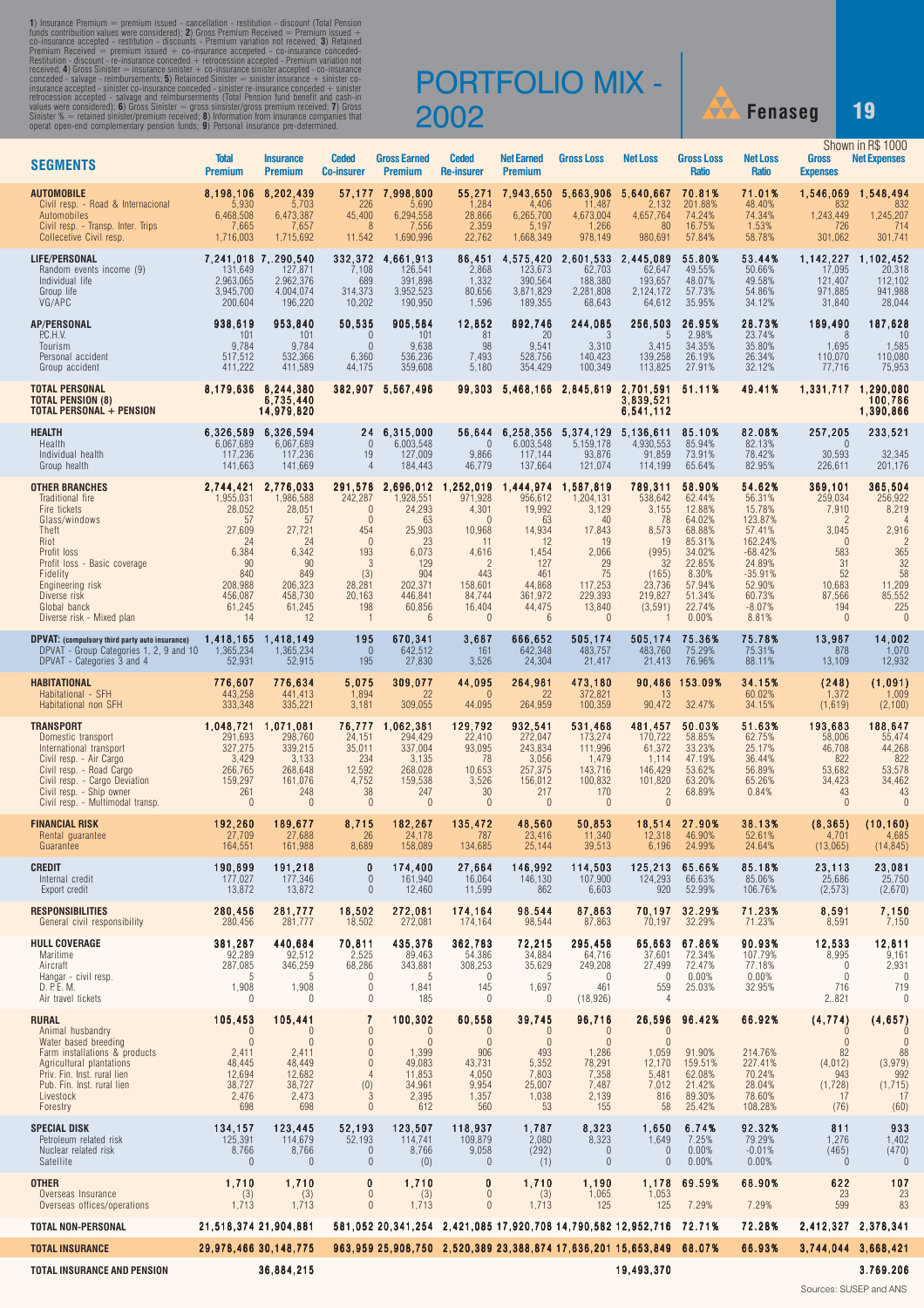1) Insurance Premium = premium issued - cancellation - restitution - discount (Total Pension funds contribuition values were considered); 2) Gross Premium Received = Premium issued + co-insurance accepted - restitution - discounts - Premium variation not received; 3) Retained Premium Received = premium issued + co-insurance accepeted - co-insurance conceded- Restitution - discount - re-insurance conceded + retrocession accepted - Premium variation not received; 4) Gross Sinister = insurance sinister + co-insurance sinister accepted - co-insurance conceded - salvage - reimbursements; 5) Retainced Sinister = sinister insurance + sinister co-insurance accepted - sinister co-insurance conceded - sinister re-insurance conceded + sinister retrocession accepted - salvage and reimbursements (Total Pension fund benefit and cash-in values were considered); 6) Gross Sinister = gross sinister/gross premium received; 7) Gross Sinister % = retained sinister/premium received; 8) Information from insurance companies that operat open-end complementary pension funds; 9) Personal insurance pre-determined.

# PORTFOLIO MIX - 2002

Fenaseg

Shown in R$ 1000

| SEGMENTS | Total Premium | Insurance Premium | Ceded Co-insurer | Gross Earned Premium | Ceded Re-insurer | Net Earned Premium | Gross Loss | Net Loss | Gross Loss Ratio | Net Loss Ratio | Gross Expenses | Net Expenses |
|---|---|---|---|---|---|---|---|---|---|---|---|---|
| **AUTOMOBILE** | **8,198,106** | **8,202,439** | **57,177** | **7,998,800** | **55,271** | **7,943,650** | **5,663,906** | **5,640,667** | **70.81%** | **71.01%** | **1,546,069** | **1,548,494** |
| Civil resp. - Road & Internacional | 5,930 | 5,703 | 226 | 5,690 | 1,284 | 4,406 | 11,487 | 2,132 | 201.88% | 48.40% | 832 | 832 |
| Automobiles | 6,468,508 | 6,473,387 | 45,400 | 6,294,558 | 28,866 | 6,265,700 | 4,673,004 | 4,657,764 | 74.24% | 74.34% | 1,243,449 | 1,245,207 |
| Civil resp. - Transp. Inter. Trips | 7,665 | 7,657 | 8 | 7,556 | 2,359 | 5,197 | 1,266 | 80 | 16.75% | 1.53% | 726 | 714 |
| Collecetive Civil resp. | 1,716,003 | 1,715,692 | 11.542 | 1,690,996 | 22,762 | 1,668,349 | 978,149 | 980,691 | 57.84% | 58.78% | 301,062 | 301,741 |
| **LIFE/PERSONAL** | **7,241,018** | **7,.290,540** | **332,372** | **4,661,913** | **86,451** | **4,575,420** | **2,601,533** | **2,445,089** | **55.80%** | **53.44%** | **1,142,227** | **1,102,452** |
| Random events income (9) | 131,649 | 127,871 | 7,108 | 126,541 | 2,868 | 123,673 | 62,703 | 62,647 | 49.55% | 50.66% | 17,095 | 20,318 |
| Individual life | 2,963,065 | 2,962,376 | 689 | 391,898 | 1,332 | 390,564 | 188,380 | 193,657 | 48.07% | 49.58% | 121,407 | 112,102 |
| Group life | 3,945,700 | 4,004,074 | 314,373 | 3,952,523 | 80,656 | 3,871,829 | 2,281,808 | 2,124,172 | 57.73% | 54.86% | 971,885 | 941,988 |
| VG/APC | 200,604 | 196,220 | 10,202 | 190,950 | 1,596 | 189,355 | 68,643 | 64,612 | 35.95% | 34.12% | 31,840 | 28,044 |
| **AP/PERSONAL** | **938,619** | **953,840** | **50,535** | **905,584** | **12,852** | **892,746** | **244,085** | **256,503** | **26.95%** | **28.73%** | **189,490** | **187,628** |
| P.C.H.V. | 101 | 101 | 0 | 101 | 81 | 20 | 3 | 5 | 2.98% | 23.74% | 8 | 10 |
| Tourism | 9,784 | 9,784 | 0 | 9,638 | 98 | 9,541 | 3,310 | 3,415 | 34.35% | 35.80% | 1,695 | 1,585 |
| Personal accident | 517,512 | 532,366 | 6,360 | 536,236 | 7,493 | 528,756 | 140,423 | 139,258 | 26.19% | 26.34% | 110,070 | 110,080 |
| Group accident | 411,222 | 411,589 | 44,175 | 359,608 | 5,180 | 354,430 | 100,349 | 113,825 | 27.91% | 32.12% | 77,716 | 75,953 |
| **TOTAL PERSONAL** | **8,179,636** | **8,244,380** | **382,907** | **5,567,496** | **99,303** | **5,468,166** | **2,845,619** | **2,701,591** | **51.11%** | **49.41%** | **1,331,717** | **1,290,080** |
| **TOTAL PENSION (8)** | | **6,735,440** | | | | | | **3,839,521** | | | | **100,786** |
| **TOTAL PERSONAL + PENSION** | | **14,979,820** | | | | | | **6,541,112** | | | | **1,390,866** |
| **HEALTH** | **6,326,589** | **6,326,594** | **24** | **6,315,000** | **56,644** | **6,258,356** | **5,374,129** | **5,136,611** | **85.10%** | **82.08%** | **257,205** | **233,521** |
| Health | 6,067,689 | 6,067,689 | 0 | 6,003,548 | 0 | 6.003,548 | 5,159,178 | 4,930,553 | 85.94% | 82.13% | 0 | |
| Individual health | 117,236 | 117,236 | 19 | 127,009 | 9,866 | 117,144 | 93,876 | 91,859 | 73.91% | 78.42% | 30,593 | 32,345 |
| Group health | 141,663 | 141,669 | 4 | 184,443 | 46,779 | 137,664 | 121,074 | 114,199 | 65.64% | 82.95% | 226,611 | 201,176 |
| **OTHER BRANCHES** | **2,744,421** | **2,776,033** | **291,578** | **2,696,012** | **1,252,019** | **1,444,974** | **1,587,819** | **789,311** | **58.90%** | **54.62%** | **369,101** | **365,504** |
| Traditional fire | 1,955,031 | 1,986,588 | 242,287 | 1,928,551 | 971,928 | 956,612 | 1,204,131 | 538,642 | 62.44% | 56.31% | 259,034 | 256,922 |
| Fire tickets | 28,052 | 28,051 | 0 | 24,293 | 4,301 | 19,992 | 3,129 | 3,155 | 12.88% | 15.78% | 7,910 | 8,219 |
| Glass/windows | 57 | 57 | 0 | 63 | 0 | 63 | 40 | 78 | 64.02% | 123.87% | 2 | 4 |
| Theft | 27,609 | 27,721 | 454 | 25,903 | 10,968 | 14,934 | 17,843 | 8,573 | 68.88% | 57.41% | 3,045 | 2,916 |
| Riot | 24 | 24 | 0 | 23 | 11 | 12 | 19 | 19 | 85.31% | 162.24% | 0 | 2 |
| Profit loss | 6,384 | 6,342 | 193 | 6,073 | 4,616 | 1,454 | 2,066 | (995) | 34.02% | -68.42% | 583 | 365 |
| Profit loss - Basic coverage | 90 | 90 | 3 | 129 | 2 | 127 | 29 | 32 | 22.85% | 24.89% | 31 | 32 |
| Fidelity | 840 | 849 | (3) | 904 | 443 | 461 | 75 | (165) | 8.30% | -35.91% | 52 | 58 |
| Engineering risk | 208,988 | 206,323 | 28,281 | 202,371 | 158,601 | 44,868 | 117,253 | 23,736 | 57.94% | 52.90% | 10,683 | 11,209 |
| Diverse risk | 456,087 | 458,730 | 20,163 | 446,841 | 84,744 | 361,972 | 229,393 | 219,827 | 51.34% | 60.73% | 87,566 | 85,552 |
| Global banck | 61,245 | 61,245 | 198 | 60,856 | 16,404 | 44,475 | 13,840 | (3,591) | 22.74% | -8.07% | 194 | 225 |
| Diverse risk - Mixed plan | 14 | 12 | 1 | 6 | 0 | 6 | 0 | 1 | 0.00% | 8.81% | 0 | 0 |
| **DPVAT: (compulsory third party auto insurance)** | **1,418,165** | **1,418,149** | **195** | **670,341** | **3,687** | **666,652** | **505,174** | **505,174** | **75.36%** | **75.78%** | **13,987** | **14,002** |
| DPVAT - Group Categories 1, 2, 9 and 10 | 1,365,234 | 1,365,234 | 0 | 642,512 | 161 | 642,348 | 483,757 | 483,760 | 75.29% | 75.31% | 878 | 1,070 |
| DPVAT - Categories 3 and 4 | 52,931 | 52,915 | 195 | 27,830 | 3,526 | 24,304 | 21,417 | 21,413 | 76.96% | 88.11% | 13,109 | 12,932 |
| **HABITATIONAL** | **776,607** | **776,634** | **5,075** | **309,077** | **44,095** | **264,981** | **473,180** | **90,486** | **153.09%** | **34.15%** | **(248)** | **(1,091)** |
| Habitational - SFH | 443,258 | 441,413 | 1,894 | 22 | 0 | 22 | 372,821 | 13 | | 60.02% | 1,372 | 1,009 |
| Habitational non SFH | 333,348 | 335,221 | 3,181 | 309,055 | 44,095 | 264,959 | 100,359 | 90,472 | 32.47% | 34.15% | (1,619) | (2,100) |
| **TRANSPORT** | **1,048,721** | **1,071,081** | **76,777** | **1,062,381** | **129,792** | **932,541** | **531,468** | **481,457** | **50.03%** | **51.63%** | **193,683** | **188,647** |
| Domestic transport | 291,693 | 298,760 | 24,151 | 294,429 | 22,410 | 272,047 | 173,274 | 170,722 | 58.85% | 62.75% | 58,006 | 55,474 |
| International transport | 327,275 | 339,215 | 35,011 | 337,004 | 93,095 | 243,834 | 111,996 | 61,372 | 33.23% | 25.17% | 46,708 | 44,268 |
| Civil resp. - Air Cargo | 3,429 | 3,133 | 234 | 3,135 | 78 | 3,056 | 1,479 | 1,114 | 47.19% | 36.44% | 822 | 822 |
| Civil resp. - Road Cargo | 266,765 | 268,648 | 12,592 | 268,028 | 10,653 | 257,375 | 143,716 | 146,429 | 53.62% | 56.89% | 53,682 | 53,578 |
| Civil resp. - Cargo Deviation | 159,297 | 161,076 | 4,752 | 159,538 | 3,526 | 156,012 | 100,832 | 101,820 | 63.20% | 65.26% | 34,423 | 34,462 |
| Civil resp. - Ship owner | 261 | 248 | 38 | 247 | 30 | 217 | 170 | 2 | 68.89% | 0.84% | 43 | 43 |
| Civil resp. - Multimodal transp. | 0 | 0 | 0 | 0 | 0 | 0 | 0 | 0 | | | 0 | 0 |
| **FINANCIAL RISK** | **192,260** | **189,677** | **8,715** | **182,267** | **135,472** | **48,560** | **50,853** | **18,514** | **27.90%** | **38.13%** | **(8,365)** | **(10,160)** |
| Rental guarantee | 27,709 | 27,688 | 26 | 24,178 | 787 | 23,416 | 11,340 | 12,318 | 46.90% | 52.61% | 4,701 | 4,685 |
| Guarantee | 164,551 | 161,988 | 8,689 | 158,089 | 134,685 | 25,144 | 39,513 | 6,196 | 24.99% | 24.64% | (13,065) | (14,845) |
| **CREDIT** | **190,899** | **191,218** | **0** | **174,400** | **27,664** | **146,992** | **114,503** | **125,213** | **65.66%** | **85.18%** | **23,113** | **23,081** |
| Internal credit | 177,027 | 177,346 | 0 | 161,940 | 16,064 | 146,130 | 107,900 | 124,293 | 66.63% | 85.06% | 25,686 | 25,750 |
| Export credit | 13,872 | 13,872 | 0 | 12,460 | 11,599 | 862 | 6,603 | 920 | 52.99% | 106.76% | (2,573) | (2,670) |
| **RESPONSIBILITIES** | **280,456** | **281,777** | **18,502** | **272,081** | **174,164** | **98.544** | **87,863** | **70,197** | **32.29%** | **71.23%** | **8,591** | **7,150** |
| General civil responsibility | 280,456 | 281,777 | 18,502 | 272,081 | 174,164 | 98,544 | 87,863 | 70,197 | 32.29% | 71.23% | 8,591 | 7,150 |
| **HULL COVERAGE** | **381,287** | **440,684** | **70,811** | **435,376** | **362,783** | **72,215** | **295,458** | **65,663** | **67.86%** | **90.93%** | **12,533** | **12,811** |
| Maritime | 92,289 | 92,512 | 2,525 | 89,463 | 54,386 | 34,884 | 64,716 | 37,601 | 72.34% | 107.79% | 8,995 | 9,161 |
| Aircraft | 287,085 | 346,259 | 68,286 | 343,881 | 308,253 | 35,629 | 249,208 | 27,499 | 72.47% | 77.18% | 0 | 2,931 |
| Hangar - civil resp. | 5 | 5 | 0 | 5 | 0 | 5 | 0 | 0 | 0.00% | 0.00% | 0 | 0 |
| D. P. E. M. | 1,908 | 1,908 | 0 | 1,841 | 145 | 1,697 | 461 | 559 | 25.03% | 32.95% | 716 | 719 |
| Air travel tickets | 0 | 0 | 0 | 185 | 0 | 0 | (18,926) | 4 | | | 2,.821 | 0 |
| **RURAL** | **105,453** | **105,441** | **7** | **100,302** | **60,558** | **39,745** | **96,716** | **26,596** | **96.42%** | **66.92%** | **(4,774)** | **(4,657)** |
| Animal husbandry | 0 | 0 | 0 | 0 | 0 | 0 | 0 | 0 | | | 0 | 0 |
| Water based breeding | 0 | 0 | 0 | 0 | 0 | 0 | 0 | 0 | | | 0 | 0 |
| Farm installations & products | 2,411 | 2,411 | 0 | 1,399 | 906 | 493 | 1,286 | 1,059 | 91.90% | 214.76% | 82 | 88 |
| Agricultural plantations | 48,445 | 48,449 | 0 | 49,083 | 43,731 | 5,352 | 78,291 | 12,170 | 159.51% | 227.41% | (4,012) | (3,979) |
| Priv. Fin. Inst. rural lien | 12,694 | 12,682 | 4 | 11,853 | 4,050 | 7,803 | 7,358 | 5,481 | 62.08% | 70.24% | 943 | 992 |
| Pub. Fin. Inst. rural lien | 38,727 | 38,727 | (0) | 34,961 | 9,954 | 25,007 | 7,487 | 7,012 | 21.42% | 28.04% | (1,728) | (1,715) |
| Livestock | 2,476 | 2,473 | 3 | 2,395 | 1,357 | 1,038 | 2,139 | 816 | 89.30% | 78.60% | 17 | 17 |
| Forestry | 698 | 698 | 0 | 612 | 560 | 53 | 155 | 58 | 25.42% | 108.28% | (76) | (60) |
| **SPECIAL DISK** | **134,157** | **123,445** | **52,193** | **123,507** | **118,937** | **1,787** | **8,323** | **1,650** | **6.74%** | **92.32%** | **811** | **933** |
| Petroleum related risk | 125,391 | 114,679 | 52,193 | 114,741 | 109,879 | 2,080 | 8,323 | 1,649 | 7.25% | 79.29% | 1,276 | 1,402 |
| Nuclear related risk | 8,766 | 8,766 | 0 | 8,766 | 9,058 | (292) | 0 | 0 | 0.00% | -0.01% | (465) | (470) |
| Satellite | 0 | 0 | 0 | (0) | 0 | (1) | 0 | 0 | 0.00% | 0.00% | 0 | 0 |
| **OTHER** | **1,710** | **1,710** | **0** | **1,710** | **0** | **1,710** | **1,190** | **1,178** | **69.59%** | **68.90%** | **622** | **107** |
| Overseas Insurance | (3) | (3) | 0 | (3) | 0 | (3) | 1,065 | 1,053 | | | 23 | 23 |
| Overseas offices/operations | 1,713 | 1,713 | 0 | 1,713 | 0 | 1,713 | 125 | 125 | 7.29% | 7.29% | 599 | 83 |
| **TOTAL NON-PERSONAL** | **21,518,374** | **21,904,881** | **581,052** | **20,341,254** | **2,421,085** | **17,920,708** | **14,790,582** | **12,952,716** | **72.71%** | **72.28%** | **2,412,327** | **2,378,341** |
| **TOTAL INSURANCE** | **29,978,466** | **30,148,775** | **963,959** | **25,908,750** | **2,520,389** | **23,388,874** | **17,636,201** | **15,653,849** | **68.07%** | **66.93%** | **3,744,044** | **3,668,421** |
| **TOTAL INSURANCE AND PENSION** | | **36,884,215** | | | | | | **19,493,370** | | | | **3.769.206** |

Sources: SUSEP and ANS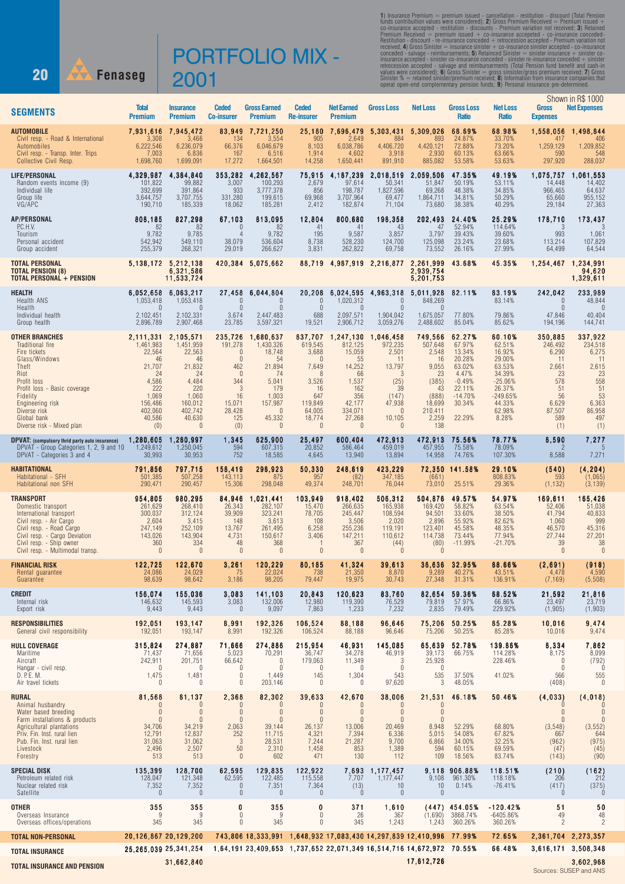# PORTFOLIO MIX - 2001

**1)** Insurance Premium = premium issued - cancellation - restitution - discount (Total Pension funds contribution values were considered); **2)** Gross Premium Received = Premium issued + co-insurance accepted - restitution - discounts - Premium variation not received; **3)** Retained Premium Received = premium issued + co-insurance accepeted - co-insurance conceded- Restitution - discount - re-insurance conceded + retrocession accepted - Premium variation not received; **4)** Gross Sinister = insurance sinister + co-insurance sinister accepted - co-insurance conceded - salvage - reimbursements; **5)** Retainced Sinister = sinister insurance + sinister co-insurance accepted - sinister co-insurance conceded - sinister re-insurance conceded + sinister retrocession accepted - salvage and reimbursements (Total Pension fund benefit and cash-in values were considered); **6)** Gross Sinister = gross sinister/gross premium received; **7)** Gross Sinister % = retained sinister/premium received; **8)** Information from insurance companies that operat open-end complementary pension funds; **9)** Personal insurance pre-determined.

Shown in R$ 1000

| SEGMENTS | Total Premium | Insurance Premium | Ceded Co-insurer | Gross Earned Premium | Ceded Re-insurer | Net Earned Premium | Gross Loss | Net Loss | Gross Loss Ratio | Net Loss Ratio | Gross Expenses | Net Expenses |
|---|---|---|---|---|---|---|---|---|---|---|---|---|
| **AUTOMOBILE** | **7,931,616** | **7,945,472** | **83,949** | **7,721,250** | **25,180** | **7,696,479** | **5,303,431** | **5,309,026** | **68.69%** | **68.98%** | **1,558,056** | **1,498,844** |
| Civil resp. - Road & International | 3,308 | 3,466 | 134 | 3,554 | 905 | 2,649 | 884 | 893 | 24.87% | 33.70% | 417 | 406 |
| Automobiles | 6,222,546 | 6,236,079 | 66,376 | 6,046,679 | 8,103 | 6,038,786 | 4,406,720 | 4,420,121 | 72.88% | 73.20% | 1,259,129 | 1,209,852 |
| Civil resp. - Transp. Inter. Trips | 7,003 | 6,836 | 167 | 6,516 | 1,914 | 4,602 | 3,918 | 2,930 | 60.13% | 63.66% | 590 | 548 |
| Collective Civil Resp. | 1,698,760 | 1,699,091 | 17,272 | 1,664,501 | 14,258 | 1,650,441 | 891,910 | 885,082 | 53.58% | 53.63% | 297,920 | 288,037 |
| **LIFE/PERSONAL** | **4,329,987** | **4,384,840** | **353,282** | **4,262,567** | **75,915** | **4,187,239** | **2,018,519** | **2,059,506** | **47.35%** | **49.19%** | **1,075,757** | **1,061,553** |
| Random events income (9) | 101,822 | 99,882 | 3,007 | 100,293 | 2,679 | 97,614 | 50,341 | 51,847 | 50.19% | 53.11% | 14,448 | 14,402 |
| Individual life | 392,699 | 391,864 | 933 | 3,777,378 | 856 | 198,787 | 1,827,596 | 69,268 | 48.38% | 34.85% | 966,465 | 64,637 |
| Group life | 3,644,757 | 3,707,755 | 331,280 | 199,615 | 69,968 | 3,707,964 | 69,477 | 1,864,711 | 34.81% | 50.29% | 65,660 | 955,152 |
| VG/APC | 190,710 | 185,339 | 18,062 | 185,281 | 2,412 | 182,874 | 71,104 | 73,680 | 38.38% | 40.29% | 29,184 | 27,363 |
| **AP/PERSONAL** | **808,185** | **827,298** | **67,103** | **813,095** | **12,804** | **800,680** | **198,358** | **202,493** | **24.40%** | **25.29%** | **178,710** | **173,437** |
| P.C.H.V. | 82 | 82 | 0 | 82 | 41 | 41 | 43 | 47 | 52.94% | 114.64% | 3 | 3 |
| Tourism | 9,782 | 9,785 | 4 | 9,782 | 195 | 9,587 | 3,857 | 3,797 | 39.43% | 39.60% | 993 | 1,061 |
| Personal accident | 542,942 | 549,110 | 38,079 | 536,604 | 8,738 | 528,230 | 124,700 | 125,098 | 23.24% | 23.68% | 113,214 | 107,829 |
| Group accident | 255,379 | 268,321 | 29,019 | 266,627 | 3,831 | 262,822 | 69,758 | 73,552 | 26.16% | 27.99% | 64,499 | 64,544 |
| **TOTAL PERSONAL** | **5,138,172** | **5,212,138** | **420,384** | **5,075,662** | **88,719** | **4,987,919** | **2,216,877** | **2,261,999** | **43.68%** | **45.35%** | **1,254,467** | **1,234,991** |
| **TOTAL PENSION (8)** | | **6,321,586** | | | | | | **2,939,754** | | | | **94,620** |
| **TOTAL PERSONAL + PENSION** | | **11,533,724** | | | | | | **5,201,753** | | | | **1,329,611** |
| **HEALTH** | **6,052,658** | **6,063,217** | **27,458** | **6,044,804** | **20,208** | **6,024,595** | **4,963,318** | **5,011,928** | **82.11%** | **83.19%** | **242,042** | **233,989** |
| Health ANS | 1,053,418 | 1,053,418 | 0 | 0 | 0 | 1,020,312 | 0 | 848,269 | | 83.14% | 0 | 48,844 |
| Health | 0 | 0 | 0 | 0 | 0 | 0 | 0 | 0 | | | 0 | 0 |
| Individual health | 2,102,451 | 2,102,331 | 3,674 | 2,447,483 | 688 | 2,097,571 | 1,904,042 | 1,675,057 | 77.80% | 79.86% | 47,846 | 40,404 |
| Group health | 2,896,789 | 2,907,468 | 23,785 | 3,597,321 | 19,521 | 2,906,712 | 3,059,276 | 2,488,602 | 85.04% | 85.62% | 194,196 | 144,741 |
| **OTHER BRANCHES** | **2,111,331** | **2,105,571** | **235,726** | **1,680,637** | **837,707** | **1,247,130** | **1,046,458** | **749,566** | **62.27%** | **60.10%** | **350,885** | **337,922** |
| Traditional fire | 1,461,983 | 1,451,959 | 191,278 | 1,430,326 | 619,545 | 812,125 | 972,235 | 507,648 | 67.97% | 62.51% | 246,492 | 234,518 |
| Fire tickets | 22,564 | 22,563 | 0 | 18,748 | 3,688 | 15,059 | 2,501 | 2,548 | 13.34% | 16.92% | 6,290 | 6,275 |
| Glass/Windows | 46 | 46 | 0 | 54 | 0 | 55 | 11 | 16 | 20.28% | 29.00% | 11 | 11 |
| Theft | 21,707 | 21,832 | 462 | 21,894 | 7,649 | 14,252 | 13,797 | 9,055 | 63.02% | 63.53% | 2,661 | 2,615 |
| Riot | 24 | 24 | 0 | 74 | 8 | 66 | 3 | 23 | 4.47% | 34.39% | 23 | 23 |
| Profit loss | 4,586 | 4,484 | 344 | 5,041 | 3,526 | 1,537 | (25) | (385) | -0.49% | -25.06% | 578 | 558 |
| Profit loss - Basic coverage | 222 | 220 | 3 | 179 | 16 | 162 | 39 | 43 | 22.11% | 26.37% | 51 | 51 |
| Fidelity | 1,069 | 1,060 | 16 | 1,003 | 647 | 356 | (147) | (888) | -14.70% | -249.65% | 56 | 53 |
| Engineering risk | 156,486 | 160,012 | 15,071 | 157,987 | 119,849 | 42,177 | 47,938 | 18,699 | 30.34% | 44.33% | 6,629 | 6,363 |
| Diverse risk | 402,060 | 402,742 | 28,428 | 0 | 64,005 | 334,071 | 0 | 210,411 | | 62.98% | 87,507 | 86,958 |
| Global bank | 40,586 | 40,630 | 125 | 45,332 | 18,774 | 27,268 | 10,105 | 2,259 | 22.29% | 8.28% | 589 | 497 |
| Diverse risk - Mixed plan | (0) | 0 | (0) | 0 | 0 | 0 | 0 | 138 | | | (1) | (1) |
| **DPVAT: (compulsory third party auto insurance)** | **1,280,605** | **1,280,997** | **1,345** | **625,900** | **25,497** | **600,404** | **472,913** | **472,913** | **75.56%** | **78.77%** | **8,590** | **7,277** |
| DPVAT - Group Categories 1, 2, 9 and 10 | 1,249,612 | 1,250,045 | 594 | 607,315 | 20,852 | 586,464 | 459,019 | 457,955 | 75.58% | 78.09% | 2 | 5 |
| DPVAT - Categories 3 and 4 | 30,993 | 30,953 | 752 | 18,585 | 4,645 | 13,940 | 13,894 | 14,958 | 74.76% | 107.30% | 8,588 | 7,271 |
| **HABITATIONAL** | **791,856** | **797,715** | **158,419** | **298,923** | **50,330** | **248,619** | **423,229** | **72,350** | **141.58%** | **29.10%** | **(540)** | **(4,204)** |
| Habitational - SFH | 501,385 | 507,258 | 143,113 | 875 | 957 | (82) | 347,185 | (661) | | 808.83% | 593 | (1,065) |
| Habitational non SFH | 290,471 | 290,457 | 15,306 | 298,048 | 49,374 | 248,701 | 76,044 | 73,010 | 25.51% | 29.36% | (1,132) | (3,139) |
| **TRANSPORT** | **954,805** | **980,295** | **84,946** | **1,021,441** | **103,949** | **918,402** | **506,312** | **504,876** | **49.57%** | **54.97%** | **169,611** | **165,426** |
| Domestic transport | 261,629 | 268,410 | 26,343 | 282,107 | 15,470 | 266,635 | 165,938 | 169,420 | 58.82% | 63.54% | 52,406 | 51,038 |
| International transport | 300,037 | 312,124 | 39,909 | 323,241 | 78,705 | 245,447 | 108,594 | 94,501 | 33.60% | 38.50% | 41,794 | 40,833 |
| Civil resp. - Air Cargo | 2,604 | 3,415 | 148 | 3,613 | 108 | 3,506 | 2,020 | 2,896 | 55.92% | 82.62% | 1,060 | 999 |
| Civil resp. - Road Cargo | 247,149 | 252,109 | 13,767 | 261,495 | 6,258 | 255,236 | 119,191 | 123,401 | 45.58% | 48.35% | 46,570 | 45,316 |
| Civil resp. - Cargo Deviation | 143,026 | 143,904 | 4,731 | 150,617 | 3,406 | 147,211 | 110,612 | 114,738 | 73.44% | 77.94% | 27,744 | 27,201 |
| Civil resp. - Ship owner | 360 | 334 | 48 | 368 | 1 | 367 | (44) | (80) | -11.99% | -21.70% | 39 | 38 |
| Civil resp. - Multimodal transp. | 0 | 0 | 0 | 0 | 0 | 0 | 0 | 0 | | | 0 | 0 |
| **FINANCIAL RISK** | **122,725** | **122,670** | **3,261** | **120,229** | **80,185** | **41,324** | **39,613** | **36,636** | **32.95%** | **88.66%** | **(2,691)** | **(918)** |
| Rental guarantee | 24,086 | 24,029 | 75 | 22,024 | 738 | 21,350 | 8,870 | 9,289 | 40.27% | 43.51% | 4,478 | 4,590 |
| Guarantee | 98,639 | 98,642 | 3,186 | 98,205 | 79,447 | 19,975 | 30,743 | 27,348 | 31.31% | 136.91% | (7,169) | (5,508) |
| **CREDIT** | **156,074** | **155,036** | **3,083** | **141,103** | **20,843** | **120,623** | **83,760** | **82,654** | **59.36%** | **68.52%** | **21,592** | **21,816** |
| Internal risk | 146,632 | 145,593 | 3,083 | 132,006 | 12,980 | 119,390 | 76,529 | 79,819 | 57.97% | 66.86% | 23,497 | 23,719 |
| Export risk | 9,443 | 9,443 | 0 | 9,097 | 7,863 | 1,233 | 7,232 | 2,835 | 79.49% | 229.92% | (1,905) | (1,903) |
| **RESPONSIBILITIES** | **192,051** | **193,147** | **8,991** | **192,326** | **106,524** | **88,188** | **96,646** | **75,206** | **50.25%** | **85.28%** | **10,016** | **9,474** |
| General civil responsibility | 192,051 | 193,147 | 8,991 | 192,326 | 106,524 | 88,188 | 96,646 | 75,206 | 50.25% | 85.28% | 10,016 | 9,474 |
| **HULL COVERAGE** | **315,824** | **274,887** | **71,666** | **274,886** | **215,954** | **46,931** | **145,085** | **65,639** | **52.78%** | **139.86%** | **8,334** | **7,862** |
| Maritime | 71,437 | 71,656 | 5,023 | 70,291 | 36,747 | 34,278 | 46,919 | 39,173 | 66.75% | 114.28% | 8,175 | 8,099 |
| Aircraft | 242,911 | 201,751 | 66,642 | 0 | 179,063 | 11,349 | 3 | 25,928 | | 228.46% | 0 | (792) |
| Hangar - civil resp. | 0 | 0 | 0 | 0 | 0 | 0 | 0 | 0 | | | 0 | 0 |
| D. P. E. M. | 1,475 | 1,481 | 0 | 1,449 | 145 | 1,304 | 543 | 535 | 37.50% | 41.02% | 566 | 555 |
| Air travel tickets | 0 | 0 | 0 | 203,146 | 0 | 0 | 97,620 | 3 | 48.05% | | (408) | 0 |
| **RURAL** | **81,568** | **81,137** | **2,368** | **82,302** | **39,633** | **42,670** | **38,006** | **21,531** | **46.18%** | **50.46%** | **(4,033)** | **(4,018)** |
| Animal husbandry | 0 | 0 | 0 | 0 | 0 | 0 | 0 | 0 | | | 0 | 0 |
| Water based breeding | 0 | 0 | 0 | 0 | 0 | 0 | 0 | 0 | | | 0 | 0 |
| Farm installations & products | 0 | 0 | 0 | 0 | 0 | 0 | 0 | 0 | | | 0 | 0 |
| Agricultural plantations | 34,706 | 34,219 | 2,063 | 39,144 | 26,137 | 13,006 | 20,469 | 8,948 | 52.29% | 68.80% | (3,548) | (3,552) |
| Priv. Fin. Inst. rural lien | 12,791 | 12,837 | 252 | 11,715 | 4,321 | 7,394 | 6,336 | 5,015 | 54.08% | 67.82% | 667 | 644 |
| Pub. Fin. Inst. rural lien | 31,063 | 31,062 | 3 | 28,531 | 7,244 | 21,287 | 9,700 | 6,866 | 34.00% | 32.25% | (962) | (975) |
| Livestock | 2,496 | 2,507 | 50 | 2,310 | 1,458 | 853 | 1,389 | 594 | 60.15% | 69.59% | (47) | (45) |
| Forestry | 513 | 513 | 0 | 602 | 471 | 130 | 112 | 109 | 18.56% | 83.74% | (143) | (90) |
| **SPECIAL DISK** | **135,399** | **128,700** | **62,595** | **129,835** | **122,922** | **7,693** | **1,177,457** | **9,118** | **906.88%** | **118.51%** | **(210)** | **(162)** |
| Petroleum related risk | 128,047 | 121,348 | 62,595 | 122,485 | 115,558 | 7,707 | 1,177,447 | 9,108 | 961.30% | 118.18% | 206 | 212 |
| Nuclear related risk | 7,352 | 7,352 | 0 | 7,351 | 7,364 | (13) | 10 | 10 | 0.14% | -76.41% | (417) | (375) |
| Satellite | 0 | 0 | 0 | 0 | 0 | 0 | 0 | 0 | | | 0 | 0 |
| **OTHER** | **355** | **355** | **0** | **355** | **0** | **371** | **1,610** | **(447)** | **454.05%** | **-120.42%** | **51** | **50** |
| Overseas Insurance | 9 | 9 | 0 | 9 | 0 | 26 | 367 | (1,690) | 3868.74% | -6405.86% | 49 | 48 |
| Overseas offices/operations | 345 | 345 | 0 | 345 | 0 | 345 | 1,243 | 1,243 | 360.26% | 360.26% | 2 | 2 |
| **TOTAL NON-PERSONAL** | **20,126,867** | **20,129,200** | **743,806** | **18,333,991** | **1,648,932** | **17,083,430** | **14,297,839** | **12,410,996** | **77.99%** | **72.65%** | **2,361,704** | **2,273,357** |
| **TOTAL INSURANCE** | **25,265,039** | **25,341,254** | **1,164,191** | **23,409,653** | **1,737,652** | **22,071,349** | **16,514,716** | **14,672,972** | **70.55%** | **66.48%** | **3,616,171** | **3,508,348** |
| **TOTAL INSURANCE AND PENSION** | | **31,662,840** | | | | | | **17,612,726** | | | | **3,602,968** |

Sources: SUSEP and ANS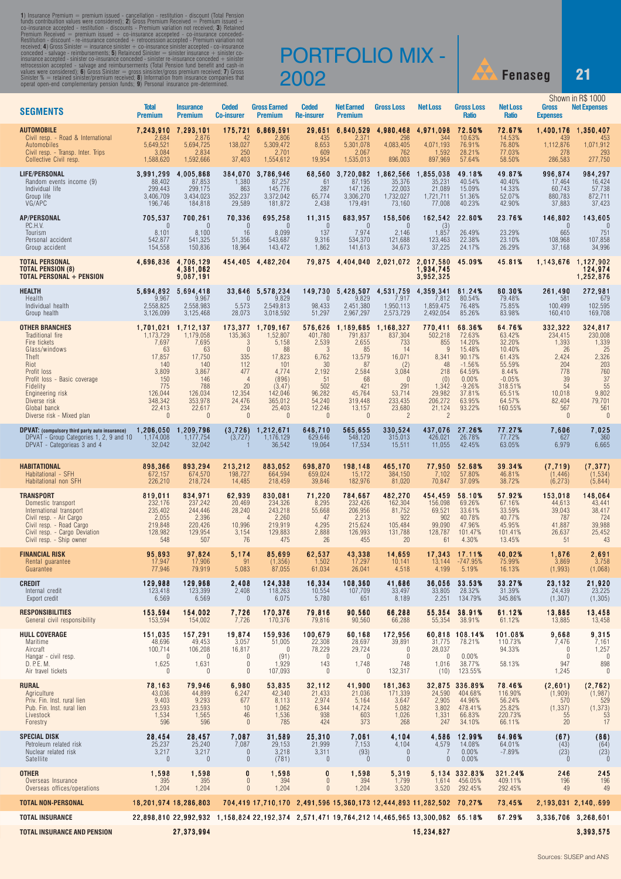1) Insurance Premium = premium issued - cancellation - restitution - discount (Total Pension funds contribution values were considered); 2) Gross Premium Received = Premium issued + co-insurance accepted - restitution - discounts - Premium variation not received; 3) Retained Premium Received = premium issued + co-insurance accepeted - co-insurance conceded- Restitution - discount - re-insurance conceded + retrocession accepted - Premium variation not received; 4) Gross Sinister = insurance sinister + co-insurance sinister accepted - co-insurance conceded - salvage - reimbursements; 5) Retainced Sinister = sinister insurance + sinister co-insurance accepted - sinister co-insurance conceded - sinister re-insurance conceded + sinister retrocession accepted - salvage and reimbursements (Total Pension fund benefit and cash-in values were considered); 6) Gross Sinister = gross sinister/gross premium received; 7) Gross Sinister % = retained sinister/premium received; 8) Information from insurance companies that operat open-end complementary pension funds; 9) Personal insurance pre-determined.

# PORTFOLIO MIX - 2002

Fenaseg

Shown in R$ 1000

| SEGMENTS | Total Premium | Insurance Premium | Ceded Co-insurer | Gross Earned Premium | Ceded Re-insurer | Net Earned Premium | Gross Loss | Net Loss | Gross Loss Ratio | Net Loss Ratio | Gross Expenses | Net Expenses |
|---|---|---|---|---|---|---|---|---|---|---|---|---|
| **AUTOMOBILE** | **7,243,910** | **7,293,101** | **175,721** | **6,869,591** | **29,651** | **6,840,529** | **4,980,468** | **4,971,098** | **72.50%** | **72.67%** | **1,400,176** | **1,350,407** |
| Civil resp. - Road & International | 2,684 | 2,876 | 42 | 2,806 | 435 | 2,371 | 298 | 344 | 10.63% | 14.53% | 439 | 453 |
| Automobiles | 5,649,521 | 5,694,725 | 138,027 | 5,309,472 | 8,653 | 5,301,078 | 4,083,405 | 4,071,193 | 76.91% | 76.80% | 1,112,876 | 1,071,912 |
| Civil resp. - Transp. Inter. Trips | 3,084 | 2,834 | 250 | 2,701 | 609 | 2,067 | 762 | 1,592 | 28.21% | 77.03% | 278 | 293 |
| Collective Civil resp. | 1,588,620 | 1,592,666 | 37,403 | 1,554,612 | 19,954 | 1,535,013 | 896,003 | 897,969 | 57.64% | 58.50% | 286,583 | 277,750 |
| **LIFE/PERSONAL** | **3,991,299** | **4,005,868** | **384,070** | **3,786,946** | **68,560** | **3,720,082** | **1,862,566** | **1,855,038** | **49.18%** | **49.87%** | **996,874** | **984,297** |
| Random events income (9) | 88,402 | 87,853 | 1,380 | 87,257 | 61 | 87,195 | 35,376 | 35,231 | 40.54% | 40.40% | 17,464 | 16,424 |
| Individual life | 299,443 | 299,175 | 863 | 145,776 | 287 | 147,126 | 22,003 | 21,089 | 15.09% | 14.33% | 60,743 | 57,738 |
| Group life | 3,406,709 | 3,434,023 | 352,237 | 3,372,042 | 65,774 | 3,306,270 | 1,732,027 | 1,721,711 | 51.36% | 52.07% | 880,783 | 872,711 |
| VG/APC | 196,746 | 184,818 | 29,589 | 181,872 | 2,438 | 179,491 | 73,160 | 77,008 | 40.23% | 42.90% | 37,883 | 37,423 |
| **AP/PERSONAL** | **705,537** | **700,261** | **70,336** | **695,258** | **11,315** | **683,957** | **158,506** | **162,542** | **22.80%** | **23.76%** | **146,802** | **143,605** |
| P.C.H.V. | 0 | 0 | 0 | 0 | 0 | 0 | 0 | (3) | | | 0 | 0 |
| Tourism | 8,101 | 8,100 | 16 | 8,099 | 137 | 7,974 | 2,146 | 1,857 | 26.49% | 23.29% | 665 | 751 |
| Personal accident | 542,877 | 541,325 | 51,356 | 543,687 | 9,316 | 534,370 | 121,688 | 123,463 | 22.38% | 23.10% | 108,968 | 107,858 |
| Group accident | 154,558 | 150,836 | 18,964 | 143,472 | 1,862 | 141,613 | 34,673 | 37,225 | 24.17% | 26.29% | 37,168 | 34,996 |
| **TOTAL PERSONAL** | **4,696,836** | **4,706,129** | **454,405** | **4,482,204** | **79,875** | **4,404,040** | **2,021,072** | **2,017,580** | **45.09%** | **45.81%** | **1,143,676** | **1,127,902** |
| **TOTAL PENSION (8)** | | **4,381,062** | | | | | | **1,934,745** | | | | **124,974** |
| **TOTAL PERSONAL + PENSION** | | **9,087,191** | | | | | | **3,952,325** | | | | **1,252,876** |
| **HEALTH** | **5,694,892** | **5,694,418** | **33,646** | **5,578,234** | **149,730** | **5,428,507** | **4,531,759** | **4,359,341** | **81.24%** | **80.30%** | **261,490** | **272,981** |
| Health | 9,967 | 9,967 | 0 | 9,829 | 0 | 9,829 | 7,917 | 7,812 | 80.54% | 79.48% | 581 | 679 |
| Individual health | 2,558,825 | 2,558,983 | 5,573 | 2,549,813 | 98,433 | 2,451,380 | 1,950,113 | 1,859,475 | 76.48% | 75.85% | 100,499 | 102,595 |
| Group health | 3,126,099 | 3,125,468 | 28,073 | 3,018,592 | 51,297 | 2,967,297 | 2,573,729 | 2,492,054 | 85.26% | 83.98% | 160,410 | 169,708 |
| **OTHER BRANCHES** | **1,701,021** | **1,712,137** | **173,377** | **1,709,167** | **576,626** | **1,189,685** | **1,168,327** | **770,411** | **68.36%** | **64.76%** | **332,322** | **324,817** |
| Traditional fire | 1,173,729 | 1,179,058 | 135,363 | 1,52,807 | 401,780 | 791,837 | 837,304 | 502,218 | 72.63% | 63.42% | 234,415 | 230,008 |
| Fire tickets | 7,697 | 7,695 | 3 | 5,158 | 2,539 | 2,655 | 733 | 855 | 14.20% | 32.20% | 1,393 | 1,339 |
| Glass/windows | 63 | 63 | 0 | 88 | 3 | 85 | 14 | 9 | 15.48% | 10.40% | 26 | 25 |
| Theft | 17,857 | 17,750 | 335 | 17,823 | 6,762 | 13,579 | 16,071 | 8,341 | 90.17% | 61.43% | 2,424 | 2,326 |
| Riot | 140 | 140 | 112 | 101 | 30 | 87 | (2) | 48 | -1.56% | 55.59% | 204 | 203 |
| Profit loss | 3,809 | 3,867 | 477 | 4,774 | 2,192 | 2,584 | 3,084 | 218 | 64.59% | 8.44% | 778 | 760 |
| Profit loss - Basic coverage | 150 | 146 | 4 | (896) | 51 | 68 | 0 | (0) | 0.00% | -0.05% | 39 | 37 |
| Fidelity | 775 | 788 | 20 | (3,47) | 502 | 421 | 291 | 1,342 | -9.26% | 318.51% | 54 | 55 |
| Engineering risk | 126,044 | 126,034 | 12,354 | 142,046 | 96,282 | 45,764 | 53,714 | 29,982 | 37.81% | 65.51% | 10,018 | 9,802 |
| Diverse risk | 348,342 | 353,978 | 24,476 | 365,012 | 54,240 | 319,448 | 233,435 | 206,272 | 63.95% | 64.57% | 82,404 | 79,701 |
| Global banck | 22,413 | 22,617 | 234 | 25,403 | 12,246 | 13,157 | 23,680 | 21,124 | 93.22% | 160.55% | 567 | 561 |
| Diverse risk - Mixed plan | 0 | 0 | 0 | 0 | 0 | 0 | 2 | 2 | | | 0 | 0 |
| **DPVAT: (compulsory third party auto insurance)** | **1,206,050** | **1,209,796** | **(3,726)** | **1,212,671** | **648,710** | **565,655** | **330,524** | **437,076** | **27.26%** | **77.27%** | **7,606** | **7,025** |
| DPVAT - Group Categories 1, 2, 9 and 10 | 1,174,008 | 1,177,754 | (3,727) | 1,176,129 | 629,646 | 548,120 | 315,013 | 426,021 | 26.78% | 77.72% | 627 | 360 |
| DPVAT - Categorieas 3 and 4 | 32,042 | 32,042 | 1 | 36,542 | 19,064 | 17,534 | 15,511 | 11,055 | 42.45% | 63.05% | 6,979 | 6,665 |
| **HABITATIONAL** | **898,366** | **893,294** | **213,212** | **883,052** | **698,870** | **198,148** | **465,170** | **77,950** | **52.68%** | **39.34%** | **(7,719)** | **(7,377)** |
| Habitational - SFH | 672,157 | 674,570 | 198,727 | 664,594 | 659,024 | 15,172 | 384,150 | 7,102 | 57.80% | 46.81% | (1,446) | (1,534) |
| Habitational non SFH | 226,210 | 218,724 | 14,485 | 218,459 | 39,846 | 182,976 | 81,020 | 70,847 | 37.09% | 38.72% | (6,273) | (5,844) |
| **TRANSPORT** | **819,011** | **834,971** | **62,939** | **830,081** | **71,220** | **784,667** | **482,270** | **454,459** | **58.10%** | **57.92%** | **153,018** | **148,064** |
| Domestic transport | 232,176 | 237,242 | 20,469 | 234,326 | 8,295 | 232,426 | 162,304 | 156,098 | 69.26% | 67.16% | 44,613 | 43,441 |
| International transport | 235,402 | 244,446 | 28,240 | 243,218 | 55,668 | 206,956 | 81,752 | 69,521 | 33.61% | 33.59% | 39,043 | 38,417 |
| Civil resp. - Air Cargo | 2,055 | 2,396 | 4 | 2,260 | 47 | 2,213 | 922 | 902 | 40.78% | 40.77% | 787 | 724 |
| Civil resp. - Road Cargo | 219,848 | 220,426 | 10,996 | 219,919 | 4,295 | 215,624 | 105,484 | 99,090 | 47.96% | 45.95% | 41,887 | 39,988 |
| Civil resp. - Cargo Deviation | 128,982 | 129,954 | 3,154 | 129,883 | 2,888 | 126,993 | 131,788 | 128,787 | 101.47% | 101.41% | 26,637 | 25,452 |
| Civil resp. - Ship owner | 548 | 507 | 76 | 475 | 26 | 455 | 20 | 61 | 4.30% | 13.45% | 51 | 43 |
| **FINANCIAL RISK** | **95,893** | **97,824** | **5,174** | **85,699** | **62,537** | **43,338** | **14,659** | **17,343** | **17.11%** | **40.02%** | **1,876** | **2,691** |
| Rental guarantee | 17,947 | 17,906 | 91 | (1,356) | 1,502 | 17,297 | 10,141 | 13,144 | -747.95% | 75.99% | 3,869 | 3,758 |
| Guarantee | 77,946 | 79,919 | 5,083 | 87,055 | 61,034 | 26,041 | 4,518 | 4,199 | 5.19% | 16.13% | (1,993) | (1,068) |
| **CREDIT** | **129,988** | **129,968** | **2,408** | **124,338** | **16,334** | **108,360** | **41,686** | **36,056** | **33.53%** | **33.27%** | **23,132** | **21,920** |
| Internal credit | 123,418 | 123,399 | 2,408 | 118,263 | 10,554 | 107,709 | 33,497 | 33,805 | 28.32% | 31.39% | 24,439 | 23,225 |
| Export credit | 6,569 | 6,569 | 0 | 6,075 | 5,780 | 651 | 8,189 | 2,251 | 134.79% | 345.86% | (1,307) | (1,305) |
| **RESPONSIBILITIES** | **153,594** | **154,002** | **7,726** | **170,376** | **79,816** | **90,560** | **66,288** | **55,354** | **38.91%** | **61.12%** | **13,885** | **13,458** |
| General civil responsibility | 153,594 | 154,002 | 7,726 | 170,376 | 79,816 | 90,560 | 66,288 | 55,354 | 38.91% | 61.12% | 13,885 | 13,458 |
| **HULL COVERAGE** | **151,035** | **157,291** | **19,874** | **159,936** | **100,679** | **60,168** | **172,956** | **60,818** | **108.14%** | **101.08%** | **9,668** | **9,315** |
| Maritime | 48,696 | 49,453 | 3,057 | 51,005 | 22,308 | 28,697 | 39,891 | 31,775 | 78.21% | 110.73% | 7,476 | 7,161 |
| Aircraft | 100,714 | 106,208 | 16,817 | 0 | 78,229 | 29,724 | 0 | 28,037 | | 94.33% | 0 | 1,257 |
| Hangar - civil resp. | 0 | 0 | 0 | (91) | 0 | 0 | 0 | 0 | 0.00% | | 0 | 0 |
| D. P.E. M. | 1,625 | 1,631 | 0 | 1,929 | 143 | 1,748 | 748 | 1,016 | 38.77% | 58.13% | 947 | 898 |
| Air travel tickets | 0 | 0 | 0 | 107,093 | 0 | 0 | 132,317 | (10) | 123.55% | | 1,245 | 0 |
| **RURAL** | **78,163** | **79,946** | **6,980** | **53,835** | **32,112** | **41,900** | **181,363** | **32,875** | **336.89%** | **78.46%** | **(2,601)** | **(2,762)** |
| Agriculture | 43,036 | 44,899 | 6,247 | 42,340 | 21,433 | 21,036 | 171,339 | 24,590 | 404.68% | 116.90% | (1,909) | (1,987) |
| Priv. Fin. Inst. rural lien | 9,403 | 9,293 | 677 | 8,113 | 2,974 | 5,164 | 3,647 | 2,905 | 44.96% | 56.24% | 570 | 529 |
| Pub. Fin. Inst. rural lien | 23,593 | 23,593 | 10 | 1,062 | 6,344 | 14,724 | 5,082 | 3,802 | 478.41% | 25.82% | (1,337) | (1,373) |
| Livestock | 1,534 | 1,565 | 46 | 1,536 | 938 | 603 | 1,026 | 1,331 | 66.83% | 220.73% | 55 | 53 |
| Forestry | 596 | 596 | 0 | 785 | 424 | 373 | 268 | 247 | 34.10% | 66.11% | 20 | 17 |
| **SPECIAL DISK** | **28,454** | **28,457** | **7,087** | **31,589** | **25,310** | **7,061** | **4,104** | **4,586** | **12.99%** | **64.96%** | **(67)** | **(86)** |
| Petroleum related risk | 25,237 | 25,240 | 7,087 | 29,153 | 21,999 | 7,153 | 4,104 | 4,579 | 14.08% | 64.01% | (43) | (64) |
| Nuclear related risk | 3,217 | 3,217 | 0 | 3,218 | 3,311 | (93) | 0 | 7 | 0.00% | -7.89% | (23) | (23) |
| Satellite | 0 | 0 | 0 | (781) | 0 | 0 | 0 | 0 | 0.00% | | 0 | 0 |
| **OTHER** | **1,598** | **1,598** | **0** | **1,598** | **0** | **1,598** | **5,319** | **5,134** | **332.83%** | **321.24%** | **246** | **245** |
| Overseas Insurance | 395 | 395 | 0 | 394 | 0 | 394 | 1,799 | 1,614 | 456.05% | 409.11% | 196 | 196 |
| Overseas offices/operations | 1,204 | 1,204 | 0 | 1,204 | 0 | 1,204 | 3,520 | 3,520 | 292.45% | 292.45% | 49 | 49 |
| **TOTAL NON-PERSONAL** | **18,201,974** | **18,286,803** | **704,419** | **17,710,170** | **2,491,596** | **15,360,173** | **12,444,893** | **11,282,502** | **70.27%** | **73.45%** | **2,193,031** | **2,140,.699** |
| **TOTAL INSURANCE** | **22,898,810** | **22,992,932** | **1,158,824** | **22,192,374** | **2,571,471** | **19,764,212** | **14,465,965** | **13,300,082** | **65.18%** | **67.29%** | **3,336,706** | **3,268,601** |
| **TOTAL INSURANCE AND PENSION** | | **27,373,994** | | | | | | **15,234,827** | | | | **3,393,575** |

Sources: SUSEP and ANS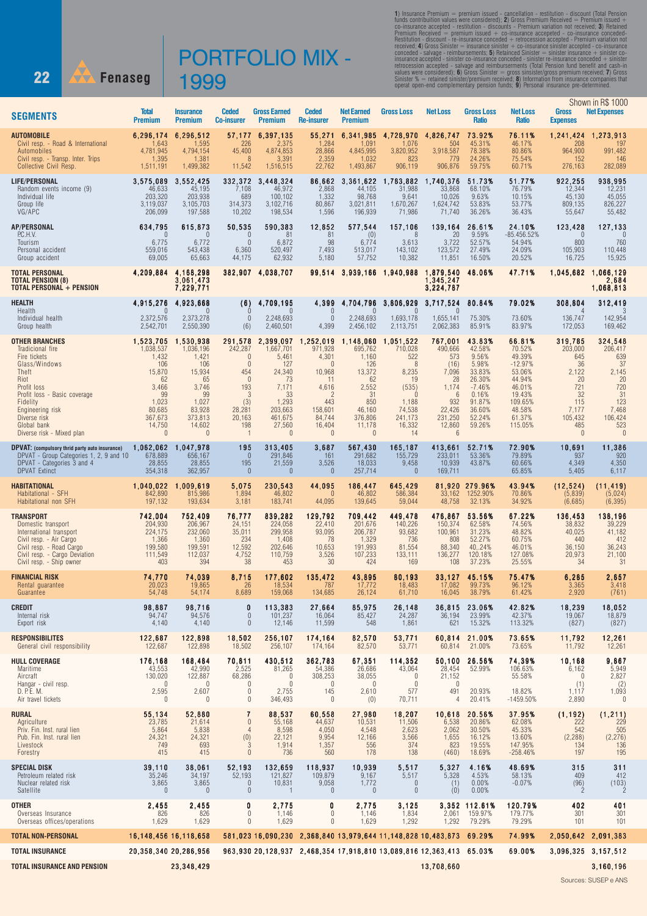# PORTFOLIO MIX - 1999

1) Insurance Premium = premium issued - cancellation - restitution - discount (Total Pension funds contribution values were considered); 2) Gross Premium Received = Premium issued + co-insurance accepted - restitution - discounts - Premium variation not received; 3) Retained Premium Received = premium issued + co-insurance accepeted - co-insurance conceded-Restitution - discount - re-insurance conceded + retrocession accepted - Premium variation not received; 4) Gross Sinister = insurance sinister + co-insurance sinister accepted - co-insurance conceded - salvage - reimbursements; 5) Retained Sinister = sinister insurance + sinister co-insurance accepted - sinister co-insurance conceded - sinister re-insurance conceded + sinister retrocession accepted - salvage and reimbursements (Total Pension fund benefit and cash-in values were considered); 6) Gross Sinister = gross sinister/gross premium received; 7) Gross Sinister % = retained sinister/premium received; 8) Information from insurance companies that operat open-end complementary pension funds; 9) Personal insurance pre-determined.

Shown in R$ 1000

| SEGMENTS | Total Premium | Insurance Premium | Ceded Co-insurer | Gross Earned Premium | Ceded Re-insurer | Net Earned Premium | Gross Loss | Net Loss | Gross Loss Ratio | Net Loss Ratio | Gross Expenses | Net Expenses |
|---|---|---|---|---|---|---|---|---|---|---|---|---|
| **AUTOMOBILE** | **6,296,174** | **6,296,512** | **57,177** | **6,397,135** | **55,271** | **6,341,985** | **4,728,970** | **4,826,747** | **73.92%** | **76.11%** | **1,241,424** | **1,273,913** |
| Civil resp. - Road & International | 1,643 | 1,595 | 226 | 2,375 | 1,284 | 1,091 | 1,076 | 504 | 45.31% | 46.17% | 208 | 197 |
| Automobiles | 4,781,945 | 4,794,154 | 45,400 | 4,874,853 | 28,866 | 4,845,995 | 3,820,952 | 3,918,587 | 78.38% | 80.86% | 964,900 | 991,482 |
| Civil resp. - Transp. Inter. Trips | 1,395 | 1,381 | 8 | 3,391 | 2,359 | 1,032 | 823 | 779 | 24.26% | 75.54% | 152 | 146 |
| Collective Civil Resp. | 1,511,191 | 1,499,382 | 11,542 | 1,516,515 | 22,762 | 1,493,867 | 906,119 | 906,876 | 59.75% | 60.71% | 276,163 | 282,089 |
| **LIFE/PERSONAL** | **3,575,089** | **3,552,425** | **332,372** | **3,448,324** | **86,662** | **3,361,622** | **1,783,882** | **1,740,376** | **51.73%** | **51.77%** | **922,255** | **938,995** |
| Random events income (9) | 46,633 | 45,195 | 7,108 | 46,972 | 2,868 | 44,105 | 31,988 | 33,868 | 68.10% | 76.79% | 12,344 | 12,231 |
| Individual life | 203,320 | 203,938 | 689 | 100,102 | 1,332 | 98,768 | 9,641 | 10,026 | 9.63% | 10.15% | 45,130 | 45,055 |
| Group life | 3,119,037 | 3,105,703 | 314,373 | 3,102,716 | 80,867 | 3,021,811 | 1,670,267 | 1,624,742 | 53.83% | 53.77% | 809,135 | 826,227 |
| VG/APC | 206,099 | 197,588 | 10,202 | 198,534 | 1,596 | 196,939 | 71,986 | 71,740 | 36.26% | 36.43% | 55,647 | 55,482 |
| **AP/PERSONAL** | **634,795** | **615,873** | **50,535** | **590,383** | **12,852** | **577,544** | **157,106** | **139,164** | **26.61%** | **24.10%** | **123,428** | **127,133** |
| P.C.H.V. | 0 | 0 | 0 | 81 | 81 | (0) | 8 | 20 | 9.59% | -85.456.52% | 0 | 0 |
| Tourism | 6,775 | 6,772 | 0 | 6,872 | 98 | 6,774 | 3,613 | 3,722 | 52.57% | 54.94% | 800 | 760 |
| Personal accident | 559,016 | 543,438 | 6,360 | 520,497 | 7,493 | 513,017 | 143,102 | 123,572 | 27.49% | 24.09% | 105,903 | 110,448 |
| Group accident | 69,005 | 65,663 | 44,175 | 62,932 | 5,180 | 57,752 | 10,382 | 11,851 | 16.50% | 20.52% | 16,725 | 15,925 |
| **TOTAL PERSONAL** | **4,209,884** | **4,168,298** | **382,907** | **4,038,707** | **99,514** | **3,939,166** | **1,940,988** | **1,879,540** | **48.06%** | **47.71%** | **1,045,682** | **1,066,129** |
| **TOTAL PENSION (8)** | | **3,061,473** | | | | | | **1,345,247** | | | | **2,684** |
| **TOTAL PERSONAL + PENSION** | | **7,229,771** | | | | | | **3,224,787** | | | | **1,068,813** |
| **HEALTH** | **4,915,276** | **4,923,668** | **(6)** | **4,709,195** | **4,399** | **4,704,796** | **3,806,929** | **3,717,524** | **80.84%** | **79.02%** | **308,804** | **312,419** |
| Health | 0 | 0 | 0 | 0 | 0 | 0 | 0 | 0 | | | 4 | 3 |
| Individual health | 2,372,576 | 2,373,278 | 0 | 2,248,693 | 0 | 2,248,693 | 1,693,178 | 1,655,141 | 75.30% | 73.60% | 136,747 | 142,954 |
| Group health | 2,542,701 | 2,550,390 | (6) | 2,460,501 | 4,399 | 2,456,102 | 2,113,751 | 2,062,383 | 85.91% | 83.97% | 172,053 | 169,462 |
| **OTHER BRANCHES** | **1,523,705** | **1,530,938** | **291,578** | **2,399,097** | **1,252,019** | **1,148,060** | **1,051,522** | **767,001** | **43.83%** | **66.81%** | **319,785** | **324,548** |
| Tradicional fire | 1,038,537 | 1,036,196 | 242,287 | 1,667,701 | 971,928 | 695,762 | 710,028 | 490,666 | 42.58% | 70.52% | 203,000 | 206,417 |
| Fire tickets | 1,432 | 1,421 | 0 | 5,461 | 4,301 | 1,160 | 522 | 573 | 9.56% | 49.39% | 645 | 639 |
| Glass/Windows | 106 | 106 | 0 | 127 | 0 | 126 | 8 | (16) | 5.98% | -12.97% | 36 | 37 |
| Theft | 15,870 | 15,934 | 454 | 24,340 | 10,968 | 13,372 | 8,235 | 7,096 | 33.83% | 53.06% | 2,122 | 2,145 |
| Riot | 62 | 65 | 0 | 73 | 11 | 62 | 19 | 28 | 26.30% | 44.94% | 20 | 20 |
| Profit loss | 3,466 | 3,746 | 193 | 7,171 | 4,616 | 2,552 | (535) | 1,174 | -7.46% | 46.01% | 721 | 720 |
| Profit loss - Basic coverage | 99 | 99 | 3 | 33 | 2 | 31 | 0 | 6 | 0.16% | 19.43% | 32 | 31 |
| Fidelity | 1,023 | 1,027 | (3) | 1,293 | 443 | 850 | 1,188 | 932 | 91.87% | 109.65% | 115 | 123 |
| Engineering risk | 80,685 | 83,928 | 28,281 | 203,663 | 158,601 | 46,160 | 74,538 | 22,426 | 36.60% | 48.58% | 7,177 | 7,468 |
| Diverse risk | 367,673 | 373,813 | 20,163 | 461,675 | 84,744 | 376,806 | 241,173 | 231,250 | 52.24% | 61.37% | 105,432 | 106,424 |
| Global bank | 14,750 | 14,602 | 198 | 27,560 | 16,404 | 11,178 | 16,332 | 12,860 | 59.26% | 115.05% | 485 | 523 |
| Diverse risk - Mixed plan | 0 | 0 | 1 | 0 | 0 | 0 | 14 | 6 | | | 0 | 0 |
| **DPVAT: (compulsory thrid party auto insurance)** | **1,062,062** | **1,047,978** | **195** | **313,405** | **3,687** | **567,430** | **165,187** | **413,661** | **52.71%** | **72.90%** | **10,691** | **11,386** |
| DPVAT - Group Categories 1, 2, 9 and 10 | 678,889 | 656,167 | 0 | 291,846 | 161 | 291,682 | 155,729 | 233,011 | 53.36% | 79.89% | 937 | 920 |
| DPVAT - Categories 3 and 4 | 28,855 | 28,855 | 195 | 21,559 | 3,526 | 18,033 | 9,458 | 10,939 | 43.87% | 60.66% | 4,349 | 4,350 |
| DPVAT Extinct | 354,318 | 362,957 | 0 | 0 | 0 | 257,714 | 0 | 169,711 | | 65.85% | 5,405 | 6,117 |
| **HABITATIONAL** | **1,040,022** | **1,009,619** | **5,075** | **230,543** | **44,095** | **186,447** | **645,429** | **81,920** | **279.96%** | **43.94%** | **(12,524)** | **(11,419)** |
| Habitational - SFH | 842,890 | 815,986 | 1,894 | 46,802 | 0 | 46,802 | 586,384 | 33,162 | 1252.90% | 70.86% | (5,839) | (5,024) |
| Habitational non SFH | 197,132 | 193,634 | 3,181 | 183,741 | 44,095 | 139,645 | 59,044 | 48,758 | 32.13% | 34.92% | (6,685) | (6,395) |
| **TRANSPORT** | **742,004** | **752,409** | **76,777** | **839,282** | **129,792** | **709,442** | **449,478** | **476,867** | **53.56%** | **67.22%** | **136,453** | **138,196** |
| Domestic transport | 204,930 | 206,967 | 24,151 | 224,058 | 22,410 | 201,676 | 140,226 | 150,374 | 62.58% | 74.56% | 38,832 | 39,229 |
| International transport | 224,175 | 232,060 | 35,011 | 299,958 | 93,095 | 206,787 | 93,682 | 100,961 | 31.23% | 48.82% | 40,025 | 41,182 |
| Civil resp. - Air Cargo | 1,366 | 1,360 | 234 | 1,408 | 78 | 1,329 | 736 | 808 | 52.27% | 60.75% | 440 | 412 |
| Civil resp. - Road Cargo | 199,580 | 199,591 | 12,592 | 202,646 | 10,653 | 191,993 | 81,554 | 88,340 | 40.24% | 46.01% | 36,150 | 36,243 |
| Civil resp. - Cargo Deviation | 111,549 | 112,037 | 4,752 | 110,759 | 3,526 | 107,233 | 133,111 | 136,277 | 120.18% | 127.08% | 20,973 | 21,100 |
| Civil resp. - Ship owner | 403 | 394 | 38 | 453 | 30 | 424 | 169 | 108 | 37.23% | 25.55% | 34 | 31 |
| **FINANCIAL RISK** | **74,770** | **74,039** | **8,715** | **177,602** | **135,472** | **43,895** | **80,193** | **33,127** | **45.15%** | **75.47%** | **6,285** | **2,657** |
| Rental guarantee | 20,023 | 19,865 | 26 | 18,534 | 787 | 17,772 | 18,483 | 17,082 | 99.73% | 96.12% | 3,365 | 3,418 |
| Guarantee | 54,748 | 54,174 | 8,689 | 159,068 | 134,685 | 26,124 | 61,710 | 16,045 | 38.79% | 61.42% | 2,920 | (761) |
| **CREDIT** | **98,887** | **98,716** | **0** | **113,383** | **27,664** | **85,975** | **26,148** | **36,815** | **23.06%** | **42.82%** | **18,239** | **18,052** |
| Internal risk | 94,747 | 94,576 | 0 | 101,237 | 16,064 | 85,427 | 24,287 | 36,194 | 23.99% | 42.37% | 19,067 | 18,879 |
| Export risk | 4,140 | 4,140 | 0 | 12,146 | 11,599 | 548 | 1,861 | 621 | 15.32% | 113.32% | (827) | (827) |
| **RESPONSIBILITES** | **122,687** | **122,898** | **18,502** | **256,107** | **174,164** | **82,570** | **53,771** | **60,814** | **21.00%** | **73.65%** | **11,792** | **12,261** |
| General civil responsibility | 122,687 | 122,898 | 18,502 | 256,107 | 174,164 | 82,570 | 53,771 | 60,814 | 21.00% | 73.65% | 11,792 | 12,261 |
| **HULL COVERAGE** | **176,168** | **168,484** | **70,811** | **430,512** | **362,783** | **67,351** | **114,352** | **50,100** | **26.56%** | **74.39%** | **10,168** | **9,867** |
| Maritime | 43,553 | 42,990 | 2,525 | 81,265 | 54,386 | 26,686 | 43,064 | 28,454 | 52.99% | 106.63% | 6,162 | 5,949 |
| Aircraft | 130,020 | 122,887 | 68,286 | 0 | 308,253 | 38,055 | 0 | 21,152 | | 55.58% | 0 | 2,827 |
| Hangar - civil resp. | 0 | 0 | 0 | 0 | 0 | 0 | 0 | 0 | | | (1) | (2) |
| D. P. E. M. | 2,595 | 2,607 | 0 | 2,755 | 145 | 2,610 | 577 | 491 | 20.93% | 18.82% | 1,117 | 1,093 |
| Air travel tickets | 0 | 0 | 0 | 346,493 | 0 | (0) | 70,711 | 4 | 20.41% | -1459.50% | 2,890 | 0 |
| **RURAL** | **55,134** | **52,880** | **7** | **88,537** | **60,558** | **27,980** | **18,207** | **10,618** | **20.56%** | **37.95%** | **(1,192)** | **(1,211)** |
| Agriculture | 23,785 | 21,614 | 0 | 55,168 | 44,637 | 10,531 | 11,506 | 6,538 | 20.86% | 62.08% | 222 | 229 |
| Priv. Fin. Inst. rural lien | 5,864 | 5,838 | 4 | 8,598 | 4,050 | 4,548 | 2,623 | 2,062 | 30.50% | 45.33% | 542 | 505 |
| Pub. Fin. Inst. rural lien | 24,321 | 24,321 | (0) | 22,121 | 9,954 | 12,166 | 3,566 | 1,655 | 16.12% | 13.60% | (2,288) | (2,276) |
| Livestock | 749 | 693 | 3 | 1,914 | 1,357 | 556 | 374 | 823 | 19.55% | 147.95% | 134 | 136 |
| Forestry | 415 | 415 | 0 | 736 | 560 | 178 | 138 | (460) | 18.69% | -258.46% | 197 | 195 |
| **SPECIAL DISK** | **39,110** | **38,061** | **52,193** | **132,659** | **118,937** | **10,939** | **5,517** | **5,327** | **4.16%** | **48.69%** | **315** | **311** |
| Petroleum related risk | 35,246 | 34,197 | 52,193 | 121,827 | 109,879 | 9,167 | 5,517 | 5,328 | 4.53% | 58.13% | 409 | 412 |
| Nuclear related risk | 3,865 | 3,865 | 0 | 10,831 | 9,058 | 1,772 | 0 | (1) | 0.00% | -0.07% | (96) | (103) |
| Satellite | 0 | 0 | 0 | 1 | 0 | 0 | 0 | (0) | 0.00% | | 2 | 2 |
| **OTHER** | **2,455** | **2,455** | **0** | **2,775** | **0** | **2,775** | **3,125** | **3,352** | **112.61%** | **120.79%** | **402** | **401** |
| Overseas Insurance | 826 | 826 | 0 | 1,146 | 0 | 1,146 | 1,834 | 2,061 | 159.97% | 179.77% | 301 | 301 |
| Overseas offices/operations | 1,629 | 1,629 | 0 | 1,629 | 0 | 1,629 | 1,292 | 1,292 | 79.29% | 79.29% | 101 | 101 |
| **TOTAL NON-PERSONAL** | **16,148,456** | **16,118,658** | **581,023** | **16,090,230** | **2,368,840** | **13,979,644** | **11,148,828** | **10,483,873** | **69.29%** | **74.99%** | **2,050,642** | **2,091,383** |
| **TOTAL INSURANCE** | **20,358,340** | **20,286,956** | **963,930** | **20,128,937** | **2,468,354** | **17,918,810** | **13,089,816** | **12,363,413** | **65.03%** | **69.00%** | **3,096,325** | **3,157,512** |
| **TOTAL INSURANCE AND PENSION** | | **23,348,429** | | | | | | **13,708,660** | | | | **3,160,196** |

Sources: SUSEP e ANS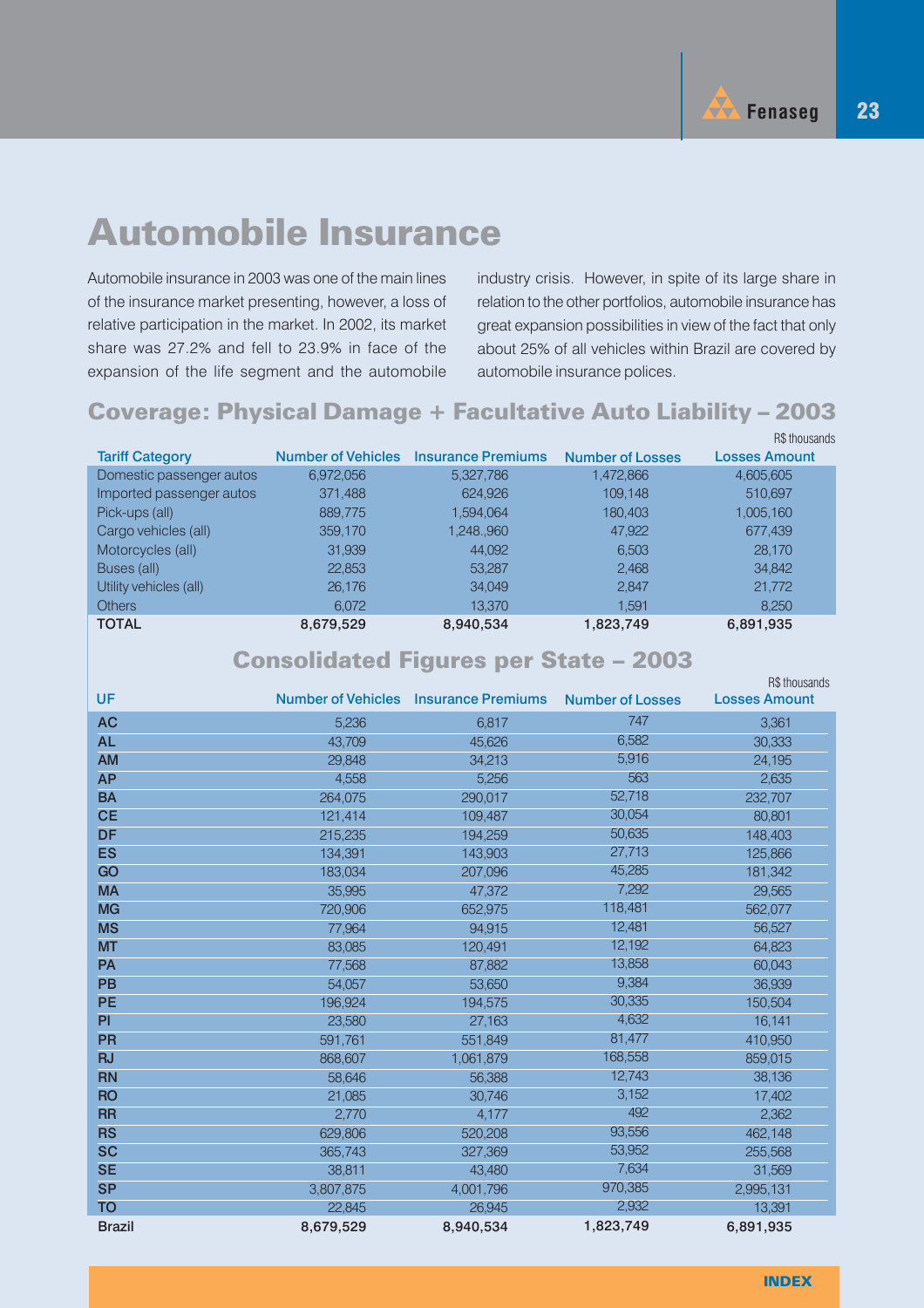# Automobile Insurance

Automobile insurance in 2003 was one of the main lines of the insurance market presenting, however, a loss of relative participation in the market. In 2002, its market share was 27.2% and fell to 23.9% in face of the expansion of the life segment and the automobile industry crisis. However, in spite of its large share in relation to the other portfolios, automobile insurance has great expansion possibilities in view of the fact that only about 25% of all vehicles within Brazil are covered by automobile insurance polices.

## Coverage: Physical Damage + Facultative Auto Liability – 2003

R$ thousands

| Tariff Category | Number of Vehicles | Insurance Premiums | Number of Losses | Losses Amount |
|---|---|---|---|---|
| Domestic passenger autos | 6,972,056 | 5,327,786 | 1,472,866 | 4,605,605 |
| Imported passenger autos | 371,488 | 624,926 | 109,148 | 510,697 |
| Pick-ups (all) | 889,775 | 1,594,064 | 180,403 | 1,005,160 |
| Cargo vehicles (all) | 359,170 | 1,248.,960 | 47,922 | 677,439 |
| Motorcycles (all) | 31,939 | 44,092 | 6,503 | 28,170 |
| Buses (all) | 22,853 | 53,287 | 2,468 | 34,842 |
| Utility vehicles (all) | 26,176 | 34,049 | 2,847 | 21,772 |
| Others | 6,072 | 13,370 | 1,591 | 8,250 |
| **TOTAL** | **8,679,529** | **8,940,534** | **1,823,749** | **6,891,935** |

## Consolidated Figures per State – 2003

R$ thousands

| UF | Number of Vehicles | Insurance Premiums | Number of Losses | Losses Amount |
|---|---|---|---|---|
| **AC** | 5,236 | 6,817 | 747 | 3,361 |
| **AL** | 43,709 | 45,626 | 6,582 | 30,333 |
| **AM** | 29,848 | 34,213 | 5,916 | 24,195 |
| **AP** | 4,558 | 5,256 | 563 | 2,635 |
| **BA** | 264,075 | 290,017 | 52,718 | 232,707 |
| **CE** | 121,414 | 109,487 | 30,054 | 80,801 |
| **DF** | 215,235 | 194,259 | 50,635 | 148,403 |
| **ES** | 134,391 | 143,903 | 27,713 | 125,866 |
| **GO** | 183,034 | 207,096 | 45,285 | 181,342 |
| **MA** | 35,995 | 47,372 | 7,292 | 29,565 |
| **MG** | 720,906 | 652,975 | 118,481 | 562,077 |
| **MS** | 77,964 | 94,915 | 12,481 | 56,527 |
| **MT** | 83,085 | 120,491 | 12,192 | 64,823 |
| **PA** | 77,568 | 87,882 | 13,858 | 60,043 |
| **PB** | 54,057 | 53,650 | 9,384 | 36,939 |
| **PE** | 196,924 | 194,575 | 30,335 | 150,504 |
| **PI** | 23,580 | 27,163 | 4,632 | 16,141 |
| **PR** | 591,761 | 551,849 | 81,477 | 410,950 |
| **RJ** | 868,607 | 1,061,879 | 168,558 | 859,015 |
| **RN** | 58,646 | 56,388 | 12,743 | 38,136 |
| **RO** | 21,085 | 30,746 | 3,152 | 17,402 |
| **RR** | 2,770 | 4,177 | 492 | 2,362 |
| **RS** | 629,806 | 520,208 | 93,556 | 462,148 |
| **SC** | 365,743 | 327,369 | 53,952 | 255,568 |
| **SE** | 38,811 | 43,480 | 7,634 | 31,569 |
| **SP** | 3,807,875 | 4,001,796 | 970,385 | 2,995,131 |
| **TO** | 22,845 | 26,945 | 2,932 | 13,391 |
| **Brazil** | **8,679,529** | **8,940,534** | **1,823,749** | **6,891,935** |

INDEX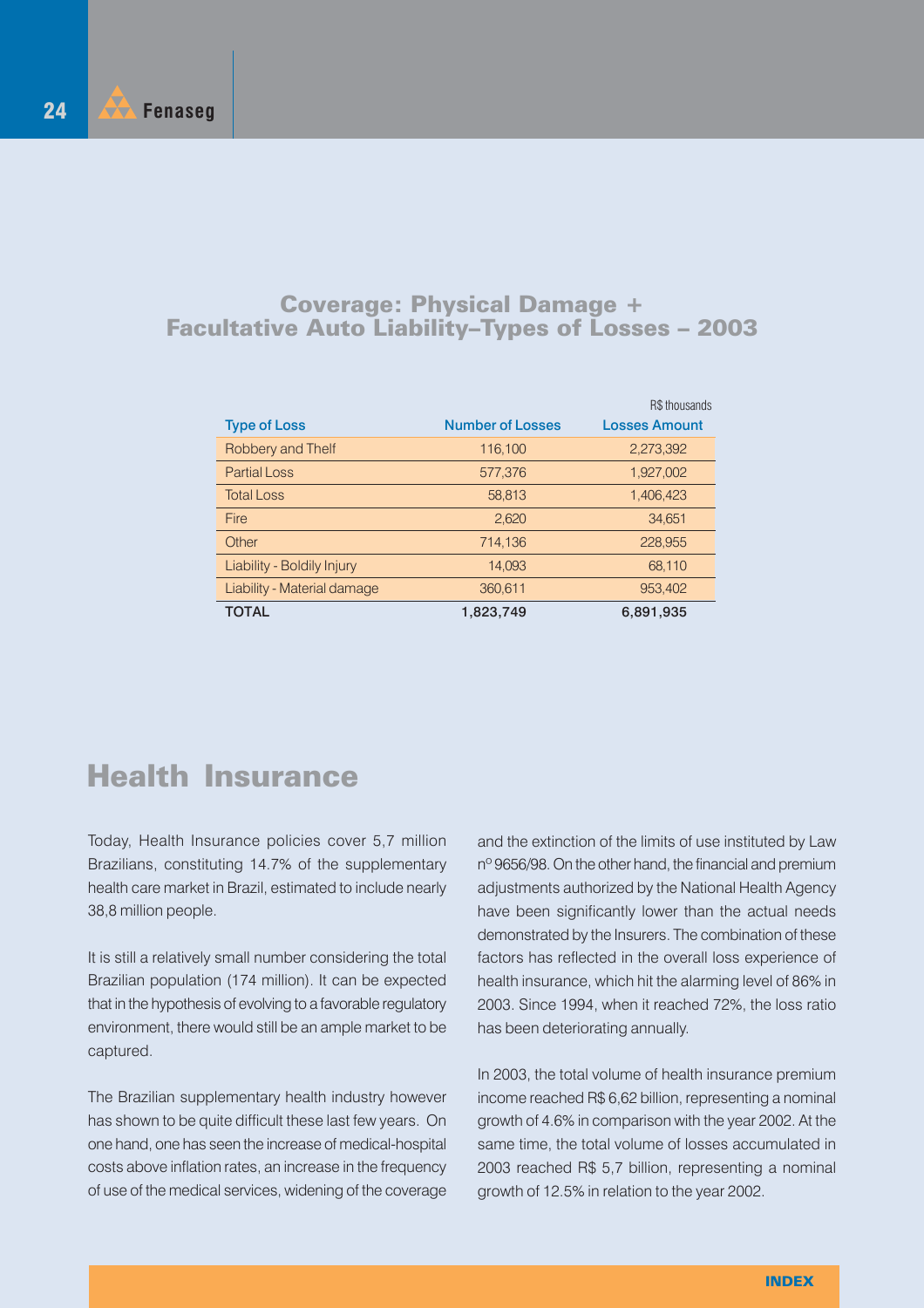## Coverage: Physical Damage + Facultative Auto Liability–Types of Losses – 2003

R$ thousands

| Type of Loss | Number of Losses | Losses Amount |
|---|---|---|
| Robbery and Thelf | 116,100 | 2,273,392 |
| Partial Loss | 577,376 | 1,927,002 |
| Total Loss | 58,813 | 1,406,423 |
| Fire | 2,620 | 34,651 |
| Other | 714,136 | 228,955 |
| Liability - Boldily Injury | 14,093 | 68,110 |
| Liability - Material damage | 360,611 | 953,402 |
| **TOTAL** | **1,823,749** | **6,891,935** |

# Health Insurance

Today, Health Insurance policies cover 5,7 million Brazilians, constituting 14.7% of the supplementary health care market in Brazil, estimated to include nearly 38,8 million people.

It is still a relatively small number considering the total Brazilian population (174 million). It can be expected that in the hypothesis of evolving to a favorable regulatory environment, there would still be an ample market to be captured.

The Brazilian supplementary health industry however has shown to be quite difficult these last few years. On one hand, one has seen the increase of medical-hospital costs above inflation rates, an increase in the frequency of use of the medical services, widening of the coverage and the extinction of the limits of use instituted by Law nº 9656/98. On the other hand, the financial and premium adjustments authorized by the National Health Agency have been significantly lower than the actual needs demonstrated by the Insurers. The combination of these factors has reflected in the overall loss experience of health insurance, which hit the alarming level of 86% in 2003. Since 1994, when it reached 72%, the loss ratio has been deteriorating annually.

In 2003, the total volume of health insurance premium income reached R$ 6,62 billion, representing a nominal growth of 4.6% in comparison with the year 2002. At the same time, the total volume of losses accumulated in 2003 reached R$ 5,7 billion, representing a nominal growth of 12.5% in relation to the year 2002.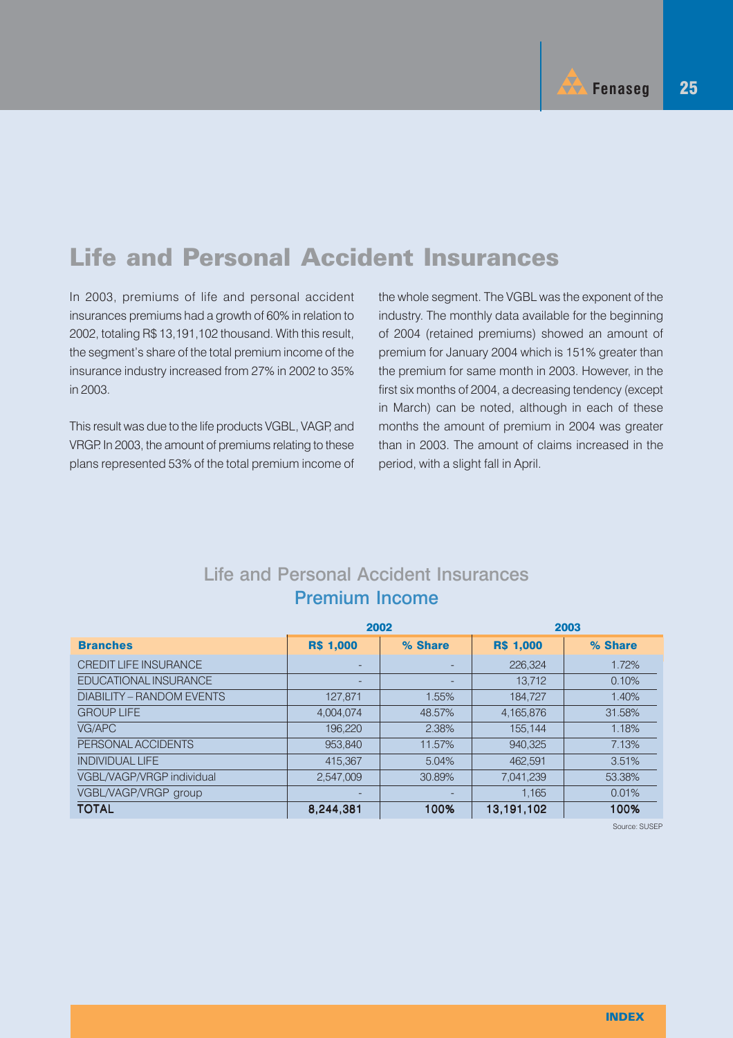# Life and Personal Accident Insurances

In 2003, premiums of life and personal accident insurances premiums had a growth of 60% in relation to 2002, totaling R$ 13,191,102 thousand. With this result, the segment's share of the total premium income of the insurance industry increased from 27% in 2002 to 35% in 2003.

This result was due to the life products VGBL, VAGP, and VRGP. In 2003, the amount of premiums relating to these plans represented 53% of the total premium income of the whole segment. The VGBL was the exponent of the industry. The monthly data available for the beginning of 2004 (retained premiums) showed an amount of premium for January 2004 which is 151% greater than the premium for same month in 2003. However, in the first six months of 2004, a decreasing tendency (except in March) can be noted, although in each of these months the amount of premium in 2004 was greater than in 2003. The amount of claims increased in the period, with a slight fall in April.

## Life and Personal Accident Insurances
## Premium Income

| | 2002 | | 2003 | |
|---|---|---|---|---|
| **Branches** | **R$ 1,000** | **% Share** | **R$ 1,000** | **% Share** |
| CREDIT LIFE INSURANCE | - | - | 226,324 | 1.72% |
| EDUCATIONAL INSURANCE | - | - | 13,712 | 0.10% |
| DIABILITY – RANDOM EVENTS | 127,871 | 1.55% | 184,727 | 1.40% |
| GROUP LIFE | 4,004,074 | 48.57% | 4,165,876 | 31.58% |
| VG/APC | 196,220 | 2.38% | 155,144 | 1.18% |
| PERSONAL ACCIDENTS | 953,840 | 11.57% | 940,325 | 7.13% |
| INDIVIDUAL LIFE | 415,367 | 5.04% | 462,591 | 3.51% |
| VGBL/VAGP/VRGP individual | 2,547,009 | 30.89% | 7,041,239 | 53.38% |
| VGBL/VAGP/VRGP group | - | - | 1,165 | 0.01% |
| **TOTAL** | **8,244,381** | **100%** | **13,191,102** | **100%** |

Source: SUSEP

INDEX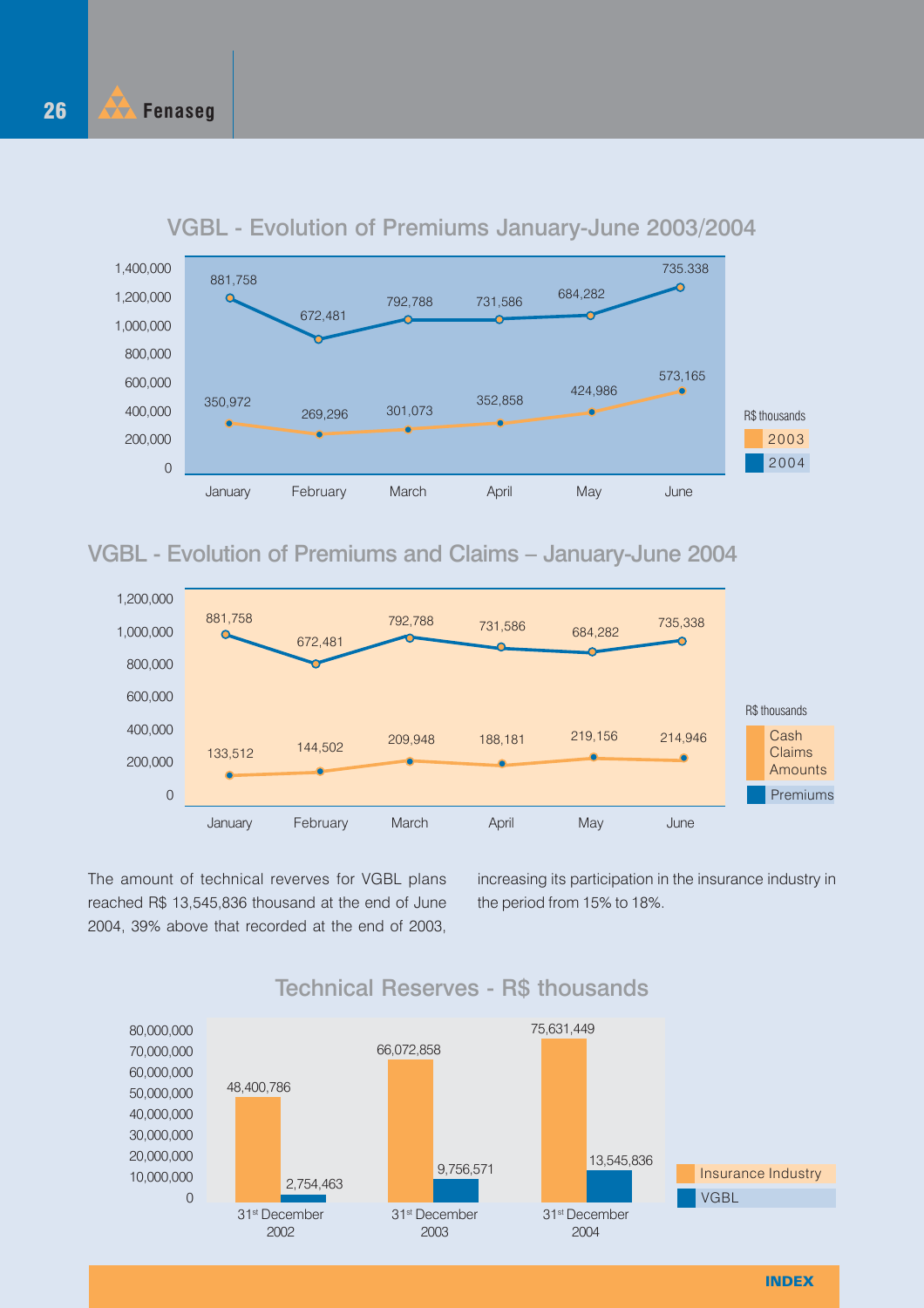## VGBL - Evolution of Premiums January-June 2003/2004

R$ thousands

| | January | February | March | April | May | June |
|---|---|---|---|---|---|---|
| 2003 | 350,972 | 269,296 | 301,073 | 352,858 | 424,986 | 573,165 |
| 2004 | 881,758 | 672,481 | 792,788 | 731,586 | 684,282 | 735.338 |

## VGBL - Evolution of Premiums and Claims – January-June 2004

R$ thousands

| | January | February | March | April | May | June |
|---|---|---|---|---|---|---|
| Cash Claims Amounts | 133,512 | 144,502 | 209,948 | 188,181 | 219,156 | 214,946 |
| Premiums | 881,758 | 672,481 | 792,788 | 731,586 | 684,282 | 735,338 |

The amount of technical reverves for VGBL plans reached R$ 13,545,836 thousand at the end of June 2004, 39% above that recorded at the end of 2003, increasing its participation in the insurance industry in the period from 15% to 18%.

## Technical Reserves - R$ thousands

| | 31st December 2002 | 31st December 2003 | 31st December 2004 |
|---|---|---|---|
| Insurance Industry | 48,400,786 | 66,072,858 | 75,631,449 |
| VGBL | 2,754,463 | 9,756,571 | 13,545,836 |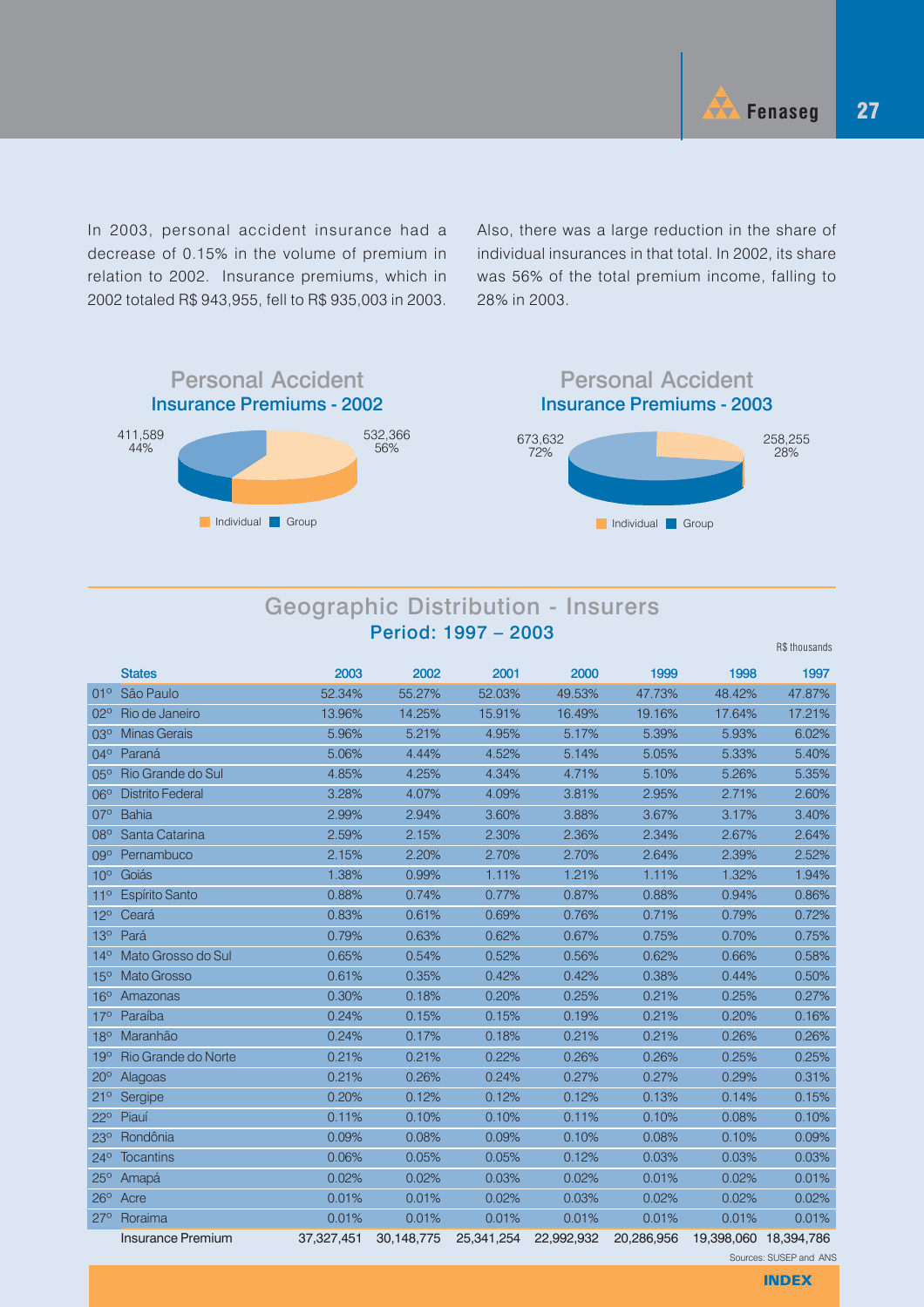In 2003, personal accident insurance had a decrease of 0.15% in the volume of premium in relation to 2002. Insurance premiums, which in 2002 totaled R$ 943,955, fell to R$ 935,003 in 2003.

Also, there was a large reduction in the share of individual insurances in that total. In 2002, its share was 56% of the total premium income, falling to 28% in 2003.

## Personal Accident
### Insurance Premiums - 2002

411,589
44%

532,366
56%

Individual Group

## Personal Accident
### Insurance Premiums - 2003

673,632
72%

258,255
28%

Individual Group

## Geographic Distribution - Insurers
### Period: 1997 – 2003

R$ thousands

| | States | 2003 | 2002 | 2001 | 2000 | 1999 | 1998 | 1997 |
|---|---|---|---|---|---|---|---|---|
| 01º | São Paulo | 52.34% | 55.27% | 52.03% | 49.53% | 47.73% | 48.42% | 47.87% |
| 02º | Rio de Janeiro | 13.96% | 14.25% | 15.91% | 16.49% | 19.16% | 17.64% | 17.21% |
| 03º | Minas Gerais | 5.96% | 5.21% | 4.95% | 5.17% | 5.39% | 5.93% | 6.02% |
| 04º | Paraná | 5.06% | 4.44% | 4.52% | 5.14% | 5.05% | 5.33% | 5.40% |
| 05º | Rio Grande do Sul | 4.85% | 4.25% | 4.34% | 4.71% | 5.10% | 5.26% | 5.35% |
| 06º | Distrito Federal | 3.28% | 4.07% | 4.09% | 3.81% | 2.95% | 2.71% | 2.60% |
| 07º | Bahia | 2.99% | 2.94% | 3.60% | 3.88% | 3.67% | 3.17% | 3.40% |
| 08º | Santa Catarina | 2.59% | 2.15% | 2.30% | 2.36% | 2.34% | 2.67% | 2.64% |
| 09º | Pernambuco | 2.15% | 2.20% | 2.70% | 2.70% | 2.64% | 2.39% | 2.52% |
| 10º | Goiás | 1.38% | 0.99% | 1.11% | 1.21% | 1.11% | 1.32% | 1.94% |
| 11º | Espírito Santo | 0.88% | 0.74% | 0.77% | 0.87% | 0.88% | 0.94% | 0.86% |
| 12º | Ceará | 0.83% | 0.61% | 0.69% | 0.76% | 0.71% | 0.79% | 0.72% |
| 13º | Pará | 0.79% | 0.63% | 0.62% | 0.67% | 0.75% | 0.70% | 0.75% |
| 14º | Mato Grosso do Sul | 0.65% | 0.54% | 0.52% | 0.56% | 0.62% | 0.66% | 0.58% |
| 15º | Mato Grosso | 0.61% | 0.35% | 0.42% | 0.42% | 0.38% | 0.44% | 0.50% |
| 16º | Amazonas | 0.30% | 0.18% | 0.20% | 0.25% | 0.21% | 0.25% | 0.27% |
| 17º | Paraíba | 0.24% | 0.15% | 0.15% | 0.19% | 0.21% | 0.20% | 0.16% |
| 18º | Maranhão | 0.24% | 0.17% | 0.18% | 0.21% | 0.21% | 0.26% | 0.26% |
| 19º | Rio Grande do Norte | 0.21% | 0.21% | 0.22% | 0.26% | 0.26% | 0.25% | 0.25% |
| 20º | Alagoas | 0.21% | 0.26% | 0.24% | 0.27% | 0.27% | 0.29% | 0.31% |
| 21º | Sergipe | 0.20% | 0.12% | 0.12% | 0.12% | 0.13% | 0.14% | 0.15% |
| 22º | Piauí | 0.11% | 0.10% | 0.10% | 0.11% | 0.10% | 0.08% | 0.10% |
| 23º | Rondônia | 0.09% | 0.08% | 0.09% | 0.10% | 0.08% | 0.10% | 0.09% |
| 24º | Tocantins | 0.06% | 0.05% | 0.05% | 0.12% | 0.03% | 0.03% | 0.03% |
| 25º | Amapá | 0.02% | 0.02% | 0.03% | 0.02% | 0.01% | 0.02% | 0.01% |
| 26º | Acre | 0.01% | 0.01% | 0.02% | 0.03% | 0.02% | 0.02% | 0.02% |
| 27º | Roraima | 0.01% | 0.01% | 0.01% | 0.01% | 0.01% | 0.01% | 0.01% |
| | Insurance Premium | 37,327,451 | 30,148,775 | 25,341,254 | 22,992,932 | 20,286,956 | 19,398,060 | 18,394,786 |

Sources: SUSEP and ANS

INDEX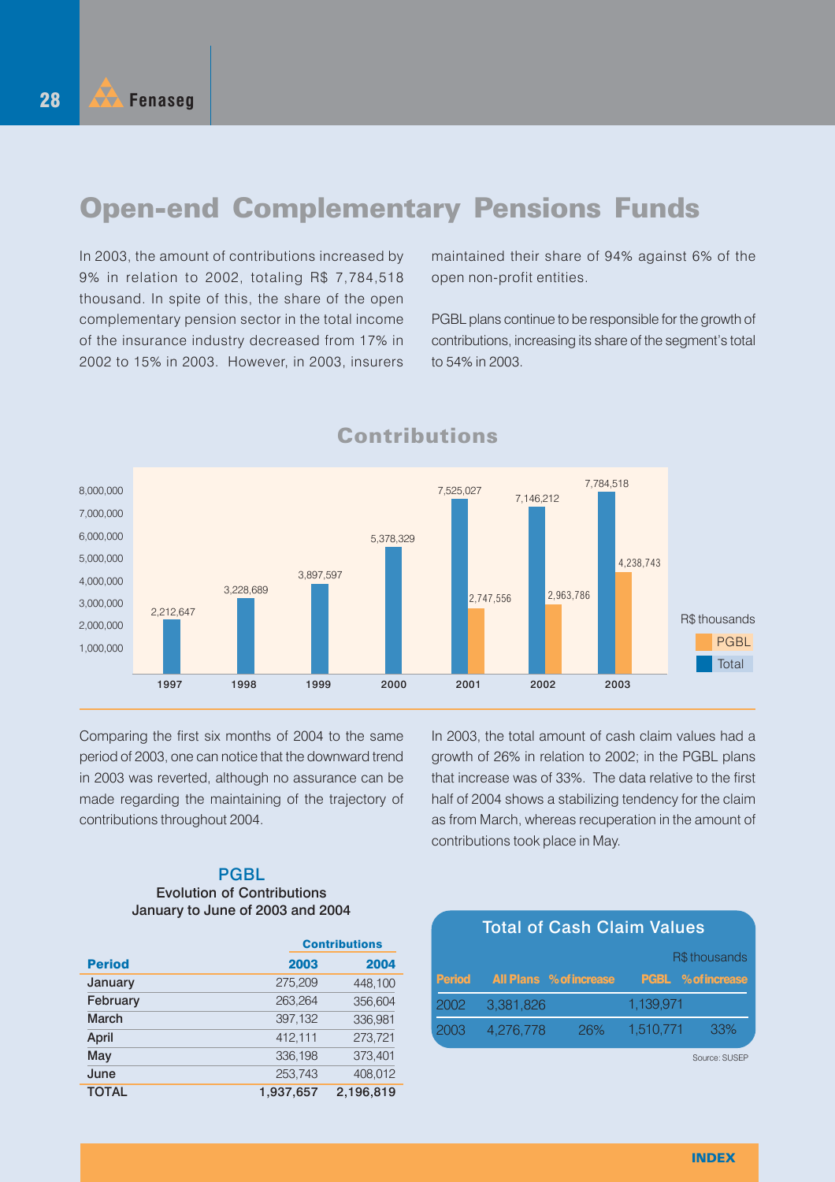# Open-end Complementary Pensions Funds

In 2003, the amount of contributions increased by 9% in relation to 2002, totaling R$ 7,784,518 thousand. In spite of this, the share of the open complementary pension sector in the total income of the insurance industry decreased from 17% in 2002 to 15% in 2003. However, in 2003, insurers maintained their share of 94% against 6% of the open non-profit entities.

PGBL plans continue to be responsible for the growth of contributions, increasing its share of the segment's total to 54% in 2003.

## Contributions

R$ thousands

| Year | Total | PGBL |
|---|---|---|
| 1997 | 2,212,647 | |
| 1998 | 3,228,689 | |
| 1999 | 3,897,597 | |
| 2000 | 5,378,329 | |
| 2001 | 7,525,027 | 2,747,556 |
| 2002 | 7,146,212 | 2,963,786 |
| 2003 | 7,784,518 | 4,238,743 |

Comparing the first six months of 2004 to the same period of 2003, one can notice that the downward trend in 2003 was reverted, although no assurance can be made regarding the maintaining of the trajectory of contributions throughout 2004.

In 2003, the total amount of cash claim values had a growth of 26% in relation to 2002; in the PGBL plans that increase was of 33%. The data relative to the first half of 2004 shows a stabilizing tendency for the claim as from March, whereas recuperation in the amount of contributions took place in May.

### PGBL

**Evolution of Contributions**
**January to June of 2003 and 2004**

| Period | Contributions 2003 | Contributions 2004 |
|---|---|---|
| January | 275,209 | 448,100 |
| February | 263,264 | 356,604 |
| March | 397,132 | 336,981 |
| April | 412,111 | 273,721 |
| May | 336,198 | 373,401 |
| June | 253,743 | 408,012 |
| **TOTAL** | **1,937,657** | **2,196,819** |

### Total of Cash Claim Values

R$ thousands

| Period | All Plans | % of increase | PGBL | % of increase |
|---|---|---|---|---|
| 2002 | 3,381,826 | | 1,139,971 | |
| 2003 | 4,276,778 | 26% | 1,510,771 | 33% |

Source: SUSEP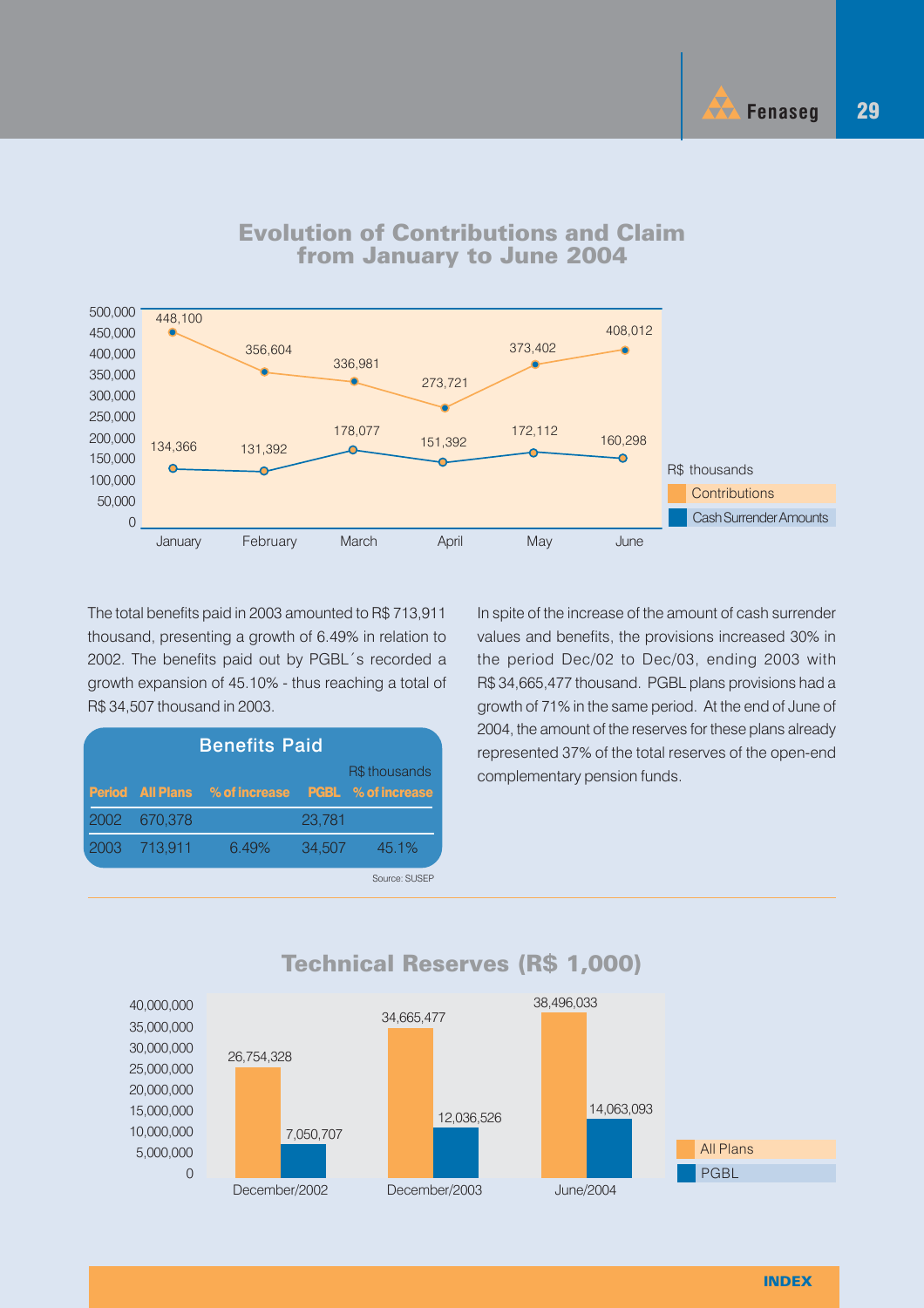## Evolution of Contributions and Claim from January to June 2004

R$ thousands

| Month | Contributions | Cash Surrender Amounts |
|---|---|---|
| January | 448,100 | 134,366 |
| February | 356,604 | 131,392 |
| March | 336,981 | 178,077 |
| April | 273,721 | 151,392 |
| May | 373,402 | 172,112 |
| June | 408,012 | 160,298 |

The total benefits paid in 2003 amounted to R$ 713,911 thousand, presenting a growth of 6.49% in relation to 2002. The benefits paid out by PGBL´s recorded a growth expansion of 45.10% - thus reaching a total of R$ 34,507 thousand in 2003.

**Benefits Paid**

R$ thousands

| Period | All Plans | % of increase | PGBL | % of increase |
|---|---|---|---|---|
| 2002 | 670,378 | | 23,781 | |
| 2003 | 713,911 | 6.49% | 34,507 | 45.1% |

Source: SUSEP

In spite of the increase of the amount of cash surrender values and benefits, the provisions increased 30% in the period Dec/02 to Dec/03, ending 2003 with R$ 34,665,477 thousand. PGBL plans provisions had a growth of 71% in the same period. At the end of June of 2004, the amount of the reserves for these plans already represented 37% of the total reserves of the open-end complementary pension funds.

## Technical Reserves (R$ 1,000)

| Period | All Plans | PGBL |
|---|---|---|
| December/2002 | 26,754,328 | 7,050,707 |
| December/2003 | 34,665,477 | 12,036,526 |
| June/2004 | 38,496,033 | 14,063,093 |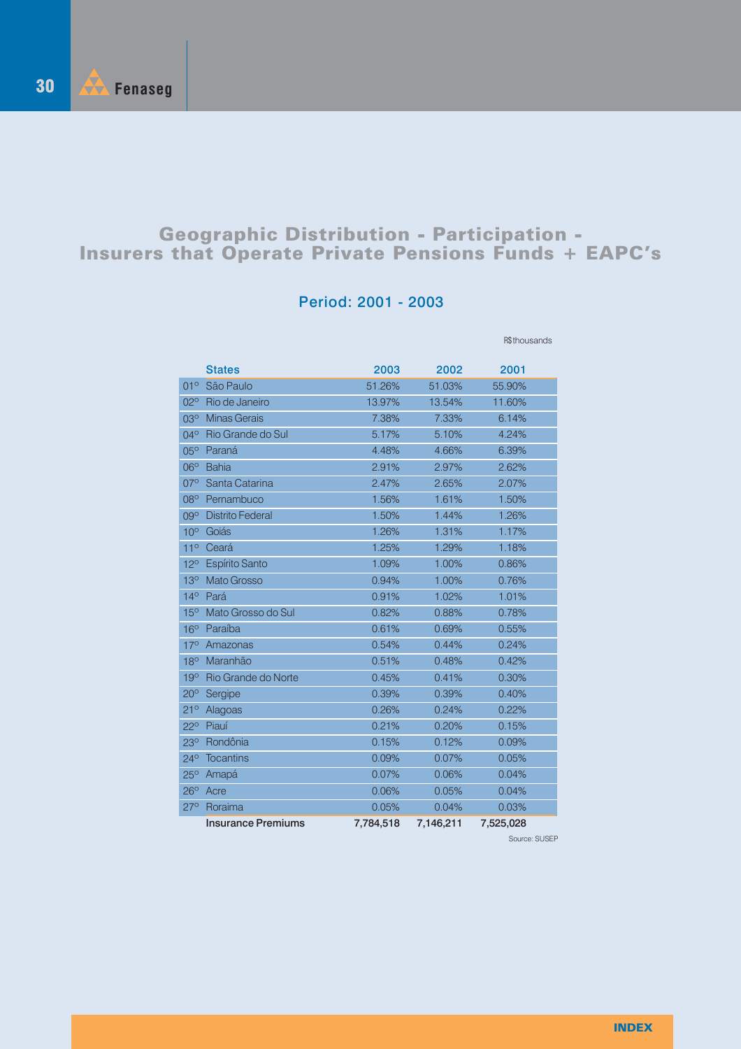# Geographic Distribution - Participation - Insurers that Operate Private Pensions Funds + EAPC's

## Period: 2001 - 2003

R$thousands

| | States | 2003 | 2002 | 2001 |
|---|---|---|---|---|
| 01º | São Paulo | 51.26% | 51.03% | 55.90% |
| 02º | Rio de Janeiro | 13.97% | 13.54% | 11.60% |
| 03º | Minas Gerais | 7.38% | 7.33% | 6.14% |
| 04º | Rio Grande do Sul | 5.17% | 5.10% | 4.24% |
| 05º | Paraná | 4.48% | 4.66% | 6.39% |
| 06º | Bahia | 2.91% | 2.97% | 2.62% |
| 07º | Santa Catarina | 2.47% | 2.65% | 2.07% |
| 08º | Pernambuco | 1.56% | 1.61% | 1.50% |
| 09º | Distrito Federal | 1.50% | 1.44% | 1.26% |
| 10º | Goiás | 1.26% | 1.31% | 1.17% |
| 11º | Ceará | 1.25% | 1.29% | 1.18% |
| 12º | Espírito Santo | 1.09% | 1.00% | 0.86% |
| 13º | Mato Grosso | 0.94% | 1.00% | 0.76% |
| 14º | Pará | 0.91% | 1.02% | 1.01% |
| 15º | Mato Grosso do Sul | 0.82% | 0.88% | 0.78% |
| 16º | Paraíba | 0.61% | 0.69% | 0.55% |
| 17º | Amazonas | 0.54% | 0.44% | 0.24% |
| 18º | Maranhão | 0.51% | 0.48% | 0.42% |
| 19º | Rio Grande do Norte | 0.45% | 0.41% | 0.30% |
| 20º | Sergipe | 0.39% | 0.39% | 0.40% |
| 21º | Alagoas | 0.26% | 0.24% | 0.22% |
| 22º | Piauí | 0.21% | 0.20% | 0.15% |
| 23º | Rondônia | 0.15% | 0.12% | 0.09% |
| 24º | Tocantins | 0.09% | 0.07% | 0.05% |
| 25º | Amapá | 0.07% | 0.06% | 0.04% |
| 26º | Acre | 0.06% | 0.05% | 0.04% |
| 27º | Roraima | 0.05% | 0.04% | 0.03% |
| | **Insurance Premiums** | **7,784,518** | **7,146,211** | **7,525,028** |

Source: SUSEP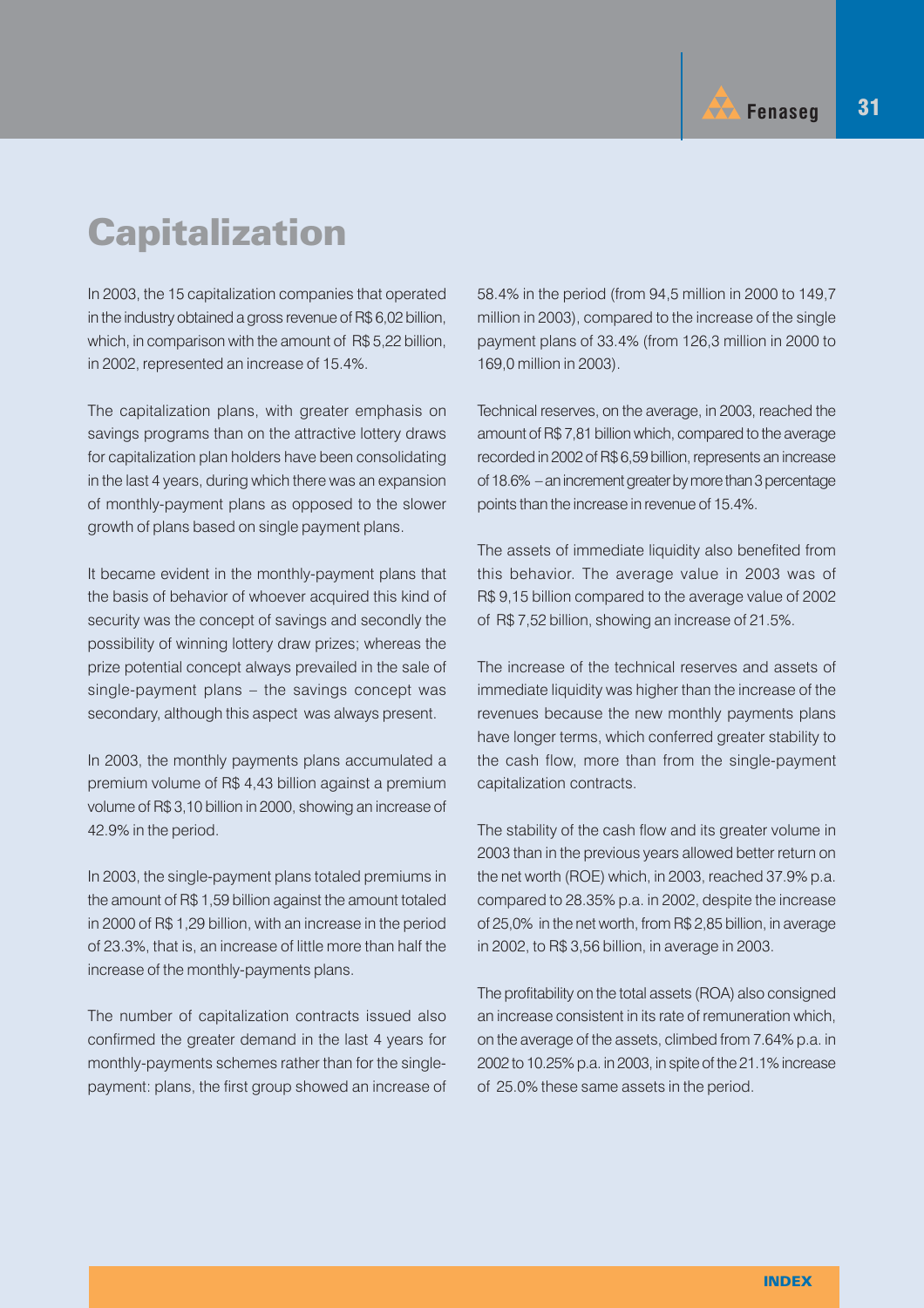# Capitalization

In 2003, the 15 capitalization companies that operated in the industry obtained a gross revenue of R$ 6,02 billion, which, in comparison with the amount of R$ 5,22 billion, in 2002, represented an increase of 15.4%.

The capitalization plans, with greater emphasis on savings programs than on the attractive lottery draws for capitalization plan holders have been consolidating in the last 4 years, during which there was an expansion of monthly-payment plans as opposed to the slower growth of plans based on single payment plans.

It became evident in the monthly-payment plans that the basis of behavior of whoever acquired this kind of security was the concept of savings and secondly the possibility of winning lottery draw prizes; whereas the prize potential concept always prevailed in the sale of single-payment plans – the savings concept was secondary, although this aspect was always present.

In 2003, the monthly payments plans accumulated a premium volume of R$ 4,43 billion against a premium volume of R$ 3,10 billion in 2000, showing an increase of 42.9% in the period.

In 2003, the single-payment plans totaled premiums in the amount of R$ 1,59 billion against the amount totaled in 2000 of R$ 1,29 billion, with an increase in the period of 23.3%, that is, an increase of little more than half the increase of the monthly-payments plans.

The number of capitalization contracts issued also confirmed the greater demand in the last 4 years for monthly-payments schemes rather than for the single-payment: plans, the first group showed an increase of 58.4% in the period (from 94,5 million in 2000 to 149,7 million in 2003), compared to the increase of the single payment plans of 33.4% (from 126,3 million in 2000 to 169,0 million in 2003).

Technical reserves, on the average, in 2003, reached the amount of R$ 7,81 billion which, compared to the average recorded in 2002 of R$ 6,59 billion, represents an increase of 18.6% – an increment greater by more than 3 percentage points than the increase in revenue of 15.4%.

The assets of immediate liquidity also benefited from this behavior. The average value in 2003 was of R$ 9,15 billion compared to the average value of 2002 of R$ 7,52 billion, showing an increase of 21.5%.

The increase of the technical reserves and assets of immediate liquidity was higher than the increase of the revenues because the new monthly payments plans have longer terms, which conferred greater stability to the cash flow, more than from the single-payment capitalization contracts.

The stability of the cash flow and its greater volume in 2003 than in the previous years allowed better return on the net worth (ROE) which, in 2003, reached 37.9% p.a. compared to 28.35% p.a. in 2002, despite the increase of 25,0% in the net worth, from R$ 2,85 billion, in average in 2002, to R$ 3,56 billion, in average in 2003.

The profitability on the total assets (ROA) also consigned an increase consistent in its rate of remuneration which, on the average of the assets, climbed from 7.64% p.a. in 2002 to 10.25% p.a. in 2003, in spite of the 21.1% increase of 25.0% these same assets in the period.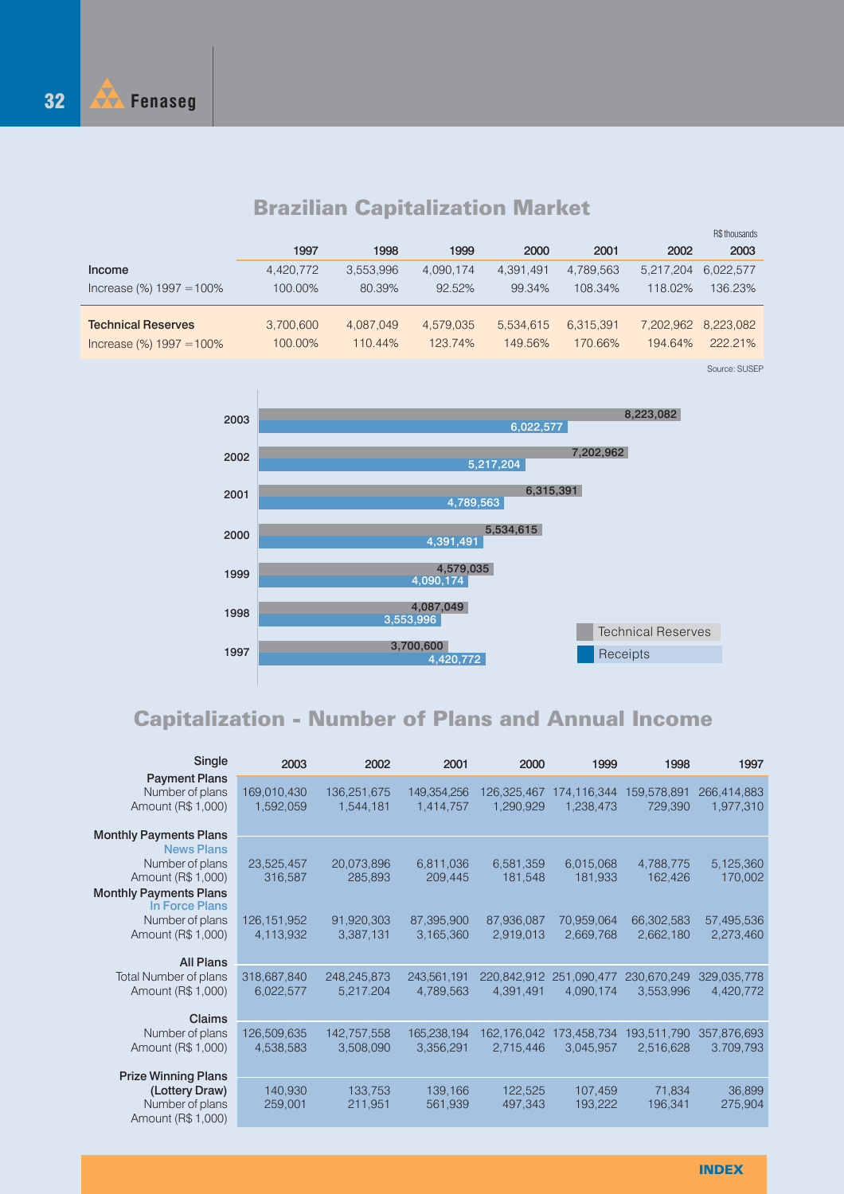# Brazilian Capitalization Market

R$ thousands

| | 1997 | 1998 | 1999 | 2000 | 2001 | 2002 | 2003 |
|---|---|---|---|---|---|---|---|
| **Income** | 4,420,772 | 3,553,996 | 4,090,174 | 4,391,491 | 4,789,563 | 5,217,204 | 6,022,577 |
| Increase (%) 1997 = 100% | 100.00% | 80.39% | 92.52% | 99.34% | 108.34% | 118.02% | 136.23% |
| **Technical Reserves** | 3,700,600 | 4,087,049 | 4,579,035 | 5,534,615 | 6,315,391 | 7,202,962 | 8,223,082 |
| Increase (%) 1997 = 100% | 100.00% | 110.44% | 123.74% | 149.56% | 170.66% | 194.64% | 222.21% |

Source: SUSEP

| Year | Technical Reserves | Receipts |
|---|---|---|
| 2003 | 8,223,082 | 6,022,577 |
| 2002 | 7,202,962 | 5,217,204 |
| 2001 | 6,315,391 | 4,789,563 |
| 2000 | 5,534,615 | 4,391,491 |
| 1999 | 4,579,035 | 4,090,174 |
| 1998 | 4,087,049 | 3,553,996 |
| 1997 | 3,700,600 | 4,420,772 |

# Capitalization - Number of Plans and Annual Income

| | 2003 | 2002 | 2001 | 2000 | 1999 | 1998 | 1997 |
|---|---|---|---|---|---|---|---|
| **Single Payment Plans** | | | | | | | |
| Number of plans | 169,010,430 | 136,251,675 | 149,354,256 | 126,325,467 | 174,116,344 | 159,578,891 | 266,414,883 |
| Amount (R$ 1,000) | 1,592,059 | 1,544,181 | 1,414,757 | 1,290,929 | 1,238,473 | 729,390 | 1,977,310 |
| **Monthly Payments Plans** News Plans | | | | | | | |
| Number of plans | 23,525,457 | 20,073,896 | 6,811,036 | 6,581,359 | 6,015,068 | 4,788,775 | 5,125,360 |
| Amount (R$ 1,000) | 316,587 | 285,893 | 209,445 | 181,548 | 181,933 | 162,426 | 170,002 |
| **Monthly Payments Plans** In Force Plans | | | | | | | |
| Number of plans | 126,151,952 | 91,920,303 | 87,395,900 | 87,936,087 | 70,959,064 | 66,302,583 | 57,495,536 |
| Amount (R$ 1,000) | 4,113,932 | 3,387,131 | 3,165,360 | 2,919,013 | 2,669,768 | 2,662,180 | 2,273,460 |
| **All Plans** | | | | | | | |
| Total Number of plans | 318,687,840 | 248,245,873 | 243,561,191 | 220,842,912 | 251,090,477 | 230,670,249 | 329,035,778 |
| Amount (R$ 1,000) | 6,022,577 | 5,217.204 | 4,789,563 | 4,391,491 | 4,090,174 | 3,553,996 | 4,420,772 |
| **Claims** | | | | | | | |
| Number of plans | 126,509,635 | 142,757,558 | 165,238,194 | 162,176,042 | 173,458,734 | 193,511,790 | 357,876,693 |
| Amount (R$ 1,000) | 4,538,583 | 3,508,090 | 3,356,291 | 2,715,446 | 3,045,957 | 2,516,628 | 3.709,793 |
| **Prize Winning Plans (Lottery Draw)** | | | | | | | |
| Number of plans | 140,930 | 133,753 | 139,166 | 122,525 | 107,459 | 71,834 | 36,899 |
| Amount (R$ 1,000) | 259,001 | 211,951 | 561,939 | 497,343 | 193,222 | 196,341 | 275,904 |

INDEX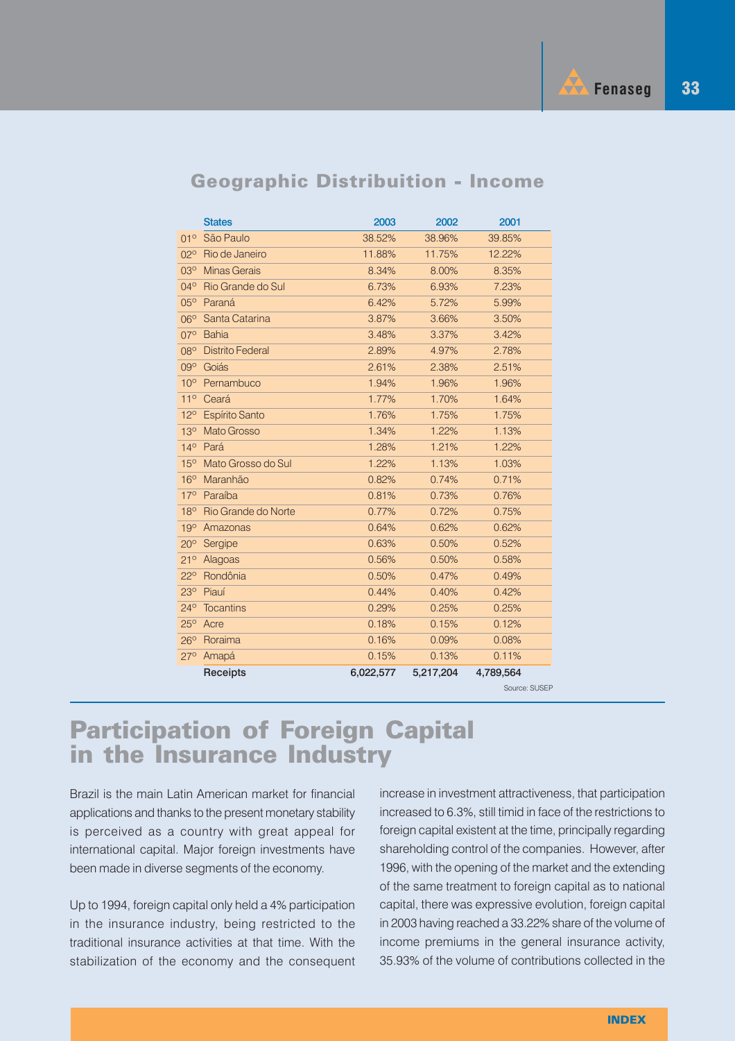## Geographic Distribuition - Income

| | States | 2003 | 2002 | 2001 |
|---|---|---|---|---|
| 01º | São Paulo | 38.52% | 38.96% | 39.85% |
| 02º | Rio de Janeiro | 11.88% | 11.75% | 12.22% |
| 03º | Minas Gerais | 8.34% | 8.00% | 8.35% |
| 04º | Rio Grande do Sul | 6.73% | 6.93% | 7.23% |
| 05º | Paraná | 6.42% | 5.72% | 5.99% |
| 06º | Santa Catarina | 3.87% | 3.66% | 3.50% |
| 07º | Bahia | 3.48% | 3.37% | 3.42% |
| 08º | Distrito Federal | 2.89% | 4.97% | 2.78% |
| 09º | Goiás | 2.61% | 2.38% | 2.51% |
| 10º | Pernambuco | 1.94% | 1.96% | 1.96% |
| 11º | Ceará | 1.77% | 1.70% | 1.64% |
| 12º | Espírito Santo | 1.76% | 1.75% | 1.75% |
| 13º | Mato Grosso | 1.34% | 1.22% | 1.13% |
| 14º | Pará | 1.28% | 1.21% | 1.22% |
| 15º | Mato Grosso do Sul | 1.22% | 1.13% | 1.03% |
| 16º | Maranhão | 0.82% | 0.74% | 0.71% |
| 17º | Paraíba | 0.81% | 0.73% | 0.76% |
| 18º | Rio Grande do Norte | 0.77% | 0.72% | 0.75% |
| 19º | Amazonas | 0.64% | 0.62% | 0.62% |
| 20º | Sergipe | 0.63% | 0.50% | 0.52% |
| 21º | Alagoas | 0.56% | 0.50% | 0.58% |
| 22º | Rondônia | 0.50% | 0.47% | 0.49% |
| 23º | Piauí | 0.44% | 0.40% | 0.42% |
| 24º | Tocantins | 0.29% | 0.25% | 0.25% |
| 25º | Acre | 0.18% | 0.15% | 0.12% |
| 26º | Roraima | 0.16% | 0.09% | 0.08% |
| 27º | Amapá | 0.15% | 0.13% | 0.11% |
| | **Receipts** | **6,022,577** | **5,217,204** | **4,789,564** |

Source: SUSEP

# Participation of Foreign Capital in the Insurance Industry

Brazil is the main Latin American market for financial applications and thanks to the present monetary stability is perceived as a country with great appeal for international capital. Major foreign investments have been made in diverse segments of the economy.

Up to 1994, foreign capital only held a 4% participation in the insurance industry, being restricted to the traditional insurance activities at that time. With the stabilization of the economy and the consequent increase in investment attractiveness, that participation increased to 6.3%, still timid in face of the restrictions to foreign capital existent at the time, principally regarding shareholding control of the companies. However, after 1996, with the opening of the market and the extending of the same treatment to foreign capital as to national capital, there was expressive evolution, foreign capital in 2003 having reached a 33.22% share of the volume of income premiums in the general insurance activity, 35.93% of the volume of contributions collected in the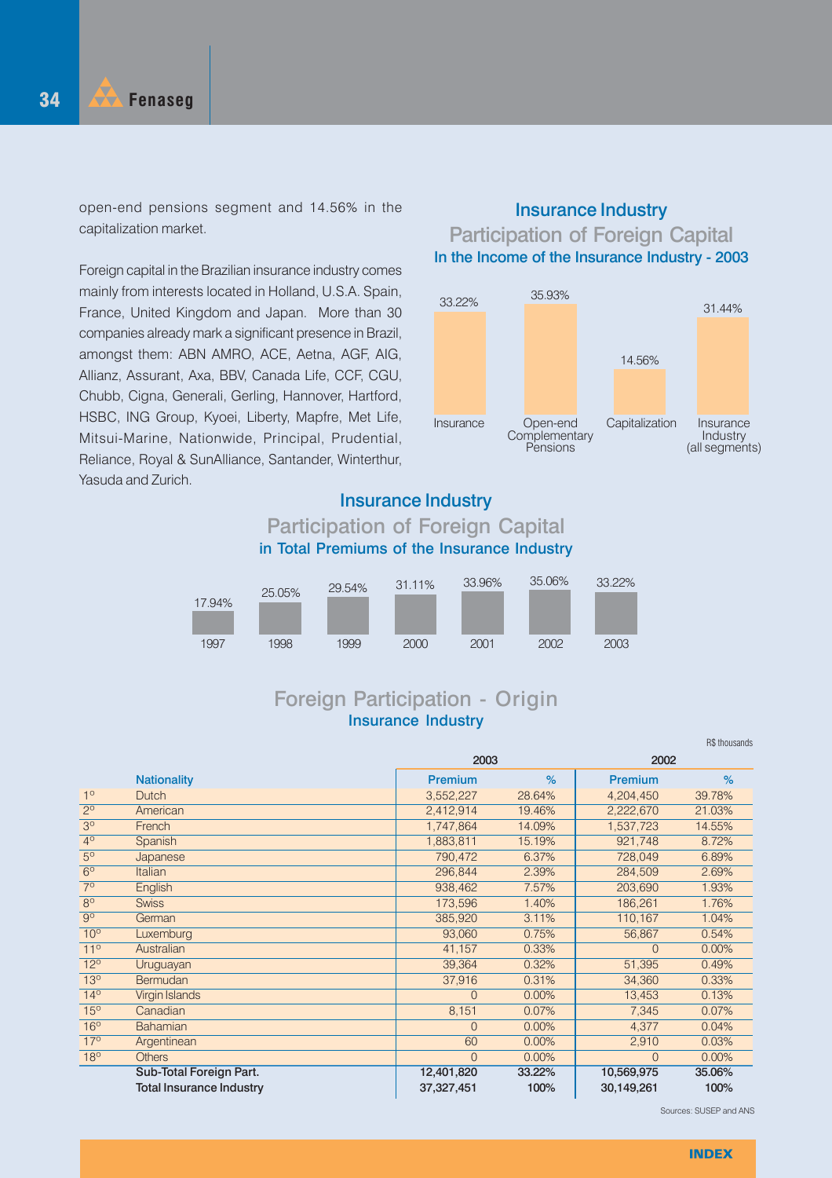open-end pensions segment and 14.56% in the capitalization market.

Foreign capital in the Brazilian insurance industry comes mainly from interests located in Holland, U.S.A. Spain, France, United Kingdom and Japan. More than 30 companies already mark a significant presence in Brazil, amongst them: ABN AMRO, ACE, Aetna, AGF, AIG, Allianz, Assurant, Axa, BBV, Canada Life, CCF, CGU, Chubb, Cigna, Generali, Gerling, Hannover, Hartford, HSBC, ING Group, Kyoei, Liberty, Mapfre, Met Life, Mitsui-Marine, Nationwide, Principal, Prudential, Reliance, Royal & SunAlliance, Santander, Winterthur, Yasuda and Zurich.

## Insurance Industry
### Participation of Foreign Capital
#### In the Income of the Insurance Industry - 2003

| Insurance | Open-end Complementary Pensions | Capitalization | Insurance Industry (all segments) |
|---|---|---|---|
| 33.22% | 35.93% | 14.56% | 31.44% |

## Insurance Industry
### Participation of Foreign Capital
#### in Total Premiums of the Insurance Industry

| 1997 | 1998 | 1999 | 2000 | 2001 | 2002 | 2003 |
|---|---|---|---|---|---|---|
| 17.94% | 25.05% | 29.54% | 31.11% | 33.96% | 35.06% | 33.22% |

## Foreign Participation - Origin
### Insurance Industry

R$ thousands

| | Nationality | 2003 Premium | 2003 % | 2002 Premium | 2002 % |
|---|---|---|---|---|---|
| 1º | Dutch | 3,552,227 | 28.64% | 4,204,450 | 39.78% |
| 2º | American | 2,412,914 | 19.46% | 2,222,670 | 21.03% |
| 3º | French | 1,747,864 | 14.09% | 1,537,723 | 14.55% |
| 4º | Spanish | 1,883,811 | 15.19% | 921,748 | 8.72% |
| 5º | Japanese | 790,472 | 6.37% | 728,049 | 6.89% |
| 6º | Italian | 296,844 | 2.39% | 284,509 | 2.69% |
| 7º | English | 938,462 | 7.57% | 203,690 | 1.93% |
| 8º | Swiss | 173,596 | 1.40% | 186,261 | 1.76% |
| 9º | German | 385,920 | 3.11% | 110,167 | 1.04% |
| 10º | Luxemburg | 93,060 | 0.75% | 56,867 | 0.54% |
| 11º | Australian | 41,157 | 0.33% | 0 | 0.00% |
| 12º | Uruguayan | 39,364 | 0.32% | 51,395 | 0.49% |
| 13º | Bermudan | 37,916 | 0.31% | 34,360 | 0.33% |
| 14º | Virgin Islands | 0 | 0.00% | 13,453 | 0.13% |
| 15º | Canadian | 8,151 | 0.07% | 7,345 | 0.07% |
| 16º | Bahamian | 0 | 0.00% | 4,377 | 0.04% |
| 17º | Argentinean | 60 | 0.00% | 2,910 | 0.03% |
| 18º | Others | 0 | 0.00% | 0 | 0.00% |
| | **Sub-Total Foreign Part.** | **12,401,820** | **33.22%** | **10,569,975** | **35.06%** |
| | **Total Insurance Industry** | **37,327,451** | **100%** | **30,149,261** | **100%** |

Sources: SUSEP and ANS

INDEX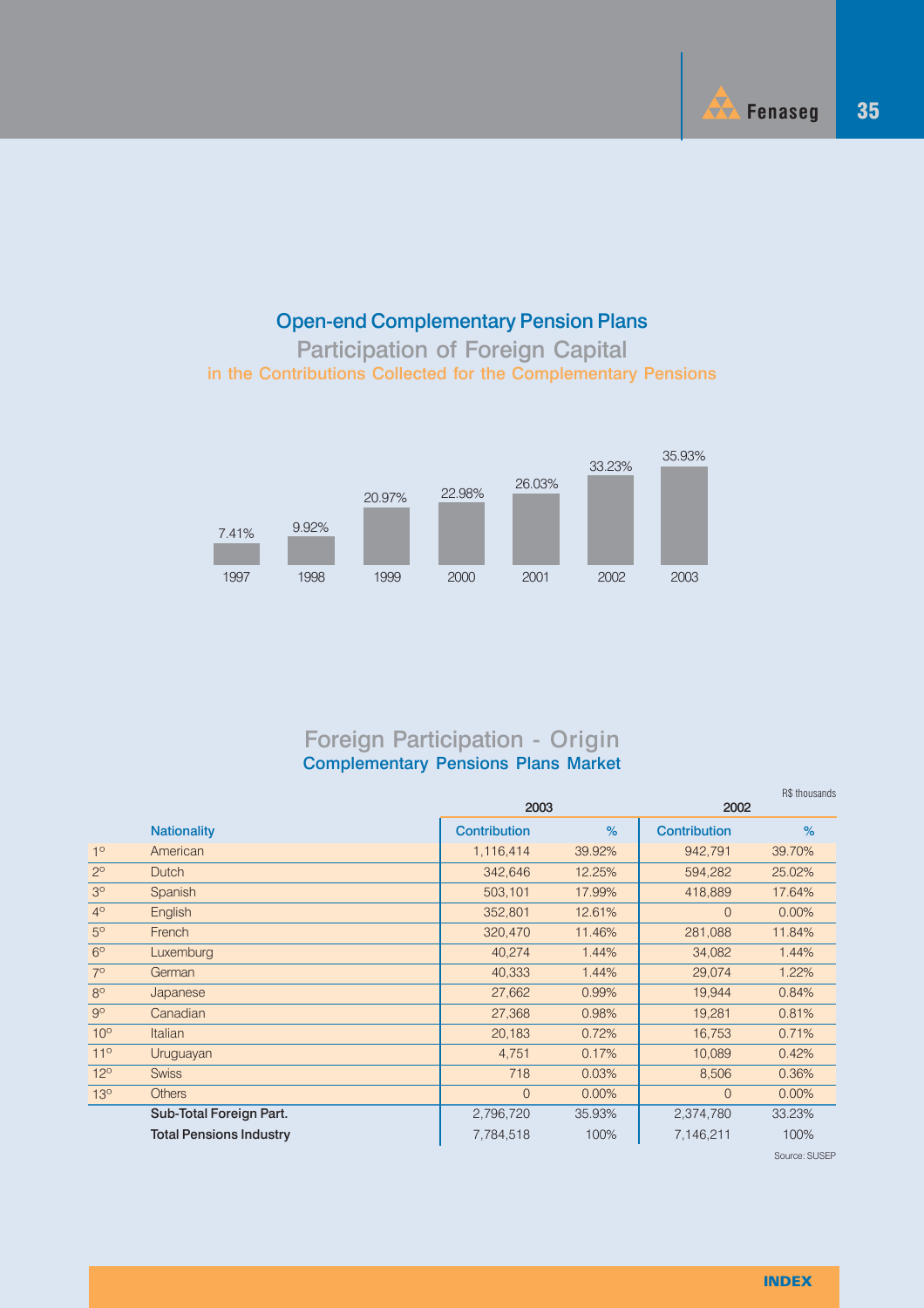## Open-end Complementary Pension Plans

### Participation of Foreign Capital

in the Contributions Collected for the Complementary Pensions

| 1997 | 1998 | 1999 | 2000 | 2001 | 2002 | 2003 |
|---|---|---|---|---|---|---|
| 7.41% | 9.92% | 20.97% | 22.98% | 26.03% | 33.23% | 35.93% |

## Foreign Participation - Origin

### Complementary Pensions Plans Market

R$ thousands

| | | 2003 | | 2002 | |
|---|---|---|---|---|---|
| | Nationality | Contribution | % | Contribution | % |
| 1º | American | 1,116,414 | 39.92% | 942,791 | 39.70% |
| 2º | Dutch | 342,646 | 12.25% | 594,282 | 25.02% |
| 3º | Spanish | 503,101 | 17.99% | 418,889 | 17.64% |
| 4º | English | 352,801 | 12.61% | 0 | 0.00% |
| 5º | French | 320,470 | 11.46% | 281,088 | 11.84% |
| 6º | Luxemburg | 40,274 | 1.44% | 34,082 | 1.44% |
| 7º | German | 40,333 | 1.44% | 29,074 | 1.22% |
| 8º | Japanese | 27,662 | 0.99% | 19,944 | 0.84% |
| 9º | Canadian | 27,368 | 0.98% | 19,281 | 0.81% |
| 10º | Italian | 20,183 | 0.72% | 16,753 | 0.71% |
| 11º | Uruguayan | 4,751 | 0.17% | 10,089 | 0.42% |
| 12º | Swiss | 718 | 0.03% | 8,506 | 0.36% |
| 13º | Others | 0 | 0.00% | 0 | 0.00% |
| | **Sub-Total Foreign Part.** | 2,796,720 | 35.93% | 2,374,780 | 33.23% |
| | **Total Pensions Industry** | 7,784,518 | 100% | 7,146,211 | 100% |

Source: SUSEP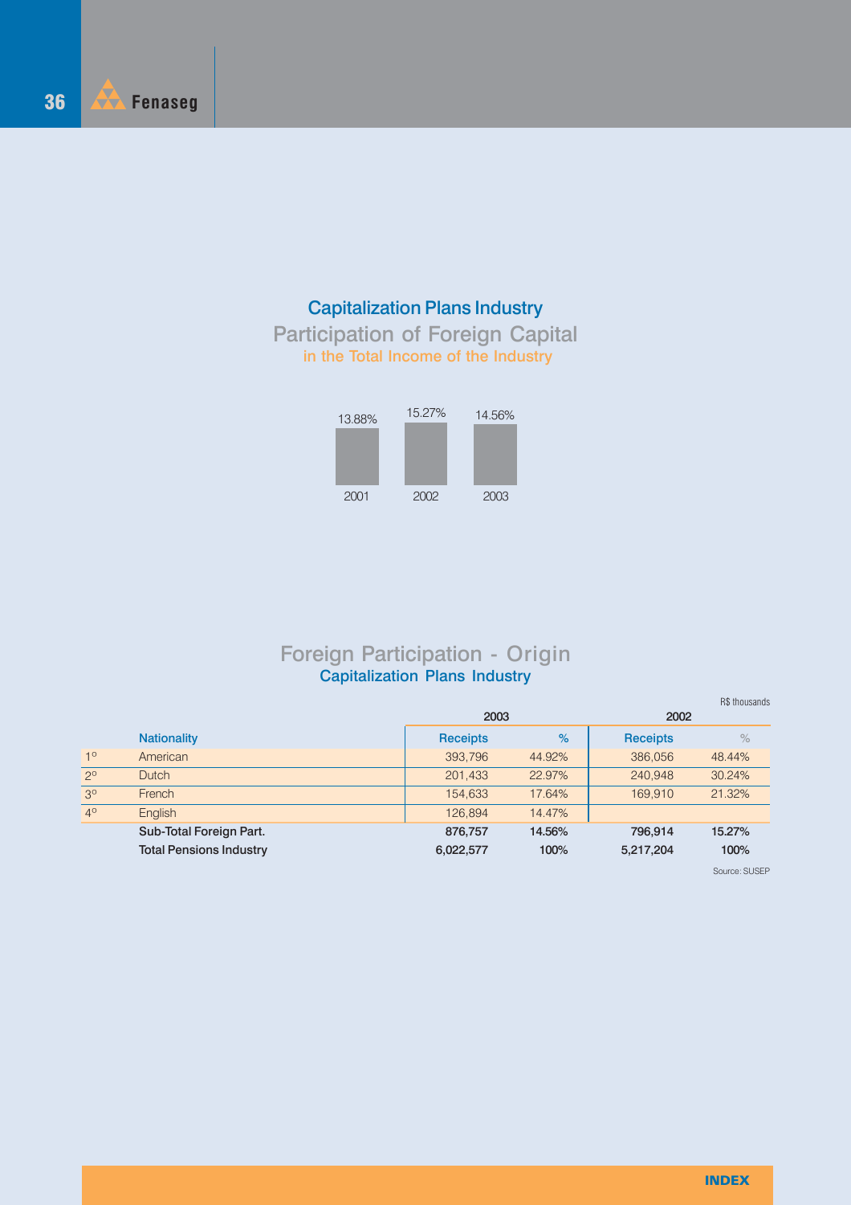## Capitalization Plans Industry

### Participation of Foreign Capital

#### in the Total Income of the Industry

| 2001 | 2002 | 2003 |
|---|---|---|
| 13.88% | 15.27% | 14.56% |

## Foreign Participation - Origin

### Capitalization Plans Industry

R$ thousands

| | Nationality | 2003 Receipts | 2003 % | 2002 Receipts | 2002 % |
|---|---|---|---|---|---|
| 1º | American | 393,796 | 44.92% | 386,056 | 48.44% |
| 2º | Dutch | 201,433 | 22.97% | 240,948 | 30.24% |
| 3º | French | 154,633 | 17.64% | 169,910 | 21.32% |
| 4º | English | 126,894 | 14.47% | | |
| | **Sub-Total Foreign Part.** | **876,757** | **14.56%** | **796,914** | **15.27%** |
| | **Total Pensions Industry** | **6,022,577** | **100%** | **5,217,204** | **100%** |

Source: SUSEP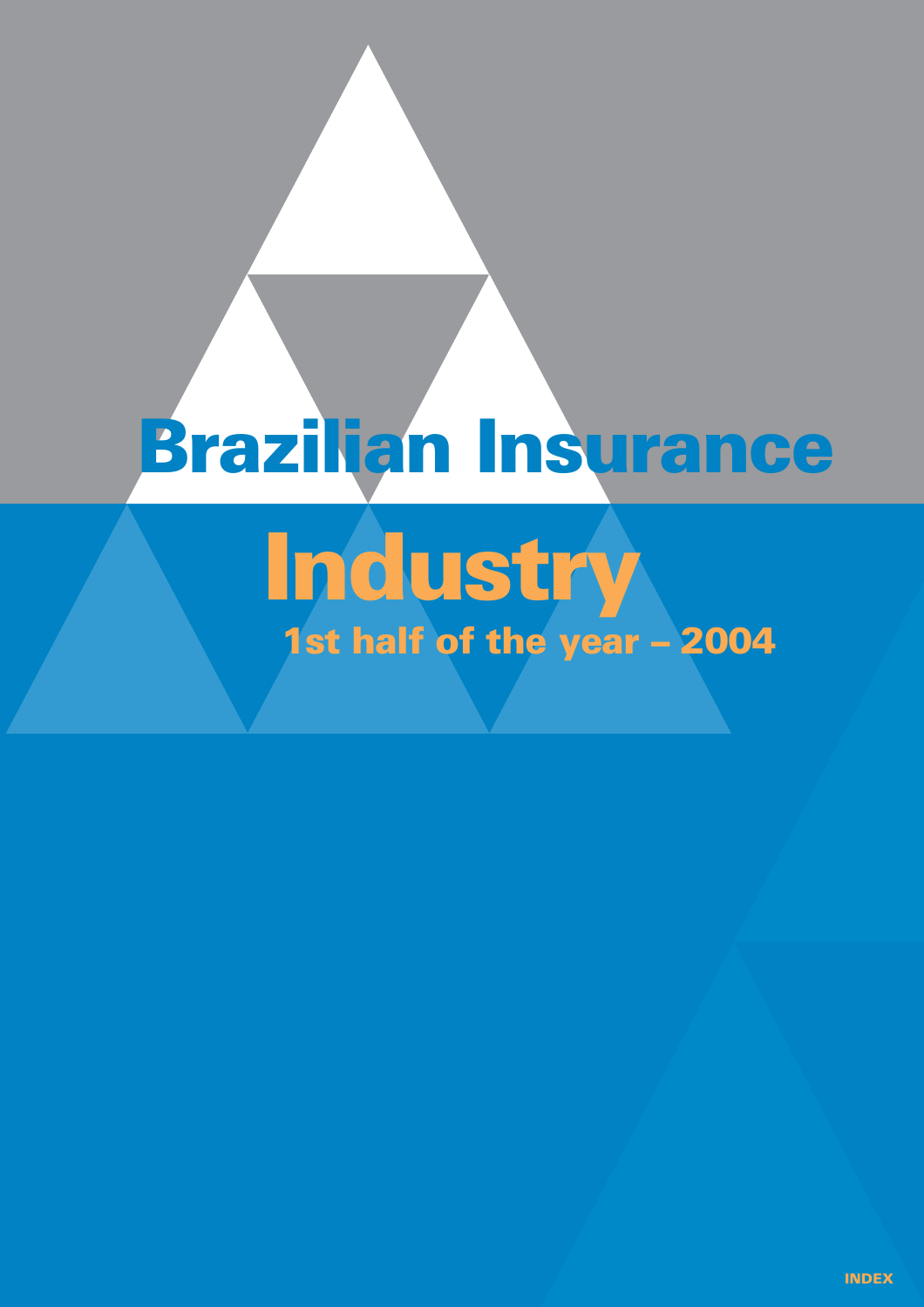# Brazilian Insurance Industry

## 1st half of the year – 2004

INDEX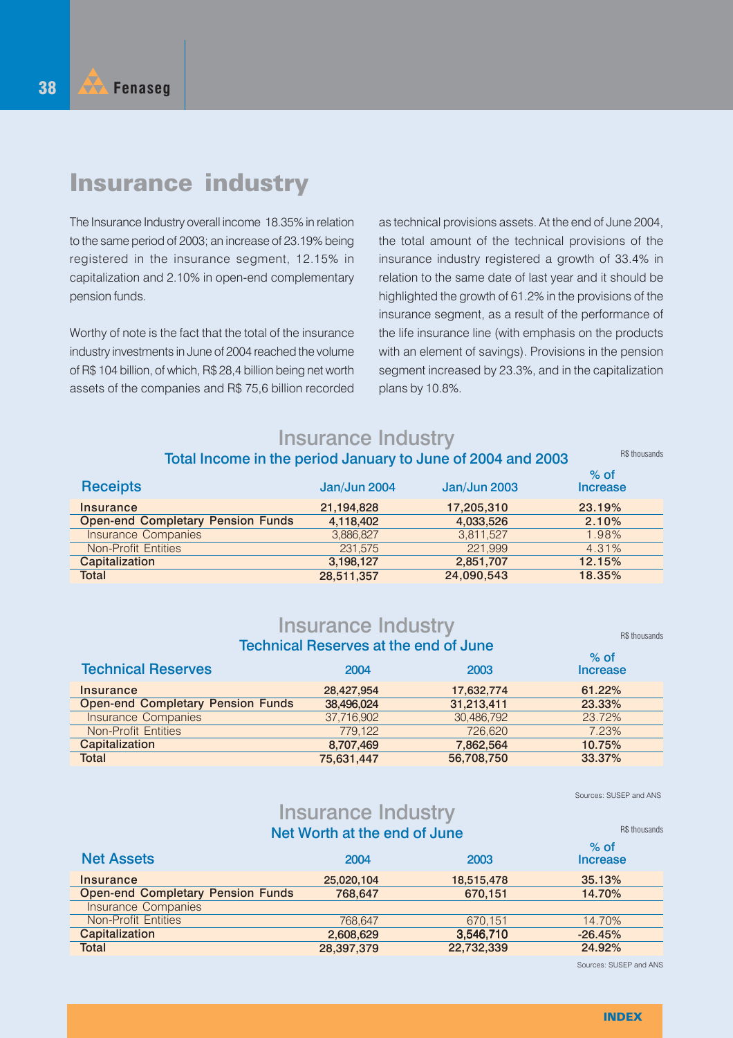# Insurance industry

The Insurance Industry overall income 18.35% in relation to the same period of 2003; an increase of 23.19% being registered in the insurance segment, 12.15% in capitalization and 2.10% in open-end complementary pension funds.

Worthy of note is the fact that the total of the insurance industry investments in June of 2004 reached the volume of R$ 104 billion, of which, R$ 28,4 billion being net worth assets of the companies and R$ 75,6 billion recorded as technical provisions assets. At the end of June 2004, the total amount of the technical provisions of the insurance industry registered a growth of 33.4% in relation to the same date of last year and it should be highlighted the growth of 61.2% in the provisions of the insurance segment, as a result of the performance of the life insurance line (with emphasis on the products with an element of savings). Provisions in the pension segment increased by 23.3%, and in the capitalization plans by 10.8%.

## Insurance Industry

### Total Income in the period January to June of 2004 and 2003

R$ thousands

| Receipts | Jan/Jun 2004 | Jan/Jun 2003 | % of Increase |
|---|---|---|---|
| **Insurance** | **21,194,828** | **17,205,310** | **23.19%** |
| **Open-end Completary Pension Funds** | **4,118,402** | **4,033,526** | **2.10%** |
| Insurance Companies | 3,886,827 | 3,811,527 | 1.98% |
| Non-Profit Entities | 231,575 | 221,999 | 4.31% |
| **Capitalization** | **3,198,127** | **2,851,707** | **12.15%** |
| **Total** | **28,511,357** | **24,090,543** | **18.35%** |

## Insurance Industry

### Technical Reserves at the end of June

R$ thousands

| Technical Reserves | 2004 | 2003 | % of Increase |
|---|---|---|---|
| **Insurance** | **28,427,954** | **17,632,774** | **61.22%** |
| **Open-end Completary Pension Funds** | **38,496,024** | **31,213,411** | **23.33%** |
| Insurance Companies | 37,716,902 | 30,486,792 | 23.72% |
| Non-Profit Entities | 779,122 | 726,620 | 7.23% |
| **Capitalization** | **8,707,469** | **7,862,564** | **10.75%** |
| **Total** | **75,631,447** | **56,708,750** | **33.37%** |

Sources: SUSEP and ANS

## Insurance Industry

### Net Worth at the end of June

R$ thousands

| Net Assets | 2004 | 2003 | % of Increase |
|---|---|---|---|
| **Insurance** | **25,020,104** | **18,515,478** | **35.13%** |
| **Open-end Completary Pension Funds** | **768,647** | **670,151** | **14.70%** |
| Insurance Companies | | | |
| Non-Profit Entities | 768,647 | 670,151 | 14.70% |
| **Capitalization** | **2,608,629** | **3,546,710** | **-26.45%** |
| **Total** | **28,397,379** | **22,732,339** | **24.92%** |

Sources: SUSEP and ANS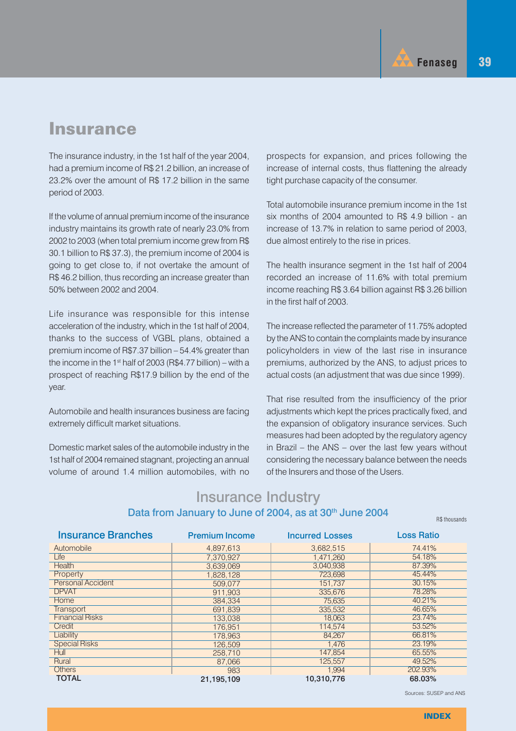# Insurance

The insurance industry, in the 1st half of the year 2004, had a premium income of R$ 21.2 billion, an increase of 23.2% over the amount of R$ 17.2 billion in the same period of 2003.

If the volume of annual premium income of the insurance industry maintains its growth rate of nearly 23.0% from 2002 to 2003 (when total premium income grew from R$ 30.1 billion to R$ 37.3), the premium income of 2004 is going to get close to, if not overtake the amount of R$ 46.2 billion, thus recording an increase greater than 50% between 2002 and 2004.

Life insurance was responsible for this intense acceleration of the industry, which in the 1st half of 2004, thanks to the success of VGBL plans, obtained a premium income of R$7.37 billion – 54.4% greater than the income in the 1st half of 2003 (R$4.77 billion) – with a prospect of reaching R$17.9 billion by the end of the year.

Automobile and health insurances business are facing extremely difficult market situations.

Domestic market sales of the automobile industry in the 1st half of 2004 remained stagnant, projecting an annual volume of around 1.4 million automobiles, with no prospects for expansion, and prices following the increase of internal costs, thus flattening the already tight purchase capacity of the consumer.

Total automobile insurance premium income in the 1st six months of 2004 amounted to R$ 4.9 billion - an increase of 13.7% in relation to same period of 2003, due almost entirely to the rise in prices.

The health insurance segment in the 1st half of 2004 recorded an increase of 11.6% with total premium income reaching R$ 3.64 billion against R$ 3.26 billion in the first half of 2003.

The increase reflected the parameter of 11.75% adopted by the ANS to contain the complaints made by insurance policyholders in view of the last rise in insurance premiums, authorized by the ANS, to adjust prices to actual costs (an adjustment that was due since 1999).

That rise resulted from the insufficiency of the prior adjustments which kept the prices practically fixed, and the expansion of obligatory insurance services. Such measures had been adopted by the regulatory agency in Brazil – the ANS – over the last few years without considering the necessary balance between the needs of the Insurers and those of the Users.

## Insurance Industry

### Data from January to June of 2004, as at 30th June 2004

R$ thousands

| Insurance Branches | Premium Income | Incurred Losses | Loss Ratio |
|---|---|---|---|
| Automobile | 4,897,613 | 3,682,515 | 74.41% |
| Life | 7,370,927 | 1,471,260 | 54.18% |
| Health | 3,639,069 | 3,040,938 | 87.39% |
| Property | 1,828,128 | 723,698 | 45.44% |
| Personal Accident | 509,077 | 151,737 | 30.15% |
| DPVAT | 911,903 | 335,676 | 78.28% |
| Home | 384,334 | 75,635 | 40.21% |
| Transport | 691,839 | 335,532 | 46.65% |
| Financial Risks | 133,038 | 18,063 | 23.74% |
| Credit | 176,951 | 114,574 | 53.52% |
| Liability | 178,963 | 84,267 | 66.81% |
| Special Risks | 126,509 | 1,476 | 23.19% |
| Hull | 258,710 | 147,854 | 65.55% |
| Rural | 87,066 | 125,557 | 49.52% |
| Others | 983 | 1,994 | 202.93% |
| **TOTAL** | **21,195,109** | **10,310,776** | **68.03%** |

Sources: SUSEP and ANS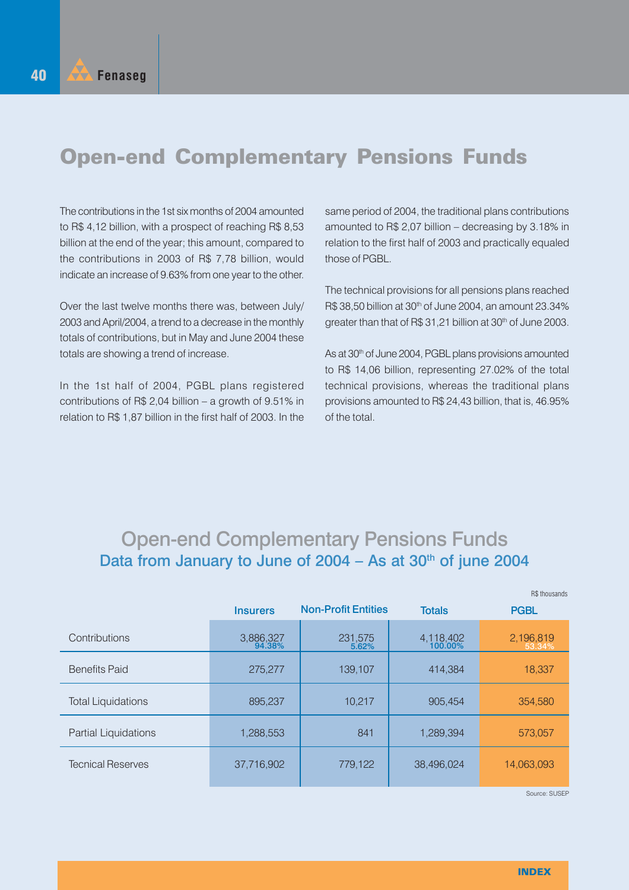# Open-end Complementary Pensions Funds

The contributions in the 1st six months of 2004 amounted to R$ 4,12 billion, with a prospect of reaching R$ 8,53 billion at the end of the year; this amount, compared to the contributions in 2003 of R$ 7,78 billion, would indicate an increase of 9.63% from one year to the other.

Over the last twelve months there was, between July/2003 and April/2004, a trend to a decrease in the monthly totals of contributions, but in May and June 2004 these totals are showing a trend of increase.

In the 1st half of 2004, PGBL plans registered contributions of R$ 2,04 billion – a growth of 9.51% in relation to R$ 1,87 billion in the first half of 2003. In the same period of 2004, the traditional plans contributions amounted to R$ 2,07 billion – decreasing by 3.18% in relation to the first half of 2003 and practically equaled those of PGBL.

The technical provisions for all pensions plans reached R$ 38,50 billion at 30th of June 2004, an amount 23.34% greater than that of R$ 31,21 billion at 30th of June 2003.

As at 30th of June 2004, PGBL plans provisions amounted to R$ 14,06 billion, representing 27.02% of the total technical provisions, whereas the traditional plans provisions amounted to R$ 24,43 billion, that is, 46.95% of the total.

## Open-end Complementary Pensions Funds

### Data from January to June of 2004 – As at 30th of june 2004

R$ thousands

| | Insurers | Non-Profit Entities | Totals | PGBL |
|---|---|---|---|---|
| Contributions | 3,886,327<br>94.38% | 231,575<br>5.62% | 4,118,402<br>100.00% | 2,196,819<br>53.34% |
| Benefits Paid | 275,277 | 139,107 | 414,384 | 18,337 |
| Total Liquidations | 895,237 | 10,217 | 905,454 | 354,580 |
| Partial Liquidations | 1,288,553 | 841 | 1,289,394 | 573,057 |
| Tecnical Reserves | 37,716,902 | 779,122 | 38,496,024 | 14,063,093 |

Source: SUSEP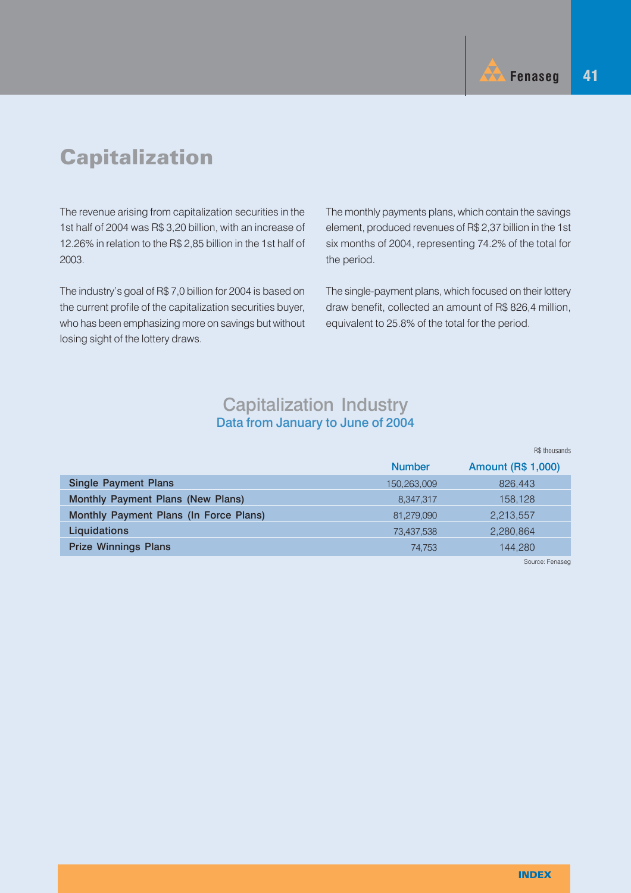# Capitalization

The revenue arising from capitalization securities in the 1st half of 2004 was R$ 3,20 billion, with an increase of 12.26% in relation to the R$ 2,85 billion in the 1st half of 2003.

The industry's goal of R$ 7,0 billion for 2004 is based on the current profile of the capitalization securities buyer, who has been emphasizing more on savings but without losing sight of the lottery draws.

The monthly payments plans, which contain the savings element, produced revenues of R$ 2,37 billion in the 1st six months of 2004, representing 74.2% of the total for the period.

The single-payment plans, which focused on their lottery draw benefit, collected an amount of R$ 826,4 million, equivalent to 25.8% of the total for the period.

## Capitalization Industry

### Data from January to June of 2004

R$ thousands

| | Number | Amount (R$ 1,000) |
|---|---|---|
| Single Payment Plans | 150,263,009 | 826,443 |
| Monthly Payment Plans (New Plans) | 8,347,317 | 158,128 |
| Monthly Payment Plans (In Force Plans) | 81,279,090 | 2,213,557 |
| Liquidations | 73,437,538 | 2,280,864 |
| Prize Winnings Plans | 74,753 | 144,280 |

Source: Fenaseg

INDEX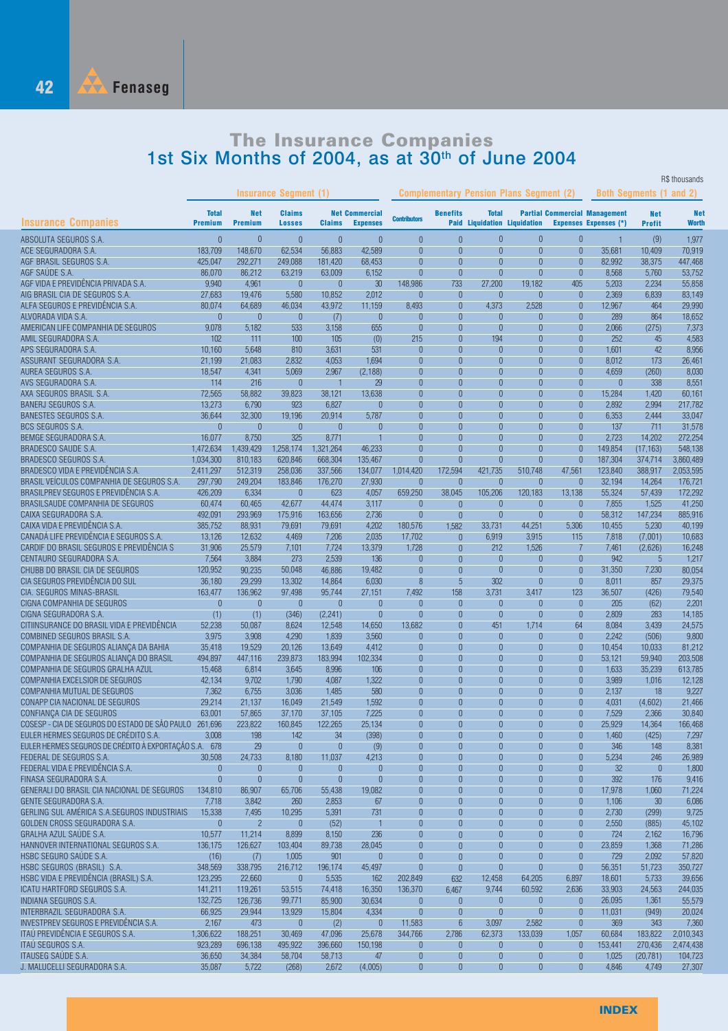# The Insurance Companies
## 1st Six Months of 2004, as at 30th of June 2004

R$ thousands

| Insurance Companies | Insurance Segment (1) | | | | | Complementary Pension Plans Segment (2) | | | | | Both Segments (1 and 2) | | |
|---|---|---|---|---|---|---|---|---|---|---|---|---|---|
| | Total Premium | Net Premium | Claims Losses | Net Claims | Commercial Expenses | Contributors | Benefits Paid | Total Liquidation | Partial Liquidation | Commercial Expenses | Management Expenses (*) | Net Profit | Net Worth |
| ABSOLUTA SEGUROS S.A. | 0 | 0 | 0 | 0 | 0 | 0 | 0 | 0 | 0 | 0 | 1 | (9) | 1,977 |
| ACE SEGURADORA S.A. | 183,709 | 148,670 | 62,534 | 56,883 | 42,589 | 0 | 0 | 0 | 0 | 0 | 35,681 | 10,409 | 70,919 |
| AGF BRASIL SEGUROS S.A. | 425,047 | 292,271 | 249,088 | 181,420 | 68,453 | 0 | 0 | 0 | 0 | 0 | 82,992 | 38,375 | 447,468 |
| AGF SAÚDE S.A. | 86,070 | 86,212 | 63,219 | 63,009 | 6,152 | 0 | 0 | 0 | 0 | 0 | 8,568 | 5,760 | 53,752 |
| AGF VIDA E PREVIDÊNCIA PRIVADA S.A. | 9,940 | 4,961 | 0 | 0 | 30 | 148,986 | 733 | 27,200 | 19,182 | 405 | 5,203 | 2,234 | 55,858 |
| AIG BRASIL CIA DE SEGUROS S.A. | 27,683 | 19,476 | 5,580 | 10,852 | 2,012 | 0 | 0 | 0 | 0 | 0 | 2,369 | 6,839 | 83,149 |
| ALFA SEGUROS E PREVIDÊNCIA S.A. | 80,074 | 64,689 | 46,034 | 43,972 | 11,159 | 8,493 | 0 | 4,373 | 2,528 | 0 | 12,967 | 464 | 29,990 |
| ALVORADA VIDA S.A. | 0 | 0 | 0 | (7) | 0 | 0 | 0 | 0 | 0 | 0 | 289 | 864 | 18,652 |
| AMERICAN LIFE COMPANHIA DE SEGUROS | 9,078 | 5,182 | 533 | 3,158 | 655 | 0 | 0 | 0 | 0 | 0 | 2,066 | (275) | 7,373 |
| AMIL SEGURADORA S.A. | 102 | 111 | 100 | 105 | (0) | 215 | 0 | 194 | 0 | 0 | 252 | 45 | 4,583 |
| APS SEGURADORA S.A. | 10,160 | 5,648 | 810 | 3,631 | 531 | 0 | 0 | 0 | 0 | 0 | 1,601 | 42 | 8,956 |
| ASSURANT SEGURADORA S.A. | 21,199 | 21,083 | 2,832 | 4,053 | 1,694 | 0 | 0 | 0 | 0 | 0 | 8,012 | 173 | 26,461 |
| AUREA SEGUROS S.A. | 18,547 | 4,341 | 5,069 | 2,967 | (2,188) | 0 | 0 | 0 | 0 | 0 | 4,659 | (260) | 8,030 |
| AVS SEGURADORA S.A. | 114 | 216 | 0 | 1 | 29 | 0 | 0 | 0 | 0 | 0 | 0 | 338 | 8,551 |
| AXA SEGUROS BRASIL S.A. | 72,565 | 58,882 | 39,823 | 38,121 | 13,638 | 0 | 0 | 0 | 0 | 0 | 15,284 | 1,420 | 60,161 |
| BANERJ SEGUROS S.A. | 13,273 | 6,790 | 923 | 6,827 | 0 | 0 | 0 | 0 | 0 | 0 | 2,892 | 2,994 | 217,782 |
| BANESTES SEGUROS S.A. | 36,644 | 32,300 | 19,196 | 20,914 | 5,787 | 0 | 0 | 0 | 0 | 0 | 6,353 | 2,444 | 33,047 |
| BCS SEGUROS S.A. | 0 | 0 | 0 | 0 | 0 | 0 | 0 | 0 | 0 | 0 | 137 | 711 | 31,578 |
| BEMGE SEGURADORA S.A. | 16,077 | 8,750 | 325 | 8,771 | 1 | 0 | 0 | 0 | 0 | 0 | 2,723 | 14,202 | 272,254 |
| BRADESCO SAÚDE S.A. | 1,472,634 | 1,439,429 | 1,258,174 | 1,321,264 | 46,233 | 0 | 0 | 0 | 0 | 0 | 149,854 | (17,163) | 548,138 |
| BRADESCO SEGUROS S.A. | 1,034,300 | 810,183 | 620,846 | 668,304 | 135,467 | 0 | 0 | 0 | 0 | 0 | 187,304 | 374,714 | 3,860,489 |
| BRADESCO VIDA E PREVIDÊNCIA S.A. | 2,411,297 | 512,319 | 258,036 | 337,566 | 134,077 | 1,014,420 | 172,594 | 421,735 | 510,748 | 47,561 | 123,840 | 388,917 | 2,053,595 |
| BRASIL VEÍCULOS COMPANHIA DE SEGUROS S.A. | 297,790 | 249,204 | 183,846 | 176,270 | 27,930 | 0 | 0 | 0 | 0 | 0 | 32,194 | 14,264 | 176,721 |
| BRASILPREV SEGUROS E PREVIDÊNCIA S.A. | 426,209 | 6,334 | 0 | 623 | 4,057 | 659,250 | 38,045 | 105,206 | 120,183 | 13,138 | 55,324 | 57,439 | 172,292 |
| BRASILSAUDE COMPANHIA DE SEGUROS | 60,474 | 60,465 | 42,677 | 44,474 | 3,117 | 0 | 0 | 0 | 0 | 0 | 7,855 | 1,525 | 41,250 |
| CAIXA SEGURADORA S.A. | 492,091 | 293,969 | 175,916 | 163,656 | 2,736 | 0 | 0 | 0 | 0 | 0 | 58,312 | 147,234 | 885,916 |
| CAIXA VIDA E PREVIDÊNCIA S.A. | 385,752 | 88,931 | 79,691 | 79,691 | 4,202 | 180,576 | 1,582 | 33,731 | 44,251 | 5,306 | 10,455 | 5,230 | 40,199 |
| CANADÁ LIFE PREVIDÊNCIA E SEGUROS S.A. | 13,126 | 12,632 | 4,469 | 7,206 | 2,035 | 17,702 | 0 | 6,919 | 3,915 | 115 | 7,818 | (7,001) | 10,683 |
| CARDIF DO BRASIL SEGUROS E PREVIDÊNCIA S | 31,906 | 25,579 | 7,101 | 7,724 | 13,379 | 1,728 | 0 | 212 | 1,526 | 7 | 7,461 | (2,626) | 16,248 |
| CENTAURO SEGURADORA S.A. | 7,564 | 3,884 | 273 | 2,539 | 136 | 0 | 0 | 0 | 0 | 0 | 942 | 5 | 1,217 |
| CHUBB DO BRASIL CIA DE SEGUROS | 120,952 | 90,235 | 50,048 | 46,886 | 19,482 | 0 | 0 | 0 | 0 | 0 | 31,350 | 7,230 | 80,054 |
| CIA SEGUROS PREVIDÊNCIA DO SUL | 36,180 | 29,299 | 13,302 | 14,864 | 6,030 | 8 | 5 | 302 | 0 | 0 | 8,011 | 857 | 29,375 |
| CIA. SEGUROS MINAS-BRASIL | 163,477 | 136,962 | 97,498 | 95,744 | 27,151 | 7,492 | 158 | 3,731 | 3,417 | 123 | 36,507 | (426) | 79,540 |
| CIGNA COMPANHIA DE SEGUROS | 0 | 0 | 0 | 0 | 0 | 0 | 0 | 0 | 0 | 0 | 205 | (62) | 2,201 |
| CIGNA SEGURADORA S.A. | (1) | (1) | (346) | (2,241) | 0 | 0 | 0 | 0 | 0 | 0 | 2,809 | 283 | 14,185 |
| CITIINSURANCE DO BRASIL VIDA E PREVIDÊNCIA | 52,238 | 50,087 | 8,624 | 12,548 | 14,650 | 13,682 | 0 | 451 | 1,714 | 64 | 8,084 | 3,439 | 24,575 |
| COMBINED SEGUROS BRASIL S.A. | 3,975 | 3,908 | 4,290 | 1,839 | 3,560 | 0 | 0 | 0 | 0 | 0 | 2,242 | (506) | 9,800 |
| COMPANHIA DE SEGUROS ALIANÇA DA BAHIA | 35,418 | 19,529 | 20,126 | 13,649 | 4,412 | 0 | 0 | 0 | 0 | 0 | 10,454 | 10,033 | 81,212 |
| COMPANHIA DE SEGUROS ALIANÇA DO BRASIL | 494,897 | 447,116 | 239,873 | 183,994 | 102,334 | 0 | 0 | 0 | 0 | 0 | 53,121 | 59,940 | 203,508 |
| COMPANHIA DE SEGUROS GRALHA AZUL | 15,468 | 6,814 | 3,645 | 8,996 | 106 | 0 | 0 | 0 | 0 | 0 | 1,633 | 35,239 | 613,785 |
| COMPANHIA EXCELSIOR DE SEGUROS | 42,134 | 9,702 | 1,790 | 4,087 | 1,322 | 0 | 0 | 0 | 0 | 0 | 3,989 | 1,016 | 12,128 |
| COMPANHIA MUTUAL DE SEGUROS | 7,362 | 6,755 | 3,036 | 1,485 | 580 | 0 | 0 | 0 | 0 | 0 | 2,137 | 18 | 9,227 |
| CONAPP CIA NACIONAL DE SEGUROS | 29,214 | 21,137 | 16,049 | 21,549 | 1,592 | 0 | 0 | 0 | 0 | 0 | 4,031 | (4,602) | 21,466 |
| CONFIANÇA CIA DE SEGUROS | 63,001 | 57,865 | 37,170 | 37,105 | 7,225 | 0 | 0 | 0 | 0 | 0 | 7,529 | 2,366 | 30,840 |
| COSESP - CIA DE SEGUROS DO ESTADO DE SÃO PAULO | 261,696 | 223,822 | 160,845 | 122,265 | 25,134 | 0 | 0 | 0 | 0 | 0 | 25,929 | 14,364 | 166,468 |
| EULER HERMES SEGUROS DE CRÉDITO S.A. | 3,008 | 198 | 142 | 34 | (398) | 0 | 0 | 0 | 0 | 0 | 1,460 | (425) | 7,297 |
| EULER HERMES SEGUROS DE CRÉDITO À EXPORTAÇÃO S.A. | 678 | 29 | 0 | 0 | (9) | 0 | 0 | 0 | 0 | 0 | 346 | 148 | 8,381 |
| FEDERAL DE SEGUROS S.A. | 30,508 | 24,733 | 8,180 | 11,037 | 4,213 | 0 | 0 | 0 | 0 | 0 | 5,234 | 246 | 26,989 |
| FEDERAL VIDA E PREVIDÊNCIA S.A. | 0 | 0 | 0 | 0 | 0 | 0 | 0 | 0 | 0 | 0 | 32 | 0 | 1,800 |
| FINASA SEGURADORA S.A. | 0 | 0 | 0 | 0 | 0 | 0 | 0 | 0 | 0 | 0 | 392 | 176 | 9,416 |
| GENERALI DO BRASIL CIA NACIONAL DE SEGUROS | 134,810 | 86,907 | 65,706 | 55,438 | 19,082 | 0 | 0 | 0 | 0 | 0 | 17,978 | 1,060 | 71,224 |
| GENTE SEGURADORA S.A. | 7,718 | 3,842 | 260 | 2,853 | 67 | 0 | 0 | 0 | 0 | 0 | 1,106 | 30 | 6,086 |
| GERLING SUL AMÉRICA S.A.SEGUROS INDUSTRIAIS | 15,338 | 7,495 | 10,295 | 5,391 | 731 | 0 | 0 | 0 | 0 | 0 | 2,730 | (299) | 9,725 |
| GOLDEN CROSS SEGURADORA S.A. | 0 | 2 | 0 | (52) | 1 | 0 | 0 | 0 | 0 | 0 | 2,550 | (885) | 45,102 |
| GRALHA AZUL SAÚDE S.A. | 10,577 | 11,214 | 8,899 | 8,150 | 236 | 0 | 0 | 0 | 0 | 0 | 724 | 2,162 | 16,796 |
| HANNOVER INTERNATIONAL SEGUROS S.A. | 136,175 | 126,627 | 103,404 | 89,738 | 28,045 | 0 | 0 | 0 | 0 | 0 | 23,859 | 1,368 | 71,286 |
| HSBC SEGURO SAÚDE S.A. | (16) | (7) | 1,005 | 901 | 0 | 0 | 0 | 0 | 0 | 0 | 729 | 2,092 | 57,820 |
| HSBC SEGUROS (BRASIL) S.A. | 348,569 | 338,795 | 216,712 | 196,174 | 45,497 | 0 | 0 | 0 | 0 | 0 | 56,351 | 51,723 | 350,727 |
| HSBC VIDA E PREVIDÊNCIA (BRASIL) S.A. | 123,295 | 22,660 | 0 | 5,535 | 162 | 202,849 | 632 | 12,458 | 64,205 | 6,897 | 18,601 | 5,733 | 39,656 |
| ICATU HARTFORD SEGUROS S.A. | 141,211 | 119,261 | 53,515 | 74,418 | 16,350 | 136,370 | 6,467 | 9,744 | 60,592 | 2,636 | 33,903 | 24,563 | 244,035 |
| INDIANA SEGUROS S.A. | 132,725 | 126,736 | 99,771 | 85,900 | 30,634 | 0 | 0 | 0 | 0 | 0 | 26,095 | 1,361 | 55,579 |
| INTERBRAZIL SEGURADORA S.A. | 66,925 | 29,944 | 13,929 | 15,804 | 4,334 | 0 | 0 | 0 | 0 | 0 | 11,031 | (949) | 20,024 |
| INVESTPREV SEGUROS E PREVIDÊNCIA S.A. | 2,167 | 473 | 0 | (2) | 0 | 11,583 | 6 | 3,097 | 2,582 | 0 | 369 | 343 | 7,360 |
| ITAÚ PREVIDÊNCIA E SEGUROS S.A. | 1,306,622 | 188,251 | 30,469 | 47,096 | 25,678 | 344,766 | 2,786 | 62,373 | 133,039 | 1,057 | 60,684 | 183,822 | 2,010,343 |
| ITAÚ SEGUROS S.A. | 923,289 | 696,138 | 495,922 | 396,660 | 150,198 | 0 | 0 | 0 | 0 | 0 | 153,441 | 270,436 | 2,474,438 |
| ITAUSEG SAÚDE S.A. | 36,650 | 34,384 | 58,704 | 58,713 | 47 | 0 | 0 | 0 | 0 | 0 | 1,025 | (20,781) | 104,723 |
| J. MALUCELLI SEGURADORA S.A. | 35,087 | 5,722 | (268) | 2,672 | (4,005) | 0 | 0 | 0 | 0 | 0 | 4,846 | 4,749 | 27,307 |

INDEX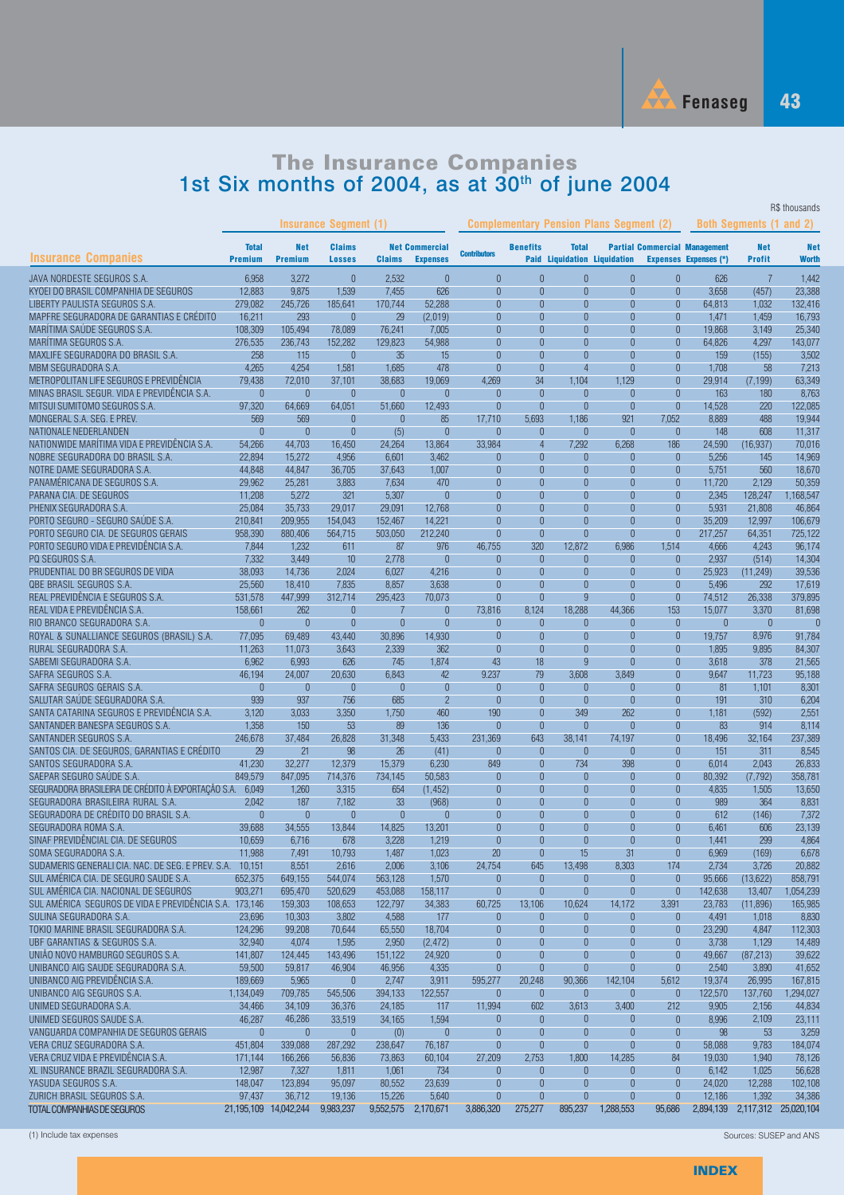# The Insurance Companies
## 1st Six months of 2004, as at 30th of june 2004

R$ thousands

| Insurance Companies | Insurance Segment (1) | | | | | Complementary Pension Plans Segment (2) | | | | | Both Segments (1 and 2) | | |
|---|---|---|---|---|---|---|---|---|---|---|---|---|---|
| | Total Premium | Net Premium | Claims Losses | Claims | Net Commercial Expenses | Contributors | Benefits Paid | Total Liquidation | Partial Liquidation | Commercial Expenses | Management Expenses (*) | Net Profit | Net Worth |
| JAVA NORDESTE SEGUROS S.A. | 6,958 | 3,272 | 0 | 2,532 | 0 | 0 | 0 | 0 | 0 | 0 | 626 | 7 | 1,442 |
| KYOEI DO BRASIL COMPANHIA DE SEGUROS | 12,883 | 9,875 | 1,539 | 7,455 | 626 | 0 | 0 | 0 | 0 | 0 | 3,658 | (457) | 23,388 |
| LIBERTY PAULISTA SEGUROS S.A. | 279,082 | 245,726 | 185,641 | 170,744 | 52,288 | 0 | 0 | 0 | 0 | 0 | 64,813 | 1,032 | 132,416 |
| MAPFRE SEGURADORA DE GARANTIAS E CRÉDITO | 16,211 | 293 | 0 | 29 | (2,019) | 0 | 0 | 0 | 0 | 0 | 1,471 | 1,459 | 16,793 |
| MARÍTIMA SAÚDE SEGUROS S.A. | 108,309 | 105,494 | 78,089 | 76,241 | 7,005 | 0 | 0 | 0 | 0 | 0 | 19,868 | 3,149 | 25,340 |
| MARÍTIMA SEGUROS S.A. | 276,535 | 236,743 | 152,282 | 129,823 | 54,988 | 0 | 0 | 0 | 0 | 0 | 64,826 | 4,297 | 143,077 |
| MAXLIFE SEGURADORA DO BRASIL S.A. | 258 | 115 | 0 | 35 | 15 | 0 | 0 | 0 | 0 | 0 | 159 | (155) | 3,502 |
| MBM SEGURADORA S.A. | 4,265 | 4,254 | 1,581 | 1,685 | 478 | 0 | 0 | 4 | 0 | 0 | 1,708 | 58 | 7,213 |
| METROPOLITAN LIFE SEGUROS E PREVIDÊNCIA | 79,438 | 72,010 | 37,101 | 38,683 | 19,069 | 4,269 | 34 | 1,104 | 1,129 | 0 | 29,914 | (7,199) | 63,349 |
| MINAS BRASIL SEGUR. VIDA E PREVIDÊNCIA S.A. | 0 | 0 | 0 | 0 | 0 | 0 | 0 | 0 | 0 | 0 | 163 | 180 | 8,763 |
| MITSUI SUMITOMO SEGUROS S.A. | 97,320 | 64,669 | 64,051 | 51,660 | 12,493 | 0 | 0 | 0 | 0 | 0 | 14,528 | 220 | 122,085 |
| MONGERAL S.A. SEG. E PREV. | 569 | 569 | 0 | 0 | 85 | 17,710 | 5,693 | 1,186 | 921 | 7,052 | 8,889 | 488 | 19,944 |
| NATIONALE NEDERLANDEN | 0 | 0 | 0 | (5) | 0 | 0 | 0 | 0 | 0 | 0 | 148 | 608 | 11,317 |
| NATIONWIDE MARÍTIMA VIDA E PREVIDÊNCIA S.A. | 54,266 | 44,703 | 16,450 | 24,264 | 13,864 | 33,984 | 4 | 7,292 | 6,268 | 186 | 24,590 | (16,937) | 70,016 |
| NOBRE SEGURADORA DO BRASIL S.A. | 22,894 | 15,272 | 4,956 | 6,601 | 3,462 | 0 | 0 | 0 | 0 | 0 | 5,256 | 145 | 14,969 |
| NOTRE DAME SEGURADORA S.A. | 44,848 | 44,847 | 36,705 | 37,643 | 1,007 | 0 | 0 | 0 | 0 | 0 | 5,751 | 560 | 18,670 |
| PANAMÉRICANA DE SEGUROS S.A. | 29,962 | 25,281 | 3,883 | 7,634 | 470 | 0 | 0 | 0 | 0 | 0 | 11,720 | 2,129 | 50,359 |
| PARANA CIA. DE SEGUROS | 11,208 | 5,272 | 321 | 5,307 | 0 | 0 | 0 | 0 | 0 | 0 | 2,345 | 128,247 | 1,168,547 |
| PHENIX SEGURADORA S.A. | 25,084 | 35,733 | 29,017 | 29,091 | 12,768 | 0 | 0 | 0 | 0 | 0 | 5,931 | 21,808 | 46,864 |
| PORTO SEGURO - SEGURO SAÚDE S.A. | 210,841 | 209,955 | 154,043 | 152,467 | 14,221 | 0 | 0 | 0 | 0 | 0 | 35,209 | 12,997 | 106,679 |
| PORTO SEGURO CIA. DE SEGUROS GERAIS | 958,390 | 880,406 | 564,715 | 503,050 | 212,240 | 0 | 0 | 0 | 0 | 0 | 217,257 | 64,351 | 725,122 |
| PORTO SEGURO VIDA E PREVIDÊNCIA S.A. | 7,844 | 1,232 | 611 | 87 | 976 | 46,755 | 320 | 12,872 | 6,986 | 1,514 | 4,666 | 4,243 | 96,174 |
| PQ SEGUROS S.A. | 7,332 | 3,449 | 10 | 2,778 | 0 | 0 | 0 | 0 | 0 | 0 | 2,937 | (514) | 14,304 |
| PRUDENTIAL DO BR SEGUROS DE VIDA | 38,093 | 14,736 | 2,024 | 6,027 | 4,216 | 0 | 0 | 0 | 0 | 0 | 25,923 | (11,249) | 39,536 |
| QBE BRASIL SEGUROS S.A. | 25,560 | 18,410 | 7,835 | 8,857 | 3,638 | 0 | 0 | 0 | 0 | 0 | 5,496 | 292 | 17,619 |
| REAL PREVIDÊNCIA E SEGUROS S.A. | 531,578 | 447,999 | 312,714 | 295,423 | 70,073 | 0 | 0 | 9 | 0 | 0 | 74,512 | 26,338 | 379,895 |
| REAL VIDA E PREVIDÊNCIA S.A. | 158,661 | 262 | 0 | 7 | 0 | 73,816 | 8,124 | 18,288 | 44,366 | 153 | 15,077 | 3,370 | 81,698 |
| RIO BRANCO SEGURADORA S.A. | 0 | 0 | 0 | 0 | 0 | 0 | 0 | 0 | 0 | 0 | 0 | 0 | 0 |
| ROYAL & SUNALLIANCE SEGUROS (BRASIL) S.A. | 77,095 | 69,489 | 43,440 | 30,896 | 14,930 | 0 | 0 | 0 | 0 | 0 | 19,757 | 8,976 | 91,784 |
| RURAL SEGURADORA S.A. | 11,263 | 11,073 | 3,643 | 2,339 | 362 | 0 | 0 | 0 | 0 | 0 | 1,895 | 9,895 | 84,307 |
| SABEMI SEGURADORA S.A. | 6,962 | 6,993 | 626 | 745 | 1,874 | 43 | 18 | 9 | 0 | 0 | 3,618 | 378 | 21,565 |
| SAFRA SEGUROS S.A. | 46,194 | 24,007 | 20,630 | 6,843 | 42 | 9,237 | 79 | 3,608 | 3,849 | 0 | 9,647 | 11,723 | 95,188 |
| SAFRA SEGUROS GERAIS S.A. | 0 | 0 | 0 | 0 | 0 | 0 | 0 | 0 | 0 | 0 | 81 | 1,101 | 8,301 |
| SALUTAR SAÚDE SEGURADORA S.A. | 939 | 937 | 756 | 685 | 2 | 0 | 0 | 0 | 0 | 0 | 191 | 310 | 6,204 |
| SANTA CATARINA SEGUROS E PREVIDÊNCIA S.A. | 3,120 | 3,033 | 3,350 | 1,750 | 460 | 190 | 0 | 349 | 262 | 0 | 1,181 | (592) | 2,551 |
| SANTANDER BANESPA SEGUROS S.A. | 1,358 | 150 | 53 | 89 | 136 | 0 | 0 | 0 | 0 | 0 | 83 | 914 | 8,114 |
| SANTANDER SEGUROS S.A. | 246,678 | 37,484 | 26,828 | 31,348 | 5,433 | 231,369 | 643 | 38,141 | 74,197 | 0 | 18,496 | 32,164 | 237,389 |
| SANTOS CIA. DE SEGUROS, GARANTIAS E CRÉDITO | 29 | 21 | 98 | 26 | (41) | 0 | 0 | 0 | 0 | 0 | 151 | 311 | 8,545 |
| SANTOS SEGURADORA S.A. | 41,230 | 32,277 | 12,379 | 15,379 | 6,230 | 849 | 0 | 734 | 398 | 0 | 6,014 | 2,043 | 26,833 |
| SAEPAR SEGURO SAÚDE S.A. | 849,579 | 847,095 | 714,376 | 734,145 | 50,583 | 0 | 0 | 0 | 0 | 0 | 80,392 | (7,792) | 358,781 |
| SEGURADORA BRASILEIRA DE CRÉDITO À EXPORTAÇÃO S.A. | 6,049 | 1,260 | 3,315 | 654 | (1,452) | 0 | 0 | 0 | 0 | 0 | 4,835 | 1,505 | 13,650 |
| SEGURADORA BRASILEIRA RURAL S.A. | 2,042 | 187 | 7,182 | 33 | (968) | 0 | 0 | 0 | 0 | 0 | 989 | 364 | 8,831 |
| SEGURADORA DE CRÉDITO DO BRASIL S.A. | 0 | 0 | 0 | 0 | 0 | 0 | 0 | 0 | 0 | 0 | 612 | (146) | 7,372 |
| SEGURADORA ROMA S.A. | 39,688 | 34,555 | 13,844 | 14,825 | 13,201 | 0 | 0 | 0 | 0 | 0 | 6,461 | 606 | 23,139 |
| SINAF PREVIDÊNCIAL CIA. DE SEGUROS | 10,659 | 6,716 | 678 | 3,228 | 1,219 | 0 | 0 | 0 | 0 | 0 | 1,441 | 299 | 4,864 |
| SOMA SEGURADORA S.A. | 11,988 | 7,491 | 10,793 | 1,487 | 1,023 | 20 | 0 | 15 | 31 | 0 | 6,969 | (169) | 6,678 |
| SUDAMERIS GENERALI CIA. NAC. DE SEG. E PREV. S.A. | 10,151 | 8,551 | 2,616 | 2,006 | 3,106 | 24,754 | 645 | 13,498 | 8,303 | 174 | 2,734 | 3,726 | 20,882 |
| SUL AMÉRICA CIA. DE SEGURO SAUDE S.A. | 652,375 | 649,155 | 544,074 | 563,128 | 1,570 | 0 | 0 | 0 | 0 | 0 | 95,666 | (13,622) | 858,791 |
| SUL AMÉRICA CIA. NACIONAL DE SEGUROS | 903,271 | 695,470 | 520,629 | 453,088 | 158,117 | 0 | 0 | 0 | 0 | 0 | 142,638 | 13,407 | 1,054,239 |
| SUL AMÉRICA SEGUROS DE VIDA E PREVIDÊNCIA S.A. | 173,146 | 159,303 | 108,653 | 122,797 | 34,383 | 60,725 | 13,106 | 10,624 | 14,172 | 3,391 | 23,783 | (11,896) | 165,985 |
| SULINA SEGURADORA S.A. | 23,696 | 10,303 | 3,802 | 4,588 | 177 | 0 | 0 | 0 | 0 | 0 | 4,491 | 1,018 | 8,830 |
| TOKIO MARINE BRASIL SEGURADORA S.A. | 124,296 | 99,208 | 70,644 | 65,550 | 18,704 | 0 | 0 | 0 | 0 | 0 | 23,290 | 4,847 | 112,303 |
| UBF GARANTIAS & SEGUROS S.A. | 32,940 | 4,074 | 1,595 | 2,950 | (2,472) | 0 | 0 | 0 | 0 | 0 | 3,738 | 1,129 | 14,489 |
| UNIÃO NOVO HAMBURGO SEGUROS S.A. | 141,807 | 124,445 | 143,496 | 151,122 | 24,920 | 0 | 0 | 0 | 0 | 0 | 49,667 | (87,213) | 39,622 |
| UNIBANCO AIG SAUDE SEGURADORA S.A. | 59,500 | 59,817 | 46,904 | 46,956 | 4,335 | 0 | 0 | 0 | 0 | 0 | 2,540 | 3,890 | 41,652 |
| UNIBANCO AIG PREVIDÊNCIA S.A. | 189,669 | 5,965 | 0 | 2,747 | 3,911 | 595,277 | 20,248 | 90,366 | 142,104 | 5,612 | 19,374 | 26,995 | 167,815 |
| UNIBANCO AIG SEGUROS S.A. | 1,134,049 | 709,785 | 545,506 | 394,133 | 122,557 | 0 | 0 | 0 | 0 | 0 | 122,570 | 137,760 | 1,294,027 |
| UNIMED SEGURADORA S.A. | 34,466 | 34,109 | 36,376 | 24,185 | 117 | 11,994 | 602 | 3,613 | 3,400 | 212 | 9,905 | 2,156 | 44,834 |
| UNIMED SEGUROS SAUDE S.A. | 46,287 | 46,286 | 33,519 | 34,165 | 1,594 | 0 | 0 | 0 | 0 | 0 | 8,996 | 2,109 | 23,111 |
| VANGUARDA COMPANHIA DE SEGUROS GERAIS | 0 | 0 | 0 | (0) | 0 | 0 | 0 | 0 | 0 | 0 | 98 | 53 | 3,259 |
| VERA CRUZ SEGURADORA S.A. | 451,804 | 339,088 | 287,292 | 238,647 | 76,187 | 0 | 0 | 0 | 0 | 0 | 58,088 | 9,783 | 184,074 |
| VERA CRUZ VIDA E PREVIDÊNCIA S.A. | 171,144 | 166,266 | 56,836 | 73,863 | 60,104 | 27,209 | 2,753 | 1,800 | 14,285 | 84 | 19,030 | 1,940 | 78,126 |
| XL INSURANCE BRAZIL SEGURADORA S.A. | 12,987 | 7,327 | 1,811 | 1,061 | 734 | 0 | 0 | 0 | 0 | 0 | 6,142 | 1,025 | 56,628 |
| YASUDA SEGUROS S.A. | 148,047 | 123,894 | 95,097 | 80,552 | 23,639 | 0 | 0 | 0 | 0 | 0 | 24,020 | 12,288 | 102,108 |
| ZURICH BRASIL SEGUROS S.A. | 97,437 | 36,712 | 19,136 | 15,226 | 5,640 | 0 | 0 | 0 | 0 | 0 | 12,186 | 1,392 | 34,386 |
| TOTAL COMPANHIAS DE SEGUROS | 21,195,109 | 14,042,244 | 9,983,237 | 9,552,575 | 2,170,671 | 3,886,320 | 275,277 | 895,237 | 1,288,553 | 95,686 | 2,894,139 | 2,117,312 | 25,020,104 |

(1) Include tax expenses

Sources: SUSEP and ANS

INDEX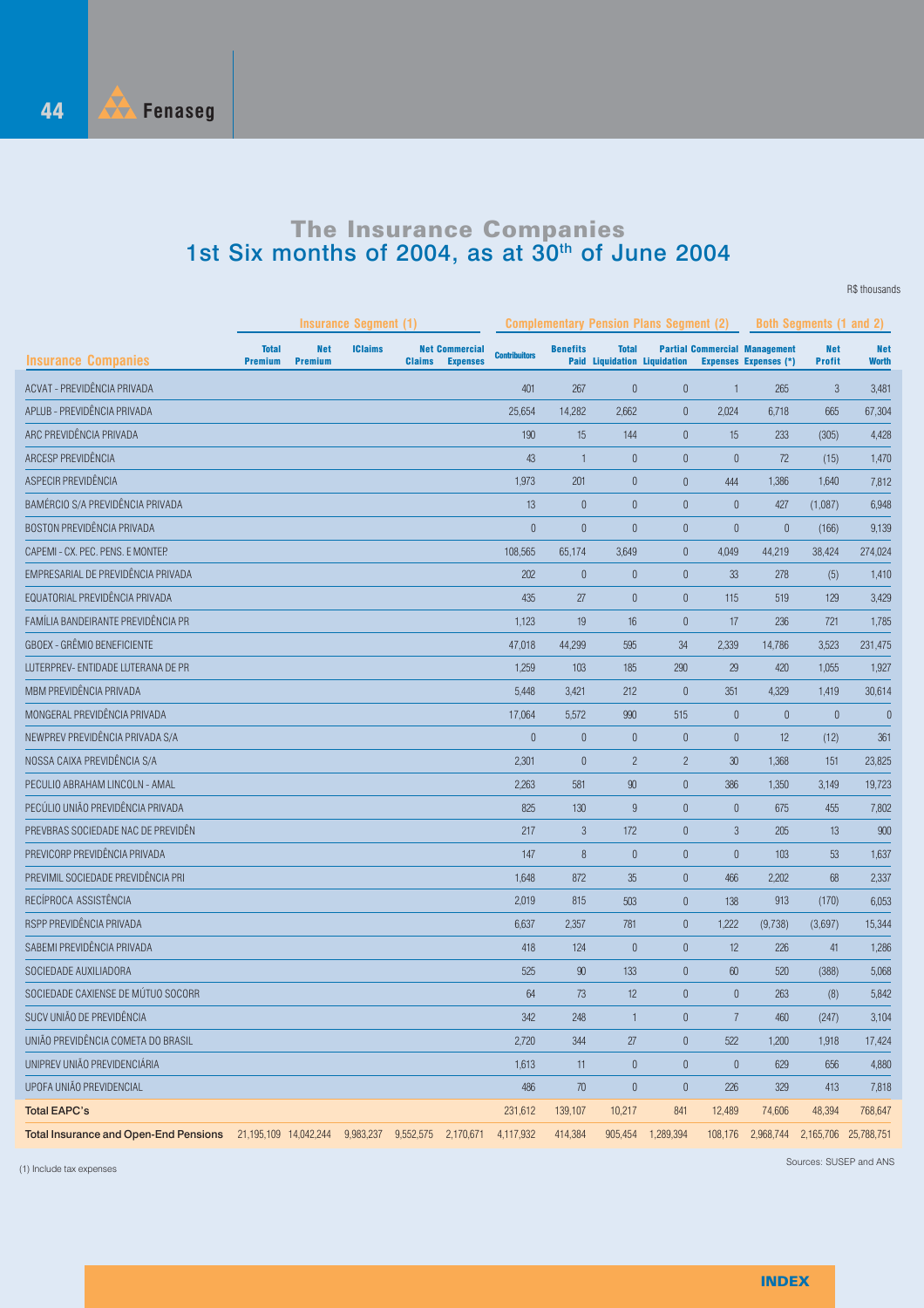# The Insurance Companies
## 1st Six months of 2004, as at 30th of June 2004

R$ thousands

| Insurance Companies | Insurance Segment (1) | | | | | Complementary Pension Plans Segment (2) | | | | | | Both Segments (1 and 2) | |
|---|---|---|---|---|---|---|---|---|---|---|---|---|---|
| | Total Premium | Net Premium | IClaims | Net Claims | Commercial Expenses | Contributors | Benefits Paid | Total Liquidation | Partial Liquidation | Commercial Expenses | Management Expenses (*) | Net Profit | Net Worth |
| ACVAT - PREVIDÊNCIA PRIVADA | | | | | | 401 | 267 | 0 | 0 | 1 | 265 | 3 | 3,481 |
| APLUB - PREVIDÊNCIA PRIVADA | | | | | | 25,654 | 14,282 | 2,662 | 0 | 2,024 | 6,718 | 665 | 67,304 |
| ARC PREVIDÊNCIA PRIVADA | | | | | | 190 | 15 | 144 | 0 | 15 | 233 | (305) | 4,428 |
| ARCESP PREVIDÊNCIA | | | | | | 43 | 1 | 0 | 0 | 0 | 72 | (15) | 1,470 |
| ASPECIR PREVIDÊNCIA | | | | | | 1,973 | 201 | 0 | 0 | 444 | 1,386 | 1,640 | 7,812 |
| BAMÉRCIO S/A PREVIDÊNCIA PRIVADA | | | | | | 13 | 0 | 0 | 0 | 0 | 427 | (1,087) | 6,948 |
| BOSTON PREVIDÊNCIA PRIVADA | | | | | | 0 | 0 | 0 | 0 | 0 | 0 | (166) | 9,139 |
| CAPEMI - CX. PEC. PENS. E MONTEP. | | | | | | 108,565 | 65,174 | 3,649 | 0 | 4,049 | 44,219 | 38,424 | 274,024 |
| EMPRESARIAL DE PREVIDÊNCIA PRIVADA | | | | | | 202 | 0 | 0 | 0 | 33 | 278 | (5) | 1,410 |
| EQUATORIAL PREVIDÊNCIA PRIVADA | | | | | | 435 | 27 | 0 | 0 | 115 | 519 | 129 | 3,429 |
| FAMÍLIA BANDEIRANTE PREVIDÊNCIA PR | | | | | | 1,123 | 19 | 16 | 0 | 17 | 236 | 721 | 1,785 |
| GBOEX - GRÊMIO BENEFICIENTE | | | | | | 47,018 | 44,299 | 595 | 34 | 2,339 | 14,786 | 3,523 | 231,475 |
| LUTERPREV- ENTIDADE LUTERANA DE PR | | | | | | 1,259 | 103 | 185 | 290 | 29 | 420 | 1,055 | 1,927 |
| MBM PREVIDÊNCIA PRIVADA | | | | | | 5,448 | 3,421 | 212 | 0 | 351 | 4,329 | 1,419 | 30,614 |
| MONGERAL PREVIDÊNCIA PRIVADA | | | | | | 17,064 | 5,572 | 990 | 515 | 0 | 0 | 0 | 0 |
| NEWPREV PREVIDÊNCIA PRIVADA S/A | | | | | | 0 | 0 | 0 | 0 | 0 | 12 | (12) | 361 |
| NOSSA CAIXA PREVIDÊNCIA S/A | | | | | | 2,301 | 0 | 2 | 2 | 30 | 1,368 | 151 | 23,825 |
| PECULIO ABRAHAM LINCOLN - AMAL | | | | | | 2,263 | 581 | 90 | 0 | 386 | 1,350 | 3,149 | 19,723 |
| PECÚLIO UNIÃO PREVIDÊNCIA PRIVADA | | | | | | 825 | 130 | 9 | 0 | 0 | 675 | 455 | 7,802 |
| PREVBRAS SOCIEDADE NAC DE PREVIDÊN | | | | | | 217 | 3 | 172 | 0 | 3 | 205 | 13 | 900 |
| PREVICORP PREVIDÊNCIA PRIVADA | | | | | | 147 | 8 | 0 | 0 | 0 | 103 | 53 | 1,637 |
| PREVIMIL SOCIEDADE PREVIDÊNCIA PRI | | | | | | 1,648 | 872 | 35 | 0 | 466 | 2,202 | 68 | 2,337 |
| RECÍPROCA ASSISTÊNCIA | | | | | | 2,019 | 815 | 503 | 0 | 138 | 913 | (170) | 6,053 |
| RSPP PREVIDÊNCIA PRIVADA | | | | | | 6,637 | 2,357 | 781 | 0 | 1,222 | (9,738) | (3,697) | 15,344 |
| SABEMI PREVIDÊNCIA PRIVADA | | | | | | 418 | 124 | 0 | 0 | 12 | 226 | 41 | 1,286 |
| SOCIEDADE AUXILIADORA | | | | | | 525 | 90 | 133 | 0 | 60 | 520 | (388) | 5,068 |
| SOCIEDADE CAXIENSE DE MÚTUO SOCORR | | | | | | 64 | 73 | 12 | 0 | 0 | 263 | (8) | 5,842 |
| SUCV UNIÃO DE PREVIDÊNCIA | | | | | | 342 | 248 | 1 | 0 | 7 | 460 | (247) | 3,104 |
| UNIÃO PREVIDÊNCIA COMETA DO BRASIL | | | | | | 2,720 | 344 | 27 | 0 | 522 | 1,200 | 1,918 | 17,424 |
| UNIPREV UNIÃO PREVIDENCIÁRIA | | | | | | 1,613 | 11 | 0 | 0 | 0 | 629 | 656 | 4,880 |
| UPOFA UNIÃO PREVIDENCIAL | | | | | | 486 | 70 | 0 | 0 | 226 | 329 | 413 | 7,818 |
| **Total EAPC's** | | | | | | 231,612 | 139,107 | 10,217 | 841 | 12,489 | 74,606 | 48,394 | 768,647 |
| **Total Insurance and Open-End Pensions** | 21,195,109 | 14,042,244 | 9,983,237 | 9,552,575 | 2,170,671 | 4,117,932 | 414,384 | 905,454 | 1,289,394 | 108,176 | 2,968,744 | 2,165,706 | 25,788,751 |

(1) Include tax expenses

Sources: SUSEP and ANS

INDEX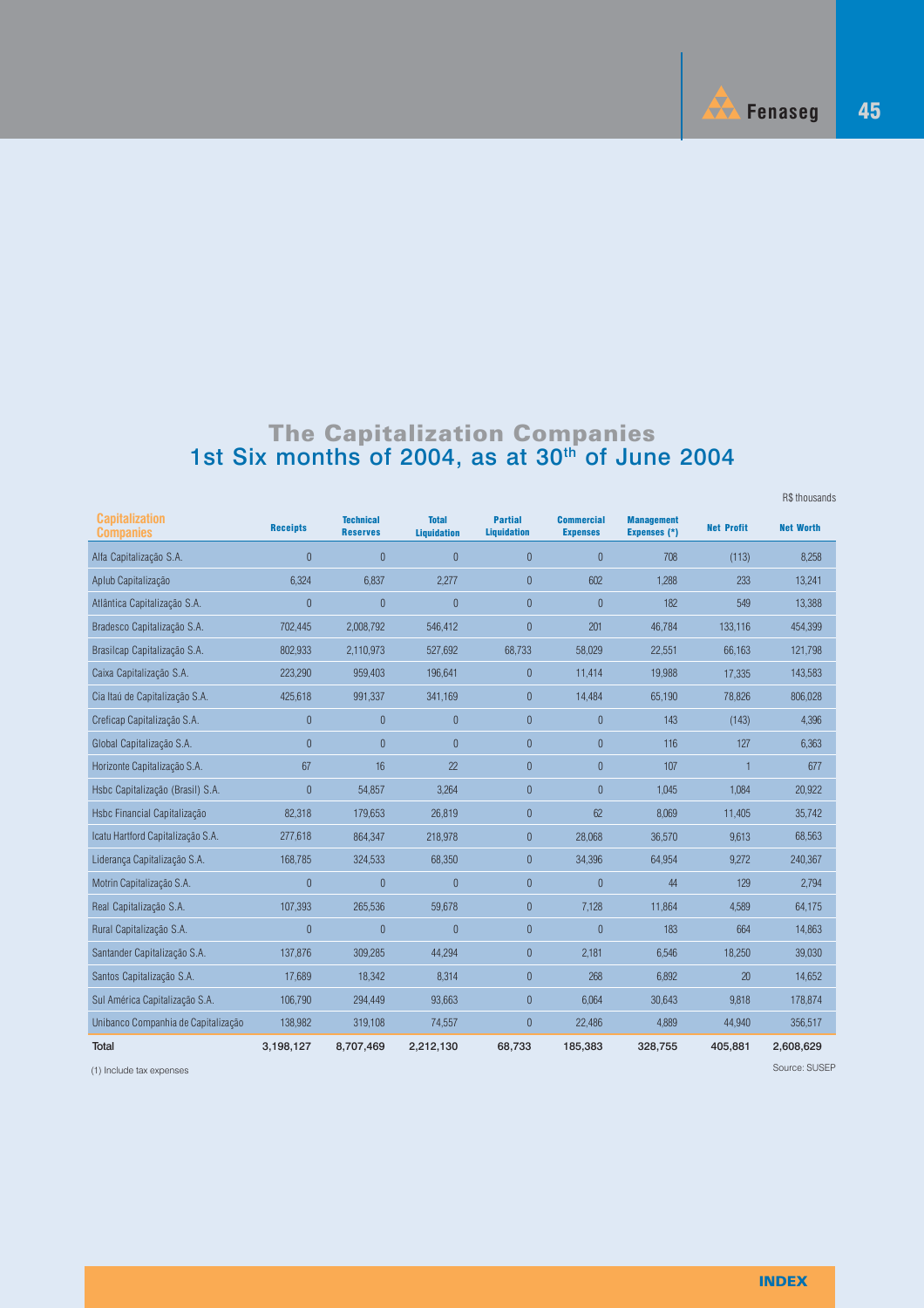# The Capitalization Companies
## 1st Six months of 2004, as at 30th of June 2004

R$ thousands

| Capitalization Companies | Receipts | Technical Reserves | Total Liquidation | Partial Liquidation | Commercial Expenses | Management Expenses (*) | Net Profit | Net Worth |
|---|---|---|---|---|---|---|---|---|
| Alfa Capitalização S.A. | 0 | 0 | 0 | 0 | 0 | 708 | (113) | 8,258 |
| Aplub Capitalização | 6,324 | 6,837 | 2,277 | 0 | 602 | 1,288 | 233 | 13,241 |
| Atlântica Capitalização S.A. | 0 | 0 | 0 | 0 | 0 | 182 | 549 | 13,388 |
| Bradesco Capitalização S.A. | 702,445 | 2,008,792 | 546,412 | 0 | 201 | 46,784 | 133,116 | 454,399 |
| Brasilcap Capitalização S.A. | 802,933 | 2,110,973 | 527,692 | 68,733 | 58,029 | 22,551 | 66,163 | 121,798 |
| Caixa Capitalização S.A. | 223,290 | 959,403 | 196,641 | 0 | 11,414 | 19,988 | 17,335 | 143,583 |
| Cia Itaú de Capitalização S.A. | 425,618 | 991,337 | 341,169 | 0 | 14,484 | 65,190 | 78,826 | 806,028 |
| Creficap Capitalização S.A. | 0 | 0 | 0 | 0 | 0 | 143 | (143) | 4,396 |
| Global Capitalização S.A. | 0 | 0 | 0 | 0 | 0 | 116 | 127 | 6,363 |
| Horizonte Capitalização S.A. | 67 | 16 | 22 | 0 | 0 | 107 | 1 | 677 |
| Hsbc Capitalização (Brasil) S.A. | 0 | 54,857 | 3,264 | 0 | 0 | 1,045 | 1,084 | 20,922 |
| Hsbc Financial Capitalização | 82,318 | 179,653 | 26,819 | 0 | 62 | 8,069 | 11,405 | 35,742 |
| Icatu Hartford Capitalização S.A. | 277,618 | 864,347 | 218,978 | 0 | 28,068 | 36,570 | 9,613 | 68,563 |
| Liderança Capitalização S.A. | 168,785 | 324,533 | 68,350 | 0 | 34,396 | 64,954 | 9,272 | 240,367 |
| Motrin Capitalização S.A. | 0 | 0 | 0 | 0 | 0 | 44 | 129 | 2,794 |
| Real Capitalização S.A. | 107,393 | 265,536 | 59,678 | 0 | 7,128 | 11,864 | 4,589 | 64,175 |
| Rural Capitalização S.A. | 0 | 0 | 0 | 0 | 0 | 183 | 664 | 14,863 |
| Santander Capitalização S.A. | 137,876 | 309,285 | 44,294 | 0 | 2,181 | 6,546 | 18,250 | 39,030 |
| Santos Capitalização S.A. | 17,689 | 18,342 | 8,314 | 0 | 268 | 6,892 | 20 | 14,652 |
| Sul América Capitalização S.A. | 106,790 | 294,449 | 93,663 | 0 | 6,064 | 30,643 | 9,818 | 178,874 |
| Unibanco Companhia de Capitalização | 138,982 | 319,108 | 74,557 | 0 | 22,486 | 4,889 | 44,940 | 356,517 |
| **Total** | **3,198,127** | **8,707,469** | **2,212,130** | **68,733** | **185,383** | **328,755** | **405,881** | **2,608,629** |

(1) Include tax expenses

Source: SUSEP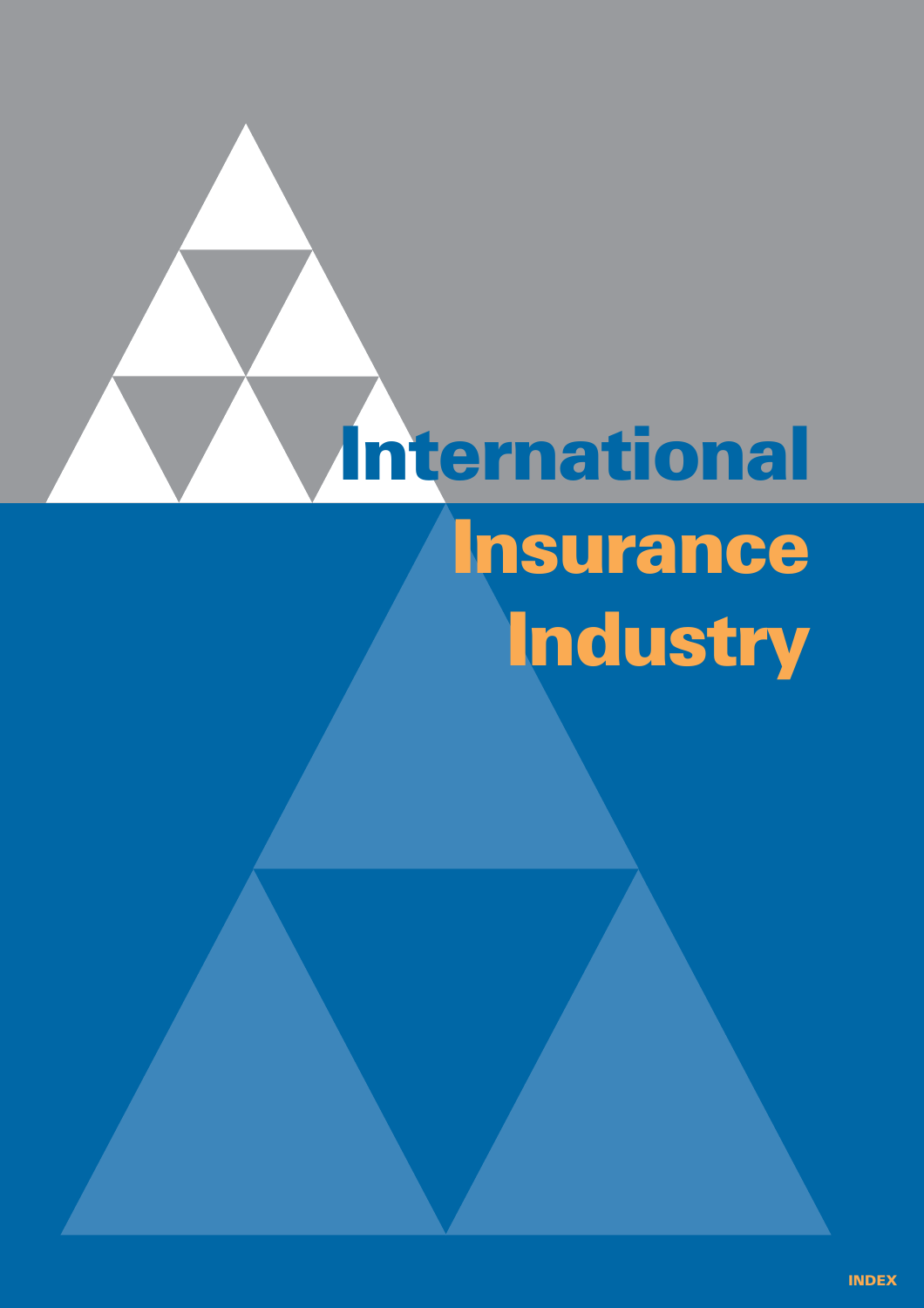# International Insurance Industry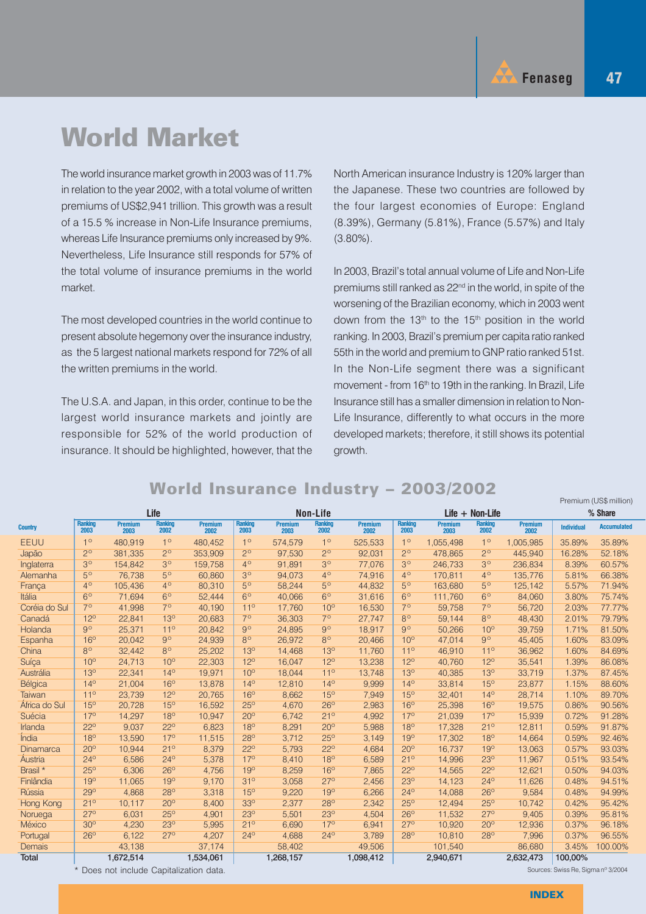# World Market

The world insurance market growth in 2003 was of 11.7% in relation to the year 2002, with a total volume of written premiums of US$2,941 trillion. This growth was a result of a 15.5 % increase in Non-Life Insurance premiums, whereas Life Insurance premiums only increased by 9%. Nevertheless, Life Insurance still responds for 57% of the total volume of insurance premiums in the world market.

The most developed countries in the world continue to present absolute hegemony over the insurance industry, as the 5 largest national markets respond for 72% of all the written premiums in the world.

The U.S.A. and Japan, in this order, continue to be the largest world insurance markets and jointly are responsible for 52% of the world production of insurance. It should be highlighted, however, that the North American insurance Industry is 120% larger than the Japanese. These two countries are followed by the four largest economies of Europe: England (8.39%), Germany (5.81%), France (5.57%) and Italy (3.80%).

In 2003, Brazil's total annual volume of Life and Non-Life premiums still ranked as 22nd in the world, in spite of the worsening of the Brazilian economy, which in 2003 went down from the 13th to the 15th position in the world ranking. In 2003, Brazil's premium per capita ratio ranked 55th in the world and premium to GNP ratio ranked 51st. In the Non-Life segment there was a significant movement - from 16th to 19th in the ranking. In Brazil, Life Insurance still has a smaller dimension in relation to Non-Life Insurance, differently to what occurs in the more developed markets; therefore, it still shows its potential growth.

## World Insurance Industry – 2003/2002

Premium (US$ million)

| Country | Life | | | | Non-Life | | | | Life + Non-Life | | | | % Share | |
|---|---|---|---|---|---|---|---|---|---|---|---|---|---|---|
| | Ranking 2003 | Premium 2003 | Ranking 2002 | Premium 2002 | Ranking 2003 | Premium 2003 | Ranking 2002 | Premium 2002 | Ranking 2003 | Premium 2003 | Ranking 2002 | Premium 2002 | Individual | Accumulated |
| EEUU | 1º | 480,919 | 1º | 480,452 | 1º | 574,579 | 1º | 525,533 | 1º | 1,055,498 | 1º | 1,005,985 | 35.89% | 35.89% |
| Japão | 2º | 381,335 | 2º | 353,909 | 2º | 97,530 | 2º | 92,031 | 2º | 478,865 | 2º | 445,940 | 16.28% | 52.18% |
| Inglaterra | 3º | 154,842 | 3º | 159,758 | 4º | 91,891 | 3º | 77,076 | 3º | 246,733 | 3º | 236,834 | 8.39% | 60.57% |
| Alemanha | 5º | 76,738 | 5º | 60,860 | 3º | 94,073 | 4º | 74,916 | 4º | 170,811 | 4º | 135,776 | 5.81% | 66.38% |
| França | 4º | 105,436 | 4º | 80,310 | 5º | 58,244 | 5º | 44,832 | 5º | 163,680 | 5º | 125,142 | 5.57% | 71.94% |
| Itália | 6º | 71,694 | 6º | 52,444 | 6º | 40,066 | 6º | 31,616 | 6º | 111,760 | 6º | 84,060 | 3.80% | 75.74% |
| Coréia do Sul | 7º | 41,998 | 7º | 40,190 | 11º | 17,760 | 10º | 16,530 | 7º | 59,758 | 7º | 56,720 | 2.03% | 77.77% |
| Canadá | 12º | 22,841 | 13º | 20,683 | 7º | 36,303 | 7º | 27,747 | 8º | 59,144 | 8º | 48,430 | 2.01% | 79.79% |
| Holanda | 9º | 25,371 | 11º | 20,842 | 9º | 24,895 | 9º | 18,917 | 9º | 50,266 | 10º | 39,759 | 1.71% | 81.50% |
| Espanha | 16º | 20,042 | 9º | 24,939 | 8º | 26,972 | 8º | 20,466 | 10º | 47,014 | 9º | 45,405 | 1.60% | 83.09% |
| China | 8º | 32,442 | 8º | 25,202 | 13º | 14,468 | 13º | 11,760 | 11º | 46,910 | 11º | 36,962 | 1.60% | 84.69% |
| Suíça | 10º | 24,713 | 10º | 22,303 | 12º | 16,047 | 12º | 13,238 | 12º | 40,760 | 12º | 35,541 | 1.39% | 86.08% |
| Austrália | 13º | 22,341 | 14º | 19,971 | 10º | 18,044 | 11º | 13,748 | 13º | 40,385 | 13º | 33,719 | 1.37% | 87.45% |
| Bélgica | 14º | 21,004 | 16º | 13,878 | 14º | 12,810 | 14º | 9,999 | 14º | 33,814 | 15º | 23,877 | 1.15% | 88.60% |
| Taiwan | 11º | 23,739 | 12º | 20,765 | 16º | 8,662 | 15º | 7,949 | 15º | 32,401 | 14º | 28,714 | 1.10% | 89.70% |
| África do Sul | 15º | 20,728 | 15º | 16,592 | 25º | 4,670 | 26º | 2,983 | 16º | 25,398 | 16º | 19,575 | 0.86% | 90.56% |
| Suécia | 17º | 14,297 | 18º | 10,947 | 20º | 6,742 | 21º | 4,992 | 17º | 21,039 | 17º | 15,939 | 0.72% | 91.28% |
| Irlanda | 22º | 9,037 | 22º | 6,823 | 18º | 8,291 | 20º | 5,988 | 18º | 17,328 | 21º | 12,811 | 0.59% | 91.87% |
| Índia | 18º | 13,590 | 17º | 11,515 | 28º | 3,712 | 25º | 3,149 | 19º | 17,302 | 18º | 14,664 | 0.59% | 92.46% |
| Dinamarca | 20º | 10,944 | 21º | 8,379 | 22º | 5,793 | 22º | 4,684 | 20º | 16,737 | 19º | 13,063 | 0.57% | 93.03% |
| Áustria | 24º | 6,586 | 24º | 5,378 | 17º | 8,410 | 18º | 6,589 | 21º | 14,996 | 23º | 11,967 | 0.51% | 93.54% |
| Brasil * | 25º | 6,306 | 26º | 4,756 | 19º | 8,259 | 16º | 7,865 | 22º | 14,565 | 22º | 12,621 | 0.50% | 94.03% |
| Finlândia | 19º | 11,065 | 19º | 9,170 | 31º | 3,058 | 27º | 2,456 | 23º | 14,123 | 24º | 11,626 | 0.48% | 94.51% |
| Rússia | 29º | 4,868 | 28º | 3,318 | 15º | 9,220 | 19º | 6,266 | 24º | 14,088 | 26º | 9,584 | 0.48% | 94.99% |
| Hong Kong | 21º | 10,117 | 20º | 8,400 | 33º | 2,377 | 28º | 2,342 | 25º | 12,494 | 25º | 10,742 | 0.42% | 95.42% |
| Noruega | 27º | 6,031 | 25º | 4,901 | 23º | 5,501 | 23º | 4,504 | 26º | 11,532 | 27º | 9,405 | 0.39% | 95.81% |
| México | 30º | 4,230 | 23º | 5,995 | 21º | 6,690 | 17º | 6,941 | 27º | 10,920 | 20º | 12,936 | 0.37% | 96.18% |
| Portugal | 26º | 6,122 | 27º | 4,207 | 24º | 4,688 | 24º | 3,789 | 28º | 10,810 | 28º | 7,996 | 0.37% | 96.55% |
| Demais | | 43,138 | | 37,174 | | 58,402 | | 49,506 | | 101,540 | | 86,680 | 3.45% | 100.00% |
| **Total** | | **1,672,514** | | **1,534,061** | | **1,268,157** | | **1,098,412** | | **2,940,671** | | **2,632,473** | **100.00%** | |

* Does not include Capitalization data.

Sources: Swiss Re, Sigma nº 3/2004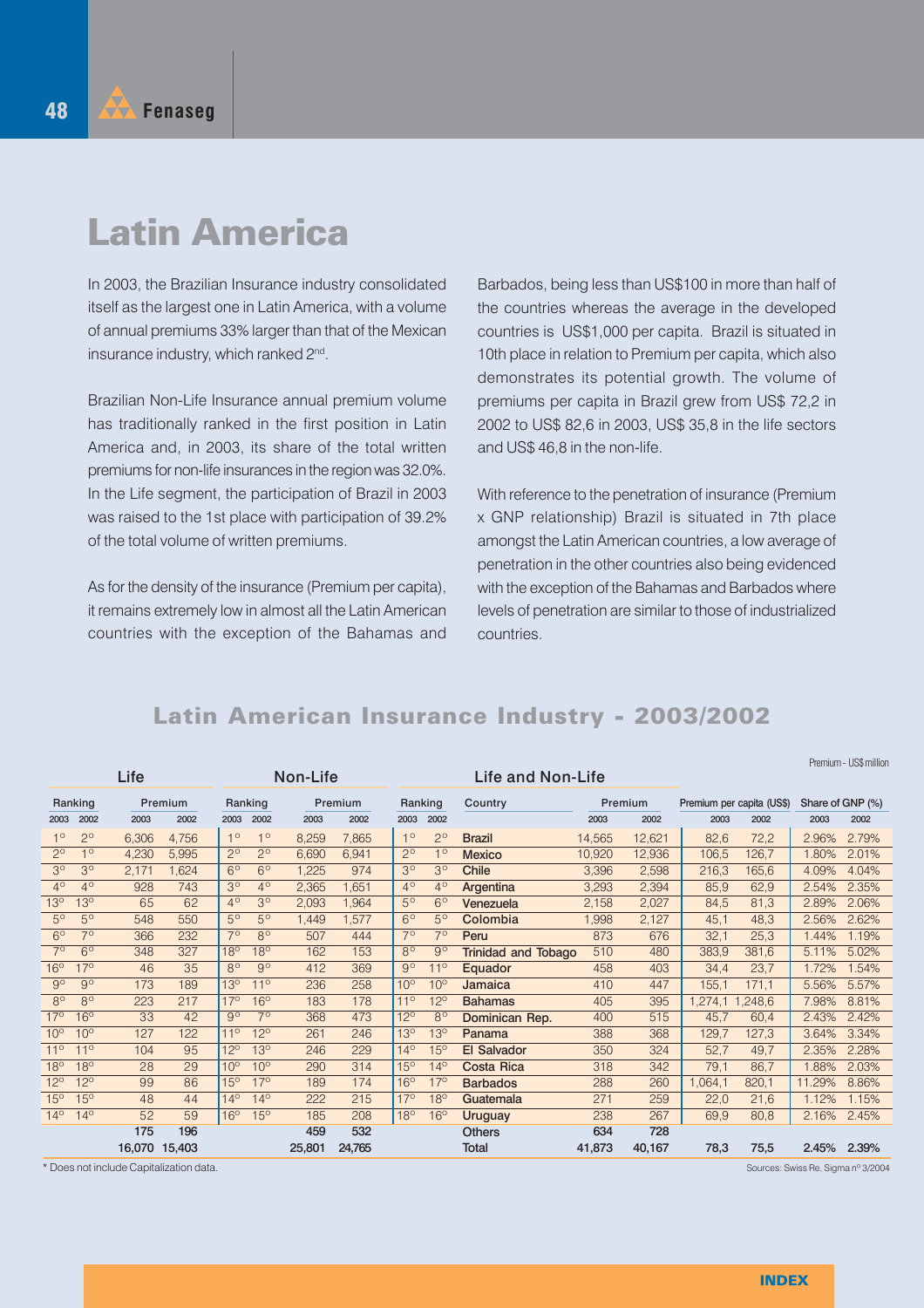# Latin America

In 2003, the Brazilian Insurance industry consolidated itself as the largest one in Latin America, with a volume of annual premiums 33% larger than that of the Mexican insurance industry, which ranked 2nd.

Brazilian Non-Life Insurance annual premium volume has traditionally ranked in the first position in Latin America and, in 2003, its share of the total written premiums for non-life insurances in the region was 32.0%. In the Life segment, the participation of Brazil in 2003 was raised to the 1st place with participation of 39.2% of the total volume of written premiums.

As for the density of the insurance (Premium per capita), it remains extremely low in almost all the Latin American countries with the exception of the Bahamas and Barbados, being less than US$100 in more than half of the countries whereas the average in the developed countries is US$1,000 per capita. Brazil is situated in 10th place in relation to Premium per capita, which also demonstrates its potential growth. The volume of premiums per capita in Brazil grew from US$ 72,2 in 2002 to US$ 82,6 in 2003, US$ 35,8 in the life sectors and US$ 46,8 in the non-life.

With reference to the penetration of insurance (Premium x GNP relationship) Brazil is situated in 7th place amongst the Latin American countries, a low average of penetration in the other countries also being evidenced with the exception of the Bahamas and Barbados where levels of penetration are similar to those of industrialized countries.

## Latin American Insurance Industry - 2003/2002

Premium - US$ million

| Life | | | | Non-Life | | | | Life and Non-Life | | | | | | | | |
|---|---|---|---|---|---|---|---|---|---|---|---|---|---|---|---|---|
| Ranking | | Premium | | Ranking | | Premium | | Ranking | | Country | Premium | | Premium per capita (US$) | | Share of GNP (%) | |
| 2003 | 2002 | 2003 | 2002 | 2003 | 2002 | 2003 | 2002 | 2003 | 2002 | | 2003 | 2002 | 2003 | 2002 | 2003 | 2002 |
| 1º | 2º | 6,306 | 4,756 | 1º | 1º | 8,259 | 7,865 | 1º | 2º | Brazil | 14,565 | 12,621 | 82,6 | 72,2 | 2.96% | 2.79% |
| 2º | 1º | 4,230 | 5,995 | 2º | 2º | 6,690 | 6,941 | 2º | 1º | Mexico | 10,920 | 12,936 | 106,5 | 126,7 | 1.80% | 2.01% |
| 3º | 3º | 2,171 | 1,624 | 6º | 6º | 1,225 | 974 | 3º | 3º | Chile | 3,396 | 2,598 | 216,3 | 165,6 | 4.09% | 4.04% |
| 4º | 4º | 928 | 743 | 3º | 4º | 2,365 | 1,651 | 4º | 4º | Argentina | 3,293 | 2,394 | 85,9 | 62,9 | 2.54% | 2.35% |
| 13º | 13º | 65 | 62 | 4º | 3º | 2,093 | 1,964 | 5º | 6º | Venezuela | 2,158 | 2,027 | 84,5 | 81,3 | 2.89% | 2.06% |
| 5º | 5º | 548 | 550 | 5º | 5º | 1,449 | 1,577 | 6º | 5º | Colombia | 1,998 | 2,127 | 45,1 | 48,3 | 2.56% | 2.62% |
| 6º | 7º | 366 | 232 | 7º | 8º | 507 | 444 | 7º | 7º | Peru | 873 | 676 | 32,1 | 25,3 | 1.44% | 1.19% |
| 7º | 6º | 348 | 327 | 18º | 18º | 162 | 153 | 8º | 9º | Trinidad and Tobago | 510 | 480 | 383,9 | 381,6 | 5.11% | 5.02% |
| 16º | 17º | 46 | 35 | 8º | 9º | 412 | 369 | 9º | 11º | Equador | 458 | 403 | 34,4 | 23,7 | 1.72% | 1.54% |
| 9º | 9º | 173 | 189 | 13º | 11º | 236 | 258 | 10º | 10º | Jamaica | 410 | 447 | 155,1 | 171,1 | 5.56% | 5.57% |
| 8º | 8º | 223 | 217 | 17º | 16º | 183 | 178 | 11º | 12º | Bahamas | 405 | 395 | 1,274,1 | 1,248,6 | 7.98% | 8.81% |
| 17º | 16º | 33 | 42 | 9º | 7º | 368 | 473 | 12º | 8º | Dominican Rep. | 400 | 515 | 45,7 | 60,4 | 2.43% | 2.42% |
| 10º | 10º | 127 | 122 | 11º | 12º | 261 | 246 | 13º | 13º | Panama | 388 | 368 | 129,7 | 127,3 | 3.64% | 3.34% |
| 11º | 11º | 104 | 95 | 12º | 13º | 246 | 229 | 14º | 15º | El Salvador | 350 | 324 | 52,7 | 49,7 | 2.35% | 2.28% |
| 18º | 18º | 28 | 29 | 10º | 10º | 290 | 314 | 15º | 14º | Costa Rica | 318 | 342 | 79,1 | 86,7 | 1.88% | 2.03% |
| 12º | 12º | 99 | 86 | 15º | 17º | 189 | 174 | 16º | 17º | Barbados | 288 | 260 | 1,064,1 | 820,1 | 11.29% | 8.86% |
| 15º | 15º | 48 | 44 | 14º | 14º | 222 | 215 | 17º | 18º | Guatemala | 271 | 259 | 22,0 | 21,6 | 1.12% | 1.15% |
| 14º | 14º | 52 | 59 | 16º | 15º | 185 | 208 | 18º | 16º | Uruguay | 238 | 267 | 69,9 | 80,8 | 2.16% | 2.45% |
| | | 175 | 196 | | | 459 | 532 | | | Others | 634 | 728 | | | | |
| | | 16,070 | 15,403 | | | 25,801 | 24,765 | | | Total | 41,873 | 40,167 | 78,3 | 75,5 | 2.45% | 2.39% |

* Does not include Capitalization data.

Sources: Swiss Re, Sigma nº 3/2004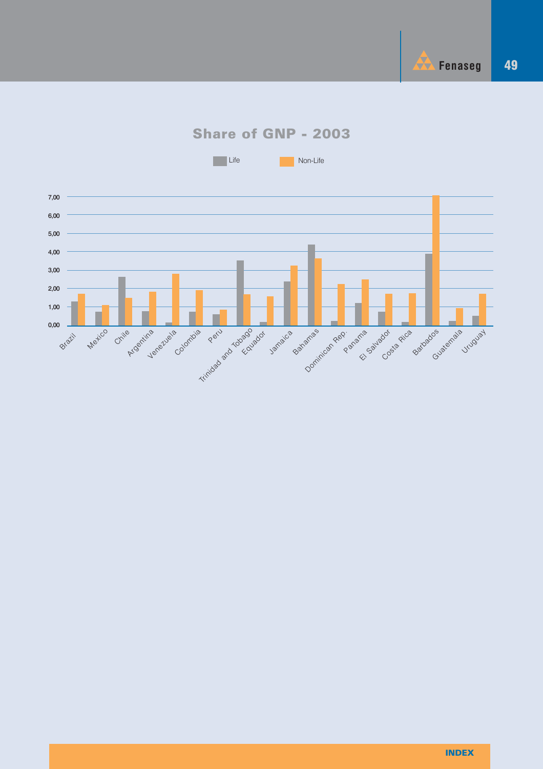## Share of GNP - 2003

Life | Non-Life

7,00
6,00
5,00
4,00
3,00
2,00
1,00
0,00

Brazil, Mexico, Chile, Argentina, Venezuela, Colombia, Peru, Trinidad and Tobago, Equador, Jamaica, Bahamas, Dominican Rep., Panama, El Salvador, Costa Rica, Barbados, Guatemala, Uruguay

INDEX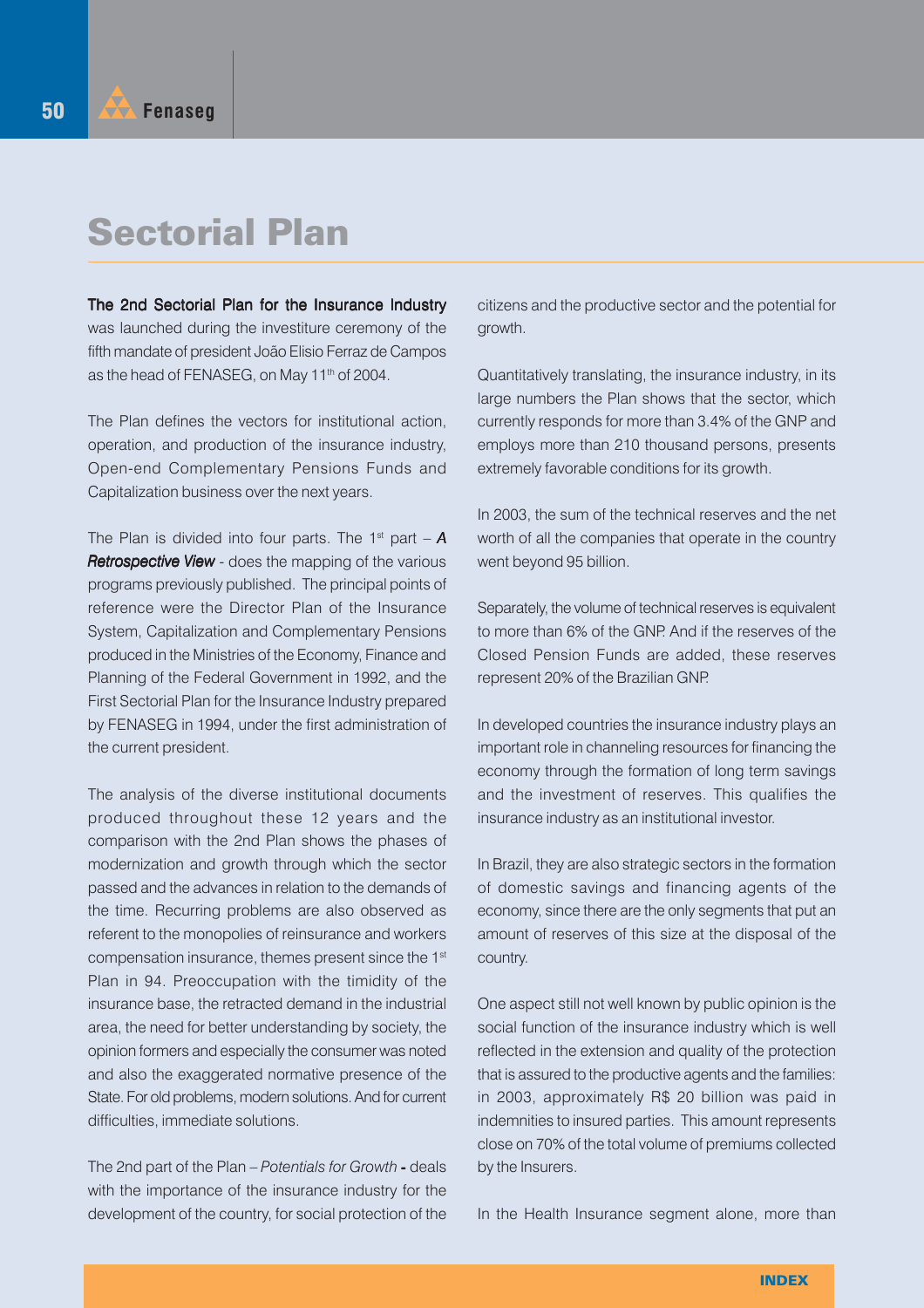# Sectorial Plan

**The 2nd Sectorial Plan for the Insurance Industry** was launched during the investiture ceremony of the fifth mandate of president João Elisio Ferraz de Campos as the head of FENASEG, on May 11th of 2004.

The Plan defines the vectors for institutional action, operation, and production of the insurance industry, Open-end Complementary Pensions Funds and Capitalization business over the next years.

The Plan is divided into four parts. The 1st part – ***A Retrospective View*** - does the mapping of the various programs previously published. The principal points of reference were the Director Plan of the Insurance System, Capitalization and Complementary Pensions produced in the Ministries of the Economy, Finance and Planning of the Federal Government in 1992, and the First Sectorial Plan for the Insurance Industry prepared by FENASEG in 1994, under the first administration of the current president.

The analysis of the diverse institutional documents produced throughout these 12 years and the comparison with the 2nd Plan shows the phases of modernization and growth through which the sector passed and the advances in relation to the demands of the time. Recurring problems are also observed as referent to the monopolies of reinsurance and workers compensation insurance, themes present since the 1st Plan in 94. Preoccupation with the timidity of the insurance base, the retracted demand in the industrial area, the need for better understanding by society, the opinion formers and especially the consumer was noted and also the exaggerated normative presence of the State. For old problems, modern solutions. And for current difficulties, immediate solutions.

The 2nd part of the Plan – *Potentials for Growth* **-** deals with the importance of the insurance industry for the development of the country, for social protection of the citizens and the productive sector and the potential for growth.

Quantitatively translating, the insurance industry, in its large numbers the Plan shows that the sector, which currently responds for more than 3.4% of the GNP and employs more than 210 thousand persons, presents extremely favorable conditions for its growth.

In 2003, the sum of the technical reserves and the net worth of all the companies that operate in the country went beyond 95 billion.

Separately, the volume of technical reserves is equivalent to more than 6% of the GNP. And if the reserves of the Closed Pension Funds are added, these reserves represent 20% of the Brazilian GNP.

In developed countries the insurance industry plays an important role in channeling resources for financing the economy through the formation of long term savings and the investment of reserves. This qualifies the insurance industry as an institutional investor.

In Brazil, they are also strategic sectors in the formation of domestic savings and financing agents of the economy, since there are the only segments that put an amount of reserves of this size at the disposal of the country.

One aspect still not well known by public opinion is the social function of the insurance industry which is well reflected in the extension and quality of the protection that is assured to the productive agents and the families: in 2003, approximately R$ 20 billion was paid in indemnities to insured parties. This amount represents close on 70% of the total volume of premiums collected by the Insurers.

In the Health Insurance segment alone, more than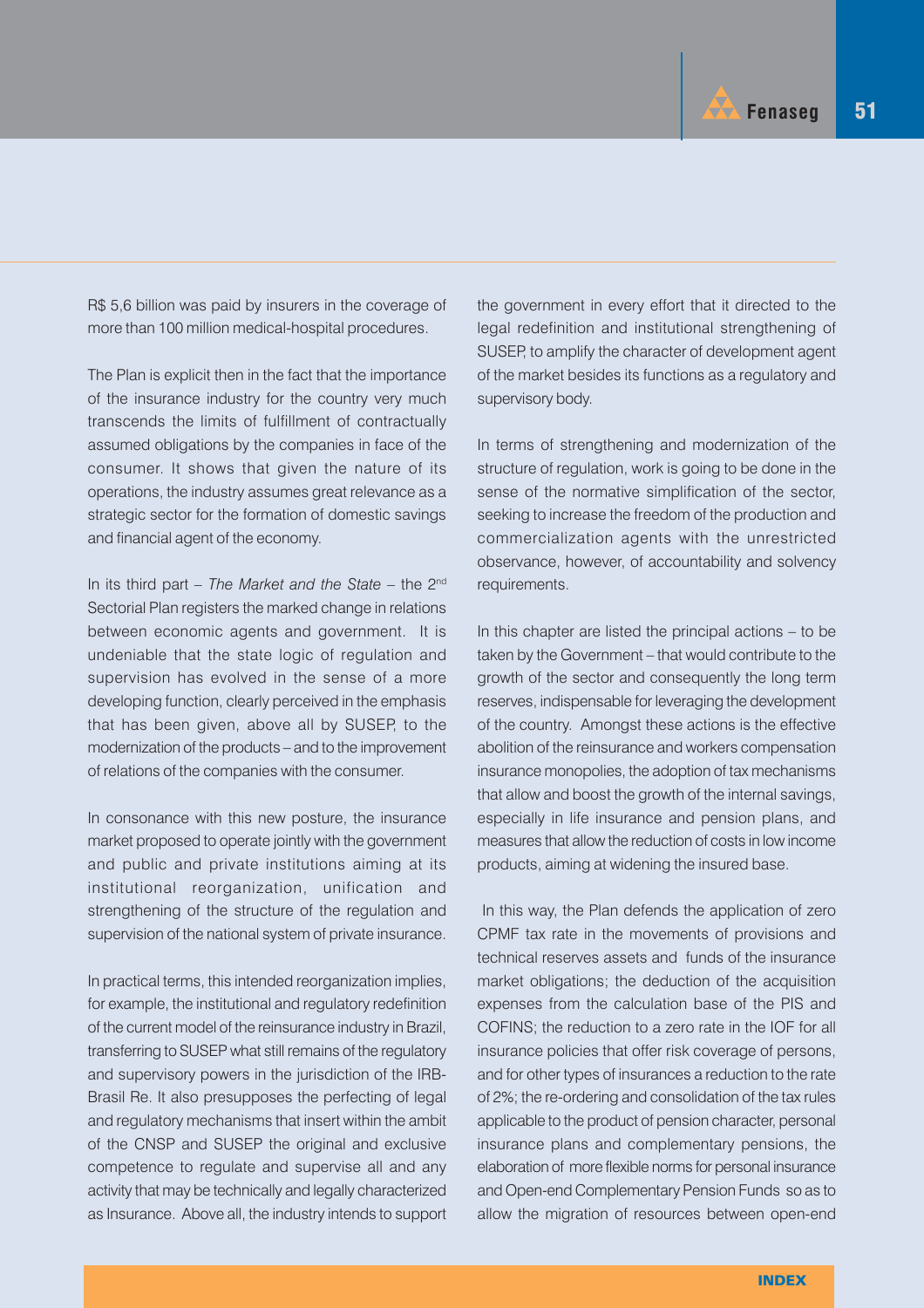R$ 5,6 billion was paid by insurers in the coverage of more than 100 million medical-hospital procedures.

The Plan is explicit then in the fact that the importance of the insurance industry for the country very much transcends the limits of fulfillment of contractually assumed obligations by the companies in face of the consumer. It shows that given the nature of its operations, the industry assumes great relevance as a strategic sector for the formation of domestic savings and financial agent of the economy.

In its third part – *The Market and the State* – the 2nd Sectorial Plan registers the marked change in relations between economic agents and government. It is undeniable that the state logic of regulation and supervision has evolved in the sense of a more developing function, clearly perceived in the emphasis that has been given, above all by SUSEP, to the modernization of the products – and to the improvement of relations of the companies with the consumer.

In consonance with this new posture, the insurance market proposed to operate jointly with the government and public and private institutions aiming at its institutional reorganization, unification and strengthening of the structure of the regulation and supervision of the national system of private insurance.

In practical terms, this intended reorganization implies, for example, the institutional and regulatory redefinition of the current model of the reinsurance industry in Brazil, transferring to SUSEP what still remains of the regulatory and supervisory powers in the jurisdiction of the IRB-Brasil Re. It also presupposes the perfecting of legal and regulatory mechanisms that insert within the ambit of the CNSP and SUSEP the original and exclusive competence to regulate and supervise all and any activity that may be technically and legally characterized as Insurance. Above all, the industry intends to support the government in every effort that it directed to the legal redefinition and institutional strengthening of SUSEP, to amplify the character of development agent of the market besides its functions as a regulatory and supervisory body.

In terms of strengthening and modernization of the structure of regulation, work is going to be done in the sense of the normative simplification of the sector, seeking to increase the freedom of the production and commercialization agents with the unrestricted observance, however, of accountability and solvency requirements.

In this chapter are listed the principal actions – to be taken by the Government – that would contribute to the growth of the sector and consequently the long term reserves, indispensable for leveraging the development of the country. Amongst these actions is the effective abolition of the reinsurance and workers compensation insurance monopolies, the adoption of tax mechanisms that allow and boost the growth of the internal savings, especially in life insurance and pension plans, and measures that allow the reduction of costs in low income products, aiming at widening the insured base.

In this way, the Plan defends the application of zero CPMF tax rate in the movements of provisions and technical reserves assets and funds of the insurance market obligations; the deduction of the acquisition expenses from the calculation base of the PIS and COFINS; the reduction to a zero rate in the IOF for all insurance policies that offer risk coverage of persons, and for other types of insurances a reduction to the rate of 2%; the re-ordering and consolidation of the tax rules applicable to the product of pension character, personal insurance plans and complementary pensions, the elaboration of more flexible norms for personal insurance and Open-end Complementary Pension Funds so as to allow the migration of resources between open-end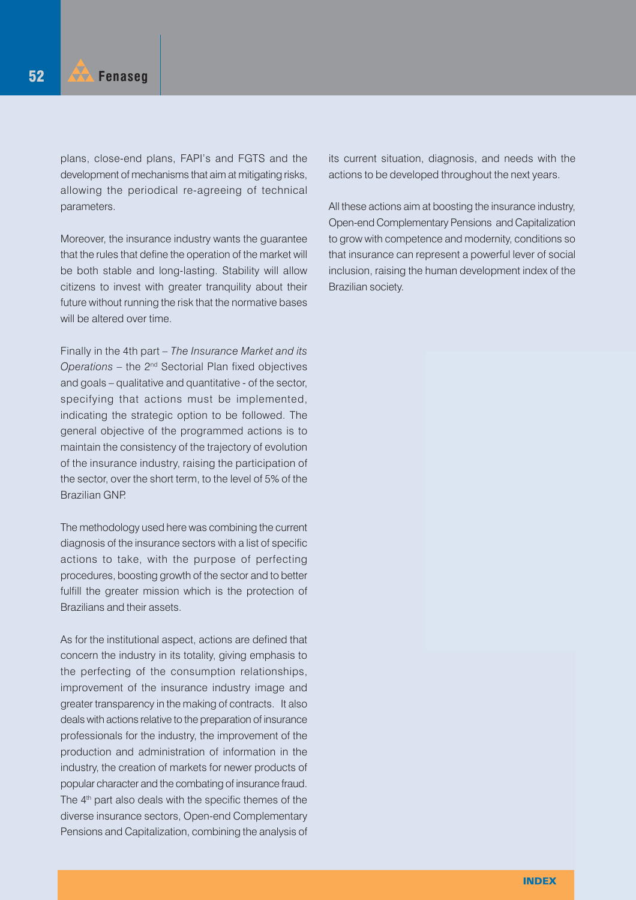plans, close-end plans, FAPI's and FGTS and the development of mechanisms that aim at mitigating risks, allowing the periodical re-agreeing of technical parameters.

Moreover, the insurance industry wants the guarantee that the rules that define the operation of the market will be both stable and long-lasting. Stability will allow citizens to invest with greater tranquility about their future without running the risk that the normative bases will be altered over time.

Finally in the 4th part – *The Insurance Market and its Operations* – the 2nd Sectorial Plan fixed objectives and goals – qualitative and quantitative - of the sector, specifying that actions must be implemented, indicating the strategic option to be followed. The general objective of the programmed actions is to maintain the consistency of the trajectory of evolution of the insurance industry, raising the participation of the sector, over the short term, to the level of 5% of the Brazilian GNP.

The methodology used here was combining the current diagnosis of the insurance sectors with a list of specific actions to take, with the purpose of perfecting procedures, boosting growth of the sector and to better fulfill the greater mission which is the protection of Brazilians and their assets.

As for the institutional aspect, actions are defined that concern the industry in its totality, giving emphasis to the perfecting of the consumption relationships, improvement of the insurance industry image and greater transparency in the making of contracts. It also deals with actions relative to the preparation of insurance professionals for the industry, the improvement of the production and administration of information in the industry, the creation of markets for newer products of popular character and the combating of insurance fraud. The 4th part also deals with the specific themes of the diverse insurance sectors, Open-end Complementary Pensions and Capitalization, combining the analysis of its current situation, diagnosis, and needs with the actions to be developed throughout the next years.

All these actions aim at boosting the insurance industry, Open-end Complementary Pensions and Capitalization to grow with competence and modernity, conditions so that insurance can represent a powerful lever of social inclusion, raising the human development index of the Brazilian society.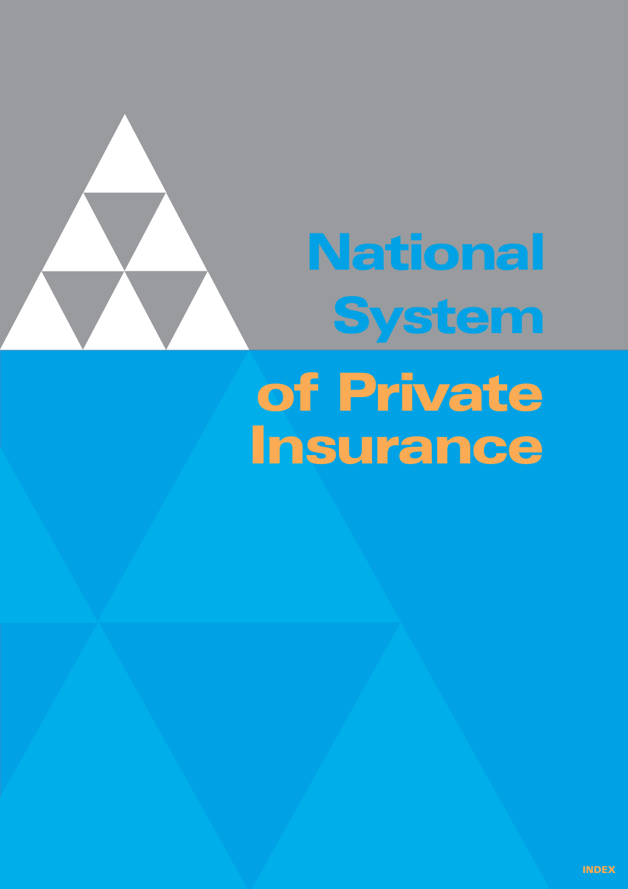# National System of Private Insurance

INDEX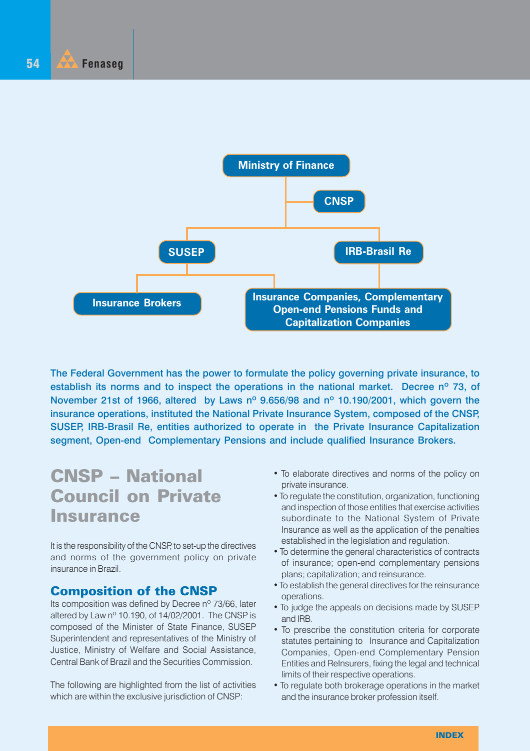Ministry of Finance

CNSP

SUSEP

IRB-Brasil Re

Insurance Brokers

Insurance Companies, Complementary Open-end Pensions Funds and Capitalization Companies

**The Federal Government has the power to formulate the policy governing private insurance, to establish its norms and to inspect the operations in the national market. Decree nº 73, of November 21st of 1966, altered by Laws nº 9.656/98 and nº 10.190/2001, which govern the insurance operations, instituted the National Private Insurance System, composed of the CNSP, SUSEP, IRB-Brasil Re, entities authorized to operate in the Private Insurance Capitalization segment, Open-end Complementary Pensions and include qualified Insurance Brokers.**

# CNSP – National Council on Private Insurance

It is the responsibility of the CNSP, to set-up the directives and norms of the government policy on private insurance in Brazil.

## Composition of the CNSP

Its composition was defined by Decree nº 73/66, later altered by Law nº 10.190, of 14/02/2001. The CNSP is composed of the Minister of State Finance, SUSEP Superintendent and representatives of the Ministry of Justice, Ministry of Welfare and Social Assistance, Central Bank of Brazil and the Securities Commission.

The following are highlighted from the list of activities which are within the exclusive jurisdiction of CNSP:

- To elaborate directives and norms of the policy on private insurance.
- To regulate the constitution, organization, functioning and inspection of those entities that exercise activities subordinate to the National System of Private Insurance as well as the application of the penalties established in the legislation and regulation.
- To determine the general characteristics of contracts of insurance; open-end complementary pensions plans; capitalization; and reinsurance.
- To establish the general directives for the reinsurance operations.
- To judge the appeals on decisions made by SUSEP and IRB.
- To prescribe the constitution criteria for corporate statutes pertaining to Insurance and Capitalization Companies, Open-end Complementary Pension Entities and ReInsurers, fixing the legal and technical limits of their respective operations.
- To regulate both brokerage operations in the market and the insurance broker profession itself.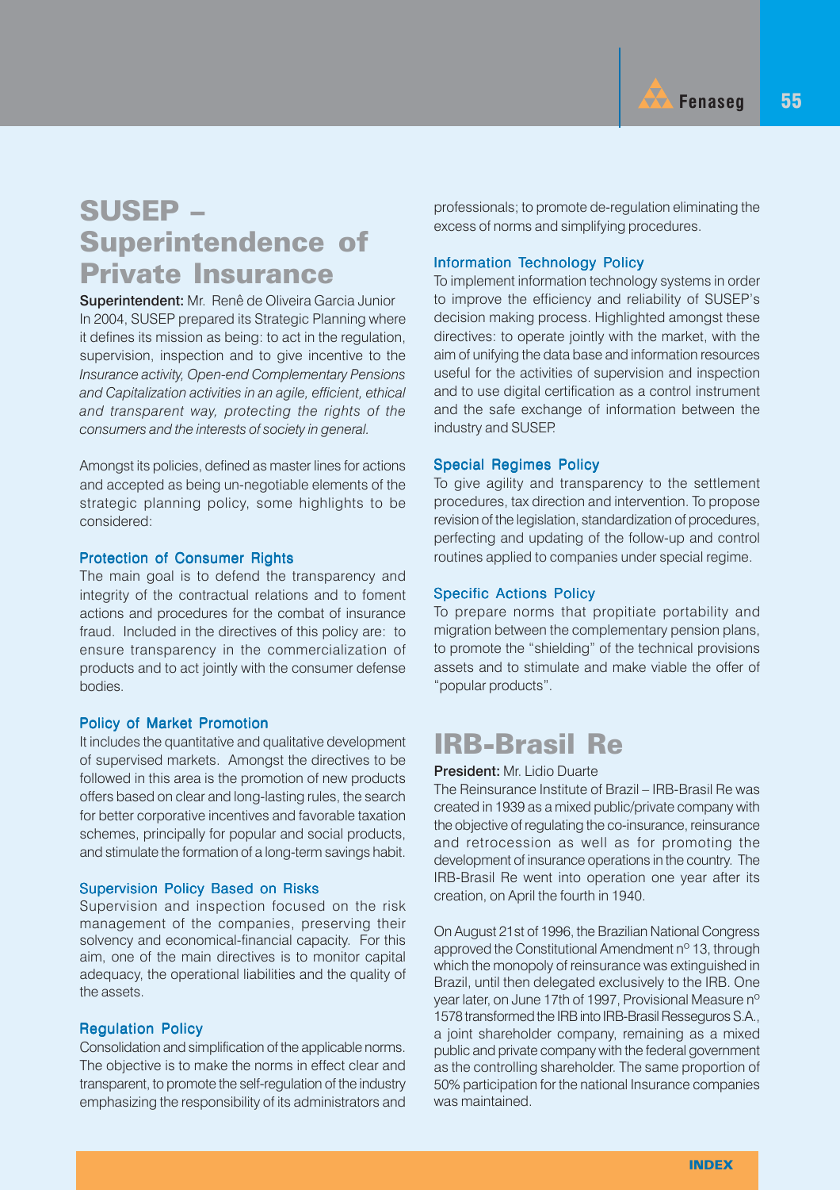# SUSEP – Superintendence of Private Insurance

**Superintendent:** Mr. Renê de Oliveira Garcia Junior

In 2004, SUSEP prepared its Strategic Planning where it defines its mission as being: to act in the regulation, supervision, inspection and to give incentive to the *Insurance activity, Open-end Complementary Pensions and Capitalization activities in an agile, efficient, ethical and transparent way, protecting the rights of the consumers and the interests of society in general.*

Amongst its policies, defined as master lines for actions and accepted as being un-negotiable elements of the strategic planning policy, some highlights to be considered:

### Protection of Consumer Rights

The main goal is to defend the transparency and integrity of the contractual relations and to foment actions and procedures for the combat of insurance fraud. Included in the directives of this policy are: to ensure transparency in the commercialization of products and to act jointly with the consumer defense bodies.

### Policy of Market Promotion

It includes the quantitative and qualitative development of supervised markets. Amongst the directives to be followed in this area is the promotion of new products offers based on clear and long-lasting rules, the search for better corporative incentives and favorable taxation schemes, principally for popular and social products, and stimulate the formation of a long-term savings habit.

### Supervision Policy Based on Risks

Supervision and inspection focused on the risk management of the companies, preserving their solvency and economical-financial capacity. For this aim, one of the main directives is to monitor capital adequacy, the operational liabilities and the quality of the assets.

### Regulation Policy

Consolidation and simplification of the applicable norms. The objective is to make the norms in effect clear and transparent, to promote the self-regulation of the industry emphasizing the responsibility of its administrators and professionals; to promote de-regulation eliminating the excess of norms and simplifying procedures.

### Information Technology Policy

To implement information technology systems in order to improve the efficiency and reliability of SUSEP's decision making process. Highlighted amongst these directives: to operate jointly with the market, with the aim of unifying the data base and information resources useful for the activities of supervision and inspection and to use digital certification as a control instrument and the safe exchange of information between the industry and SUSEP.

### Special Regimes Policy

To give agility and transparency to the settlement procedures, tax direction and intervention. To propose revision of the legislation, standardization of procedures, perfecting and updating of the follow-up and control routines applied to companies under special regime.

### Specific Actions Policy

To prepare norms that propitiate portability and migration between the complementary pension plans, to promote the "shielding" of the technical provisions assets and to stimulate and make viable the offer of "popular products".

# IRB-Brasil Re

**President:** Mr. Lidio Duarte

The Reinsurance Institute of Brazil – IRB-Brasil Re was created in 1939 as a mixed public/private company with the objective of regulating the co-insurance, reinsurance and retrocession as well as for promoting the development of insurance operations in the country. The IRB-Brasil Re went into operation one year after its creation, on April the fourth in 1940.

On August 21st of 1996, the Brazilian National Congress approved the Constitutional Amendment nº 13, through which the monopoly of reinsurance was extinguished in Brazil, until then delegated exclusively to the IRB. One year later, on June 17th of 1997, Provisional Measure nº 1578 transformed the IRB into IRB-Brasil Resseguros S.A., a joint shareholder company, remaining as a mixed public and private company with the federal government as the controlling shareholder. The same proportion of 50% participation for the national Insurance companies was maintained.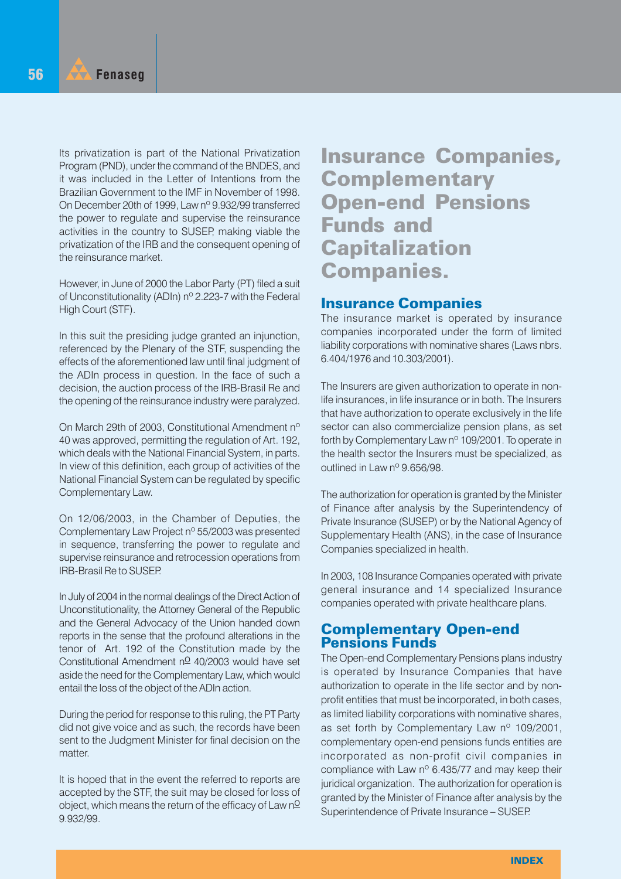Its privatization is part of the National Privatization Program (PND), under the command of the BNDES, and it was included in the Letter of Intentions from the Brazilian Government to the IMF in November of 1998. On December 20th of 1999, Law nº 9.932/99 transferred the power to regulate and supervise the reinsurance activities in the country to SUSEP, making viable the privatization of the IRB and the consequent opening of the reinsurance market.

However, in June of 2000 the Labor Party (PT) filed a suit of Unconstitutionality (ADIn) nº 2.223-7 with the Federal High Court (STF).

In this suit the presiding judge granted an injunction, referenced by the Plenary of the STF, suspending the effects of the aforementioned law until final judgment of the ADIn process in question. In the face of such a decision, the auction process of the IRB-Brasil Re and the opening of the reinsurance industry were paralyzed.

On March 29th of 2003, Constitutional Amendment nº 40 was approved, permitting the regulation of Art. 192, which deals with the National Financial System, in parts. In view of this definition, each group of activities of the National Financial System can be regulated by specific Complementary Law.

On 12/06/2003, in the Chamber of Deputies, the Complementary Law Project nº 55/2003 was presented in sequence, transferring the power to regulate and supervise reinsurance and retrocession operations from IRB-Brasil Re to SUSEP.

In July of 2004 in the normal dealings of the Direct Action of Unconstitutionality, the Attorney General of the Republic and the General Advocacy of the Union handed down reports in the sense that the profound alterations in the tenor of Art. 192 of the Constitution made by the Constitutional Amendment nº 40/2003 would have set aside the need for the Complementary Law, which would entail the loss of the object of the ADIn action.

During the period for response to this ruling, the PT Party did not give voice and as such, the records have been sent to the Judgment Minister for final decision on the matter.

It is hoped that in the event the referred to reports are accepted by the STF, the suit may be closed for loss of object, which means the return of the efficacy of Law nº 9.932/99.

# Insurance Companies, Complementary Open-end Pensions Funds and Capitalization Companies.

## Insurance Companies

The insurance market is operated by insurance companies incorporated under the form of limited liability corporations with nominative shares (Laws nbrs. 6.404/1976 and 10.303/2001).

The Insurers are given authorization to operate in non-life insurances, in life insurance or in both. The Insurers that have authorization to operate exclusively in the life sector can also commercialize pension plans, as set forth by Complementary Law nº 109/2001. To operate in the health sector the Insurers must be specialized, as outlined in Law nº 9.656/98.

The authorization for operation is granted by the Minister of Finance after analysis by the Superintendency of Private Insurance (SUSEP) or by the National Agency of Supplementary Health (ANS), in the case of Insurance Companies specialized in health.

In 2003, 108 Insurance Companies operated with private general insurance and 14 specialized Insurance companies operated with private healthcare plans.

## Complementary Open-end Pensions Funds

The Open-end Complementary Pensions plans industry is operated by Insurance Companies that have authorization to operate in the life sector and by non-profit entities that must be incorporated, in both cases, as limited liability corporations with nominative shares, as set forth by Complementary Law nº 109/2001, complementary open-end pensions funds entities are incorporated as non-profit civil companies in compliance with Law nº 6.435/77 and may keep their juridical organization. The authorization for operation is granted by the Minister of Finance after analysis by the Superintendence of Private Insurance – SUSEP.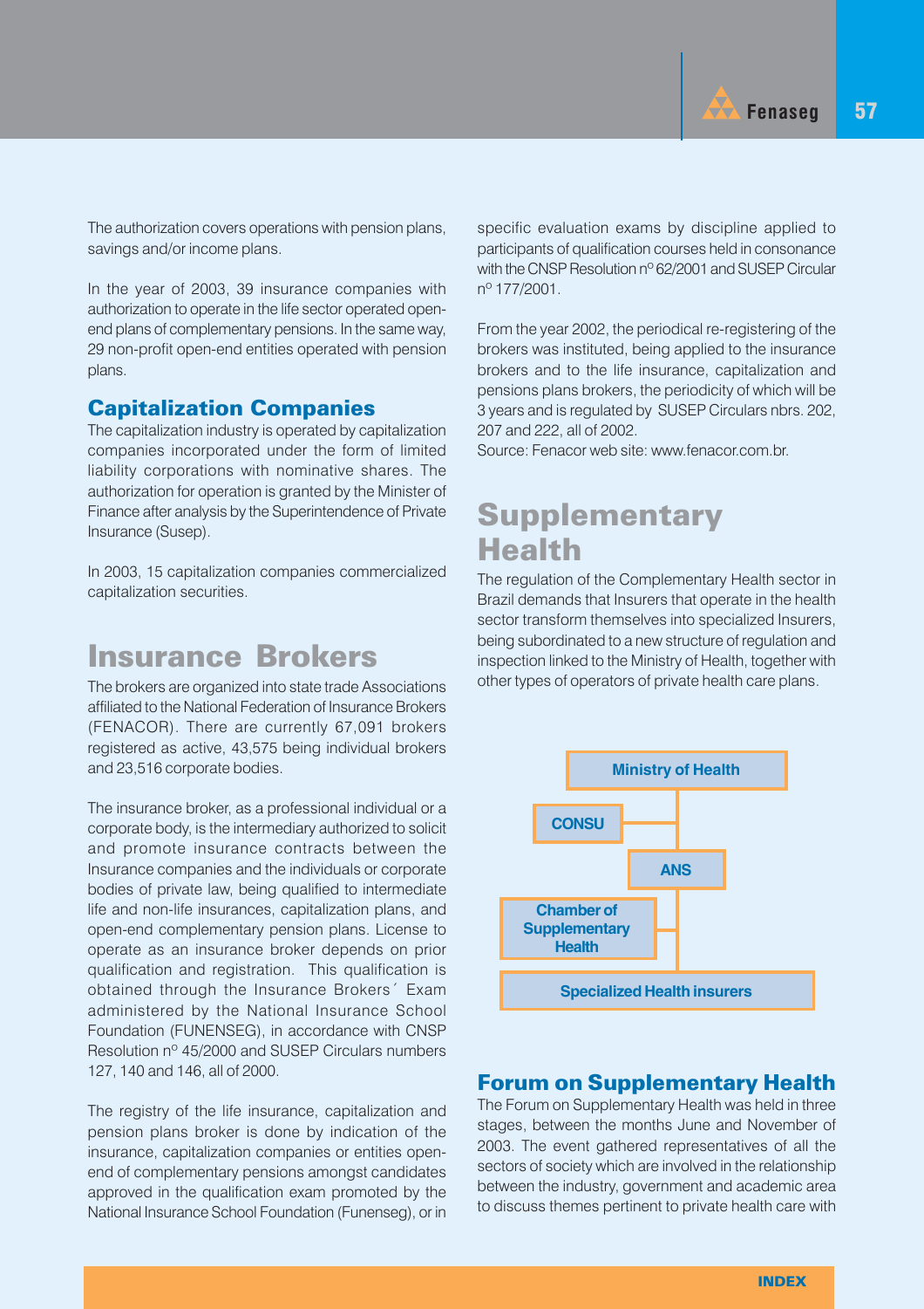The authorization covers operations with pension plans, savings and/or income plans.

In the year of 2003, 39 insurance companies with authorization to operate in the life sector operated open-end plans of complementary pensions. In the same way, 29 non-profit open-end entities operated with pension plans.

### Capitalization Companies

The capitalization industry is operated by capitalization companies incorporated under the form of limited liability corporations with nominative shares. The authorization for operation is granted by the Minister of Finance after analysis by the Superintendence of Private Insurance (Susep).

In 2003, 15 capitalization companies commercialized capitalization securities.

## Insurance Brokers

The brokers are organized into state trade Associations affiliated to the National Federation of Insurance Brokers (FENACOR). There are currently 67,091 brokers registered as active, 43,575 being individual brokers and 23,516 corporate bodies.

The insurance broker, as a professional individual or a corporate body, is the intermediary authorized to solicit and promote insurance contracts between the Insurance companies and the individuals or corporate bodies of private law, being qualified to intermediate life and non-life insurances, capitalization plans, and open-end complementary pension plans. License to operate as an insurance broker depends on prior qualification and registration. This qualification is obtained through the Insurance Brokers´ Exam administered by the National Insurance School Foundation (FUNENSEG), in accordance with CNSP Resolution nº 45/2000 and SUSEP Circulars numbers 127, 140 and 146, all of 2000.

The registry of the life insurance, capitalization and pension plans broker is done by indication of the insurance, capitalization companies or entities open-end of complementary pensions amongst candidates approved in the qualification exam promoted by the National Insurance School Foundation (Funenseg), or in specific evaluation exams by discipline applied to participants of qualification courses held in consonance with the CNSP Resolution nº 62/2001 and SUSEP Circular nº 177/2001.

From the year 2002, the periodical re-registering of the brokers was instituted, being applied to the insurance brokers and to the life insurance, capitalization and pensions plans brokers, the periodicity of which will be 3 years and is regulated by SUSEP Circulars nbrs. 202, 207 and 222, all of 2002.
Source: Fenacor web site: www.fenacor.com.br.

## Supplementary Health

The regulation of the Complementary Health sector in Brazil demands that Insurers that operate in the health sector transform themselves into specialized Insurers, being subordinated to a new structure of regulation and inspection linked to the Ministry of Health, together with other types of operators of private health care plans.

- Ministry of Health
  - CONSU
  - ANS
    - Chamber of Supplementary Health
    - Specialized Health insurers

### Forum on Supplementary Health

The Forum on Supplementary Health was held in three stages, between the months June and November of 2003. The event gathered representatives of all the sectors of society which are involved in the relationship between the industry, government and academic area to discuss themes pertinent to private health care with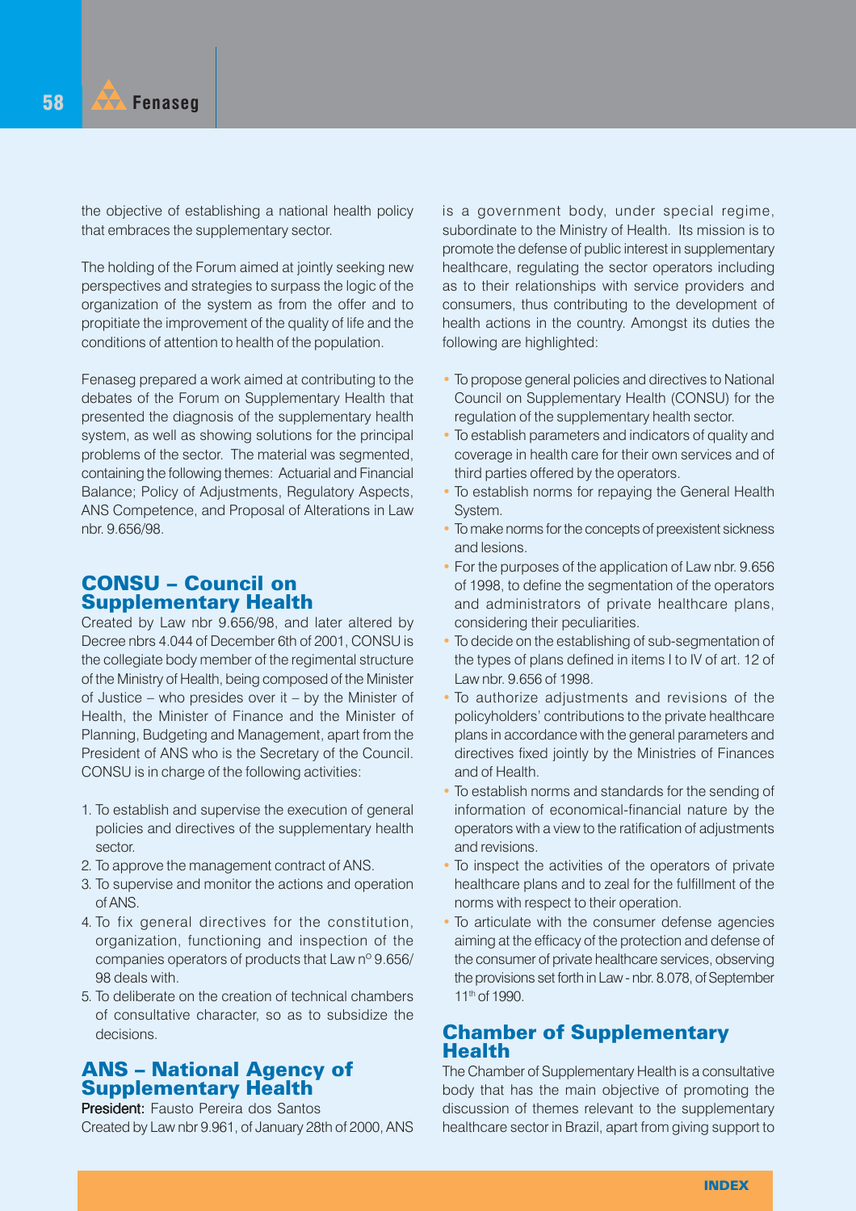the objective of establishing a national health policy that embraces the supplementary sector.

The holding of the Forum aimed at jointly seeking new perspectives and strategies to surpass the logic of the organization of the system as from the offer and to propitiate the improvement of the quality of life and the conditions of attention to health of the population.

Fenaseg prepared a work aimed at contributing to the debates of the Forum on Supplementary Health that presented the diagnosis of the supplementary health system, as well as showing solutions for the principal problems of the sector. The material was segmented, containing the following themes: Actuarial and Financial Balance; Policy of Adjustments, Regulatory Aspects, ANS Competence, and Proposal of Alterations in Law nbr. 9.656/98.

## CONSU – Council on Supplementary Health

Created by Law nbr 9.656/98, and later altered by Decree nbrs 4.044 of December 6th of 2001, CONSU is the collegiate body member of the regimental structure of the Ministry of Health, being composed of the Minister of Justice – who presides over it – by the Minister of Health, the Minister of Finance and the Minister of Planning, Budgeting and Management, apart from the President of ANS who is the Secretary of the Council. CONSU is in charge of the following activities:

1. To establish and supervise the execution of general policies and directives of the supplementary health sector.
2. To approve the management contract of ANS.
3. To supervise and monitor the actions and operation of ANS.
4. To fix general directives for the constitution, organization, functioning and inspection of the companies operators of products that Law nº 9.656/98 deals with.
5. To deliberate on the creation of technical chambers of consultative character, so as to subsidize the decisions.

## ANS – National Agency of Supplementary Health

**President:** Fausto Pereira dos Santos

Created by Law nbr 9.961, of January 28th of 2000, ANS is a government body, under special regime, subordinate to the Ministry of Health. Its mission is to promote the defense of public interest in supplementary healthcare, regulating the sector operators including as to their relationships with service providers and consumers, thus contributing to the development of health actions in the country. Amongst its duties the following are highlighted:

- To propose general policies and directives to National Council on Supplementary Health (CONSU) for the regulation of the supplementary health sector.
- To establish parameters and indicators of quality and coverage in health care for their own services and of third parties offered by the operators.
- To establish norms for repaying the General Health System.
- To make norms for the concepts of preexistent sickness and lesions.
- For the purposes of the application of Law nbr. 9.656 of 1998, to define the segmentation of the operators and administrators of private healthcare plans, considering their peculiarities.
- To decide on the establishing of sub-segmentation of the types of plans defined in items I to IV of art. 12 of Law nbr. 9.656 of 1998.
- To authorize adjustments and revisions of the policyholders' contributions to the private healthcare plans in accordance with the general parameters and directives fixed jointly by the Ministries of Finances and of Health.
- To establish norms and standards for the sending of information of economical-financial nature by the operators with a view to the ratification of adjustments and revisions.
- To inspect the activities of the operators of private healthcare plans and to zeal for the fulfillment of the norms with respect to their operation.
- To articulate with the consumer defense agencies aiming at the efficacy of the protection and defense of the consumer of private healthcare services, observing the provisions set forth in Law - nbr. 8.078, of September 11th of 1990.

## Chamber of Supplementary Health

The Chamber of Supplementary Health is a consultative body that has the main objective of promoting the discussion of themes relevant to the supplementary healthcare sector in Brazil, apart from giving support to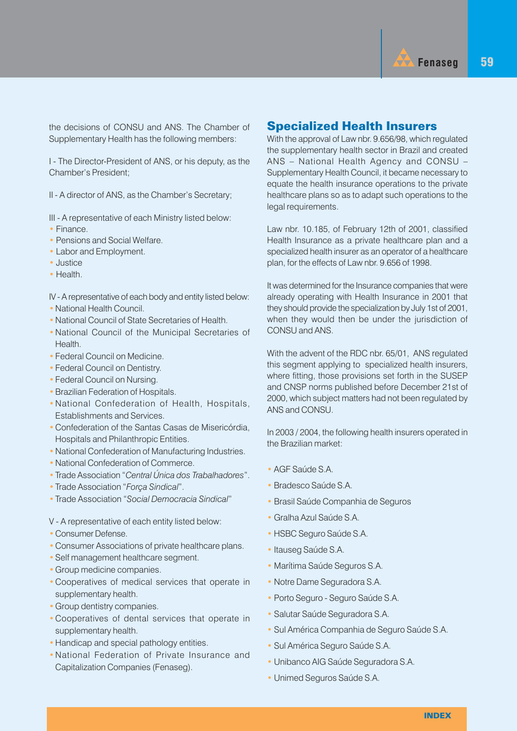the decisions of CONSU and ANS. The Chamber of Supplementary Health has the following members:

I - The Director-President of ANS, or his deputy, as the Chamber's President;

II - A director of ANS, as the Chamber's Secretary;

III - A representative of each Ministry listed below:

- Finance.
- Pensions and Social Welfare.
- Labor and Employment.
- Justice
- Health.

IV - A representative of each body and entity listed below:

- National Health Council.
- National Council of State Secretaries of Health.
- National Council of the Municipal Secretaries of Health.
- Federal Council on Medicine.
- Federal Council on Dentistry.
- Federal Council on Nursing.
- Brazilian Federation of Hospitals.
- National Confederation of Health, Hospitals, Establishments and Services.
- Confederation of the Santas Casas de Misericórdia, Hospitals and Philanthropic Entities.
- National Confederation of Manufacturing Industries.
- National Confederation of Commerce.
- Trade Association "*Central Única dos Trabalhadores*".
- Trade Association "*Força Sindical*".
- Trade Association "*Social Democracia Sindical*"

V - A representative of each entity listed below:

- Consumer Defense.
- Consumer Associations of private healthcare plans.
- Self management healthcare segment.
- Group medicine companies.
- Cooperatives of medical services that operate in supplementary health.
- Group dentistry companies.
- Cooperatives of dental services that operate in supplementary health.
- Handicap and special pathology entities.
- National Federation of Private Insurance and Capitalization Companies (Fenaseg).

## Specialized Health Insurers

With the approval of Law nbr. 9.656/98, which regulated the supplementary health sector in Brazil and created ANS – National Health Agency and CONSU – Supplementary Health Council, it became necessary to equate the health insurance operations to the private healthcare plans so as to adapt such operations to the legal requirements.

Law nbr. 10.185, of February 12th of 2001, classified Health Insurance as a private healthcare plan and a specialized health insurer as an operator of a healthcare plan, for the effects of Law nbr. 9.656 of 1998.

It was determined for the Insurance companies that were already operating with Health Insurance in 2001 that they should provide the specialization by July 1st of 2001, when they would then be under the jurisdiction of CONSU and ANS.

With the advent of the RDC nbr. 65/01, ANS regulated this segment applying to specialized health insurers, where fitting, those provisions set forth in the SUSEP and CNSP norms published before December 21st of 2000, which subject matters had not been regulated by ANS and CONSU.

In 2003 / 2004, the following health insurers operated in the Brazilian market:

- AGF Saúde S.A.
- Bradesco Saúde S.A.
- Brasil Saúde Companhia de Seguros
- Gralha Azul Saúde S.A.
- HSBC Seguro Saúde S.A.
- Itauseg Saúde S.A.
- Marítima Saúde Seguros S.A.
- Notre Dame Seguradora S.A.
- Porto Seguro - Seguro Saúde S.A.
- Salutar Saúde Seguradora S.A.
- Sul América Companhia de Seguro Saúde S.A.
- Sul América Seguro Saúde S.A.
- Unibanco AIG Saúde Seguradora S.A.
- Unimed Seguros Saúde S.A.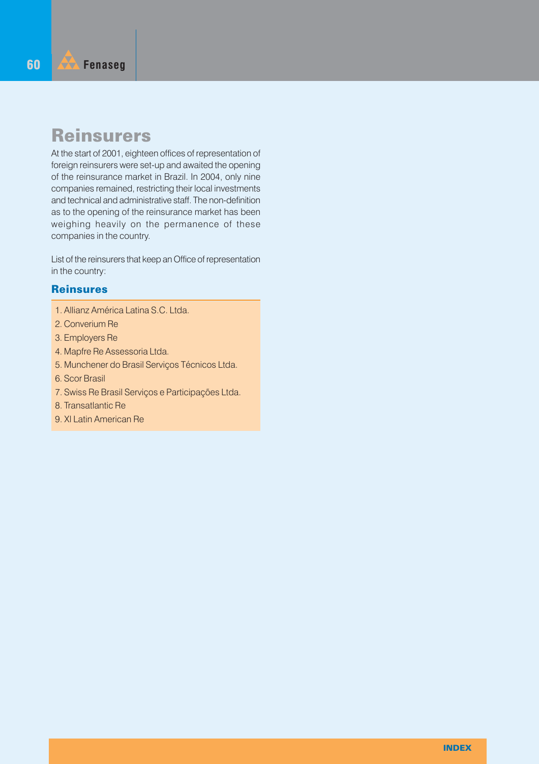# Reinsurers

At the start of 2001, eighteen offices of representation of foreign reinsurers were set-up and awaited the opening of the reinsurance market in Brazil. In 2004, only nine companies remained, restricting their local investments and technical and administrative staff. The non-definition as to the opening of the reinsurance market has been weighing heavily on the permanence of these companies in the country.

List of the reinsurers that keep an Office of representation in the country:

### Reinsures

1. Allianz América Latina S.C. Ltda.
2. Converium Re
3. Employers Re
4. Mapfre Re Assessoria Ltda.
5. Munchener do Brasil Serviços Técnicos Ltda.
6. Scor Brasil
7. Swiss Re Brasil Serviços e Participações Ltda.
8. Transatlantic Re
9. Xl Latin American Re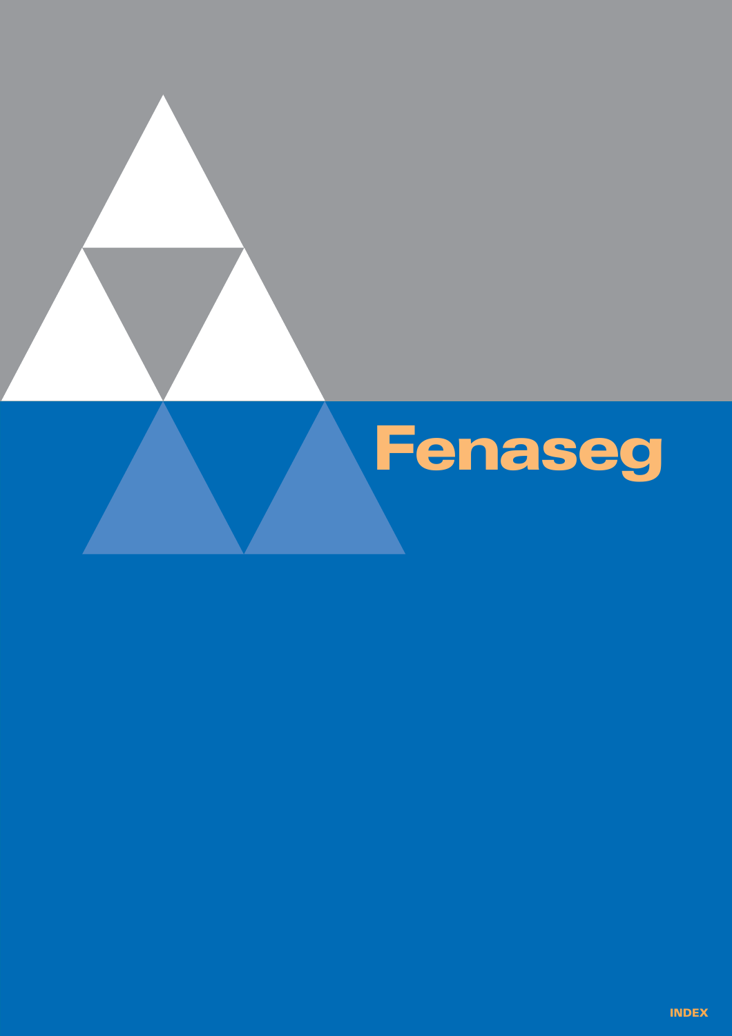# Fenaseg

INDEX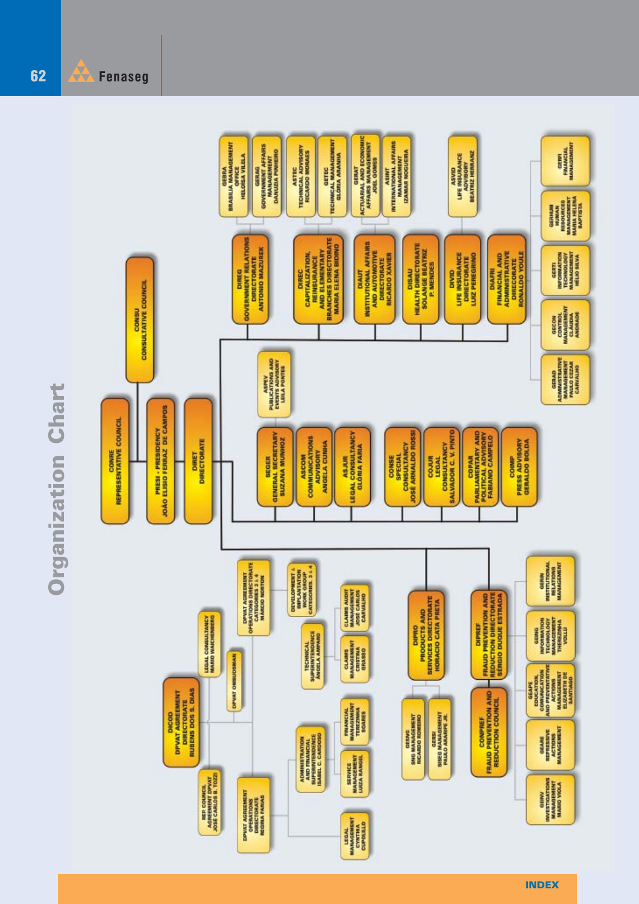# Organization Chart

- CONRE – REPRESENTATIVE COUNCIL
- PRESI - PRESIDENCY – JOÃO ELISIO FERRAZ DE CAMPOS
- CONSU – CONSULTATIVE COUNCIL
- DIRET – DIRECTORATE
  - SEGER – GENERAL SECRETARY – SUZANA MUNHOZ
  - ASCOM – COMMUNICATIONS ADVISORY – ANGELA CUNHA
  - ASJUR – LEGAL CONSULTANCY – GLORIA FARIA
  - ASPEV – PUBLICATIONS AND EVENTS ADVISORY – LEILA PONTES
  - CONSE – SPECIAL CONSULTANCY – JOSÉ ARNALDO ROSSI
  - COJUR – LEGAL CONSULTANCY – SALVADOR C. V. PINTO
  - COPAR – PARLIAMENTARY AND POLITICAL ADVISORY – FABIANO CAMPELO
  - COIMP – PRESS ADVISORY – GERALDO BOLDA
  - DIREG – GOVERNMENT RELATIONS DIRECTORATE – ANTONIO MAZUREK
    - GEBRA – BRASILIA MANAGEMENT OFFICE – HELOISA VILELA
    - GERAG – GOVERNMENT AFFAIRS MANAGEMENT – DANUZIA PINHEIRO
  - DIREC – CAPITALIZATION, REINSURANCE AND ELEMENTARY BRANCHES DIRECTORATE – MARIA ELENA BIDINO
    - ASTEC – TECHNICAL ADVISORY – RICARDO MORAES
    - GETEC – TECHNICAL MANAGEMENT – GLORIA ARANHA
  - DIAUT – INSTITUTIONAL AFFAIRS AND AUTOMOTIVE DIRECTORATE – RICARDO XAVIER
    - GERAT – ACTUARIAL AND ECONOMIC AFFAIRS MANAGEMENT – JOEL GOMES
    - ASINT – INTERNATIONAL AFFAIRS MANAGEMENT – IZAMAR NOGUEIRA
  - DISAU – HEALTH DIRECTORATE – SOLANGE BEATRIZ P. MENDES
  - DIVID – LIFE INSURANCE DIRECTORATE – LUIZ PEREGRINO
    - ASVID – LIFE INSURANCE ADVISORY – BEATRIZ HERRANZ
  - DIAFRI – FINANCIAL AND ADMINISTRATIVE DIRECTORATE – RONALDO YOULE
    - GERAD – ADMINISTRATIVE MANAGEMENT – PAULO CEZAR CARVALHO
    - GECON – CONTROL MANAGEMENT – CLÁUDIA ANDRADE
    - GERTI – INFORMATION TECHNOLOGY MANAGEMENT – HÉLIO SILVA
    - GERHUM – HUMAN RESOURCES MANAGEMENT – MARIA HELENA BAPTISTA
    - GERFI – FINANCIAL MANAGEMENT
  - DICOO – DPVAT AGREEMENT DIRECTORATE – RUBENS DOS S. DIAS
    - REP. COUNCIL AGREEMENT DPVAT – JOSÉ CARLOS B. TOZZI
    - LEGAL CONSULTANCY – MARIO WAICHENBERG
    - DPVAT OMBUDSMAN
    - DPVAT AGREEMENT OPERATIONS DIRECTORATE – REGINA FARIAS
      - LEGAL MANAGEMENT – CYNTHIA CUPOLILLO
      - ADMINISTRATION AND FINANCIAL SUPERINTENDENCE – ISABEL C. CARDOSO
        - SERVICE MANAGEMENT – LUIZA RANGEL
        - FINANCIAL MANAGEMENT – TEREZINHA SOARES
      - TECHNICAL SUPERINTENDENCE – ANGELA AMPARO
        - CLAIMS MANAGEMENT – CRISTINA GRASSO
        - CLAIMS AUDIT MANAGEMENT – JOSÉ CARLOS CARVALHO
    - DPVAT AGREEMENT OPERATIONS DIRECTORATE CATEGORIES 2 & 4 – MARCIO NORTON
      - DEVELOPMENT & IMPLANTATION WORK GROUP CATEGORIES 3 & 4
  - DIPRO – PRODUCTS AND SERVICES DIRECTORATE – HORACIO CATA PRETA
    - GESEG – SNG MANAGEMENT – RICARDO ROMEIRO
    - GEBSI – SISEG MANAGEMENT – PAULO ARARIPE JR.
  - DIPREF – FRAUD PREVENTION AND REDUCTION DIRECTORATE – SÉRGIO DUQUE ESTRADA
    - CONPREF – FRAUD PREVENTION AND REDUCTION COUNCIL
    - GEINV – INVESTIGATIONS MANAGEMENT – MARIO VIOLA
    - GEARE – REPRESSIVE ACTIONS MANAGEMENT
    - GEAPE – EDUCATION, COMMUNICATION AND PREVENTATIVE ACTIONS MANAGEMENT – ELIZABETH DE SANTIAGO
    - GEING – INFORMATION TECHNOLOGY MANAGEMENT – THEREZINHA VOLLU
    - GERIN – INSTITUTIONAL RELATIONS MANAGEMENT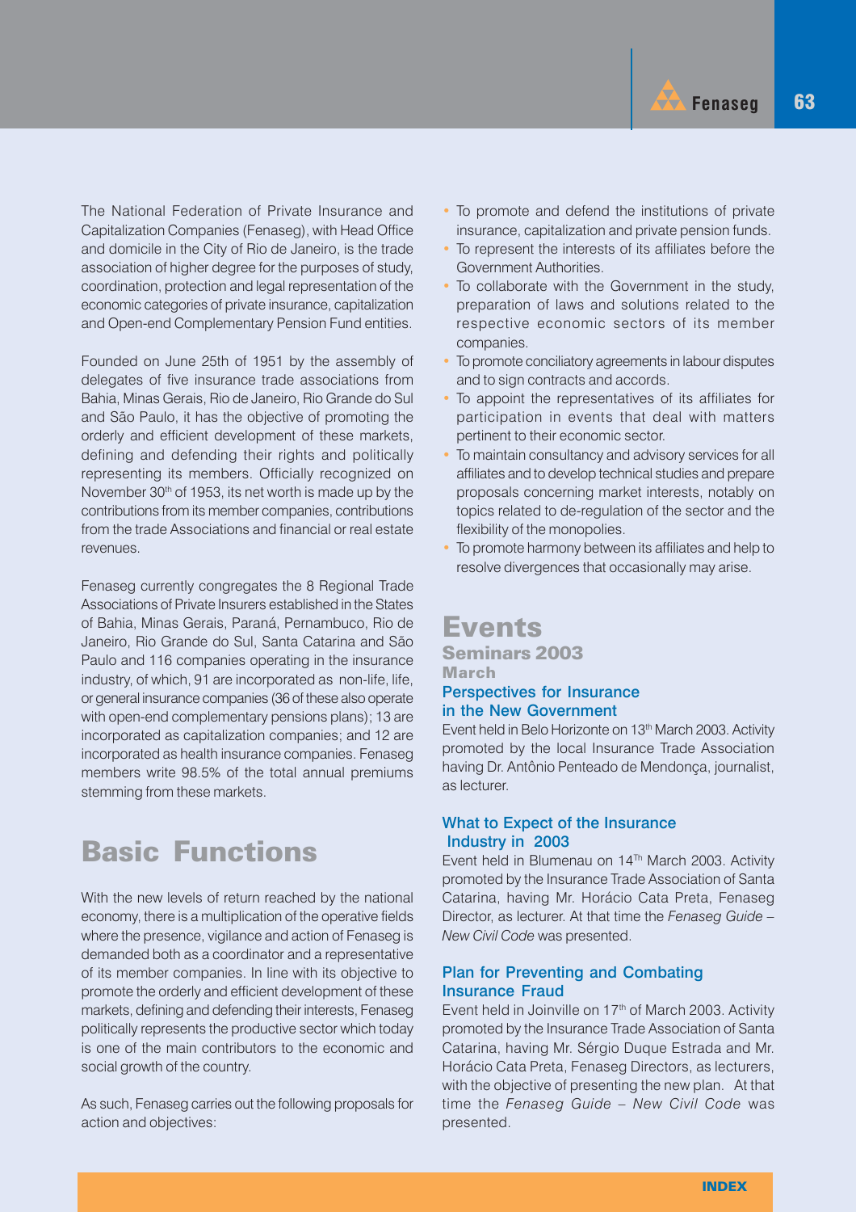The National Federation of Private Insurance and Capitalization Companies (Fenaseg), with Head Office and domicile in the City of Rio de Janeiro, is the trade association of higher degree for the purposes of study, coordination, protection and legal representation of the economic categories of private insurance, capitalization and Open-end Complementary Pension Fund entities.

Founded on June 25th of 1951 by the assembly of delegates of five insurance trade associations from Bahia, Minas Gerais, Rio de Janeiro, Rio Grande do Sul and São Paulo, it has the objective of promoting the orderly and efficient development of these markets, defining and defending their rights and politically representing its members. Officially recognized on November 30th of 1953, its net worth is made up by the contributions from its member companies, contributions from the trade Associations and financial or real estate revenues.

Fenaseg currently congregates the 8 Regional Trade Associations of Private Insurers established in the States of Bahia, Minas Gerais, Paraná, Pernambuco, Rio de Janeiro, Rio Grande do Sul, Santa Catarina and São Paulo and 116 companies operating in the insurance industry, of which, 91 are incorporated as non-life, life, or general insurance companies (36 of these also operate with open-end complementary pensions plans); 13 are incorporated as capitalization companies; and 12 are incorporated as health insurance companies. Fenaseg members write 98.5% of the total annual premiums stemming from these markets.

# Basic Functions

With the new levels of return reached by the national economy, there is a multiplication of the operative fields where the presence, vigilance and action of Fenaseg is demanded both as a coordinator and a representative of its member companies. In line with its objective to promote the orderly and efficient development of these markets, defining and defending their interests, Fenaseg politically represents the productive sector which today is one of the main contributors to the economic and social growth of the country.

As such, Fenaseg carries out the following proposals for action and objectives:

- To promote and defend the institutions of private insurance, capitalization and private pension funds.
- To represent the interests of its affiliates before the Government Authorities.
- To collaborate with the Government in the study, preparation of laws and solutions related to the respective economic sectors of its member companies.
- To promote conciliatory agreements in labour disputes and to sign contracts and accords.
- To appoint the representatives of its affiliates for participation in events that deal with matters pertinent to their economic sector.
- To maintain consultancy and advisory services for all affiliates and to develop technical studies and prepare proposals concerning market interests, notably on topics related to de-regulation of the sector and the flexibility of the monopolies.
- To promote harmony between its affiliates and help to resolve divergences that occasionally may arise.

# Events

## Seminars 2003

### March

#### Perspectives for Insurance in the New Government

Event held in Belo Horizonte on 13th March 2003. Activity promoted by the local Insurance Trade Association having Dr. Antônio Penteado de Mendonça, journalist, as lecturer.

#### What to Expect of the Insurance Industry in 2003

Event held in Blumenau on 14Th March 2003. Activity promoted by the Insurance Trade Association of Santa Catarina, having Mr. Horácio Cata Preta, Fenaseg Director, as lecturer. At that time the *Fenaseg Guide – New Civil Code* was presented.

#### Plan for Preventing and Combating Insurance Fraud

Event held in Joinville on 17th of March 2003. Activity promoted by the Insurance Trade Association of Santa Catarina, having Mr. Sérgio Duque Estrada and Mr. Horácio Cata Preta, Fenaseg Directors, as lecturers, with the objective of presenting the new plan. At that time the *Fenaseg Guide – New Civil Code* was presented.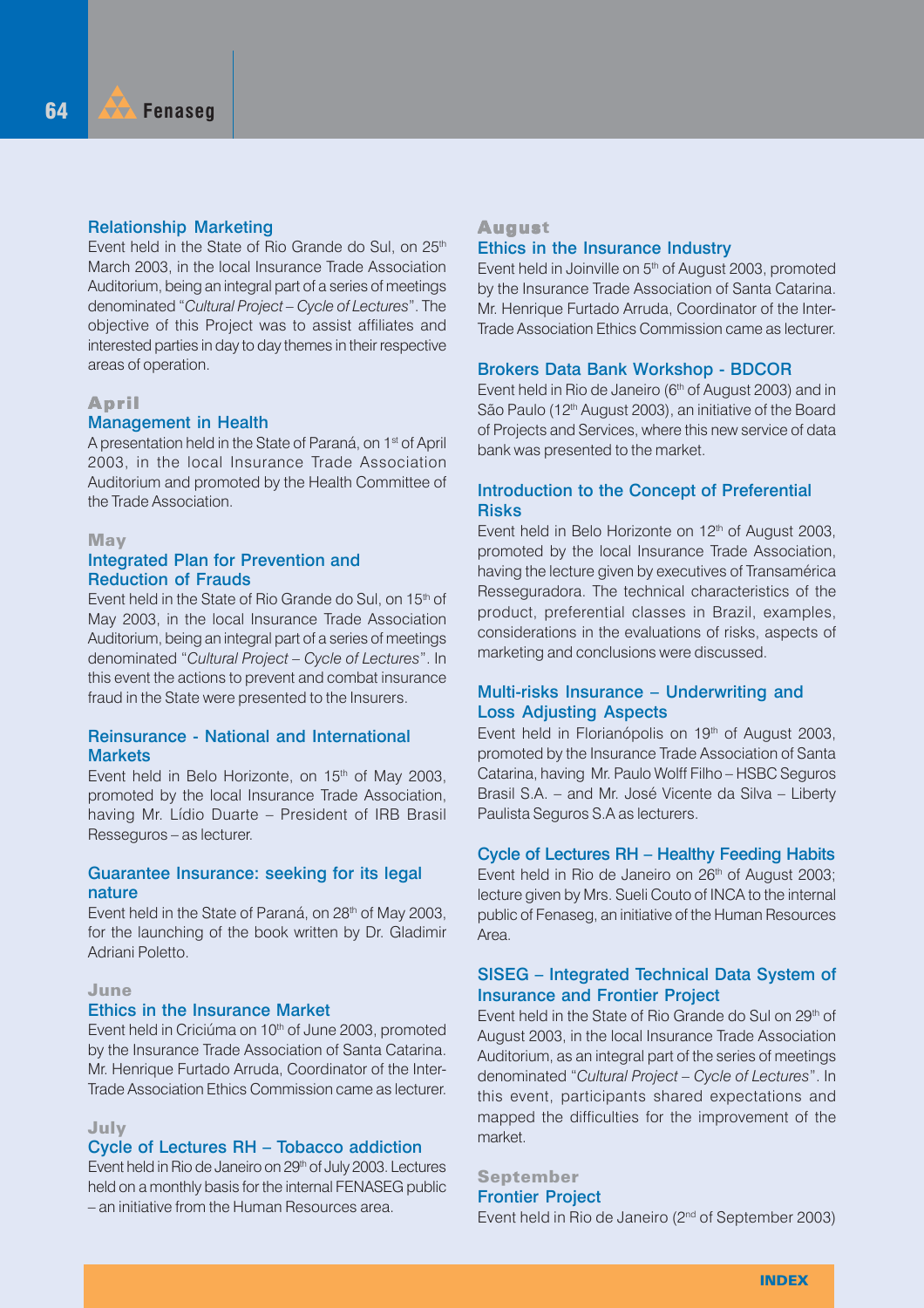### Relationship Marketing

Event held in the State of Rio Grande do Sul, on 25th March 2003, in the local Insurance Trade Association Auditorium, being an integral part of a series of meetings denominated "*Cultural Project – Cycle of Lectures*". The objective of this Project was to assist affiliates and interested parties in day to day themes in their respective areas of operation.

## April

### Management in Health

A presentation held in the State of Paraná, on 1st of April 2003, in the local Insurance Trade Association Auditorium and promoted by the Health Committee of the Trade Association.

## May

### Integrated Plan for Prevention and Reduction of Frauds

Event held in the State of Rio Grande do Sul, on 15th of May 2003, in the local Insurance Trade Association Auditorium, being an integral part of a series of meetings denominated "*Cultural Project – Cycle of Lectures*". In this event the actions to prevent and combat insurance fraud in the State were presented to the Insurers.

### Reinsurance - National and International Markets

Event held in Belo Horizonte, on 15th of May 2003, promoted by the local Insurance Trade Association, having Mr. Lídio Duarte – President of IRB Brasil Resseguros – as lecturer.

### Guarantee Insurance: seeking for its legal nature

Event held in the State of Paraná, on 28th of May 2003, for the launching of the book written by Dr. Gladimir Adriani Poletto.

## June

### Ethics in the Insurance Market

Event held in Criciúma on 10th of June 2003, promoted by the Insurance Trade Association of Santa Catarina. Mr. Henrique Furtado Arruda, Coordinator of the Inter-Trade Association Ethics Commission came as lecturer.

## July

### Cycle of Lectures RH – Tobacco addiction

Event held in Rio de Janeiro on 29th of July 2003. Lectures held on a monthly basis for the internal FENASEG public – an initiative from the Human Resources area.

## August

### Ethics in the Insurance Industry

Event held in Joinville on 5th of August 2003, promoted by the Insurance Trade Association of Santa Catarina. Mr. Henrique Furtado Arruda, Coordinator of the Inter-Trade Association Ethics Commission came as lecturer.

### Brokers Data Bank Workshop - BDCOR

Event held in Rio de Janeiro (6th of August 2003) and in São Paulo (12th August 2003), an initiative of the Board of Projects and Services, where this new service of data bank was presented to the market.

### Introduction to the Concept of Preferential Risks

Event held in Belo Horizonte on 12th of August 2003, promoted by the local Insurance Trade Association, having the lecture given by executives of Transamérica Resseguradora. The technical characteristics of the product, preferential classes in Brazil, examples, considerations in the evaluations of risks, aspects of marketing and conclusions were discussed.

### Multi-risks Insurance – Underwriting and Loss Adjusting Aspects

Event held in Florianópolis on 19th of August 2003, promoted by the Insurance Trade Association of Santa Catarina, having Mr. Paulo Wolff Filho – HSBC Seguros Brasil S.A. – and Mr. José Vicente da Silva – Liberty Paulista Seguros S.A as lecturers.

### Cycle of Lectures RH – Healthy Feeding Habits

Event held in Rio de Janeiro on 26th of August 2003; lecture given by Mrs. Sueli Couto of INCA to the internal public of Fenaseg, an initiative of the Human Resources Area.

### SISEG – Integrated Technical Data System of Insurance and Frontier Project

Event held in the State of Rio Grande do Sul on 29th of August 2003, in the local Insurance Trade Association Auditorium, as an integral part of the series of meetings denominated "*Cultural Project – Cycle of Lectures*". In this event, participants shared expectations and mapped the difficulties for the improvement of the market.

## September

### Frontier Project

Event held in Rio de Janeiro (2nd of September 2003)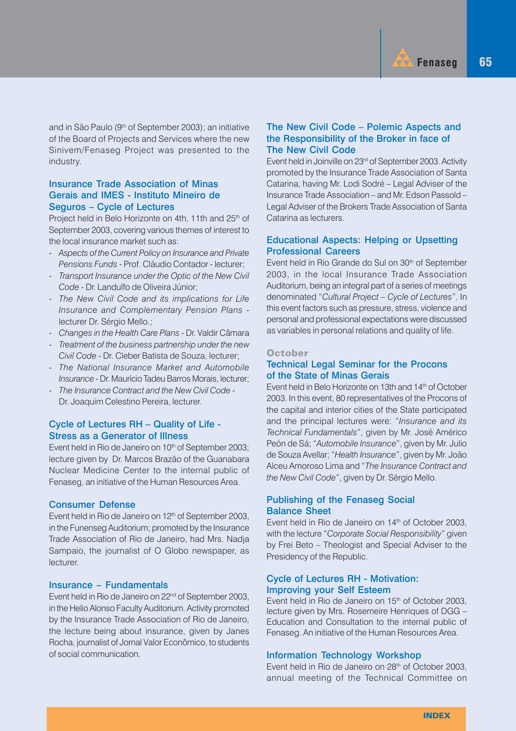and in São Paulo (9th of September 2003); an initiative of the Board of Projects and Services where the new Sinivem/Fenaseg Project was presented to the industry.

### Insurance Trade Association of Minas Gerais and IMES - Instituto Mineiro de Seguros – Cycle of Lectures

Project held in Belo Horizonte on 4th, 11th and 25th of September 2003, covering various themes of interest to the local insurance market such as:

- *Aspects of the Current Policy on Insurance and Private Pensions Funds* - Prof. Cláudio Contador - lecturer;
- *Transport Insurance under the Optic of the New Civil Code* - Dr. Landulfo de Oliveira Júnior;
- *The New Civil Code and its implications for Life Insurance and Complementary Pension Plans* - lecturer Dr. Sérgio Mello.;
- *Changes in the Health Care Plans* - Dr. Valdir Câmara
- *Treatment of the business partnership under the new Civil Code* - Dr. Cleber Batista de Souza, lecturer;
- *The National Insurance Market and Automobile Insurance* - Dr. Maurício Tadeu Barros Morais, lecturer;
- *The Insurance Contract and the New Civil Code* - Dr. Joaquim Celestino Pereira, lecturer.

### Cycle of Lectures RH – Quality of Life - Stress as a Generator of Illness

Event held in Rio de Janeiro on 10th of September 2003; lecture given by Dr. Marcos Brazão of the Guanabara Nuclear Medicine Center to the internal public of Fenaseg, an initiative of the Human Resources Area.

### Consumer Defense

Event held in Rio de Janeiro on 12th of September 2003, in the Funenseg Auditorium; promoted by the Insurance Trade Association of Rio de Janeiro, had Mrs. Nadja Sampaio, the journalist of O Globo newspaper, as lecturer.

### Insurance – Fundamentals

Event held in Rio de Janeiro on 22nd of September 2003, in the Helio Alonso Faculty Auditorium. Activity promoted by the Insurance Trade Association of Rio de Janeiro, the lecture being about insurance, given by Janes Rocha, journalist of Jornal Valor Econômico, to students of social communication.

### The New Civil Code – Polemic Aspects and the Responsibility of the Broker in face of The New Civil Code

Event held in Joinville on 23rd of September 2003. Activity promoted by the Insurance Trade Association of Santa Catarina, having Mr. Lodi Sodré – Legal Adviser of the Insurance Trade Association – and Mr. Edson Passold – Legal Adviser of the Brokers Trade Association of Santa Catarina as lecturers.

### Educational Aspects: Helping or Upsetting Professional Careers

Event held in Rio Grande do Sul on 30th of September 2003, in the local Insurance Trade Association Auditorium, being an integral part of a series of meetings denominated "*Cultural Project – Cycle of Lectures*". In this event factors such as pressure, stress, violence and personal and professional expectations were discussed as variables in personal relations and quality of life.

## October

### Technical Legal Seminar for the Procons of the State of Minas Gerais

Event held in Belo Horizonte on 13th and 14th of October 2003. In this event, 80 representatives of the Procons of the capital and interior cities of the State participated and the principal lectures were: "*Insurance and its Technical Fundamentals*", given by Mr. José Américo Peón de Sá; "*Automobile Insurance*", given by Mr. Julio de Souza Avellar; "*Health Insurance*", given by Mr. João Alceu Amoroso Lima and "*The Insurance Contract and the New Civil Code*", given by Dr. Sérgio Mello.

### Publishing of the Fenaseg Social Balance Sheet

Event held in Rio de Janeiro on 14th of October 2003, with the lecture "*Corporate Social Responsibility*" given by Frei Beto – Theologist and Special Adviser to the Presidency of the Republic.

### Cycle of Lectures RH - Motivation: Improving your Self Esteem

Event held in Rio de Janeiro on 15th of October 2003, lecture given by Mrs. Rosemeire Henriques of DGG – Education and Consultation to the internal public of Fenaseg. An initiative of the Human Resources Area.

### Information Technology Workshop

Event held in Rio de Janeiro on 28th of October 2003, annual meeting of the Technical Committee on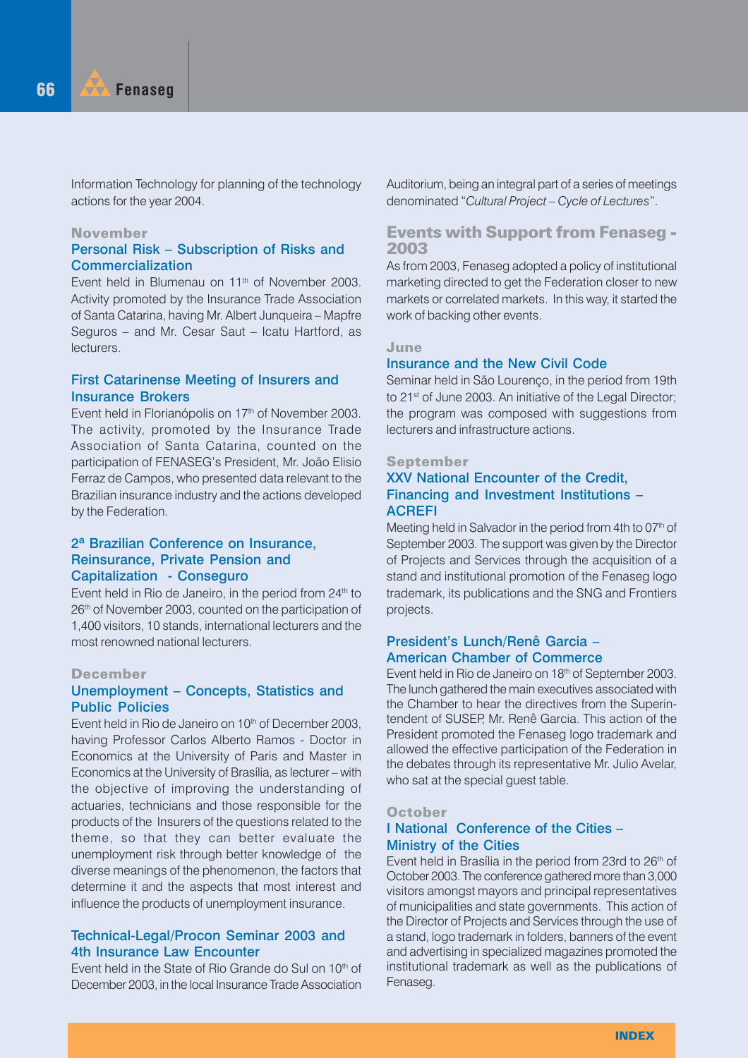Information Technology for planning of the technology actions for the year 2004.

### November

#### Personal Risk – Subscription of Risks and Commercialization

Event held in Blumenau on 11th of November 2003. Activity promoted by the Insurance Trade Association of Santa Catarina, having Mr. Albert Junqueira – Mapfre Seguros – and Mr. Cesar Saut – Icatu Hartford, as lecturers.

#### First Catarinense Meeting of Insurers and Insurance Brokers

Event held in Florianópolis on 17th of November 2003. The activity, promoted by the Insurance Trade Association of Santa Catarina, counted on the participation of FENASEG's President, Mr. João Elisio Ferraz de Campos, who presented data relevant to the Brazilian insurance industry and the actions developed by the Federation.

#### 2ª Brazilian Conference on Insurance, Reinsurance, Private Pension and Capitalization - Conseguro

Event held in Rio de Janeiro, in the period from 24th to 26th of November 2003, counted on the participation of 1,400 visitors, 10 stands, international lecturers and the most renowned national lecturers.

### December

#### Unemployment – Concepts, Statistics and Public Policies

Event held in Rio de Janeiro on 10th of December 2003, having Professor Carlos Alberto Ramos - Doctor in Economics at the University of Paris and Master in Economics at the University of Brasília, as lecturer – with the objective of improving the understanding of actuaries, technicians and those responsible for the products of the Insurers of the questions related to the theme, so that they can better evaluate the unemployment risk through better knowledge of the diverse meanings of the phenomenon, the factors that determine it and the aspects that most interest and influence the products of unemployment insurance.

#### Technical-Legal/Procon Seminar 2003 and 4th Insurance Law Encounter

Event held in the State of Rio Grande do Sul on 10th of December 2003, in the local Insurance Trade Association Auditorium, being an integral part of a series of meetings denominated "*Cultural Project – Cycle of Lectures*".

## Events with Support from Fenaseg - 2003

As from 2003, Fenaseg adopted a policy of institutional marketing directed to get the Federation closer to new markets or correlated markets. In this way, it started the work of backing other events.

### June

#### Insurance and the New Civil Code

Seminar held in São Lourenço, in the period from 19th to 21st of June 2003. An initiative of the Legal Director; the program was composed with suggestions from lecturers and infrastructure actions.

### September

#### XXV National Encounter of the Credit, Financing and Investment Institutions – ACREFI

Meeting held in Salvador in the period from 4th to 07th of September 2003. The support was given by the Director of Projects and Services through the acquisition of a stand and institutional promotion of the Fenaseg logo trademark, its publications and the SNG and Frontiers projects.

#### President's Lunch/Renê Garcia – American Chamber of Commerce

Event held in Rio de Janeiro on 18th of September 2003. The lunch gathered the main executives associated with the Chamber to hear the directives from the Superintendent of SUSEP, Mr. Renê Garcia. This action of the President promoted the Fenaseg logo trademark and allowed the effective participation of the Federation in the debates through its representative Mr. Julio Avelar, who sat at the special guest table.

### October

#### I National Conference of the Cities – Ministry of the Cities

Event held in Brasília in the period from 23rd to 26th of October 2003. The conference gathered more than 3,000 visitors amongst mayors and principal representatives of municipalities and state governments. This action of the Director of Projects and Services through the use of a stand, logo trademark in folders, banners of the event and advertising in specialized magazines promoted the institutional trademark as well as the publications of Fenaseg.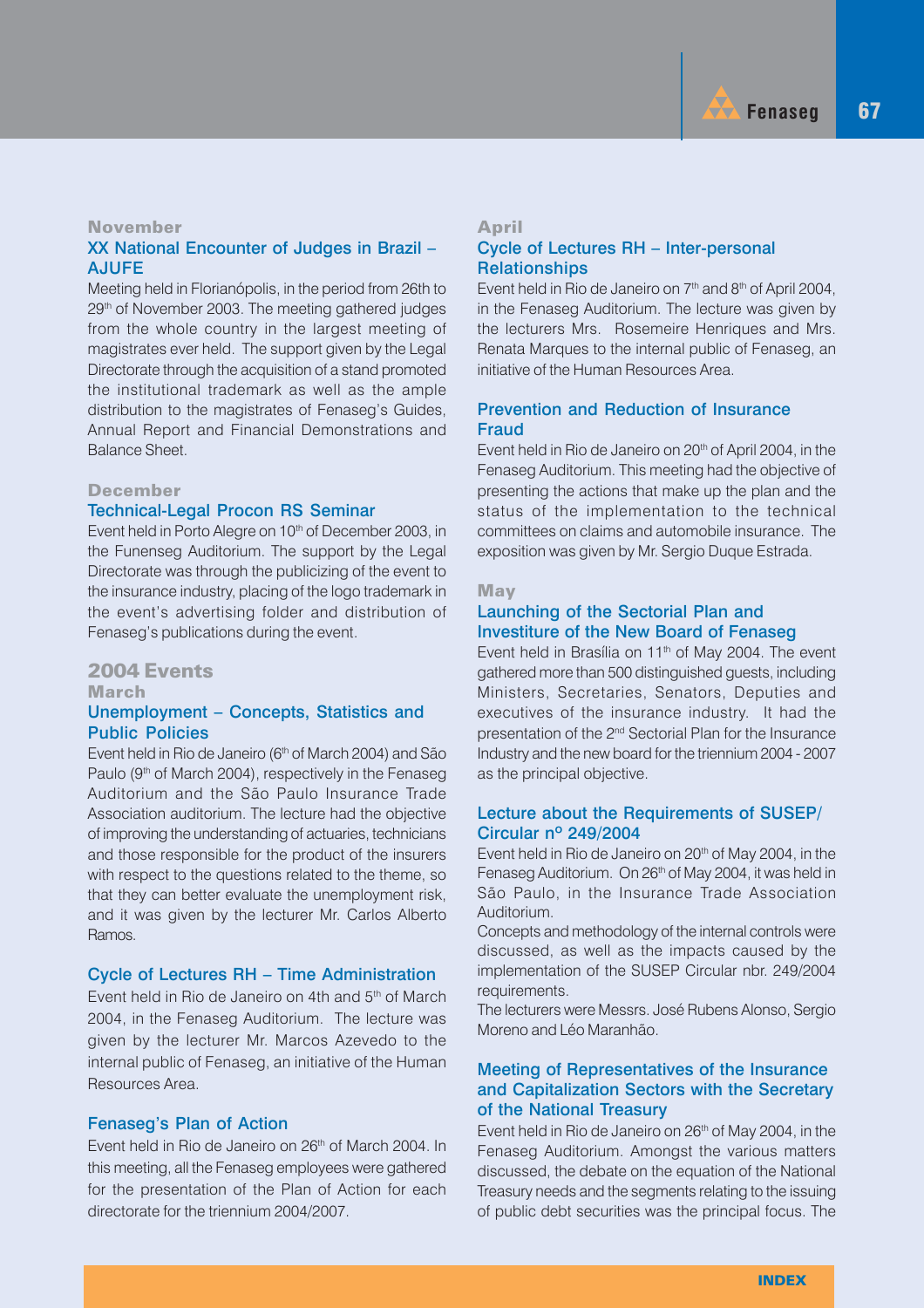### November

#### XX National Encounter of Judges in Brazil – AJUFE

Meeting held in Florianópolis, in the period from 26th to 29th of November 2003. The meeting gathered judges from the whole country in the largest meeting of magistrates ever held. The support given by the Legal Directorate through the acquisition of a stand promoted the institutional trademark as well as the ample distribution to the magistrates of Fenaseg's Guides, Annual Report and Financial Demonstrations and Balance Sheet.

### December

#### Technical-Legal Procon RS Seminar

Event held in Porto Alegre on 10th of December 2003, in the Funenseg Auditorium. The support by the Legal Directorate was through the publicizing of the event to the insurance industry, placing of the logo trademark in the event's advertising folder and distribution of Fenaseg's publications during the event.

## 2004 Events

### March

#### Unemployment – Concepts, Statistics and Public Policies

Event held in Rio de Janeiro (6th of March 2004) and São Paulo (9th of March 2004), respectively in the Fenaseg Auditorium and the São Paulo Insurance Trade Association auditorium. The lecture had the objective of improving the understanding of actuaries, technicians and those responsible for the product of the insurers with respect to the questions related to the theme, so that they can better evaluate the unemployment risk, and it was given by the lecturer Mr. Carlos Alberto Ramos.

#### Cycle of Lectures RH – Time Administration

Event held in Rio de Janeiro on 4th and 5th of March 2004, in the Fenaseg Auditorium. The lecture was given by the lecturer Mr. Marcos Azevedo to the internal public of Fenaseg, an initiative of the Human Resources Area.

#### Fenaseg's Plan of Action

Event held in Rio de Janeiro on 26th of March 2004. In this meeting, all the Fenaseg employees were gathered for the presentation of the Plan of Action for each directorate for the triennium 2004/2007.

### April

#### Cycle of Lectures RH – Inter-personal Relationships

Event held in Rio de Janeiro on 7th and 8th of April 2004, in the Fenaseg Auditorium. The lecture was given by the lecturers Mrs. Rosemeire Henriques and Mrs. Renata Marques to the internal public of Fenaseg, an initiative of the Human Resources Area.

#### Prevention and Reduction of Insurance Fraud

Event held in Rio de Janeiro on 20th of April 2004, in the Fenaseg Auditorium. This meeting had the objective of presenting the actions that make up the plan and the status of the implementation to the technical committees on claims and automobile insurance. The exposition was given by Mr. Sergio Duque Estrada.

### May

#### Launching of the Sectorial Plan and Investiture of the New Board of Fenaseg

Event held in Brasília on 11th of May 2004. The event gathered more than 500 distinguished guests, including Ministers, Secretaries, Senators, Deputies and executives of the insurance industry. It had the presentation of the 2nd Sectorial Plan for the Insurance Industry and the new board for the triennium 2004 - 2007 as the principal objective.

#### Lecture about the Requirements of SUSEP/ Circular nº 249/2004

Event held in Rio de Janeiro on 20th of May 2004, in the Fenaseg Auditorium. On 26th of May 2004, it was held in São Paulo, in the Insurance Trade Association Auditorium.

Concepts and methodology of the internal controls were discussed, as well as the impacts caused by the implementation of the SUSEP Circular nbr. 249/2004 requirements.

The lecturers were Messrs. José Rubens Alonso, Sergio Moreno and Léo Maranhão.

#### Meeting of Representatives of the Insurance and Capitalization Sectors with the Secretary of the National Treasury

Event held in Rio de Janeiro on 26th of May 2004, in the Fenaseg Auditorium. Amongst the various matters discussed, the debate on the equation of the National Treasury needs and the segments relating to the issuing of public debt securities was the principal focus. The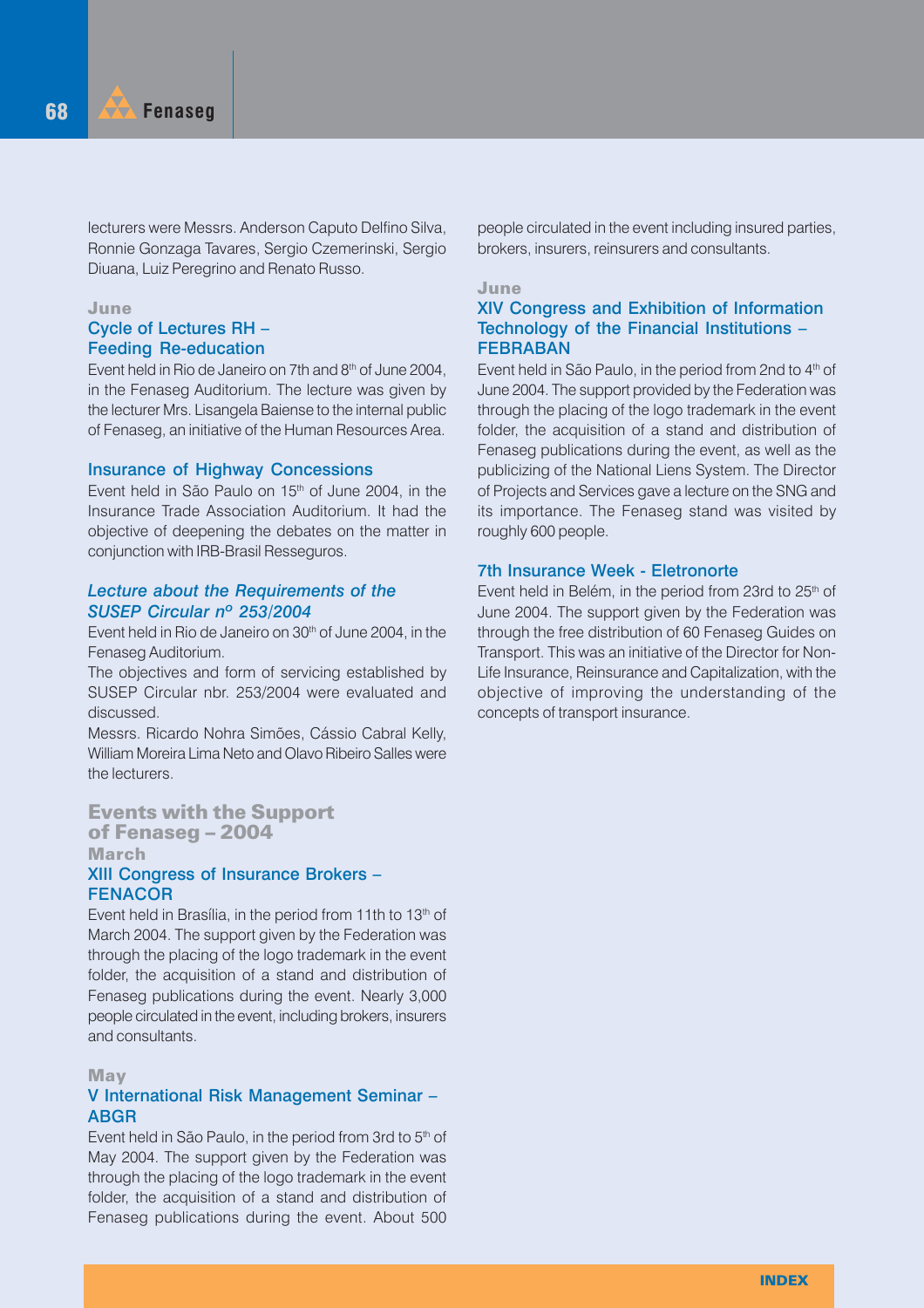lecturers were Messrs. Anderson Caputo Delfino Silva, Ronnie Gonzaga Tavares, Sergio Czemerinski, Sergio Diuana, Luiz Peregrino and Renato Russo.

**June**

### Cycle of Lectures RH – Feeding Re-education

Event held in Rio de Janeiro on 7th and 8th of June 2004, in the Fenaseg Auditorium. The lecture was given by the lecturer Mrs. Lisangela Baiense to the internal public of Fenaseg, an initiative of the Human Resources Area.

### Insurance of Highway Concessions

Event held in São Paulo on 15th of June 2004, in the Insurance Trade Association Auditorium. It had the objective of deepening the debates on the matter in conjunction with IRB-Brasil Resseguros.

### *Lecture about the Requirements of the SUSEP Circular nº 253/2004*

Event held in Rio de Janeiro on 30th of June 2004, in the Fenaseg Auditorium.

The objectives and form of servicing established by SUSEP Circular nbr. 253/2004 were evaluated and discussed.

Messrs. Ricardo Nohra Simões, Cássio Cabral Kelly, William Moreira Lima Neto and Olavo Ribeiro Salles were the lecturers.

## Events with the Support of Fenaseg – 2004

**March**

### XIII Congress of Insurance Brokers – FENACOR

Event held in Brasília, in the period from 11th to 13th of March 2004. The support given by the Federation was through the placing of the logo trademark in the event folder, the acquisition of a stand and distribution of Fenaseg publications during the event. Nearly 3,000 people circulated in the event, including brokers, insurers and consultants.

**May**

### V International Risk Management Seminar – ABGR

Event held in São Paulo, in the period from 3rd to 5th of May 2004. The support given by the Federation was through the placing of the logo trademark in the event folder, the acquisition of a stand and distribution of Fenaseg publications during the event. About 500 people circulated in the event including insured parties, brokers, insurers, reinsurers and consultants.

**June**

### XIV Congress and Exhibition of Information Technology of the Financial Institutions – FEBRABAN

Event held in São Paulo, in the period from 2nd to 4th of June 2004. The support provided by the Federation was through the placing of the logo trademark in the event folder, the acquisition of a stand and distribution of Fenaseg publications during the event, as well as the publicizing of the National Liens System. The Director of Projects and Services gave a lecture on the SNG and its importance. The Fenaseg stand was visited by roughly 600 people.

### 7th Insurance Week - Eletronorte

Event held in Belém, in the period from 23rd to 25th of June 2004. The support given by the Federation was through the free distribution of 60 Fenaseg Guides on Transport. This was an initiative of the Director for Non-Life Insurance, Reinsurance and Capitalization, with the objective of improving the understanding of the concepts of transport insurance.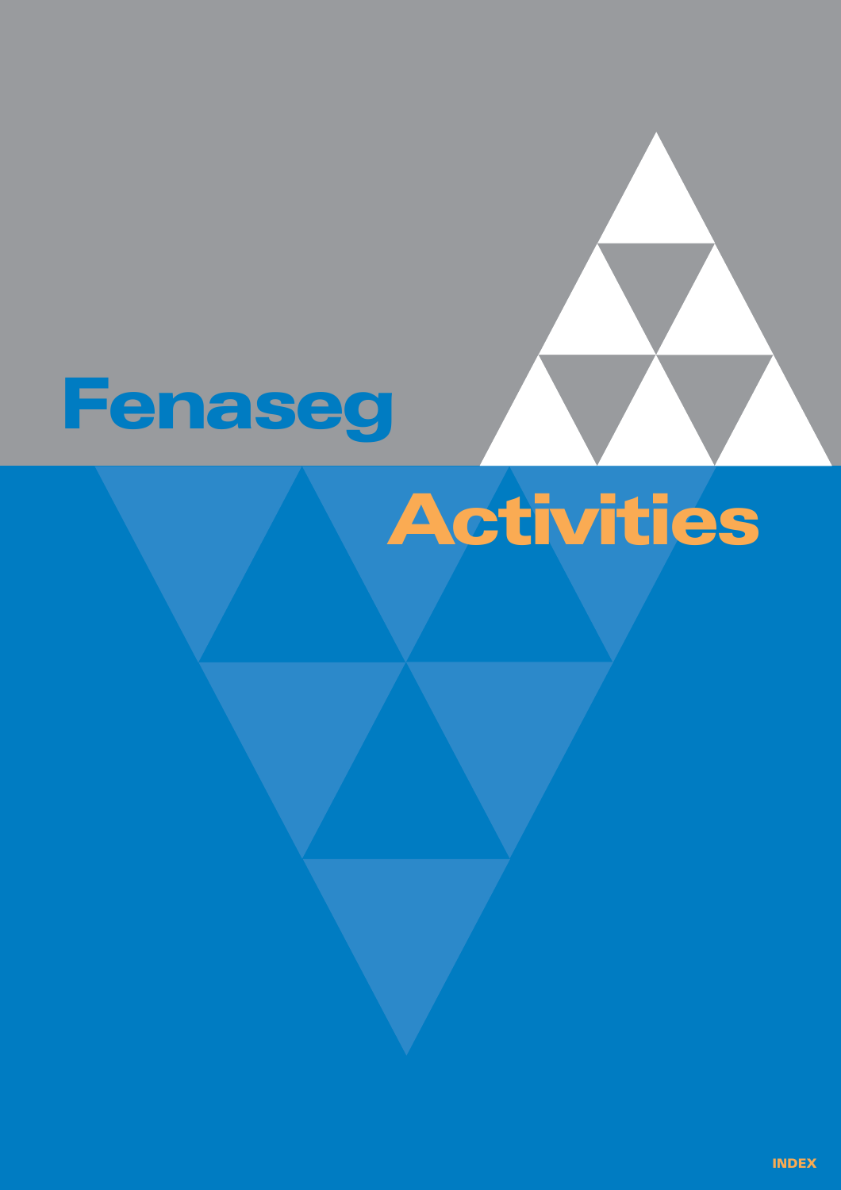# Fenaseg

# Activities

INDEX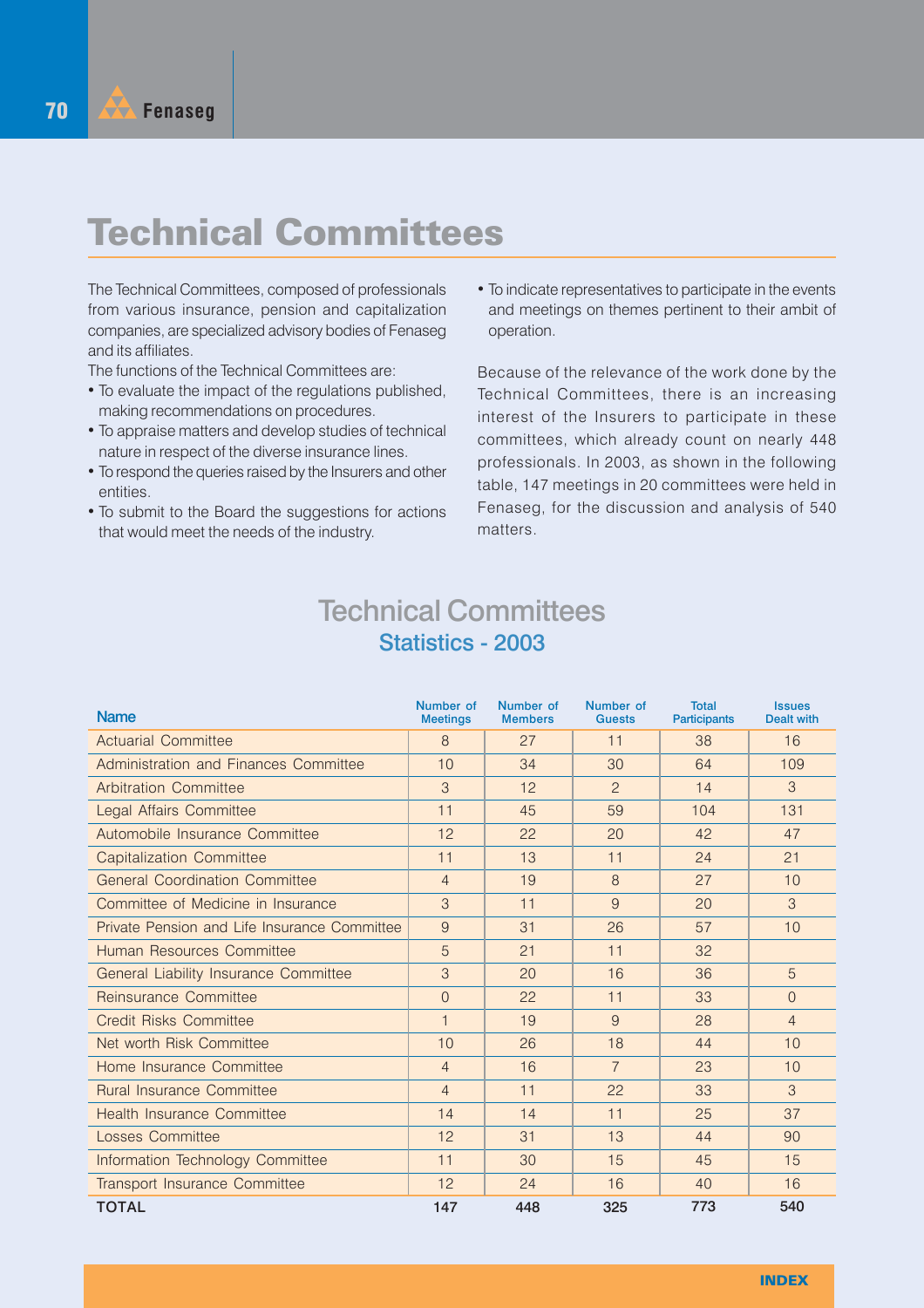# Technical Committees

The Technical Committees, composed of professionals from various insurance, pension and capitalization companies, are specialized advisory bodies of Fenaseg and its affiliates.

The functions of the Technical Committees are:

- To evaluate the impact of the regulations published, making recommendations on procedures.
- To appraise matters and develop studies of technical nature in respect of the diverse insurance lines.
- To respond the queries raised by the Insurers and other entities.
- To submit to the Board the suggestions for actions that would meet the needs of the industry.
- To indicate representatives to participate in the events and meetings on themes pertinent to their ambit of operation.

Because of the relevance of the work done by the Technical Committees, there is an increasing interest of the Insurers to participate in these committees, which already count on nearly 448 professionals. In 2003, as shown in the following table, 147 meetings in 20 committees were held in Fenaseg, for the discussion and analysis of 540 matters.

## Technical Committees
### Statistics - 2003

| Name | Number of Meetings | Number of Members | Number of Guests | Total Participants | Issues Dealt with |
|---|---|---|---|---|---|
| Actuarial Committee | 8 | 27 | 11 | 38 | 16 |
| Administration and Finances Committee | 10 | 34 | 30 | 64 | 109 |
| Arbitration Committee | 3 | 12 | 2 | 14 | 3 |
| Legal Affairs Committee | 11 | 45 | 59 | 104 | 131 |
| Automobile Insurance Committee | 12 | 22 | 20 | 42 | 47 |
| Capitalization Committee | 11 | 13 | 11 | 24 | 21 |
| General Coordination Committee | 4 | 19 | 8 | 27 | 10 |
| Committee of Medicine in Insurance | 3 | 11 | 9 | 20 | 3 |
| Private Pension and Life Insurance Committee | 9 | 31 | 26 | 57 | 10 |
| Human Resources Committee | 5 | 21 | 11 | 32 | |
| General Liability Insurance Committee | 3 | 20 | 16 | 36 | 5 |
| Reinsurance Committee | 0 | 22 | 11 | 33 | 0 |
| Credit Risks Committee | 1 | 19 | 9 | 28 | 4 |
| Net worth Risk Committee | 10 | 26 | 18 | 44 | 10 |
| Home Insurance Committee | 4 | 16 | 7 | 23 | 10 |
| Rural Insurance Committee | 4 | 11 | 22 | 33 | 3 |
| Health Insurance Committee | 14 | 14 | 11 | 25 | 37 |
| Losses Committee | 12 | 31 | 13 | 44 | 90 |
| Information Technology Committee | 11 | 30 | 15 | 45 | 15 |
| Transport Insurance Committee | 12 | 24 | 16 | 40 | 16 |
| **TOTAL** | **147** | **448** | **325** | **773** | **540** |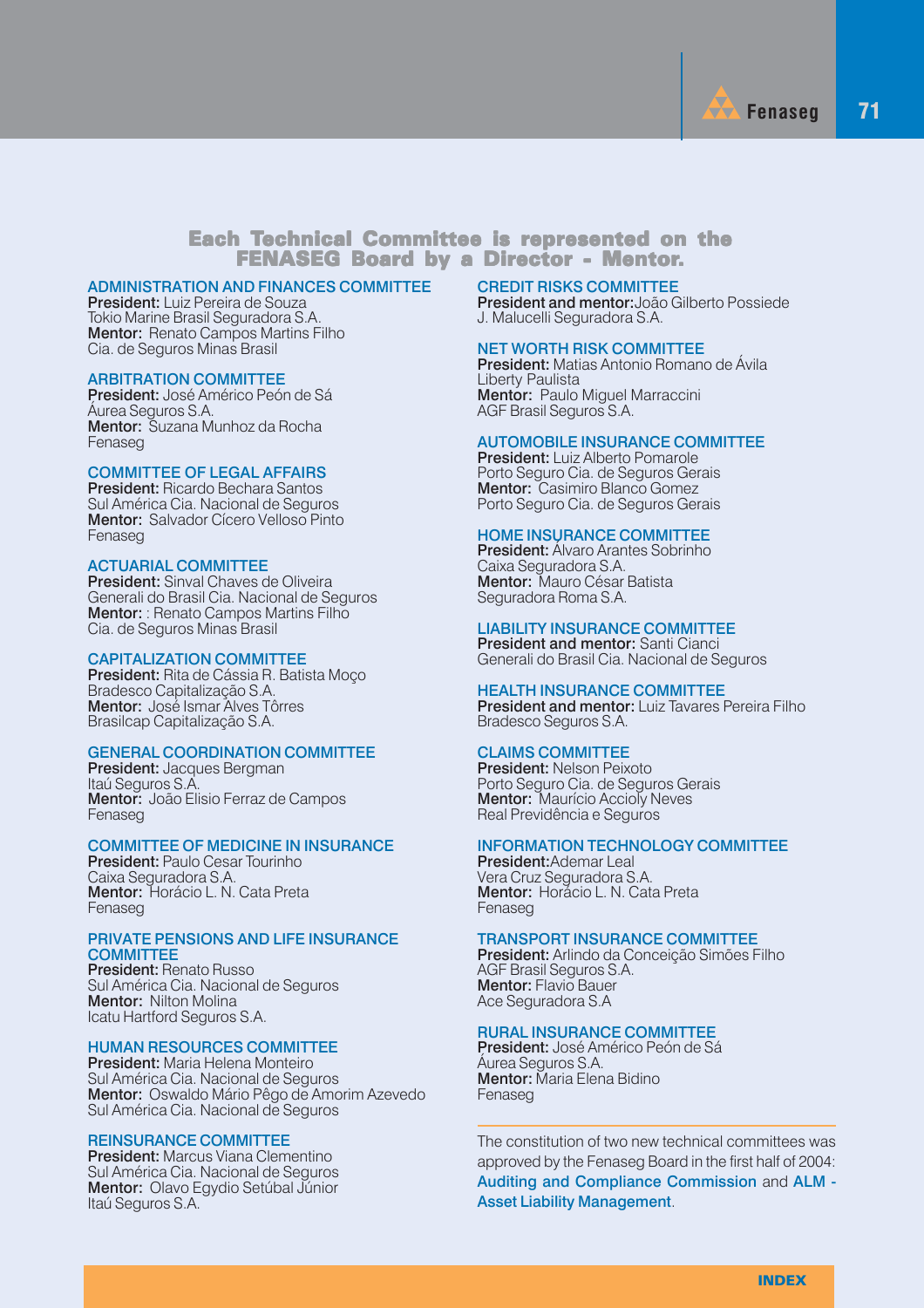## Each Technical Committee is represented on the FENASEG Board by a Director - Mentor.

### ADMINISTRATION AND FINANCES COMMITTEE
**President:** Luiz Pereira de Souza
Tokio Marine Brasil Seguradora S.A.
**Mentor:** Renato Campos Martins Filho
Cia. de Seguros Minas Brasil

### ARBITRATION COMMITTEE
**President:** José Américo Peón de Sá
Áurea Seguros S.A.
**Mentor:** Suzana Munhoz da Rocha
Fenaseg

### COMMITTEE OF LEGAL AFFAIRS
**President:** Ricardo Bechara Santos
Sul América Cia. Nacional de Seguros
**Mentor:** Salvador Cícero Velloso Pinto
Fenaseg

### ACTUARIAL COMMITTEE
**President:** Sinval Chaves de Oliveira
Generali do Brasil Cia. Nacional de Seguros
**Mentor:** : Renato Campos Martins Filho
Cia. de Seguros Minas Brasil

### CAPITALIZATION COMMITTEE
**President:** Rita de Cássia R. Batista Moço
Bradesco Capitalização S.A.
**Mentor:** José Ismar Alves Tôrres
Brasilcap Capitalização S.A.

### GENERAL COORDINATION COMMITTEE
**President:** Jacques Bergman
Itaú Seguros S.A.
**Mentor:** João Elisio Ferraz de Campos
Fenaseg

### COMMITTEE OF MEDICINE IN INSURANCE
**President:** Paulo Cesar Tourinho
Caixa Seguradora S.A.
**Mentor:** Horácio L. N. Cata Preta
Fenaseg

### PRIVATE PENSIONS AND LIFE INSURANCE COMMITTEE
**President:** Renato Russo
Sul América Cia. Nacional de Seguros
**Mentor:** Nilton Molina
Icatu Hartford Seguros S.A.

### HUMAN RESOURCES COMMITTEE
**President:** Maria Helena Monteiro
Sul América Cia. Nacional de Seguros
**Mentor:** Oswaldo Mário Pêgo de Amorim Azevedo
Sul América Cia. Nacional de Seguros

### REINSURANCE COMMITTEE
**President:** Marcus Viana Clementino
Sul América Cia. Nacional de Seguros
**Mentor:** Olavo Egydio Setúbal Júnior
Itaú Seguros S.A.

### CREDIT RISKS COMMITTEE
**President and mentor:** João Gilberto Possiede
J. Malucelli Seguradora S.A.

### NET WORTH RISK COMMITTEE
**President:** Matias Antonio Romano de Ávila
Liberty Paulista
**Mentor:** Paulo Miguel Marraccini
AGF Brasil Seguros S.A.

### AUTOMOBILE INSURANCE COMMITTEE
**President:** Luiz Alberto Pomarole
Porto Seguro Cia. de Seguros Gerais
**Mentor:** Casimiro Blanco Gomez
Porto Seguro Cia. de Seguros Gerais

### HOME INSURANCE COMMITTEE
**President:** Álvaro Arantes Sobrinho
Caixa Seguradora S.A.
**Mentor:** Mauro César Batista
Seguradora Roma S.A.

### LIABILITY INSURANCE COMMITTEE
**President and mentor:** Santi Cianci
Generali do Brasil Cia. Nacional de Seguros

### HEALTH INSURANCE COMMITTEE
**President and mentor:** Luiz Tavares Pereira Filho
Bradesco Seguros S.A.

### CLAIMS COMMITTEE
**President:** Nelson Peixoto
Porto Seguro Cia. de Seguros Gerais
**Mentor:** Maurício Accioly Neves
Real Previdência e Seguros

### INFORMATION TECHNOLOGY COMMITTEE
**President:** Ademar Leal
Vera Cruz Seguradora S.A.
**Mentor:** Horácio L. N. Cata Preta
Fenaseg

### TRANSPORT INSURANCE COMMITTEE
**President:** Arlindo da Conceição Simões Filho
AGF Brasil Seguros S.A.
**Mentor:** Flavio Bauer
Ace Seguradora S.A

### RURAL INSURANCE COMMITTEE
**President:** José Américo Peón de Sá
Áurea Seguros S.A.
**Mentor:** Maria Elena Bidino
Fenaseg

---

The constitution of two new technical committees was approved by the Fenaseg Board in the first half of 2004: **Auditing and Compliance Commission** and **ALM - Asset Liability Management**.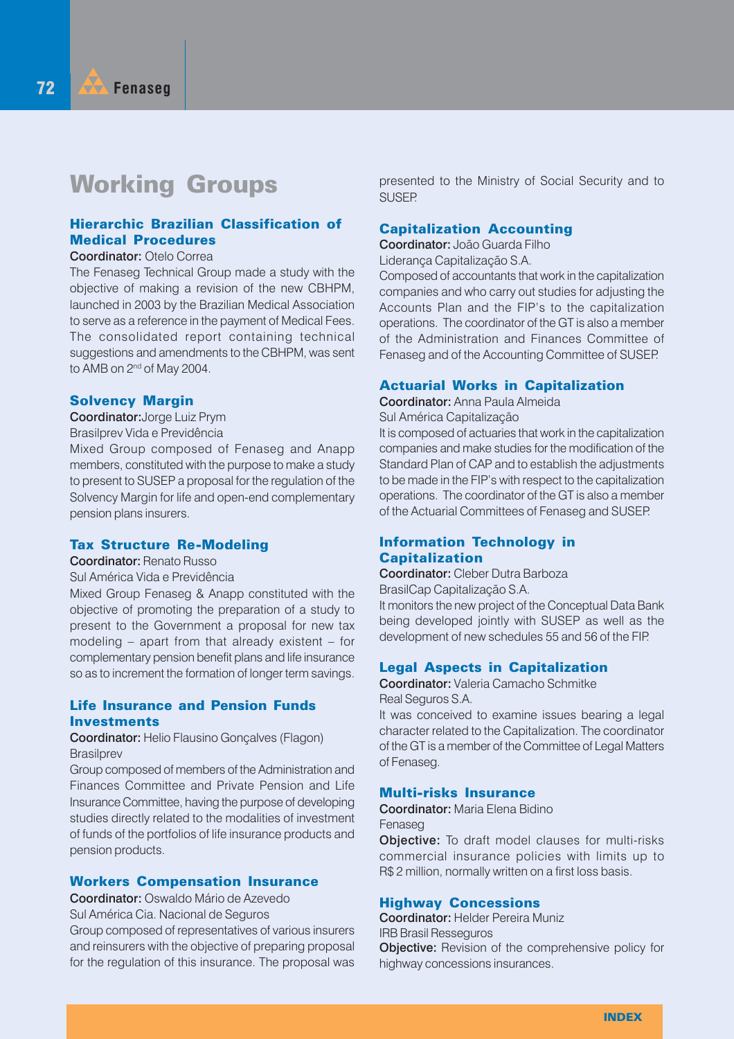# Working Groups

## Hierarchic Brazilian Classification of Medical Procedures

**Coordinator:** Otelo Correa

The Fenaseg Technical Group made a study with the objective of making a revision of the new CBHPM, launched in 2003 by the Brazilian Medical Association to serve as a reference in the payment of Medical Fees. The consolidated report containing technical suggestions and amendments to the CBHPM, was sent to AMB on 2nd of May 2004.

## Solvency Margin

**Coordinator:** Jorge Luiz Prym

Brasilprev Vida e Previdência

Mixed Group composed of Fenaseg and Anapp members, constituted with the purpose to make a study to present to SUSEP a proposal for the regulation of the Solvency Margin for life and open-end complementary pension plans insurers.

## Tax Structure Re-Modeling

**Coordinator:** Renato Russo

Sul América Vida e Previdência

Mixed Group Fenaseg & Anapp constituted with the objective of promoting the preparation of a study to present to the Government a proposal for new tax modeling – apart from that already existent – for complementary pension benefit plans and life insurance so as to increment the formation of longer term savings.

## Life Insurance and Pension Funds Investments

**Coordinator:** Helio Flausino Gonçalves (Flagon)

Brasilprev

Group composed of members of the Administration and Finances Committee and Private Pension and Life Insurance Committee, having the purpose of developing studies directly related to the modalities of investment of funds of the portfolios of life insurance products and pension products.

## Workers Compensation Insurance

**Coordinator:** Oswaldo Mário de Azevedo

Sul América Cia. Nacional de Seguros

Group composed of representatives of various insurers and reinsurers with the objective of preparing proposal for the regulation of this insurance. The proposal was presented to the Ministry of Social Security and to SUSEP.

## Capitalization Accounting

**Coordinator:** João Guarda Filho

Liderança Capitalização S.A.

Composed of accountants that work in the capitalization companies and who carry out studies for adjusting the Accounts Plan and the FIP's to the capitalization operations. The coordinator of the GT is also a member of the Administration and Finances Committee of Fenaseg and of the Accounting Committee of SUSEP.

## Actuarial Works in Capitalization

**Coordinator:** Anna Paula Almeida

Sul América Capitalização

It is composed of actuaries that work in the capitalization companies and make studies for the modification of the Standard Plan of CAP and to establish the adjustments to be made in the FIP's with respect to the capitalization operations. The coordinator of the GT is also a member of the Actuarial Committees of Fenaseg and SUSEP.

## Information Technology in Capitalization

**Coordinator:** Cleber Dutra Barboza

BrasilCap Capitalização S.A.

It monitors the new project of the Conceptual Data Bank being developed jointly with SUSEP as well as the development of new schedules 55 and 56 of the FIP.

## Legal Aspects in Capitalization

**Coordinator:** Valeria Camacho Schmitke

Real Seguros S.A.

It was conceived to examine issues bearing a legal character related to the Capitalization. The coordinator of the GT is a member of the Committee of Legal Matters of Fenaseg.

## Multi-risks Insurance

**Coordinator:** Maria Elena Bidino

Fenaseg

**Objective:** To draft model clauses for multi-risks commercial insurance policies with limits up to R$ 2 million, normally written on a first loss basis.

## Highway Concessions

**Coordinator:** Helder Pereira Muniz

IRB Brasil Resseguros

**Objective:** Revision of the comprehensive policy for highway concessions insurances.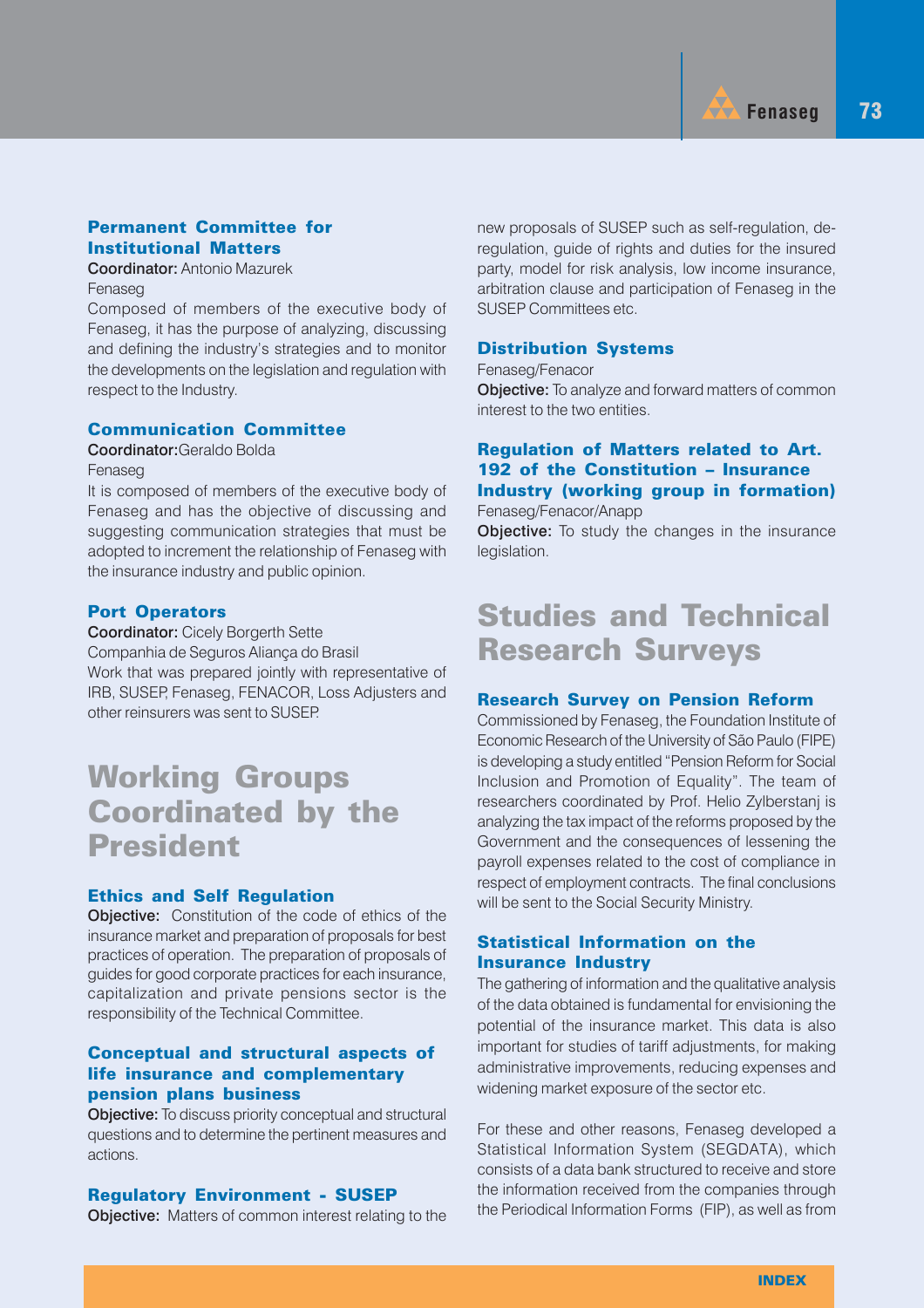### Permanent Committee for Institutional Matters

**Coordinator:** Antonio Mazurek
Fenaseg

Composed of members of the executive body of Fenaseg, it has the purpose of analyzing, discussing and defining the industry's strategies and to monitor the developments on the legislation and regulation with respect to the Industry.

### Communication Committee

**Coordinator:** Geraldo Bolda
Fenaseg

It is composed of members of the executive body of Fenaseg and has the objective of discussing and suggesting communication strategies that must be adopted to increment the relationship of Fenaseg with the insurance industry and public opinion.

### Port Operators

**Coordinator:** Cicely Borgerth Sette
Companhia de Seguros Aliança do Brasil

Work that was prepared jointly with representative of IRB, SUSEP, Fenaseg, FENACOR, Loss Adjusters and other reinsurers was sent to SUSEP.

## Working Groups Coordinated by the President

### Ethics and Self Regulation

**Objective:** Constitution of the code of ethics of the insurance market and preparation of proposals for best practices of operation. The preparation of proposals of guides for good corporate practices for each insurance, capitalization and private pensions sector is the responsibility of the Technical Committee.

### Conceptual and structural aspects of life insurance and complementary pension plans business

**Objective:** To discuss priority conceptual and structural questions and to determine the pertinent measures and actions.

### Regulatory Environment - SUSEP

**Objective:** Matters of common interest relating to the new proposals of SUSEP such as self-regulation, de-regulation, guide of rights and duties for the insured party, model for risk analysis, low income insurance, arbitration clause and participation of Fenaseg in the SUSEP Committees etc.

### Distribution Systems

Fenaseg/Fenacor

**Objective:** To analyze and forward matters of common interest to the two entities.

### Regulation of Matters related to Art. 192 of the Constitution – Insurance Industry (working group in formation)

Fenaseg/Fenacor/Anapp

**Objective:** To study the changes in the insurance legislation.

## Studies and Technical Research Surveys

### Research Survey on Pension Reform

Commissioned by Fenaseg, the Foundation Institute of Economic Research of the University of São Paulo (FIPE) is developing a study entitled "Pension Reform for Social Inclusion and Promotion of Equality". The team of researchers coordinated by Prof. Helio Zylberstanj is analyzing the tax impact of the reforms proposed by the Government and the consequences of lessening the payroll expenses related to the cost of compliance in respect of employment contracts. The final conclusions will be sent to the Social Security Ministry.

### Statistical Information on the Insurance Industry

The gathering of information and the qualitative analysis of the data obtained is fundamental for envisioning the potential of the insurance market. This data is also important for studies of tariff adjustments, for making administrative improvements, reducing expenses and widening market exposure of the sector etc.

For these and other reasons, Fenaseg developed a Statistical Information System (SEGDATA), which consists of a data bank structured to receive and store the information received from the companies through the Periodical Information Forms (FIP), as well as from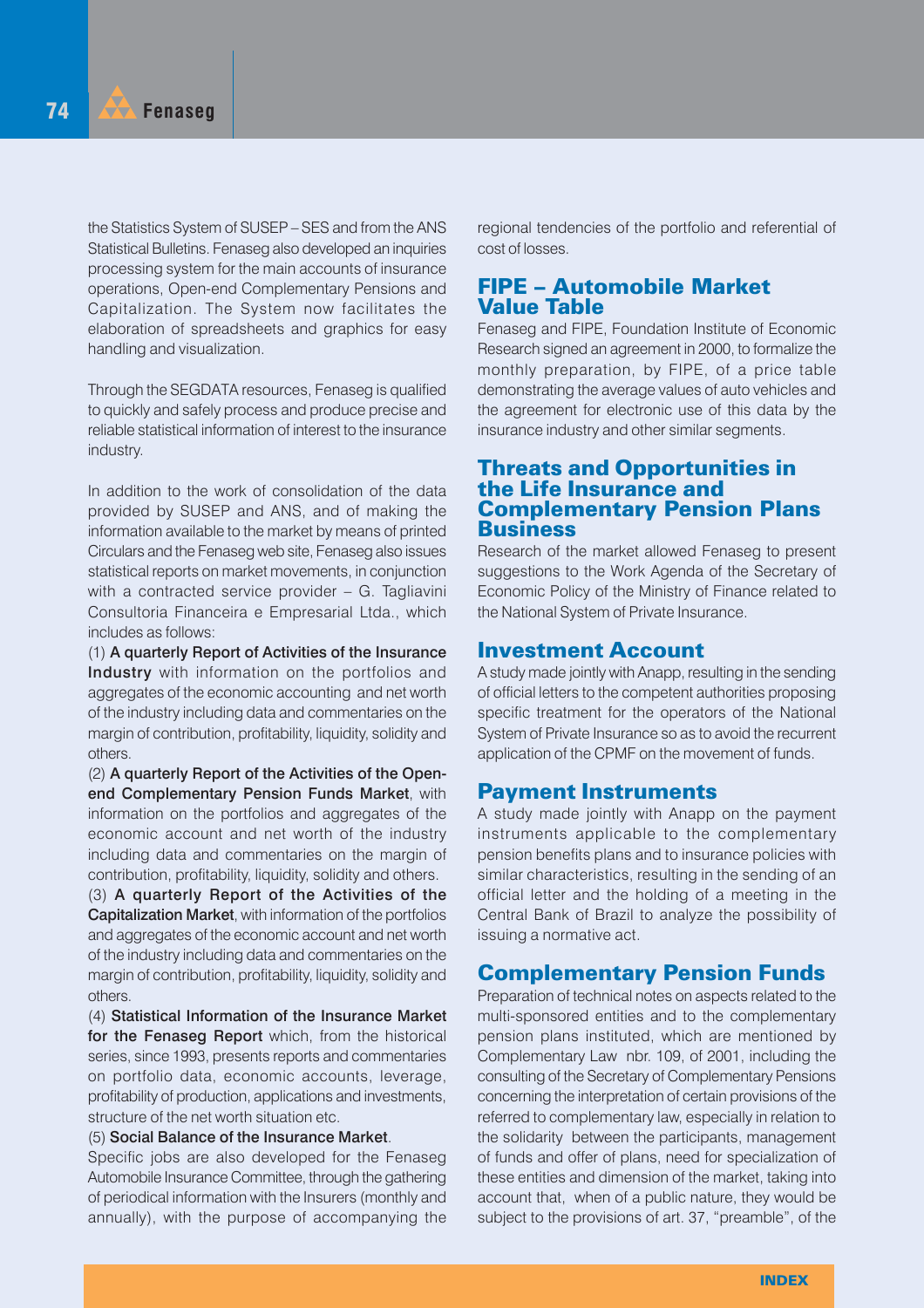the Statistics System of SUSEP – SES and from the ANS Statistical Bulletins. Fenaseg also developed an inquiries processing system for the main accounts of insurance operations, Open-end Complementary Pensions and Capitalization. The System now facilitates the elaboration of spreadsheets and graphics for easy handling and visualization.

Through the SEGDATA resources, Fenaseg is qualified to quickly and safely process and produce precise and reliable statistical information of interest to the insurance industry.

In addition to the work of consolidation of the data provided by SUSEP and ANS, and of making the information available to the market by means of printed Circulars and the Fenaseg web site, Fenaseg also issues statistical reports on market movements, in conjunction with a contracted service provider – G. Tagliavini Consultoria Financeira e Empresarial Ltda., which includes as follows:

(1) **A quarterly Report of Activities of the Insurance Industry** with information on the portfolios and aggregates of the economic accounting and net worth of the industry including data and commentaries on the margin of contribution, profitability, liquidity, solidity and others.

(2) **A quarterly Report of the Activities of the Open-end Complementary Pension Funds Market**, with information on the portfolios and aggregates of the economic account and net worth of the industry including data and commentaries on the margin of contribution, profitability, liquidity, solidity and others.

(3) **A quarterly Report of the Activities of the Capitalization Market**, with information of the portfolios and aggregates of the economic account and net worth of the industry including data and commentaries on the margin of contribution, profitability, liquidity, solidity and others.

(4) **Statistical Information of the Insurance Market for the Fenaseg Report** which, from the historical series, since 1993, presents reports and commentaries on portfolio data, economic accounts, leverage, profitability of production, applications and investments, structure of the net worth situation etc.

(5) **Social Balance of the Insurance Market**.

Specific jobs are also developed for the Fenaseg Automobile Insurance Committee, through the gathering of periodical information with the Insurers (monthly and annually), with the purpose of accompanying the regional tendencies of the portfolio and referential of cost of losses.

## FIPE – Automobile Market Value Table

Fenaseg and FIPE, Foundation Institute of Economic Research signed an agreement in 2000, to formalize the monthly preparation, by FIPE, of a price table demonstrating the average values of auto vehicles and the agreement for electronic use of this data by the insurance industry and other similar segments.

## Threats and Opportunities in the Life Insurance and Complementary Pension Plans Business

Research of the market allowed Fenaseg to present suggestions to the Work Agenda of the Secretary of Economic Policy of the Ministry of Finance related to the National System of Private Insurance.

## Investment Account

A study made jointly with Anapp, resulting in the sending of official letters to the competent authorities proposing specific treatment for the operators of the National System of Private Insurance so as to avoid the recurrent application of the CPMF on the movement of funds.

## Payment Instruments

A study made jointly with Anapp on the payment instruments applicable to the complementary pension benefits plans and to insurance policies with similar characteristics, resulting in the sending of an official letter and the holding of a meeting in the Central Bank of Brazil to analyze the possibility of issuing a normative act.

## Complementary Pension Funds

Preparation of technical notes on aspects related to the multi-sponsored entities and to the complementary pension plans instituted, which are mentioned by Complementary Law nbr. 109, of 2001, including the consulting of the Secretary of Complementary Pensions concerning the interpretation of certain provisions of the referred to complementary law, especially in relation to the solidarity between the participants, management of funds and offer of plans, need for specialization of these entities and dimension of the market, taking into account that, when of a public nature, they would be subject to the provisions of art. 37, "preamble", of the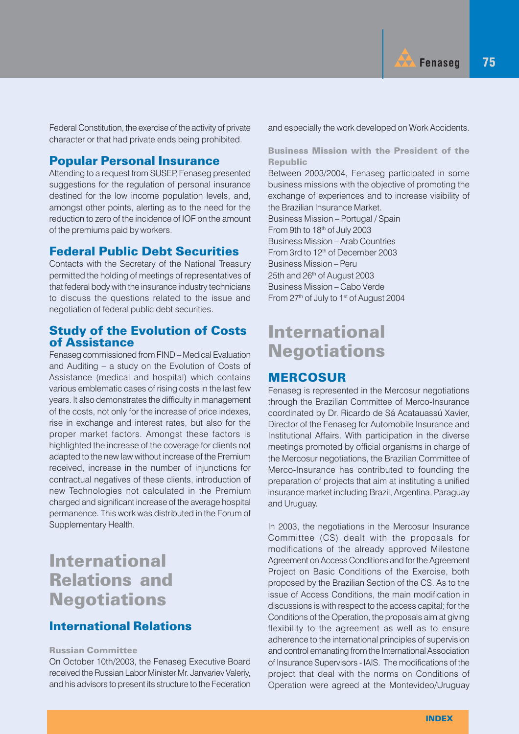Federal Constitution, the exercise of the activity of private character or that had private ends being prohibited.

## Popular Personal Insurance

Attending to a request from SUSEP, Fenaseg presented suggestions for the regulation of personal insurance destined for the low income population levels, and, amongst other points, alerting as to the need for the reduction to zero of the incidence of IOF on the amount of the premiums paid by workers.

## Federal Public Debt Securities

Contacts with the Secretary of the National Treasury permitted the holding of meetings of representatives of that federal body with the insurance industry technicians to discuss the questions related to the issue and negotiation of federal public debt securities.

## Study of the Evolution of Costs of Assistance

Fenaseg commissioned from FIND – Medical Evaluation and Auditing – a study on the Evolution of Costs of Assistance (medical and hospital) which contains various emblematic cases of rising costs in the last few years. It also demonstrates the difficulty in management of the costs, not only for the increase of price indexes, rise in exchange and interest rates, but also for the proper market factors. Amongst these factors is highlighted the increase of the coverage for clients not adapted to the new law without increase of the Premium received, increase in the number of injunctions for contractual negatives of these clients, introduction of new Technologies not calculated in the Premium charged and significant increase of the average hospital permanence. This work was distributed in the Forum of Supplementary Health.

# International Relations and Negotiations

## International Relations

### Russian Committee

On October 10th/2003, the Fenaseg Executive Board received the Russian Labor Minister Mr. Janvariev Valeriy, and his advisors to present its structure to the Federation and especially the work developed on Work Accidents.

### Business Mission with the President of the Republic

Between 2003/2004, Fenaseg participated in some business missions with the objective of promoting the exchange of experiences and to increase visibility of the Brazilian Insurance Market.

Business Mission – Portugal / Spain
From 9th to 18th of July 2003
Business Mission – Arab Countries
From 3rd to 12th of December 2003
Business Mission – Peru
25th and 26th of August 2003
Business Mission – Cabo Verde
From 27th of July to 1st of August 2004

# International Negotiations

## MERCOSUR

Fenaseg is represented in the Mercosur negotiations through the Brazilian Committee of Merco-Insurance coordinated by Dr. Ricardo de Sá Acatauassú Xavier, Director of the Fenaseg for Automobile Insurance and Institutional Affairs. With participation in the diverse meetings promoted by official organisms in charge of the Mercosur negotiations, the Brazilian Committee of Merco-Insurance has contributed to founding the preparation of projects that aim at instituting a unified insurance market including Brazil, Argentina, Paraguay and Uruguay.

In 2003, the negotiations in the Mercosur Insurance Committee (CS) dealt with the proposals for modifications of the already approved Milestone Agreement on Access Conditions and for the Agreement Project on Basic Conditions of the Exercise, both proposed by the Brazilian Section of the CS. As to the issue of Access Conditions, the main modification in discussions is with respect to the access capital; for the Conditions of the Operation, the proposals aim at giving flexibility to the agreement as well as to ensure adherence to the international principles of supervision and control emanating from the International Association of Insurance Supervisors - IAIS. The modifications of the project that deal with the norms on Conditions of Operation were agreed at the Montevideo/Uruguay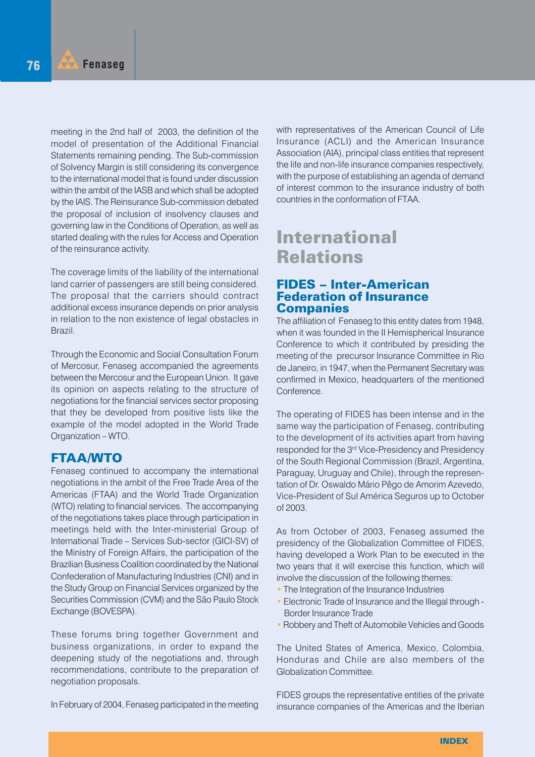meeting in the 2nd half of 2003, the definition of the model of presentation of the Additional Financial Statements remaining pending. The Sub-commission of Solvency Margin is still considering its convergence to the international model that is found under discussion within the ambit of the IASB and which shall be adopted by the IAIS. The Reinsurance Sub-commission debated the proposal of inclusion of insolvency clauses and governing law in the Conditions of Operation, as well as started dealing with the rules for Access and Operation of the reinsurance activity.

The coverage limits of the liability of the international land carrier of passengers are still being considered. The proposal that the carriers should contract additional excess insurance depends on prior analysis in relation to the non existence of legal obstacles in Brazil.

Through the Economic and Social Consultation Forum of Mercosur, Fenaseg accompanied the agreements between the Mercosur and the European Union. It gave its opinion on aspects relating to the structure of negotiations for the financial services sector proposing that they be developed from positive lists like the example of the model adopted in the World Trade Organization – WTO.

### FTAA/WTO

Fenaseg continued to accompany the international negotiations in the ambit of the Free Trade Area of the Americas (FTAA) and the World Trade Organization (WTO) relating to financial services. The accompanying of the negotiations takes place through participation in meetings held with the Inter-ministerial Group of International Trade – Services Sub-sector (GICI-SV) of the Ministry of Foreign Affairs, the participation of the Brazilian Business Coalition coordinated by the National Confederation of Manufacturing Industries (CNI) and in the Study Group on Financial Services organized by the Securities Commission (CVM) and the São Paulo Stock Exchange (BOVESPA).

These forums bring together Government and business organizations, in order to expand the deepening study of the negotiations and, through recommendations, contribute to the preparation of negotiation proposals.

In February of 2004, Fenaseg participated in the meeting with representatives of the American Council of Life Insurance (ACLI) and the American Insurance Association (AIA), principal class entities that represent the life and non-life insurance companies respectively, with the purpose of establishing an agenda of demand of interest common to the insurance industry of both countries in the conformation of FTAA.

## International Relations

### FIDES – Inter-American Federation of Insurance Companies

The affiliation of Fenaseg to this entity dates from 1948, when it was founded in the II Hemispherical Insurance Conference to which it contributed by presiding the meeting of the precursor Insurance Committee in Rio de Janeiro, in 1947, when the Permanent Secretary was confirmed in Mexico, headquarters of the mentioned Conference.

The operating of FIDES has been intense and in the same way the participation of Fenaseg, contributing to the development of its activities apart from having responded for the 3rd Vice-Presidency and Presidency of the South Regional Commission (Brazil, Argentina, Paraguay, Uruguay and Chile), through the representation of Dr. Oswaldo Mário Pêgo de Amorim Azevedo, Vice-President of Sul América Seguros up to October of 2003.

As from October of 2003, Fenaseg assumed the presidency of the Globalization Committee of FIDES, having developed a Work Plan to be executed in the two years that it will exercise this function, which will involve the discussion of the following themes:

- The Integration of the Insurance Industries
- Electronic Trade of Insurance and the Illegal through - Border Insurance Trade
- Robbery and Theft of Automobile Vehicles and Goods

The United States of America, Mexico, Colombia, Honduras and Chile are also members of the Globalization Committee.

FIDES groups the representative entities of the private insurance companies of the Americas and the Iberian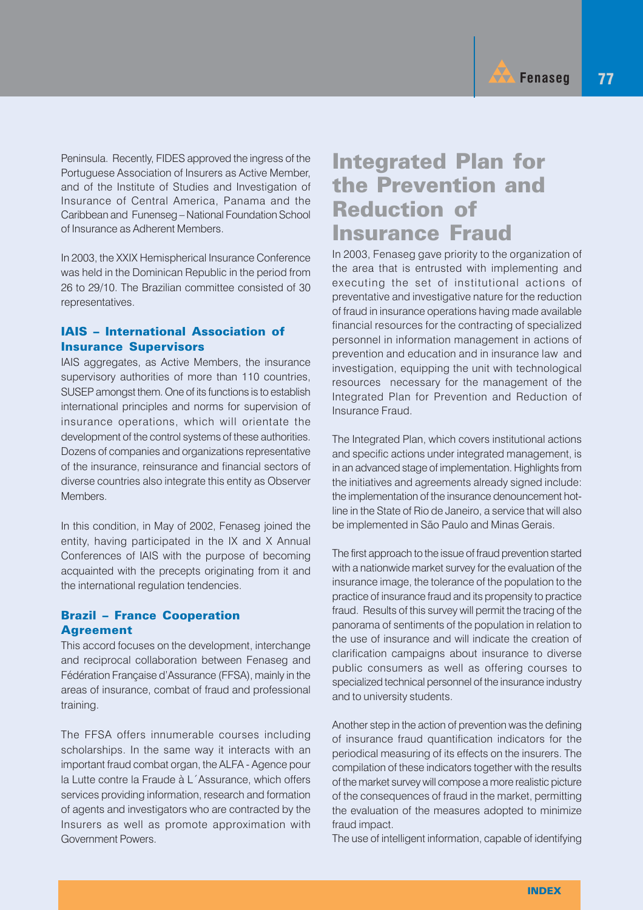Peninsula. Recently, FIDES approved the ingress of the Portuguese Association of Insurers as Active Member, and of the Institute of Studies and Investigation of Insurance of Central America, Panama and the Caribbean and Funenseg – National Foundation School of Insurance as Adherent Members.

In 2003, the XXIX Hemispherical Insurance Conference was held in the Dominican Republic in the period from 26 to 29/10. The Brazilian committee consisted of 30 representatives.

### IAIS – International Association of Insurance Supervisors

IAIS aggregates, as Active Members, the insurance supervisory authorities of more than 110 countries, SUSEP amongst them. One of its functions is to establish international principles and norms for supervision of insurance operations, which will orientate the development of the control systems of these authorities. Dozens of companies and organizations representative of the insurance, reinsurance and financial sectors of diverse countries also integrate this entity as Observer Members.

In this condition, in May of 2002, Fenaseg joined the entity, having participated in the IX and X Annual Conferences of IAIS with the purpose of becoming acquainted with the precepts originating from it and the international regulation tendencies.

### Brazil – France Cooperation Agreement

This accord focuses on the development, interchange and reciprocal collaboration between Fenaseg and Fédération Française d'Assurance (FFSA), mainly in the areas of insurance, combat of fraud and professional training.

The FFSA offers innumerable courses including scholarships. In the same way it interacts with an important fraud combat organ, the ALFA - Agence pour la Lutte contre la Fraude à L´Assurance, which offers services providing information, research and formation of agents and investigators who are contracted by the Insurers as well as promote approximation with Government Powers.

## Integrated Plan for the Prevention and Reduction of Insurance Fraud

In 2003, Fenaseg gave priority to the organization of the area that is entrusted with implementing and executing the set of institutional actions of preventative and investigative nature for the reduction of fraud in insurance operations having made available financial resources for the contracting of specialized personnel in information management in actions of prevention and education and in insurance law and investigation, equipping the unit with technological resources necessary for the management of the Integrated Plan for Prevention and Reduction of Insurance Fraud.

The Integrated Plan, which covers institutional actions and specific actions under integrated management, is in an advanced stage of implementation. Highlights from the initiatives and agreements already signed include: the implementation of the insurance denouncement hot-line in the State of Rio de Janeiro, a service that will also be implemented in São Paulo and Minas Gerais.

The first approach to the issue of fraud prevention started with a nationwide market survey for the evaluation of the insurance image, the tolerance of the population to the practice of insurance fraud and its propensity to practice fraud. Results of this survey will permit the tracing of the panorama of sentiments of the population in relation to the use of insurance and will indicate the creation of clarification campaigns about insurance to diverse public consumers as well as offering courses to specialized technical personnel of the insurance industry and to university students.

Another step in the action of prevention was the defining of insurance fraud quantification indicators for the periodical measuring of its effects on the insurers. The compilation of these indicators together with the results of the market survey will compose a more realistic picture of the consequences of fraud in the market, permitting the evaluation of the measures adopted to minimize fraud impact.

The use of intelligent information, capable of identifying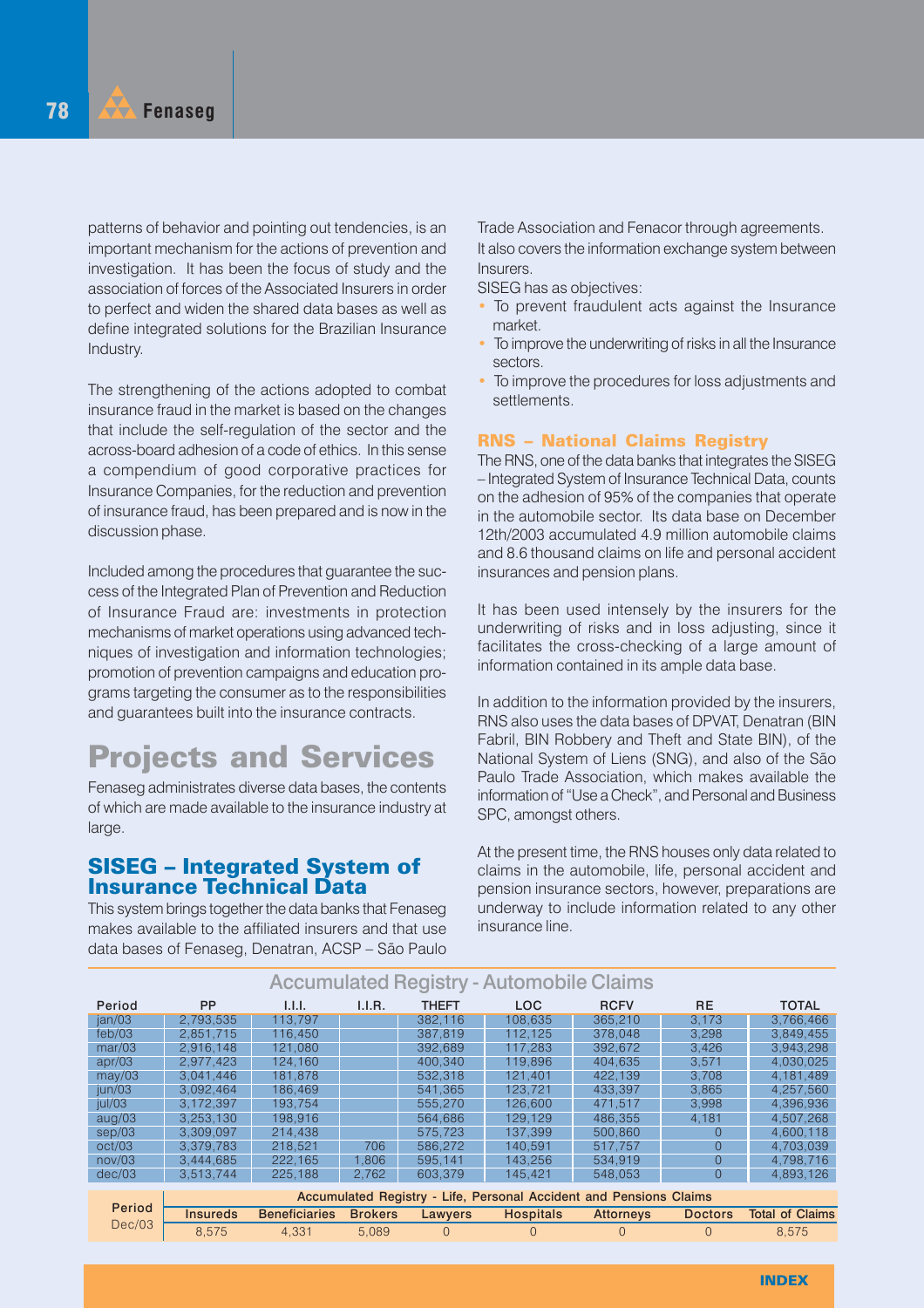patterns of behavior and pointing out tendencies, is an important mechanism for the actions of prevention and investigation. It has been the focus of study and the association of forces of the Associated Insurers in order to perfect and widen the shared data bases as well as define integrated solutions for the Brazilian Insurance Industry.

The strengthening of the actions adopted to combat insurance fraud in the market is based on the changes that include the self-regulation of the sector and the across-board adhesion of a code of ethics. In this sense a compendium of good corporative practices for Insurance Companies, for the reduction and prevention of insurance fraud, has been prepared and is now in the discussion phase.

Included among the procedures that guarantee the success of the Integrated Plan of Prevention and Reduction of Insurance Fraud are: investments in protection mechanisms of market operations using advanced techniques of investigation and information technologies; promotion of prevention campaigns and education programs targeting the consumer as to the responsibilities and guarantees built into the insurance contracts.

# Projects and Services

Fenaseg administrates diverse data bases, the contents of which are made available to the insurance industry at large.

## SISEG – Integrated System of Insurance Technical Data

This system brings together the data banks that Fenaseg makes available to the affiliated insurers and that use data bases of Fenaseg, Denatran, ACSP – São Paulo Trade Association and Fenacor through agreements.

It also covers the information exchange system between Insurers.

SISEG has as objectives:

- To prevent fraudulent acts against the Insurance market.
- To improve the underwriting of risks in all the Insurance sectors.
- To improve the procedures for loss adjustments and settlements.

### RNS – National Claims Registry

The RNS, one of the data banks that integrates the SISEG – Integrated System of Insurance Technical Data, counts on the adhesion of 95% of the companies that operate in the automobile sector. Its data base on December 12th/2003 accumulated 4.9 million automobile claims and 8.6 thousand claims on life and personal accident insurances and pension plans.

It has been used intensely by the insurers for the underwriting of risks and in loss adjusting, since it facilitates the cross-checking of a large amount of information contained in its ample data base.

In addition to the information provided by the insurers, RNS also uses the data bases of DPVAT, Denatran (BIN Fabril, BIN Robbery and Theft and State BIN), of the National System of Liens (SNG), and also of the São Paulo Trade Association, which makes available the information of "Use a Check", and Personal and Business SPC, amongst others.

At the present time, the RNS houses only data related to claims in the automobile, life, personal accident and pension insurance sectors, however, preparations are underway to include information related to any other insurance line.

**Accumulated Registry - Automobile Claims**

| Period | PP | I.I.I. | I.I.R. | THEFT | LOC | RCFV | RE | TOTAL |
|---|---|---|---|---|---|---|---|---|
| jan/03 | 2,793,535 | 113,797 | | 382,116 | 108,635 | 365,210 | 3,173 | 3,766,466 |
| feb/03 | 2,851,715 | 116,450 | | 387,819 | 112,125 | 378,048 | 3,298 | 3,849,455 |
| mar/03 | 2,916,148 | 121,080 | | 392,689 | 117,283 | 392,672 | 3,426 | 3,943,298 |
| apr/03 | 2,977,423 | 124,160 | | 400,340 | 119,896 | 404,635 | 3,571 | 4,030,025 |
| may/03 | 3,041,446 | 181,878 | | 532,318 | 121,401 | 422,139 | 3,708 | 4,181,489 |
| jun/03 | 3,092,464 | 186,469 | | 541,365 | 123,721 | 433,397 | 3,865 | 4,257,560 |
| jul/03 | 3,172,397 | 193,754 | | 555,270 | 126,600 | 471,517 | 3,998 | 4,396,936 |
| aug/03 | 3,253,130 | 198,916 | | 564,686 | 129,129 | 486,355 | 4,181 | 4,507,268 |
| sep/03 | 3,309,097 | 214,438 | | 575,723 | 137,399 | 500,860 | 0 | 4,600,118 |
| oct/03 | 3,379,783 | 218,521 | 706 | 586,272 | 140,591 | 517,757 | 0 | 4,703,039 |
| nov/03 | 3,444,685 | 222,165 | 1,806 | 595,141 | 143,256 | 534,919 | 0 | 4,798,716 |
| dec/03 | 3,513,744 | 225,188 | 2,762 | 603,379 | 145,421 | 548,053 | 0 | 4,893,126 |

| Period | Accumulated Registry - Life, Personal Accident and Pensions Claims | | | | | | | |
|---|---|---|---|---|---|---|---|---|
| | Insureds | Beneficiaries | Brokers | Lawyers | Hospitals | Attorneys | Doctors | Total of Claims |
| Dec/03 | 8,575 | 4,331 | 5,089 | 0 | 0 | 0 | 0 | 8,575 |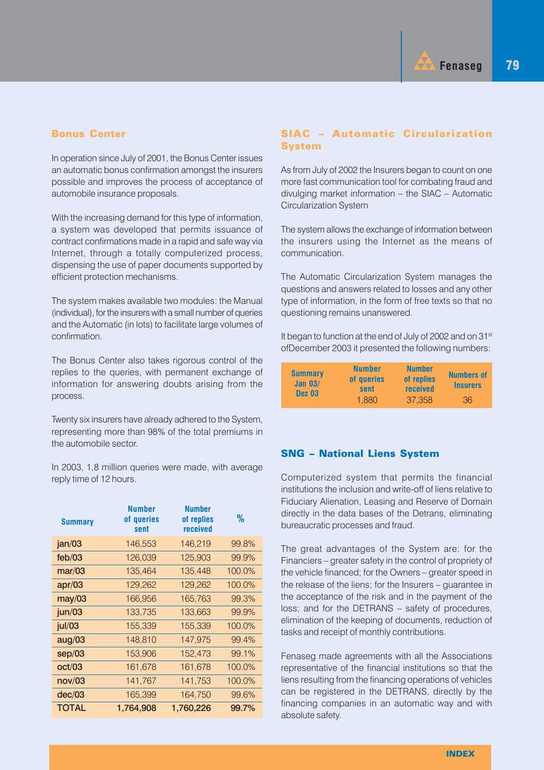## Bonus Center

In operation since July of 2001, the Bonus Center issues an automatic bonus confirmation amongst the insurers possible and improves the process of acceptance of automobile insurance proposals.

With the increasing demand for this type of information, a system was developed that permits issuance of contract confirmations made in a rapid and safe way via Internet, through a totally computerized process, dispensing the use of paper documents supported by efficient protection mechanisms.

The system makes available two modules: the Manual (individual), for the insurers with a small number of queries and the Automatic (in lots) to facilitate large volumes of confirmation.

The Bonus Center also takes rigorous control of the replies to the queries, with permanent exchange of information for answering doubts arising from the process.

Twenty six insurers have already adhered to the System, representing more than 98% of the total premiums in the automobile sector.

In 2003, 1,8 million queries were made, with average reply time of 12 hours.

| Summary | Number of queries sent | Number of replies received | % |
|---|---|---|---|
| jan/03 | 146,553 | 146,219 | 99.8% |
| feb/03 | 126,039 | 125,903 | 99.9% |
| mar/03 | 135,464 | 135,448 | 100.0% |
| apr/03 | 129,262 | 129,262 | 100.0% |
| may/03 | 166,956 | 165,763 | 99.3% |
| jun/03 | 133,735 | 133,663 | 99.9% |
| jul/03 | 155,339 | 155,339 | 100.0% |
| aug/03 | 148,810 | 147,975 | 99.4% |
| sep/03 | 153,906 | 152,473 | 99.1% |
| oct/03 | 161,678 | 161,678 | 100.0% |
| nov/03 | 141,767 | 141,753 | 100.0% |
| dec/03 | 165,399 | 164,750 | 99.6% |
| **TOTAL** | **1,764,908** | **1,760,226** | **99.7%** |

## SIAC – Automatic Circularization System

As from July of 2002 the Insurers began to count on one more fast communication tool for combating fraud and divulging market information – the SIAC – Automatic Circularization System

The system allows the exchange of information between the insurers using the Internet as the means of communication.

The Automatic Circularization System manages the questions and answers related to losses and any other type of information, in the form of free texts so that no questioning remains unanswered.

It began to function at the end of July of 2002 and on 31st ofDecember 2003 it presented the following numbers:

| Summary Jan 03/ Dez 03 | Number of queries sent | Number of replies received | Numbers of Insurers |
|---|---|---|---|
| | 1,880 | 37,358 | 36 |

## SNG – National Liens System

Computerized system that permits the financial institutions the inclusion and write-off of liens relative to Fiduciary Alienation, Leasing and Reserve of Domain directly in the data bases of the Detrans, eliminating bureaucratic processes and fraud.

The great advantages of the System are: for the Financiers – greater safety in the control of propriety of the vehicle financed; for the Owners – greater speed in the release of the liens; for the Insurers – guarantee in the acceptance of the risk and in the payment of the loss; and for the DETRANS – safety of procedures, elimination of the keeping of documents, reduction of tasks and receipt of monthly contributions.

Fenaseg made agreements with all the Associations representative of the financial institutions so that the liens resulting from the financing operations of vehicles can be registered in the DETRANS, directly by the financing companies in an automatic way and with absolute safety.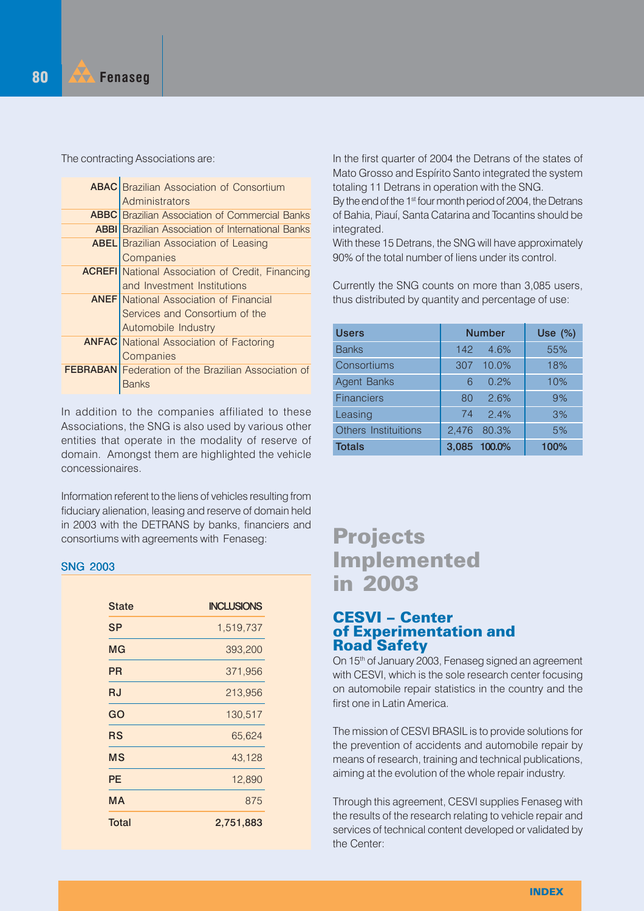The contracting Associations are:

| | |
|---|---|
| ABAC | Brazilian Association of Consortium Administrators |
| ABBC | Brazilian Association of Commercial Banks |
| ABBI | Brazilian Association of International Banks |
| ABEL | Brazilian Association of Leasing Companies |
| ACREFI | National Association of Credit, Financing and Investment Institutions |
| ANEF | National Association of Financial Services and Consortium of the Automobile Industry |
| ANFAC | National Association of Factoring Companies |
| FEBRABAN | Federation of the Brazilian Association of Banks |

In addition to the companies affiliated to these Associations, the SNG is also used by various other entities that operate in the modality of reserve of domain. Amongst them are highlighted the vehicle concessionaires.

Information referent to the liens of vehicles resulting from fiduciary alienation, leasing and reserve of domain held in 2003 with the DETRANS by banks, financiers and consortiums with agreements with Fenaseg:

**SNG 2003**

| State | INCLUSIONS |
|---|---|
| SP | 1,519,737 |
| MG | 393,200 |
| PR | 371,956 |
| RJ | 213,956 |
| GO | 130,517 |
| RS | 65,624 |
| MS | 43,128 |
| PE | 12,890 |
| MA | 875 |
| **Total** | **2,751,883** |

In the first quarter of 2004 the Detrans of the states of Mato Grosso and Espírito Santo integrated the system totaling 11 Detrans in operation with the SNG.
By the end of the 1st four month period of 2004, the Detrans of Bahia, Piauí, Santa Catarina and Tocantins should be integrated.
With these 15 Detrans, the SNG will have approximately 90% of the total number of liens under its control.

Currently the SNG counts on more than 3,085 users, thus distributed by quantity and percentage of use:

| Users | Number | | Use (%) |
|---|---|---|---|
| Banks | 142 | 4.6% | 55% |
| Consortiums | 307 | 10.0% | 18% |
| Agent Banks | 6 | 0.2% | 10% |
| Financiers | 80 | 2.6% | 9% |
| Leasing | 74 | 2.4% | 3% |
| Others Instituitions | 2,476 | 80.3% | 5% |
| **Totals** | **3,085** | **100.0%** | **100%** |

# Projects Implemented in 2003

## CESVI – Center of Experimentation and Road Safety

On 15th of January 2003, Fenaseg signed an agreement with CESVI, which is the sole research center focusing on automobile repair statistics in the country and the first one in Latin America.

The mission of CESVI BRASIL is to provide solutions for the prevention of accidents and automobile repair by means of research, training and technical publications, aiming at the evolution of the whole repair industry.

Through this agreement, CESVI supplies Fenaseg with the results of the research relating to vehicle repair and services of technical content developed or validated by the Center: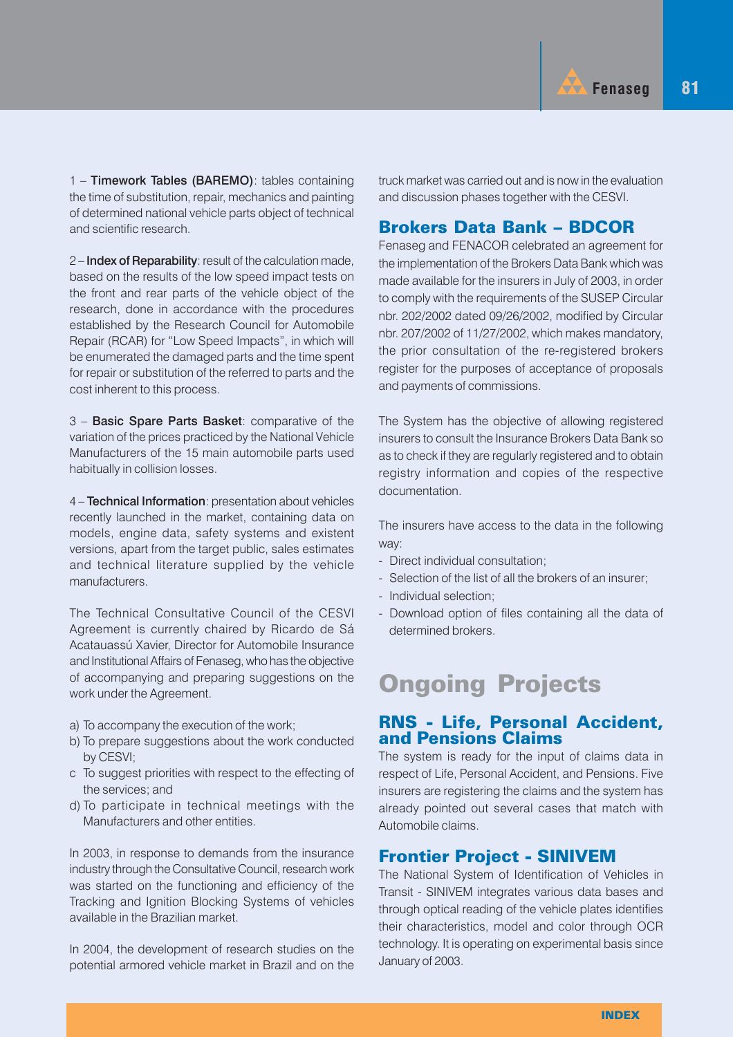1 – **Timework Tables (BAREMO)**: tables containing the time of substitution, repair, mechanics and painting of determined national vehicle parts object of technical and scientific research.

2 – **Index of Reparability**: result of the calculation made, based on the results of the low speed impact tests on the front and rear parts of the vehicle object of the research, done in accordance with the procedures established by the Research Council for Automobile Repair (RCAR) for "Low Speed Impacts", in which will be enumerated the damaged parts and the time spent for repair or substitution of the referred to parts and the cost inherent to this process.

3 – **Basic Spare Parts Basket**: comparative of the variation of the prices practiced by the National Vehicle Manufacturers of the 15 main automobile parts used habitually in collision losses.

4 – **Technical Information**: presentation about vehicles recently launched in the market, containing data on models, engine data, safety systems and existent versions, apart from the target public, sales estimates and technical literature supplied by the vehicle manufacturers.

The Technical Consultative Council of the CESVI Agreement is currently chaired by Ricardo de Sá Acatauassú Xavier, Director for Automobile Insurance and Institutional Affairs of Fenaseg, who has the objective of accompanying and preparing suggestions on the work under the Agreement.

a) To accompany the execution of the work;
b) To prepare suggestions about the work conducted by CESVI;
c To suggest priorities with respect to the effecting of the services; and
d) To participate in technical meetings with the Manufacturers and other entities.

In 2003, in response to demands from the insurance industry through the Consultative Council, research work was started on the functioning and efficiency of the Tracking and Ignition Blocking Systems of vehicles available in the Brazilian market.

In 2004, the development of research studies on the potential armored vehicle market in Brazil and on the truck market was carried out and is now in the evaluation and discussion phases together with the CESVI.

### Brokers Data Bank – BDCOR

Fenaseg and FENACOR celebrated an agreement for the implementation of the Brokers Data Bank which was made available for the insurers in July of 2003, in order to comply with the requirements of the SUSEP Circular nbr. 202/2002 dated 09/26/2002, modified by Circular nbr. 207/2002 of 11/27/2002, which makes mandatory, the prior consultation of the re-registered brokers register for the purposes of acceptance of proposals and payments of commissions.

The System has the objective of allowing registered insurers to consult the Insurance Brokers Data Bank so as to check if they are regularly registered and to obtain registry information and copies of the respective documentation.

The insurers have access to the data in the following way:

- Direct individual consultation;
- Selection of the list of all the brokers of an insurer;
- Individual selection;
- Download option of files containing all the data of determined brokers.

## Ongoing Projects

### RNS - Life, Personal Accident, and Pensions Claims

The system is ready for the input of claims data in respect of Life, Personal Accident, and Pensions. Five insurers are registering the claims and the system has already pointed out several cases that match with Automobile claims.

### Frontier Project - SINIVEM

The National System of Identification of Vehicles in Transit - SINIVEM integrates various data bases and through optical reading of the vehicle plates identifies their characteristics, model and color through OCR technology. It is operating on experimental basis since January of 2003.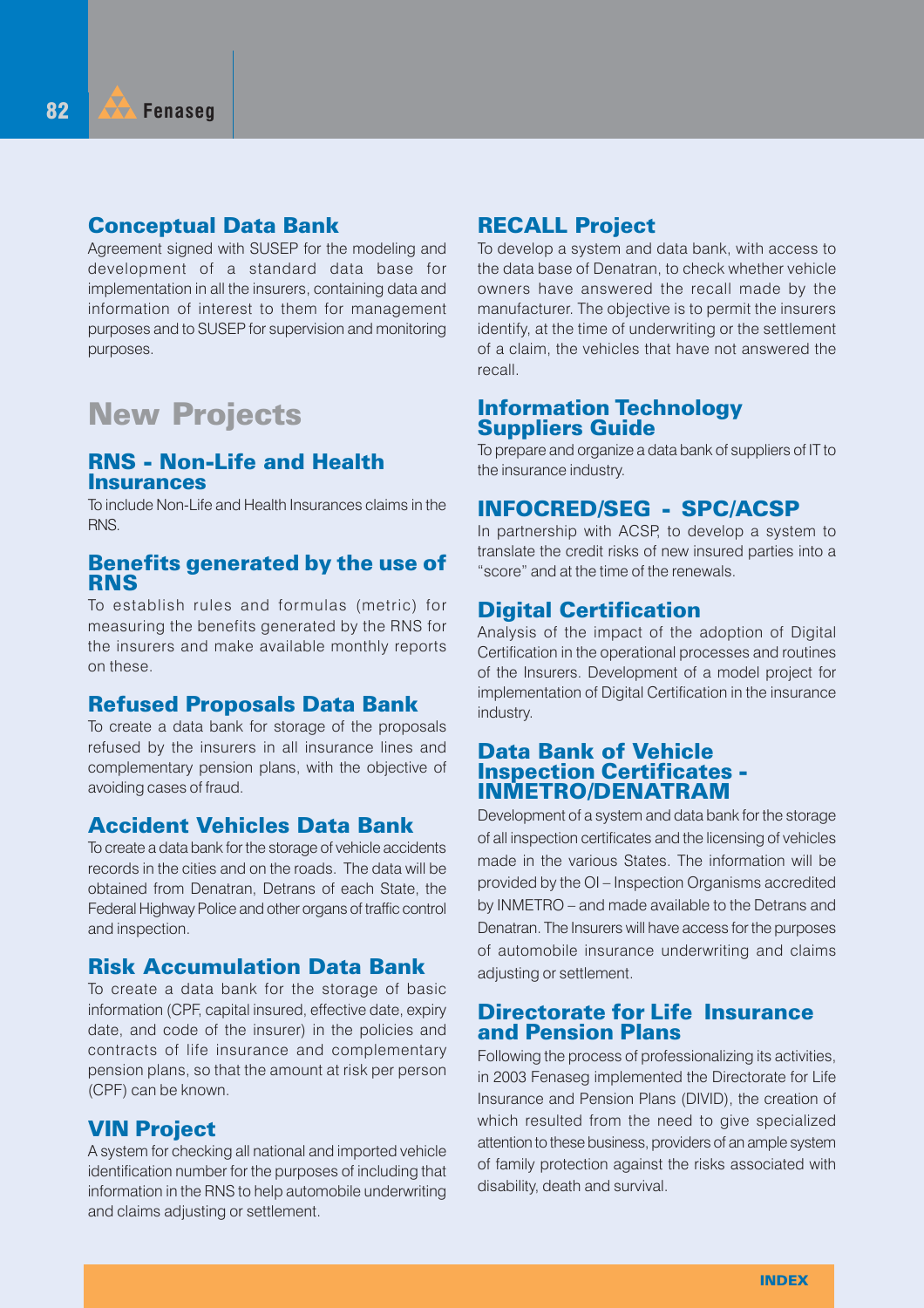### Conceptual Data Bank

Agreement signed with SUSEP for the modeling and development of a standard data base for implementation in all the insurers, containing data and information of interest to them for management purposes and to SUSEP for supervision and monitoring purposes.

## New Projects

### RNS - Non-Life and Health Insurances

To include Non-Life and Health Insurances claims in the RNS.

### Benefits generated by the use of RNS

To establish rules and formulas (metric) for measuring the benefits generated by the RNS for the insurers and make available monthly reports on these.

### Refused Proposals Data Bank

To create a data bank for storage of the proposals refused by the insurers in all insurance lines and complementary pension plans, with the objective of avoiding cases of fraud.

### Accident Vehicles Data Bank

To create a data bank for the storage of vehicle accidents records in the cities and on the roads. The data will be obtained from Denatran, Detrans of each State, the Federal Highway Police and other organs of traffic control and inspection.

### Risk Accumulation Data Bank

To create a data bank for the storage of basic information (CPF, capital insured, effective date, expiry date, and code of the insurer) in the policies and contracts of life insurance and complementary pension plans, so that the amount at risk per person (CPF) can be known.

### VIN Project

A system for checking all national and imported vehicle identification number for the purposes of including that information in the RNS to help automobile underwriting and claims adjusting or settlement.

### RECALL Project

To develop a system and data bank, with access to the data base of Denatran, to check whether vehicle owners have answered the recall made by the manufacturer. The objective is to permit the insurers identify, at the time of underwriting or the settlement of a claim, the vehicles that have not answered the recall.

### Information Technology Suppliers Guide

To prepare and organize a data bank of suppliers of IT to the insurance industry.

### INFOCRED/SEG - SPC/ACSP

In partnership with ACSP, to develop a system to translate the credit risks of new insured parties into a "score" and at the time of the renewals.

### Digital Certification

Analysis of the impact of the adoption of Digital Certification in the operational processes and routines of the Insurers. Development of a model project for implementation of Digital Certification in the insurance industry.

### Data Bank of Vehicle Inspection Certificates - INMETRO/DENATRAM

Development of a system and data bank for the storage of all inspection certificates and the licensing of vehicles made in the various States. The information will be provided by the OI – Inspection Organisms accredited by INMETRO – and made available to the Detrans and Denatran. The Insurers will have access for the purposes of automobile insurance underwriting and claims adjusting or settlement.

### Directorate for Life Insurance and Pension Plans

Following the process of professionalizing its activities, in 2003 Fenaseg implemented the Directorate for Life Insurance and Pension Plans (DIVID), the creation of which resulted from the need to give specialized attention to these business, providers of an ample system of family protection against the risks associated with disability, death and survival.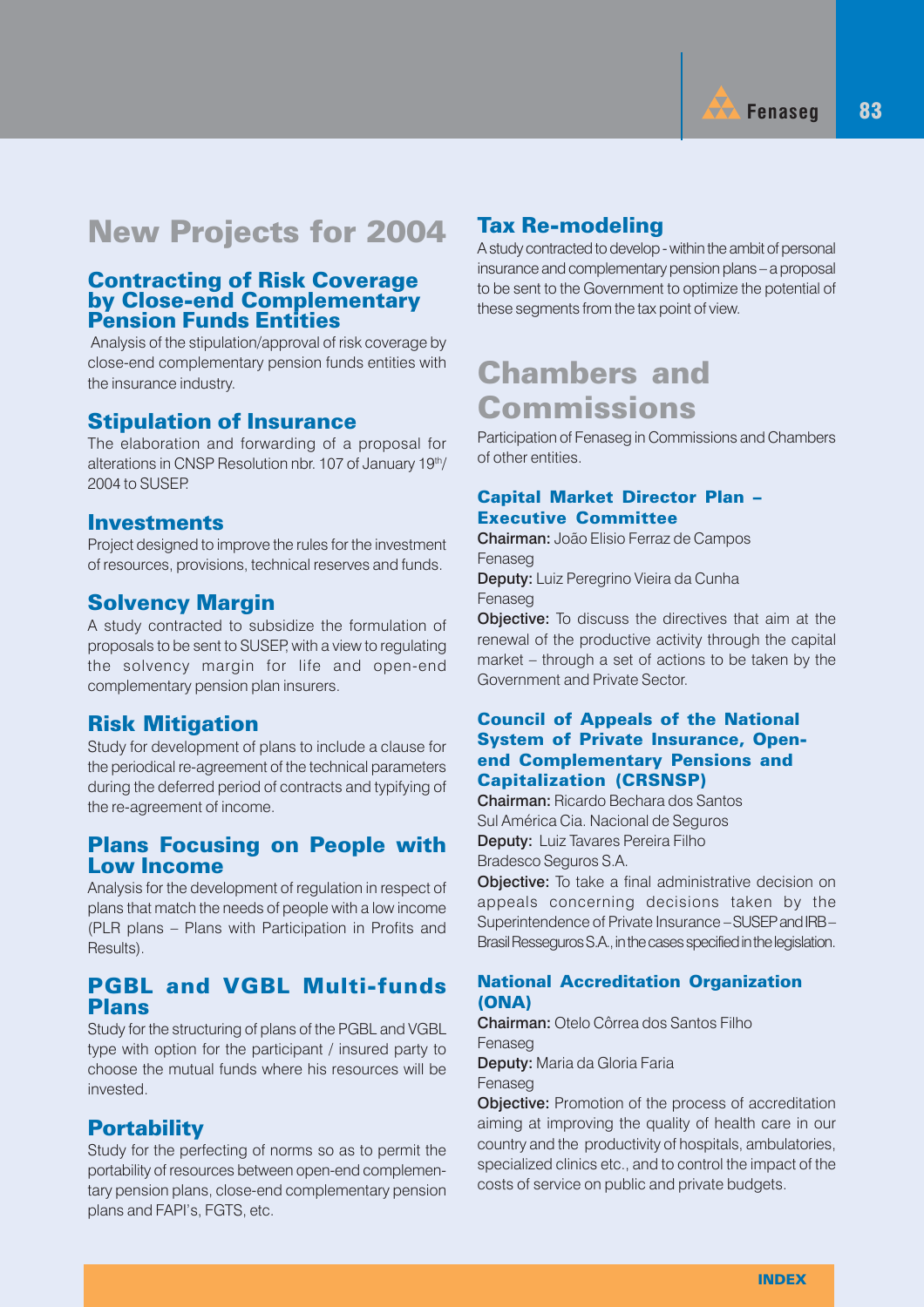# New Projects for 2004

### Contracting of Risk Coverage by Close-end Complementary Pension Funds Entities

Analysis of the stipulation/approval of risk coverage by close-end complementary pension funds entities with the insurance industry.

### Stipulation of Insurance

The elaboration and forwarding of a proposal for alterations in CNSP Resolution nbr. 107 of January 19th/ 2004 to SUSEP.

### Investments

Project designed to improve the rules for the investment of resources, provisions, technical reserves and funds.

### Solvency Margin

A study contracted to subsidize the formulation of proposals to be sent to SUSEP, with a view to regulating the solvency margin for life and open-end complementary pension plan insurers.

### Risk Mitigation

Study for development of plans to include a clause for the periodical re-agreement of the technical parameters during the deferred period of contracts and typifying of the re-agreement of income.

### Plans Focusing on People with Low Income

Analysis for the development of regulation in respect of plans that match the needs of people with a low income (PLR plans – Plans with Participation in Profits and Results).

### PGBL and VGBL Multi-funds Plans

Study for the structuring of plans of the PGBL and VGBL type with option for the participant / insured party to choose the mutual funds where his resources will be invested.

### Portability

Study for the perfecting of norms so as to permit the portability of resources between open-end complementary pension plans, close-end complementary pension plans and FAPI's, FGTS, etc.

### Tax Re-modeling

A study contracted to develop - within the ambit of personal insurance and complementary pension plans – a proposal to be sent to the Government to optimize the potential of these segments from the tax point of view.

# Chambers and Commissions

Participation of Fenaseg in Commissions and Chambers of other entities.

#### Capital Market Director Plan – Executive Committee

**Chairman:** João Elisio Ferraz de Campos
Fenaseg
**Deputy:** Luiz Peregrino Vieira da Cunha
Fenaseg
**Objective:** To discuss the directives that aim at the renewal of the productive activity through the capital market – through a set of actions to be taken by the Government and Private Sector.

#### Council of Appeals of the National System of Private Insurance, Open-end Complementary Pensions and Capitalization (CRSNSP)

**Chairman:** Ricardo Bechara dos Santos
Sul América Cia. Nacional de Seguros
**Deputy:** Luiz Tavares Pereira Filho
Bradesco Seguros S.A.
**Objective:** To take a final administrative decision on appeals concerning decisions taken by the Superintendence of Private Insurance – SUSEP and IRB – Brasil Resseguros S.A., in the cases specified in the legislation.

#### National Accreditation Organization (ONA)

**Chairman:** Otelo Côrrea dos Santos Filho
Fenaseg
**Deputy:** Maria da Gloria Faria
Fenaseg
**Objective:** Promotion of the process of accreditation aiming at improving the quality of health care in our country and the productivity of hospitals, ambulatories, specialized clinics etc., and to control the impact of the costs of service on public and private budgets.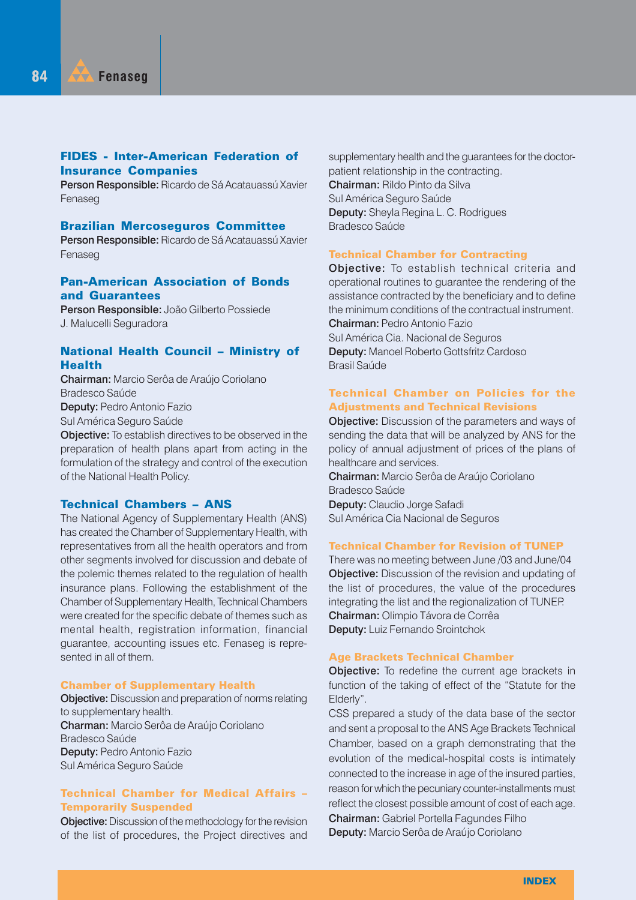## FIDES - Inter-American Federation of Insurance Companies

**Person Responsible:** Ricardo de Sá Acatauassú Xavier
Fenaseg

## Brazilian Mercoseguros Committee

**Person Responsible:** Ricardo de Sá Acatauassú Xavier
Fenaseg

## Pan-American Association of Bonds and Guarantees

**Person Responsible:** João Gilberto Possiede
J. Malucelli Seguradora

## National Health Council – Ministry of Health

**Chairman:** Marcio Serôa de Araújo Coriolano
Bradesco Saúde
**Deputy:** Pedro Antonio Fazio
Sul América Seguro Saúde
**Objective:** To establish directives to be observed in the preparation of health plans apart from acting in the formulation of the strategy and control of the execution of the National Health Policy.

## Technical Chambers – ANS

The National Agency of Supplementary Health (ANS) has created the Chamber of Supplementary Health, with representatives from all the health operators and from other segments involved for discussion and debate of the polemic themes related to the regulation of health insurance plans. Following the establishment of the Chamber of Supplementary Health, Technical Chambers were created for the specific debate of themes such as mental health, registration information, financial guarantee, accounting issues etc. Fenaseg is represented in all of them.

### Chamber of Supplementary Health

**Objective:** Discussion and preparation of norms relating to supplementary health.
**Charman:** Marcio Serôa de Araújo Coriolano
Bradesco Saúde
**Deputy:** Pedro Antonio Fazio
Sul América Seguro Saúde

### Technical Chamber for Medical Affairs – Temporarily Suspended

**Objective:** Discussion of the methodology for the revision of the list of procedures, the Project directives and supplementary health and the guarantees for the doctor-patient relationship in the contracting.
**Chairman:** Rildo Pinto da Silva
Sul América Seguro Saúde
**Deputy:** Sheyla Regina L. C. Rodrigues
Bradesco Saúde

### Technical Chamber for Contracting

**Objective:** To establish technical criteria and operational routines to guarantee the rendering of the assistance contracted by the beneficiary and to define the minimum conditions of the contractual instrument.
**Chairman:** Pedro Antonio Fazio
Sul América Cia. Nacional de Seguros
**Deputy:** Manoel Roberto Gottsfritz Cardoso
Brasil Saúde

### Technical Chamber on Policies for the Adjustments and Technical Revisions

**Objective:** Discussion of the parameters and ways of sending the data that will be analyzed by ANS for the policy of annual adjustment of prices of the plans of healthcare and services.
**Chairman:** Marcio Serôa de Araújo Coriolano
Bradesco Saúde
**Deputy:** Claudio Jorge Safadi
Sul América Cia Nacional de Seguros

### Technical Chamber for Revision of TUNEP

There was no meeting between June /03 and June/04
**Objective:** Discussion of the revision and updating of the list of procedures, the value of the procedures integrating the list and the regionalization of TUNEP.
**Chairman:** Olimpio Távora de Corrêa
**Deputy:** Luiz Fernando Srointchok

### Age Brackets Technical Chamber

**Objective:** To redefine the current age brackets in function of the taking of effect of the "Statute for the Elderly".
CSS prepared a study of the data base of the sector and sent a proposal to the ANS Age Brackets Technical Chamber, based on a graph demonstrating that the evolution of the medical-hospital costs is intimately connected to the increase in age of the insured parties, reason for which the pecuniary counter-installments must reflect the closest possible amount of cost of each age.
**Chairman:** Gabriel Portella Fagundes Filho
**Deputy:** Marcio Serôa de Araújo Coriolano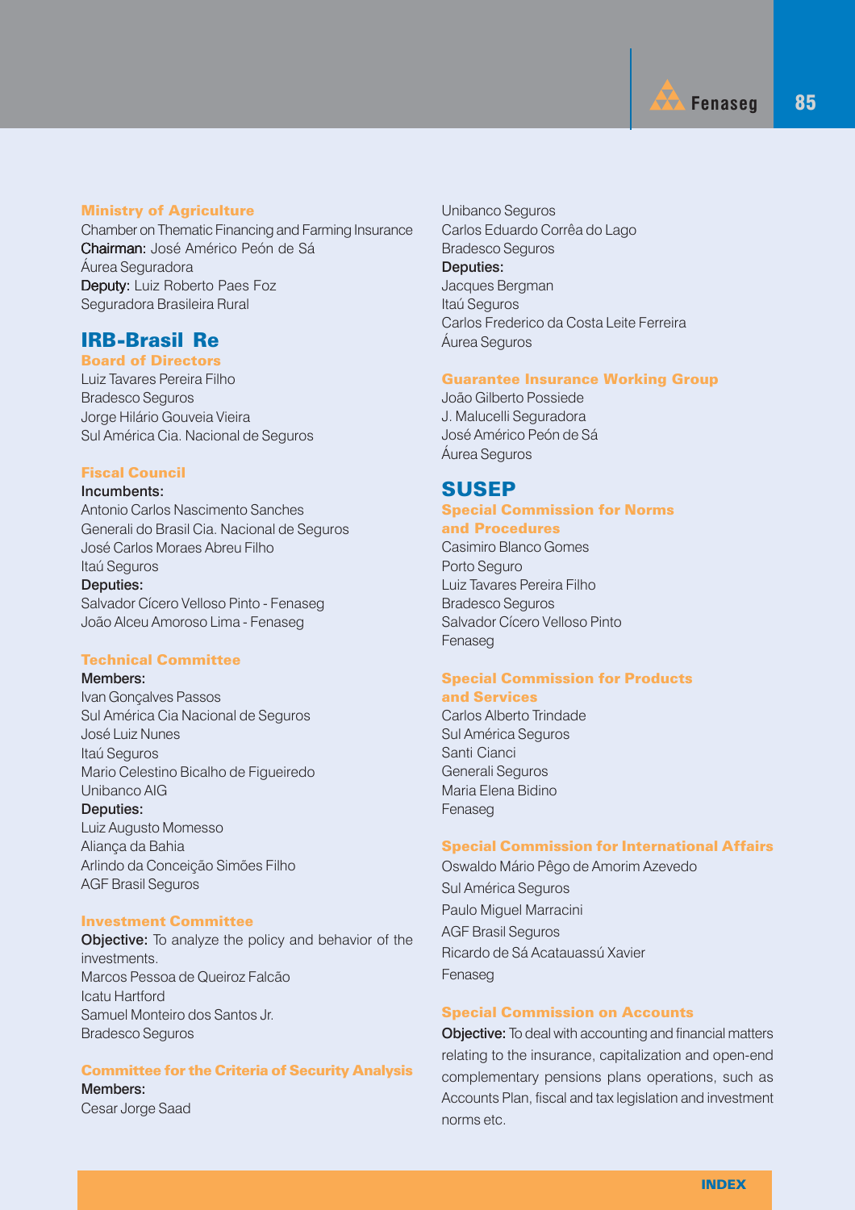### Ministry of Agriculture

Chamber on Thematic Financing and Farming Insurance
**Chairman:** José Américo Peón de Sá
Áurea Seguradora
**Deputy:** Luiz Roberto Paes Foz
Seguradora Brasileira Rural

## IRB-Brasil Re

### Board of Directors

Luiz Tavares Pereira Filho
Bradesco Seguros
Jorge Hilário Gouveia Vieira
Sul América Cia. Nacional de Seguros

### Fiscal Council

**Incumbents:**
Antonio Carlos Nascimento Sanches
Generali do Brasil Cia. Nacional de Seguros
José Carlos Moraes Abreu Filho
Itaú Seguros
**Deputies:**
Salvador Cícero Velloso Pinto - Fenaseg
João Alceu Amoroso Lima - Fenaseg

### Technical Committee

**Members:**
Ivan Gonçalves Passos
Sul América Cia Nacional de Seguros
José Luiz Nunes
Itaú Seguros
Mario Celestino Bicalho de Figueiredo
Unibanco AIG
**Deputies:**
Luiz Augusto Momesso
Aliança da Bahia
Arlindo da Conceição Simões Filho
AGF Brasil Seguros

### Investment Committee

**Objective:** To analyze the policy and behavior of the investments.
Marcos Pessoa de Queiroz Falcão
Icatu Hartford
Samuel Monteiro dos Santos Jr.
Bradesco Seguros

### Committee for the Criteria of Security Analysis

**Members:**
Cesar Jorge Saad
Unibanco Seguros
Carlos Eduardo Corrêa do Lago
Bradesco Seguros
**Deputies:**
Jacques Bergman
Itaú Seguros
Carlos Frederico da Costa Leite Ferreira
Áurea Seguros

### Guarantee Insurance Working Group

João Gilberto Possiede
J. Malucelli Seguradora
José Américo Peón de Sá
Áurea Seguros

## SUSEP

### Special Commission for Norms and Procedures

Casimiro Blanco Gomes
Porto Seguro
Luiz Tavares Pereira Filho
Bradesco Seguros
Salvador Cícero Velloso Pinto
Fenaseg

### Special Commission for Products and Services

Carlos Alberto Trindade
Sul América Seguros
Santi Cianci
Generali Seguros
Maria Elena Bidino
Fenaseg

### Special Commission for International Affairs

Oswaldo Mário Pêgo de Amorim Azevedo
Sul América Seguros
Paulo Miguel Marracini
AGF Brasil Seguros
Ricardo de Sá Acatauassú Xavier
Fenaseg

### Special Commission on Accounts

**Objective:** To deal with accounting and financial matters relating to the insurance, capitalization and open-end complementary pensions plans operations, such as Accounts Plan, fiscal and tax legislation and investment norms etc.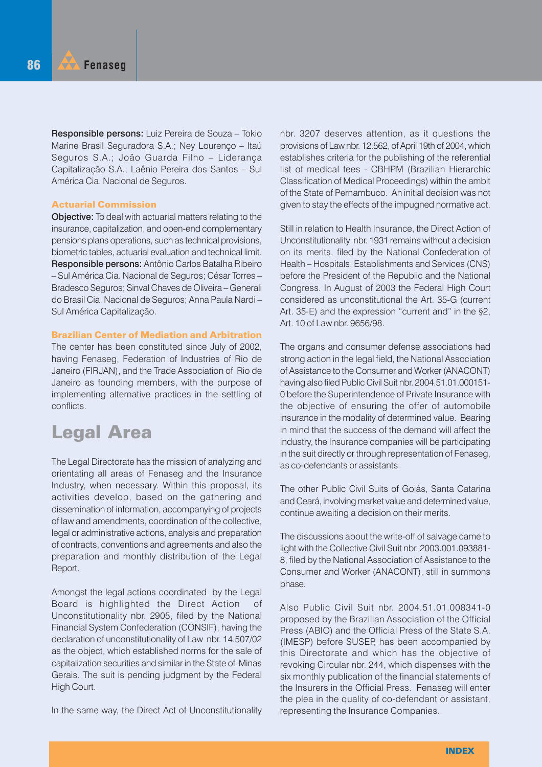**Responsible persons:** Luiz Pereira de Souza – Tokio Marine Brasil Seguradora S.A.; Ney Lourenço – Itaú Seguros S.A.; João Guarda Filho – Liderança Capitalização S.A.; Laênio Pereira dos Santos – Sul América Cia. Nacional de Seguros.

### Actuarial Commission

**Objective:** To deal with actuarial matters relating to the insurance, capitalization, and open-end complementary pensions plans operations, such as technical provisions, biometric tables, actuarial evaluation and technical limit.
**Responsible persons:** Antônio Carlos Batalha Ribeiro – Sul América Cia. Nacional de Seguros; César Torres – Bradesco Seguros; Sinval Chaves de Oliveira – Generali do Brasil Cia. Nacional de Seguros; Anna Paula Nardi – Sul América Capitalização.

### Brazilian Center of Mediation and Arbitration

The center has been constituted since July of 2002, having Fenaseg, Federation of Industries of Rio de Janeiro (FIRJAN), and the Trade Association of Rio de Janeiro as founding members, with the purpose of implementing alternative practices in the settling of conflicts.

## Legal Area

The Legal Directorate has the mission of analyzing and orientating all areas of Fenaseg and the Insurance Industry, when necessary. Within this proposal, its activities develop, based on the gathering and dissemination of information, accompanying of projects of law and amendments, coordination of the collective, legal or administrative actions, analysis and preparation of contracts, conventions and agreements and also the preparation and monthly distribution of the Legal Report.

Amongst the legal actions coordinated by the Legal Board is highlighted the Direct Action of Unconstitutionality nbr. 2905, filed by the National Financial System Confederation (CONSIF), having the declaration of unconstitutionality of Law nbr. 14.507/02 as the object, which established norms for the sale of capitalization securities and similar in the State of Minas Gerais. The suit is pending judgment by the Federal High Court.

In the same way, the Direct Act of Unconstitutionality nbr. 3207 deserves attention, as it questions the provisions of Law nbr. 12.562, of April 19th of 2004, which establishes criteria for the publishing of the referential list of medical fees - CBHPM (Brazilian Hierarchic Classification of Medical Proceedings) within the ambit of the State of Pernambuco. An initial decision was not given to stay the effects of the impugned normative act.

Still in relation to Health Insurance, the Direct Action of Unconstitutionality nbr. 1931 remains without a decision on its merits, filed by the National Confederation of Health – Hospitals, Establishments and Services (CNS) before the President of the Republic and the National Congress. In August of 2003 the Federal High Court considered as unconstitutional the Art. 35-G (current Art. 35-E) and the expression "current and" in the §2, Art. 10 of Law nbr. 9656/98.

The organs and consumer defense associations had strong action in the legal field, the National Association of Assistance to the Consumer and Worker (ANACONT) having also filed Public Civil Suit nbr. 2004.51.01.000151-0 before the Superintendence of Private Insurance with the objective of ensuring the offer of automobile insurance in the modality of determined value. Bearing in mind that the success of the demand will affect the industry, the Insurance companies will be participating in the suit directly or through representation of Fenaseg, as co-defendants or assistants.

The other Public Civil Suits of Goiás, Santa Catarina and Ceará, involving market value and determined value, continue awaiting a decision on their merits.

The discussions about the write-off of salvage came to light with the Collective Civil Suit nbr. 2003.001.093881-8, filed by the National Association of Assistance to the Consumer and Worker (ANACONT), still in summons phase.

Also Public Civil Suit nbr. 2004.51.01.008341-0 proposed by the Brazilian Association of the Official Press (ABIO) and the Official Press of the State S.A. (IMESP) before SUSEP, has been accompanied by this Directorate and which has the objective of revoking Circular nbr. 244, which dispenses with the six monthly publication of the financial statements of the Insurers in the Official Press. Fenaseg will enter the plea in the quality of co-defendant or assistant, representing the Insurance Companies.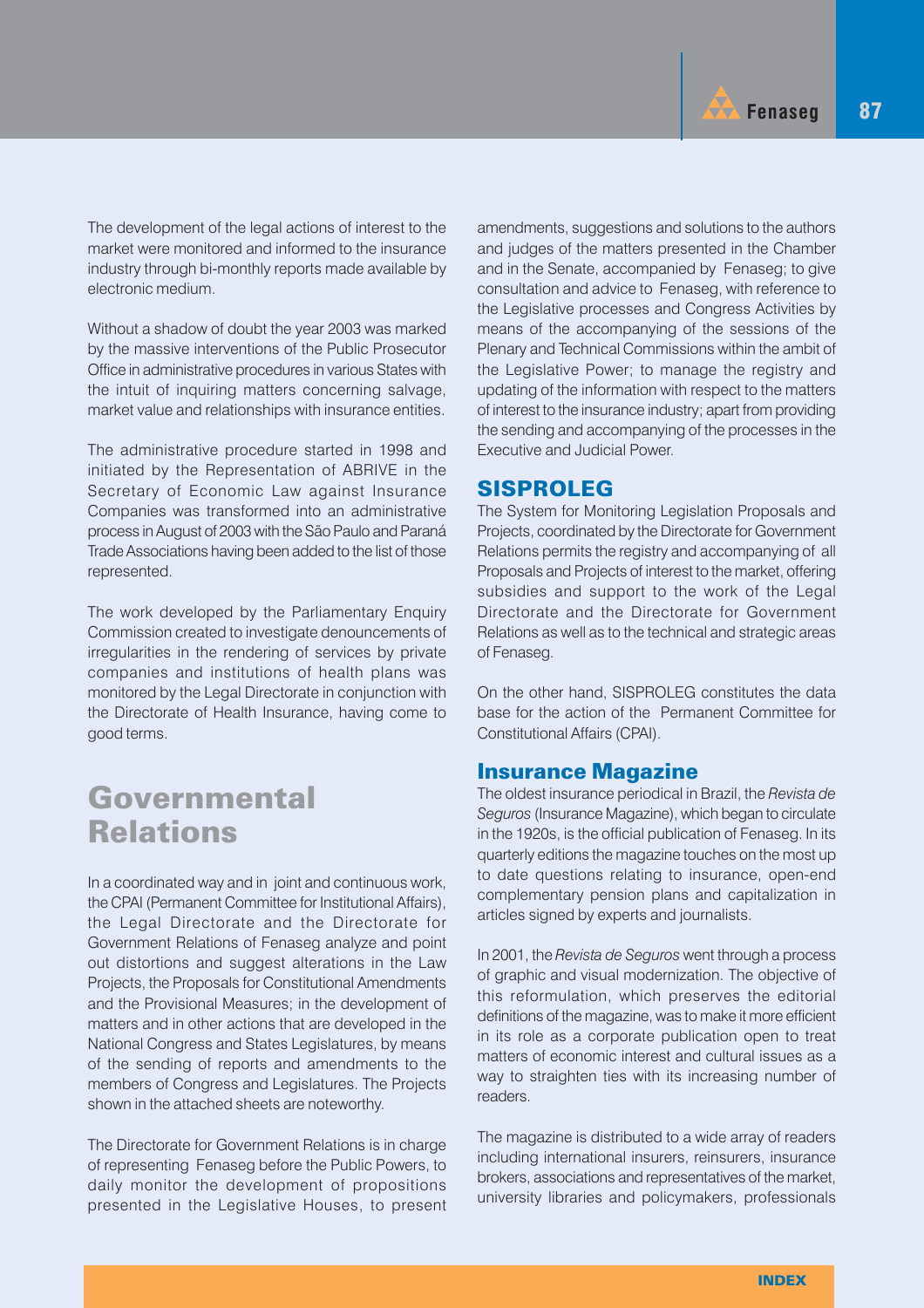The development of the legal actions of interest to the market were monitored and informed to the insurance industry through bi-monthly reports made available by electronic medium.

Without a shadow of doubt the year 2003 was marked by the massive interventions of the Public Prosecutor Office in administrative procedures in various States with the intuit of inquiring matters concerning salvage, market value and relationships with insurance entities.

The administrative procedure started in 1998 and initiated by the Representation of ABRIVE in the Secretary of Economic Law against Insurance Companies was transformed into an administrative process in August of 2003 with the São Paulo and Paraná Trade Associations having been added to the list of those represented.

The work developed by the Parliamentary Enquiry Commission created to investigate denouncements of irregularities in the rendering of services by private companies and institutions of health plans was monitored by the Legal Directorate in conjunction with the Directorate of Health Insurance, having come to good terms.

# Governmental Relations

In a coordinated way and in joint and continuous work, the CPAI (Permanent Committee for Institutional Affairs), the Legal Directorate and the Directorate for Government Relations of Fenaseg analyze and point out distortions and suggest alterations in the Law Projects, the Proposals for Constitutional Amendments and the Provisional Measures; in the development of matters and in other actions that are developed in the National Congress and States Legislatures, by means of the sending of reports and amendments to the members of Congress and Legislatures. The Projects shown in the attached sheets are noteworthy.

The Directorate for Government Relations is in charge of representing Fenaseg before the Public Powers, to daily monitor the development of propositions presented in the Legislative Houses, to present amendments, suggestions and solutions to the authors and judges of the matters presented in the Chamber and in the Senate, accompanied by Fenaseg; to give consultation and advice to Fenaseg, with reference to the Legislative processes and Congress Activities by means of the accompanying of the sessions of the Plenary and Technical Commissions within the ambit of the Legislative Power; to manage the registry and updating of the information with respect to the matters of interest to the insurance industry; apart from providing the sending and accompanying of the processes in the Executive and Judicial Power.

## SISPROLEG

The System for Monitoring Legislation Proposals and Projects, coordinated by the Directorate for Government Relations permits the registry and accompanying of all Proposals and Projects of interest to the market, offering subsidies and support to the work of the Legal Directorate and the Directorate for Government Relations as well as to the technical and strategic areas of Fenaseg.

On the other hand, SISPROLEG constitutes the data base for the action of the Permanent Committee for Constitutional Affairs (CPAI).

## Insurance Magazine

The oldest insurance periodical in Brazil, the *Revista de Seguros* (Insurance Magazine), which began to circulate in the 1920s, is the official publication of Fenaseg. In its quarterly editions the magazine touches on the most up to date questions relating to insurance, open-end complementary pension plans and capitalization in articles signed by experts and journalists.

In 2001, the *Revista de Seguros* went through a process of graphic and visual modernization. The objective of this reformulation, which preserves the editorial definitions of the magazine, was to make it more efficient in its role as a corporate publication open to treat matters of economic interest and cultural issues as a way to straighten ties with its increasing number of readers.

The magazine is distributed to a wide array of readers including international insurers, reinsurers, insurance brokers, associations and representatives of the market, university libraries and policymakers, professionals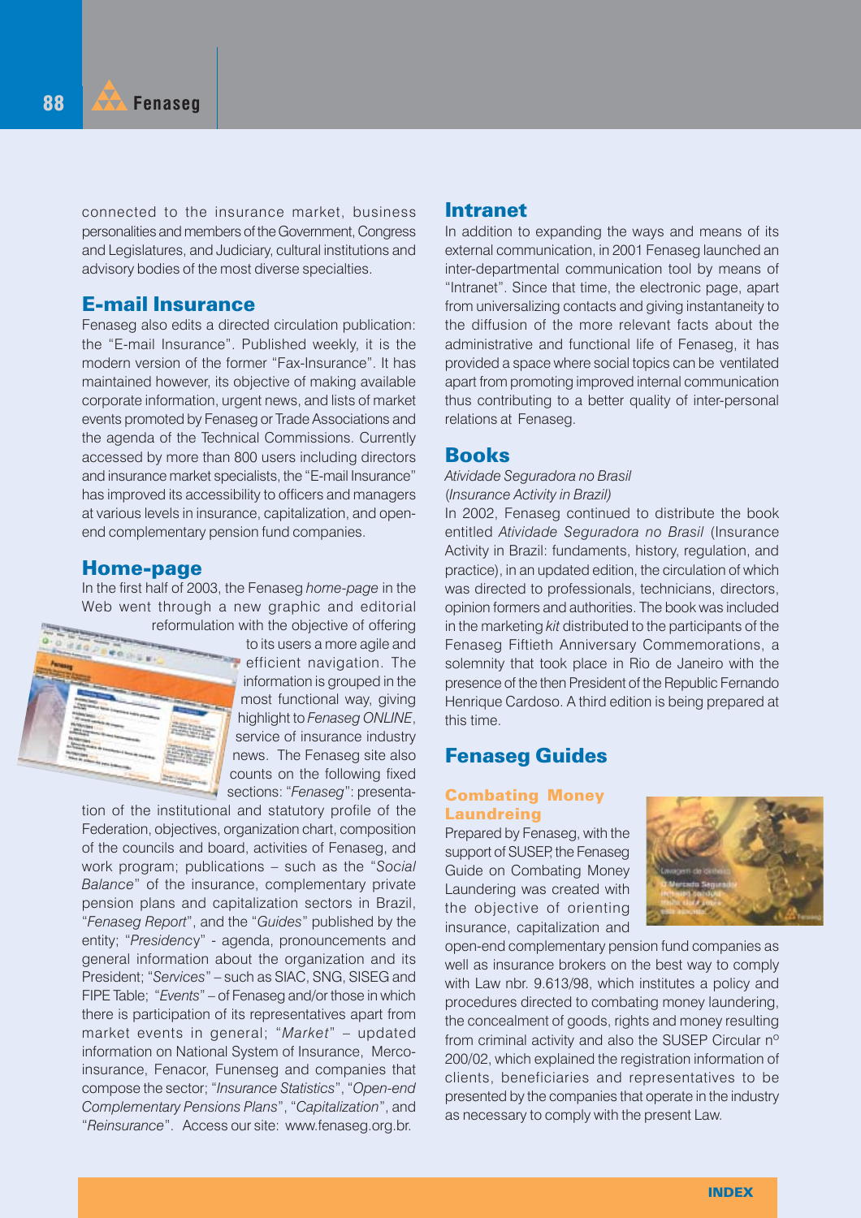connected to the insurance market, business personalities and members of the Government, Congress and Legislatures, and Judiciary, cultural institutions and advisory bodies of the most diverse specialties.

## E-mail Insurance

Fenaseg also edits a directed circulation publication: the "E-mail Insurance". Published weekly, it is the modern version of the former "Fax-Insurance". It has maintained however, its objective of making available corporate information, urgent news, and lists of market events promoted by Fenaseg or Trade Associations and the agenda of the Technical Commissions. Currently accessed by more than 800 users including directors and insurance market specialists, the "E-mail Insurance" has improved its accessibility to officers and managers at various levels in insurance, capitalization, and open-end complementary pension fund companies.

## Home-page

In the first half of 2003, the Fenaseg *home-page* in the Web went through a new graphic and editorial reformulation with the objective of offering to its users a more agile and efficient navigation. The information is grouped in the most functional way, giving highlight to *Fenaseg ONLINE*, service of insurance industry news. The Fenaseg site also counts on the following fixed sections: "*Fenaseg*": presentation of the institutional and statutory profile of the Federation, objectives, organization chart, composition of the councils and board, activities of Fenaseg, and work program; publications – such as the "*Social Balance*" of the insurance, complementary private pension plans and capitalization sectors in Brazil, "*Fenaseg Report*", and the "*Guides*" published by the entity; "*Presidency*" - agenda, pronouncements and general information about the organization and its President; "*Services*" – such as SIAC, SNG, SISEG and FIPE Table; "*Events*" – of Fenaseg and/or those in which there is participation of its representatives apart from market events in general; "*Market*" – updated information on National System of Insurance, Merco-insurance, Fenacor, Funenseg and companies that compose the sector; "*Insurance Statistics*", "*Open-end Complementary Pensions Plans*", "*Capitalization*", and "*Reinsurance*". Access our site: www.fenaseg.org.br.

## Intranet

In addition to expanding the ways and means of its external communication, in 2001 Fenaseg launched an inter-departmental communication tool by means of "Intranet". Since that time, the electronic page, apart from universalizing contacts and giving instantaneity to the diffusion of the more relevant facts about the administrative and functional life of Fenaseg, it has provided a space where social topics can be ventilated apart from promoting improved internal communication thus contributing to a better quality of inter-personal relations at Fenaseg.

## Books

*Atividade Seguradora no Brasil*
(*Insurance Activity in Brazil)*

In 2002, Fenaseg continued to distribute the book entitled *Atividade Seguradora no Brasil* (Insurance Activity in Brazil: fundaments, history, regulation, and practice), in an updated edition, the circulation of which was directed to professionals, technicians, directors, opinion formers and authorities. The book was included in the marketing *kit* distributed to the participants of the Fenaseg Fiftieth Anniversary Commemorations, a solemnity that took place in Rio de Janeiro with the presence of the then President of the Republic Fernando Henrique Cardoso. A third edition is being prepared at this time.

## Fenaseg Guides

### Combating Money Laundreing

Prepared by Fenaseg, with the support of SUSEP, the Fenaseg Guide on Combating Money Laundering was created with the objective of orienting insurance, capitalization and open-end complementary pension fund companies as well as insurance brokers on the best way to comply with Law nbr. 9.613/98, which institutes a policy and procedures directed to combating money laundering, the concealment of goods, rights and money resulting from criminal activity and also the SUSEP Circular nº 200/02, which explained the registration information of clients, beneficiaries and representatives to be presented by the companies that operate in the industry as necessary to comply with the present Law.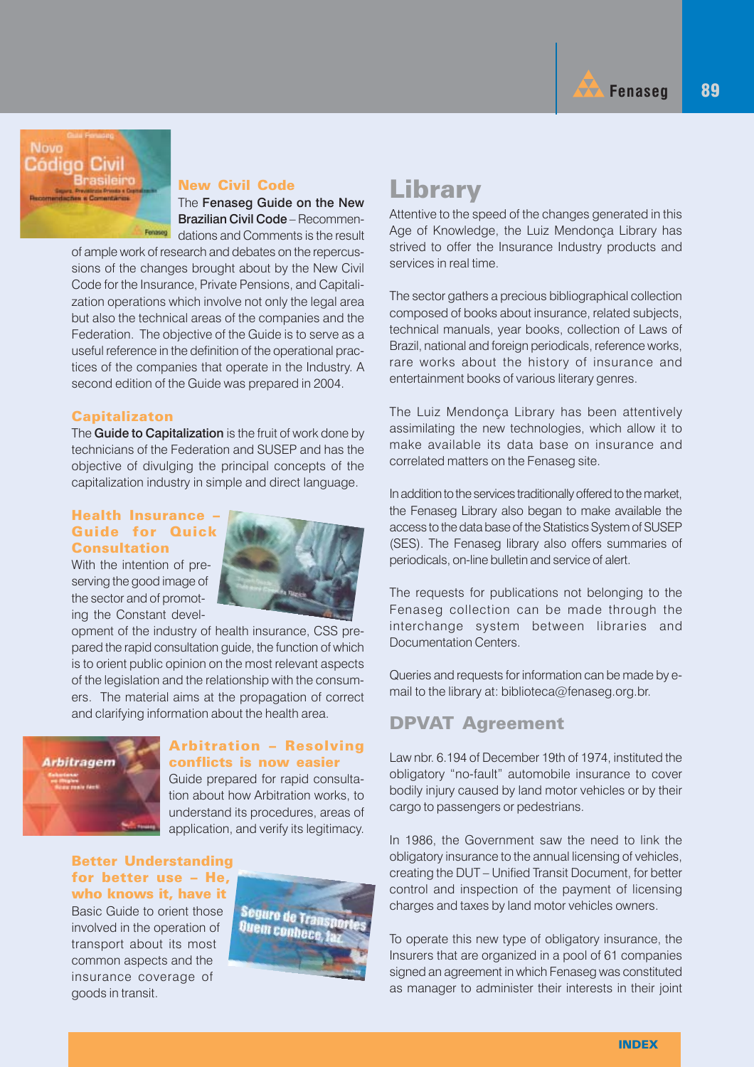### New Civil Code

The **Fenaseg Guide on the New Brazilian Civil Code** – Recommendations and Comments is the result of ample work of research and debates on the repercussions of the changes brought about by the New Civil Code for the Insurance, Private Pensions, and Capitalization operations which involve not only the legal area but also the technical areas of the companies and the Federation. The objective of the Guide is to serve as a useful reference in the definition of the operational practices of the companies that operate in the Industry. A second edition of the Guide was prepared in 2004.

### Capitalizaton

The **Guide to Capitalization** is the fruit of work done by technicians of the Federation and SUSEP and has the objective of divulging the principal concepts of the capitalization industry in simple and direct language.

### Health Insurance – Guide for Quick Consultation

With the intention of preserving the good image of the sector and of promoting the Constant development of the industry of health insurance, CSS prepared the rapid consultation guide, the function of which is to orient public opinion on the most relevant aspects of the legislation and the relationship with the consumers. The material aims at the propagation of correct and clarifying information about the health area.

### Arbitration – Resolving conflicts is now easier

Guide prepared for rapid consultation about how Arbitration works, to understand its procedures, areas of application, and verify its legitimacy.

### Better Understanding for better use – He, who knows it, have it

Basic Guide to orient those involved in the operation of transport about its most common aspects and the insurance coverage of goods in transit.

## Library

Attentive to the speed of the changes generated in this Age of Knowledge, the Luiz Mendonça Library has strived to offer the Insurance Industry products and services in real time.

The sector gathers a precious bibliographical collection composed of books about insurance, related subjects, technical manuals, year books, collection of Laws of Brazil, national and foreign periodicals, reference works, rare works about the history of insurance and entertainment books of various literary genres.

The Luiz Mendonça Library has been attentively assimilating the new technologies, which allow it to make available its data base on insurance and correlated matters on the Fenaseg site.

In addition to the services traditionally offered to the market, the Fenaseg Library also began to make available the access to the data base of the Statistics System of SUSEP (SES). The Fenaseg library also offers summaries of periodicals, on-line bulletin and service of alert.

The requests for publications not belonging to the Fenaseg collection can be made through the interchange system between libraries and Documentation Centers.

Queries and requests for information can be made by e-mail to the library at: biblioteca@fenaseg.org.br.

## DPVAT Agreement

Law nbr. 6.194 of December 19th of 1974, instituted the obligatory "no-fault" automobile insurance to cover bodily injury caused by land motor vehicles or by their cargo to passengers or pedestrians.

In 1986, the Government saw the need to link the obligatory insurance to the annual licensing of vehicles, creating the DUT – Unified Transit Document, for better control and inspection of the payment of licensing charges and taxes by land motor vehicles owners.

To operate this new type of obligatory insurance, the Insurers that are organized in a pool of 61 companies signed an agreement in which Fenaseg was constituted as manager to administer their interests in their joint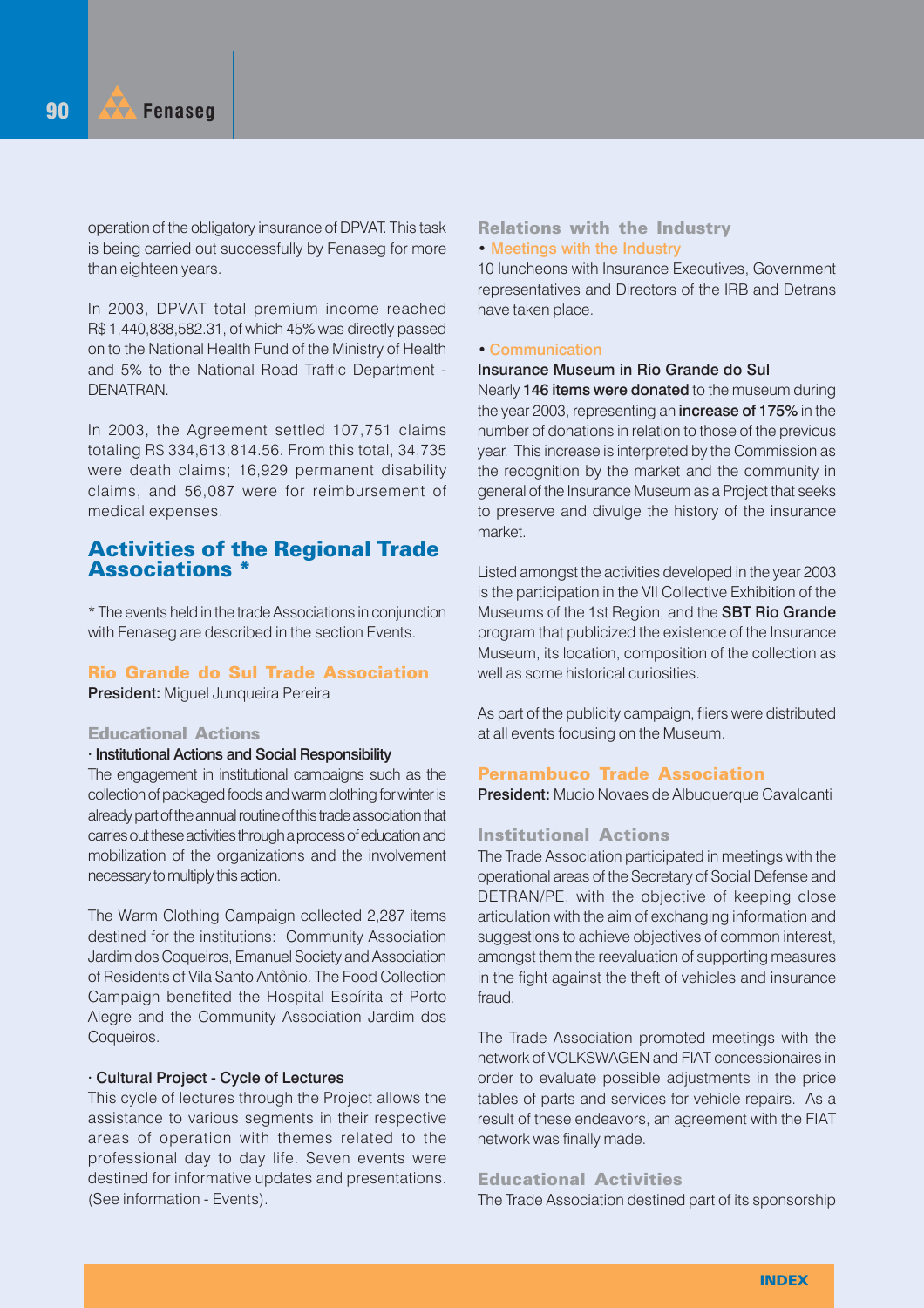operation of the obligatory insurance of DPVAT. This task is being carried out successfully by Fenaseg for more than eighteen years.

In 2003, DPVAT total premium income reached R$ 1,440,838,582.31, of which 45% was directly passed on to the National Health Fund of the Ministry of Health and 5% to the National Road Traffic Department - DENATRAN.

In 2003, the Agreement settled 107,751 claims totaling R$ 334,613,814.56. From this total, 34,735 were death claims; 16,929 permanent disability claims, and 56,087 were for reimbursement of medical expenses.

## Activities of the Regional Trade Associations *

* The events held in the trade Associations in conjunction with Fenaseg are described in the section Events.

### Rio Grande do Sul Trade Association

**President:** Miguel Junqueira Pereira

#### Educational Actions

· Institutional Actions and Social Responsibility

The engagement in institutional campaigns such as the collection of packaged foods and warm clothing for winter is already part of the annual routine of this trade association that carries out these activities through a process of education and mobilization of the organizations and the involvement necessary to multiply this action.

The Warm Clothing Campaign collected 2,287 items destined for the institutions: Community Association Jardim dos Coqueiros, Emanuel Society and Association of Residents of Vila Santo Antônio. The Food Collection Campaign benefited the Hospital Espírita of Porto Alegre and the Community Association Jardim dos Coqueiros.

· Cultural Project - Cycle of Lectures

This cycle of lectures through the Project allows the assistance to various segments in their respective areas of operation with themes related to the professional day to day life. Seven events were destined for informative updates and presentations. (See information - Events).

#### Relations with the Industry

• Meetings with the Industry

10 luncheons with Insurance Executives, Government representatives and Directors of the IRB and Detrans have taken place.

• Communication

Insurance Museum in Rio Grande do Sul

Nearly **146 items were donated** to the museum during the year 2003, representing an **increase of 175%** in the number of donations in relation to those of the previous year. This increase is interpreted by the Commission as the recognition by the market and the community in general of the Insurance Museum as a Project that seeks to preserve and divulge the history of the insurance market.

Listed amongst the activities developed in the year 2003 is the participation in the VII Collective Exhibition of the Museums of the 1st Region, and the **SBT Rio Grande** program that publicized the existence of the Insurance Museum, its location, composition of the collection as well as some historical curiosities.

As part of the publicity campaign, fliers were distributed at all events focusing on the Museum.

### Pernambuco Trade Association

**President:** Mucio Novaes de Albuquerque Cavalcanti

#### Institutional Actions

The Trade Association participated in meetings with the operational areas of the Secretary of Social Defense and DETRAN/PE, with the objective of keeping close articulation with the aim of exchanging information and suggestions to achieve objectives of common interest, amongst them the reevaluation of supporting measures in the fight against the theft of vehicles and insurance fraud.

The Trade Association promoted meetings with the network of VOLKSWAGEN and FIAT concessionaires in order to evaluate possible adjustments in the price tables of parts and services for vehicle repairs. As a result of these endeavors, an agreement with the FIAT network was finally made.

#### Educational Activities

The Trade Association destined part of its sponsorship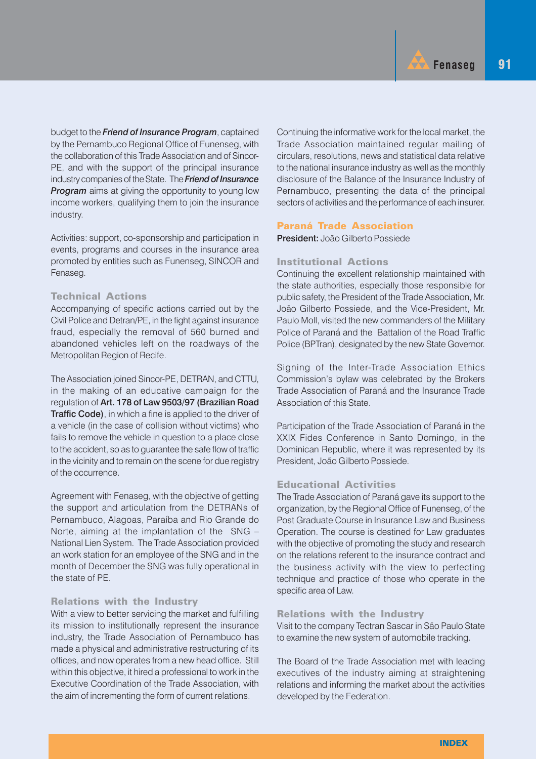budget to the ***Friend of Insurance Program***, captained by the Pernambuco Regional Office of Funenseg, with the collaboration of this Trade Association and of Sincor-PE, and with the support of the principal insurance industry companies of the State. The ***Friend of Insurance Program*** aims at giving the opportunity to young low income workers, qualifying them to join the insurance industry.

Activities: support, co-sponsorship and participation in events, programs and courses in the insurance area promoted by entities such as Funenseg, SINCOR and Fenaseg.

### Technical Actions

Accompanying of specific actions carried out by the Civil Police and Detran/PE, in the fight against insurance fraud, especially the removal of 560 burned and abandoned vehicles left on the roadways of the Metropolitan Region of Recife.

The Association joined Sincor-PE, DETRAN, and CTTU, in the making of an educative campaign for the regulation of **Art. 178 of Law 9503/97 (Brazilian Road Traffic Code)**, in which a fine is applied to the driver of a vehicle (in the case of collision without victims) who fails to remove the vehicle in question to a place close to the accident, so as to guarantee the safe flow of traffic in the vicinity and to remain on the scene for due registry of the occurrence.

Agreement with Fenaseg, with the objective of getting the support and articulation from the DETRANs of Pernambuco, Alagoas, Paraíba and Rio Grande do Norte, aiming at the implantation of the SNG – National Lien System. The Trade Association provided an work station for an employee of the SNG and in the month of December the SNG was fully operational in the state of PE.

### Relations with the Industry

With a view to better servicing the market and fulfilling its mission to institutionally represent the insurance industry, the Trade Association of Pernambuco has made a physical and administrative restructuring of its offices, and now operates from a new head office. Still within this objective, it hired a professional to work in the Executive Coordination of the Trade Association, with the aim of incrementing the form of current relations.

Continuing the informative work for the local market, the Trade Association maintained regular mailing of circulars, resolutions, news and statistical data relative to the national insurance industry as well as the monthly disclosure of the Balance of the Insurance Industry of Pernambuco, presenting the data of the principal sectors of activities and the performance of each insurer.

## Paraná Trade Association

**President:** João Gilberto Possiede

### Institutional Actions

Continuing the excellent relationship maintained with the state authorities, especially those responsible for public safety, the President of the Trade Association, Mr. João Gilberto Possiede, and the Vice-President, Mr. Paulo Moll, visited the new commanders of the Military Police of Paraná and the Battalion of the Road Traffic Police (BPTran), designated by the new State Governor.

Signing of the Inter-Trade Association Ethics Commission's bylaw was celebrated by the Brokers Trade Association of Paraná and the Insurance Trade Association of this State.

Participation of the Trade Association of Paraná in the XXIX Fides Conference in Santo Domingo, in the Dominican Republic, where it was represented by its President, João Gilberto Possiede.

### Educational Activities

The Trade Association of Paraná gave its support to the organization, by the Regional Office of Funenseg, of the Post Graduate Course in Insurance Law and Business Operation. The course is destined for Law graduates with the objective of promoting the study and research on the relations referent to the insurance contract and the business activity with the view to perfecting technique and practice of those who operate in the specific area of Law.

### Relations with the Industry

Visit to the company Tectran Sascar in São Paulo State to examine the new system of automobile tracking.

The Board of the Trade Association met with leading executives of the industry aiming at straightening relations and informing the market about the activities developed by the Federation.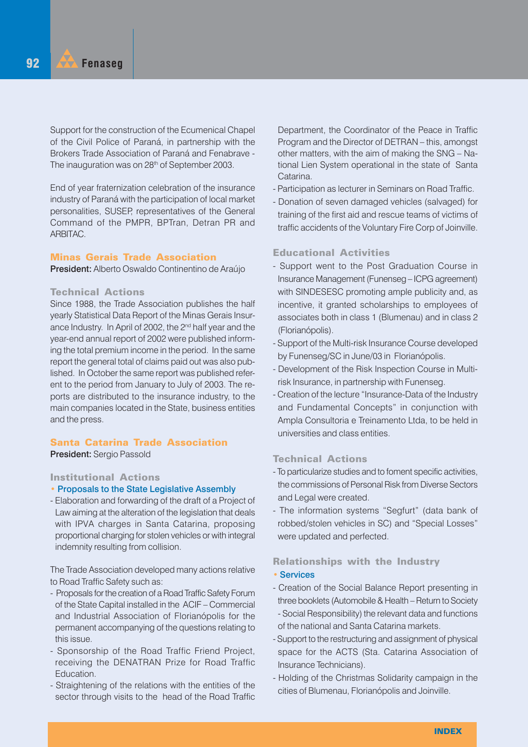Support for the construction of the Ecumenical Chapel of the Civil Police of Paraná, in partnership with the Brokers Trade Association of Paraná and Fenabrave - The inauguration was on 28th of September 2003.

End of year fraternization celebration of the insurance industry of Paraná with the participation of local market personalities, SUSEP, representatives of the General Command of the PMPR, BPTran, Detran PR and ARBITAC.

## Minas Gerais Trade Association

**President:** Alberto Oswaldo Continentino de Araújo

### Technical Actions

Since 1988, the Trade Association publishes the half yearly Statistical Data Report of the Minas Gerais Insurance Industry. In April of 2002, the 2nd half year and the year-end annual report of 2002 were published informing the total premium income in the period. In the same report the general total of claims paid out was also published. In October the same report was published referent to the period from January to July of 2003. The reports are distributed to the insurance industry, to the main companies located in the State, business entities and the press.

## Santa Catarina Trade Association

**President:** Sergio Passold

### Institutional Actions

• Proposals to the State Legislative Assembly

- Elaboration and forwarding of the draft of a Project of Law aiming at the alteration of the legislation that deals with IPVA charges in Santa Catarina, proposing proportional charging for stolen vehicles or with integral indemnity resulting from collision.

The Trade Association developed many actions relative to Road Traffic Safety such as:

- Proposals for the creation of a Road Traffic Safety Forum of the State Capital installed in the ACIF – Commercial and Industrial Association of Florianópolis for the permanent accompanying of the questions relating to this issue.
- Sponsorship of the Road Traffic Friend Project, receiving the DENATRAN Prize for Road Traffic Education.
- Straightening of the relations with the entities of the sector through visits to the head of the Road Traffic Department, the Coordinator of the Peace in Traffic Program and the Director of DETRAN – this, amongst other matters, with the aim of making the SNG – National Lien System operational in the state of Santa Catarina.
- Participation as lecturer in Seminars on Road Traffic.
- Donation of seven damaged vehicles (salvaged) for training of the first aid and rescue teams of victims of traffic accidents of the Voluntary Fire Corp of Joinville.

### Educational Activities

- Support went to the Post Graduation Course in Insurance Management (Funenseg – ICPG agreement) with SINDESESC promoting ample publicity and, as incentive, it granted scholarships to employees of associates both in class 1 (Blumenau) and in class 2 (Florianópolis).
- Support of the Multi-risk Insurance Course developed by Funenseg/SC in June/03 in Florianópolis.
- Development of the Risk Inspection Course in Multi-risk Insurance, in partnership with Funenseg.
- Creation of the lecture "Insurance-Data of the Industry and Fundamental Concepts" in conjunction with Ampla Consultoria e Treinamento Ltda, to be held in universities and class entities.

### Technical Actions

- To particularize studies and to foment specific activities, the commissions of Personal Risk from Diverse Sectors and Legal were created.
- The information systems "Segfurt" (data bank of robbed/stolen vehicles in SC) and "Special Losses" were updated and perfected.

### Relationships with the Industry

• Services

- Creation of the Social Balance Report presenting in three booklets (Automobile & Health – Return to Society - Social Responsibility) the relevant data and functions of the national and Santa Catarina markets.
- Support to the restructuring and assignment of physical space for the ACTS (Sta. Catarina Association of Insurance Technicians).
- Holding of the Christmas Solidarity campaign in the cities of Blumenau, Florianópolis and Joinville.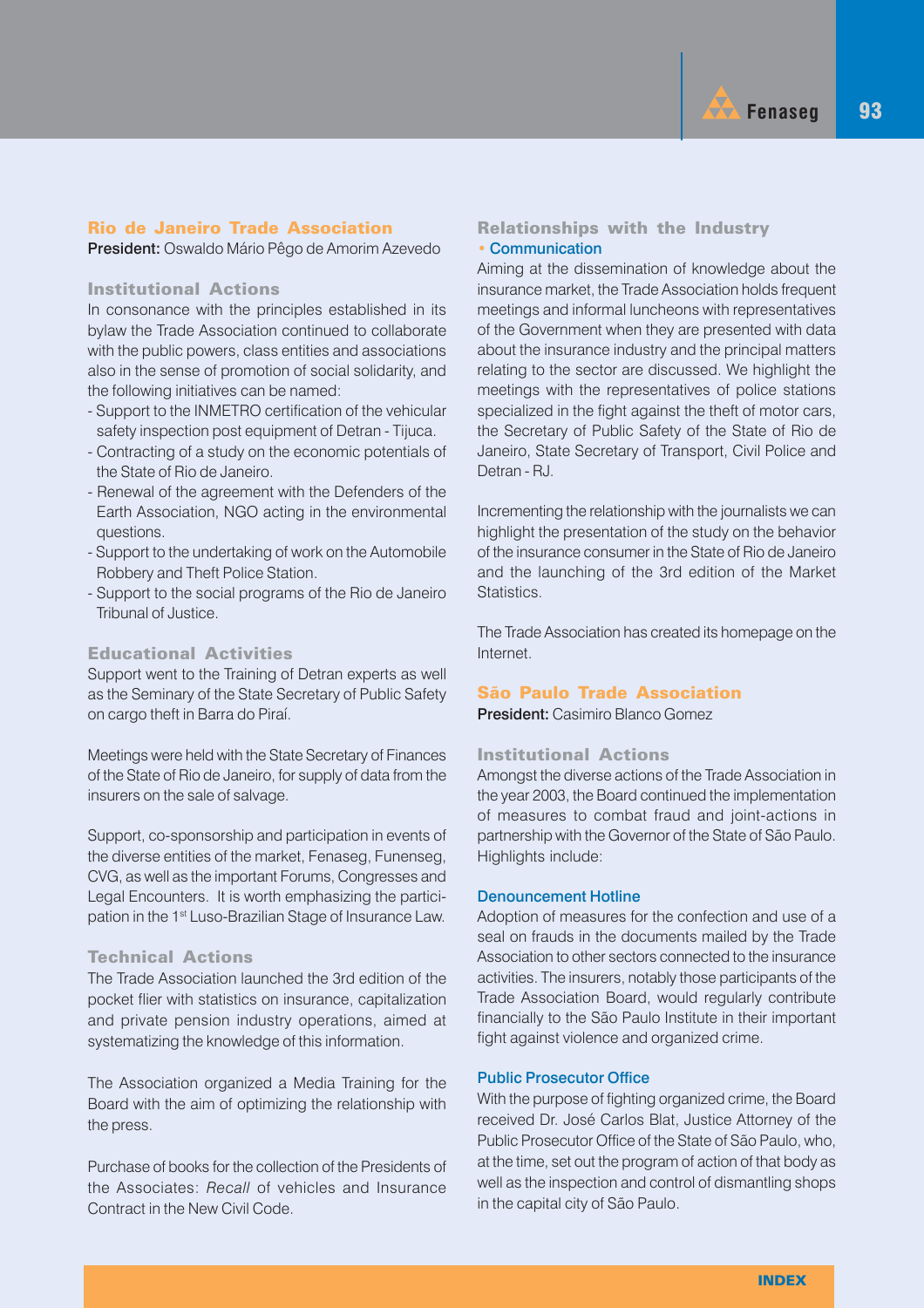## Rio de Janeiro Trade Association

**President:** Oswaldo Mário Pêgo de Amorim Azevedo

### Institutional Actions

In consonance with the principles established in its bylaw the Trade Association continued to collaborate with the public powers, class entities and associations also in the sense of promotion of social solidarity, and the following initiatives can be named:

- Support to the INMETRO certification of the vehicular safety inspection post equipment of Detran - Tijuca.
- Contracting of a study on the economic potentials of the State of Rio de Janeiro.
- Renewal of the agreement with the Defenders of the Earth Association, NGO acting in the environmental questions.
- Support to the undertaking of work on the Automobile Robbery and Theft Police Station.
- Support to the social programs of the Rio de Janeiro Tribunal of Justice.

### Educational Activities

Support went to the Training of Detran experts as well as the Seminary of the State Secretary of Public Safety on cargo theft in Barra do Piraí.

Meetings were held with the State Secretary of Finances of the State of Rio de Janeiro, for supply of data from the insurers on the sale of salvage.

Support, co-sponsorship and participation in events of the diverse entities of the market, Fenaseg, Funenseg, CVG, as well as the important Forums, Congresses and Legal Encounters. It is worth emphasizing the participation in the 1st Luso-Brazilian Stage of Insurance Law.

### Technical Actions

The Trade Association launched the 3rd edition of the pocket flier with statistics on insurance, capitalization and private pension industry operations, aimed at systematizing the knowledge of this information.

The Association organized a Media Training for the Board with the aim of optimizing the relationship with the press.

Purchase of books for the collection of the Presidents of the Associates: *Recall* of vehicles and Insurance Contract in the New Civil Code.

### Relationships with the Industry

**• Communication**

Aiming at the dissemination of knowledge about the insurance market, the Trade Association holds frequent meetings and informal luncheons with representatives of the Government when they are presented with data about the insurance industry and the principal matters relating to the sector are discussed. We highlight the meetings with the representatives of police stations specialized in the fight against the theft of motor cars, the Secretary of Public Safety of the State of Rio de Janeiro, State Secretary of Transport, Civil Police and Detran - RJ.

Incrementing the relationship with the journalists we can highlight the presentation of the study on the behavior of the insurance consumer in the State of Rio de Janeiro and the launching of the 3rd edition of the Market Statistics.

The Trade Association has created its homepage on the Internet.

## São Paulo Trade Association

**President:** Casimiro Blanco Gomez

### Institutional Actions

Amongst the diverse actions of the Trade Association in the year 2003, the Board continued the implementation of measures to combat fraud and joint-actions in partnership with the Governor of the State of São Paulo. Highlights include:

#### Denouncement Hotline

Adoption of measures for the confection and use of a seal on frauds in the documents mailed by the Trade Association to other sectors connected to the insurance activities. The insurers, notably those participants of the Trade Association Board, would regularly contribute financially to the São Paulo Institute in their important fight against violence and organized crime.

#### Public Prosecutor Office

With the purpose of fighting organized crime, the Board received Dr. José Carlos Blat, Justice Attorney of the Public Prosecutor Office of the State of São Paulo, who, at the time, set out the program of action of that body as well as the inspection and control of dismantling shops in the capital city of São Paulo.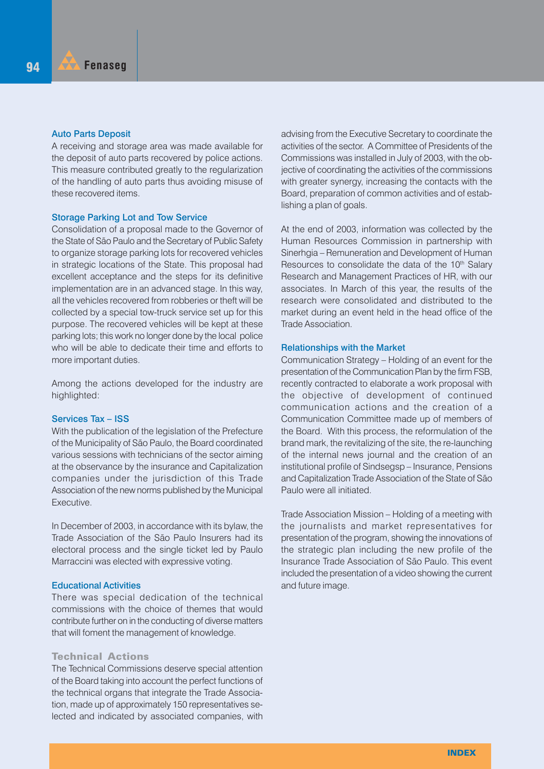### Auto Parts Deposit

A receiving and storage area was made available for the deposit of auto parts recovered by police actions. This measure contributed greatly to the regularization of the handling of auto parts thus avoiding misuse of these recovered items.

### Storage Parking Lot and Tow Service

Consolidation of a proposal made to the Governor of the State of São Paulo and the Secretary of Public Safety to organize storage parking lots for recovered vehicles in strategic locations of the State. This proposal had excellent acceptance and the steps for its definitive implementation are in an advanced stage. In this way, all the vehicles recovered from robberies or theft will be collected by a special tow-truck service set up for this purpose. The recovered vehicles will be kept at these parking lots; this work no longer done by the local police who will be able to dedicate their time and efforts to more important duties.

Among the actions developed for the industry are highlighted:

### Services Tax – ISS

With the publication of the legislation of the Prefecture of the Municipality of São Paulo, the Board coordinated various sessions with technicians of the sector aiming at the observance by the insurance and Capitalization companies under the jurisdiction of this Trade Association of the new norms published by the Municipal Executive.

In December of 2003, in accordance with its bylaw, the Trade Association of the São Paulo Insurers had its electoral process and the single ticket led by Paulo Marraccini was elected with expressive voting.

### Educational Activities

There was special dedication of the technical commissions with the choice of themes that would contribute further on in the conducting of diverse matters that will foment the management of knowledge.

## Technical Actions

The Technical Commissions deserve special attention of the Board taking into account the perfect functions of the technical organs that integrate the Trade Association, made up of approximately 150 representatives selected and indicated by associated companies, with advising from the Executive Secretary to coordinate the activities of the sector. A Committee of Presidents of the Commissions was installed in July of 2003, with the objective of coordinating the activities of the commissions with greater synergy, increasing the contacts with the Board, preparation of common activities and of establishing a plan of goals.

At the end of 2003, information was collected by the Human Resources Commission in partnership with Sinerhgia – Remuneration and Development of Human Resources to consolidate the data of the 10th Salary Research and Management Practices of HR, with our associates. In March of this year, the results of the research were consolidated and distributed to the market during an event held in the head office of the Trade Association.

### Relationships with the Market

Communication Strategy – Holding of an event for the presentation of the Communication Plan by the firm FSB, recently contracted to elaborate a work proposal with the objective of development of continued communication actions and the creation of a Communication Committee made up of members of the Board. With this process, the reformulation of the brand mark, the revitalizing of the site, the re-launching of the internal news journal and the creation of an institutional profile of Sindsegsp – Insurance, Pensions and Capitalization Trade Association of the State of São Paulo were all initiated.

Trade Association Mission – Holding of a meeting with the journalists and market representatives for presentation of the program, showing the innovations of the strategic plan including the new profile of the Insurance Trade Association of São Paulo. This event included the presentation of a video showing the current and future image.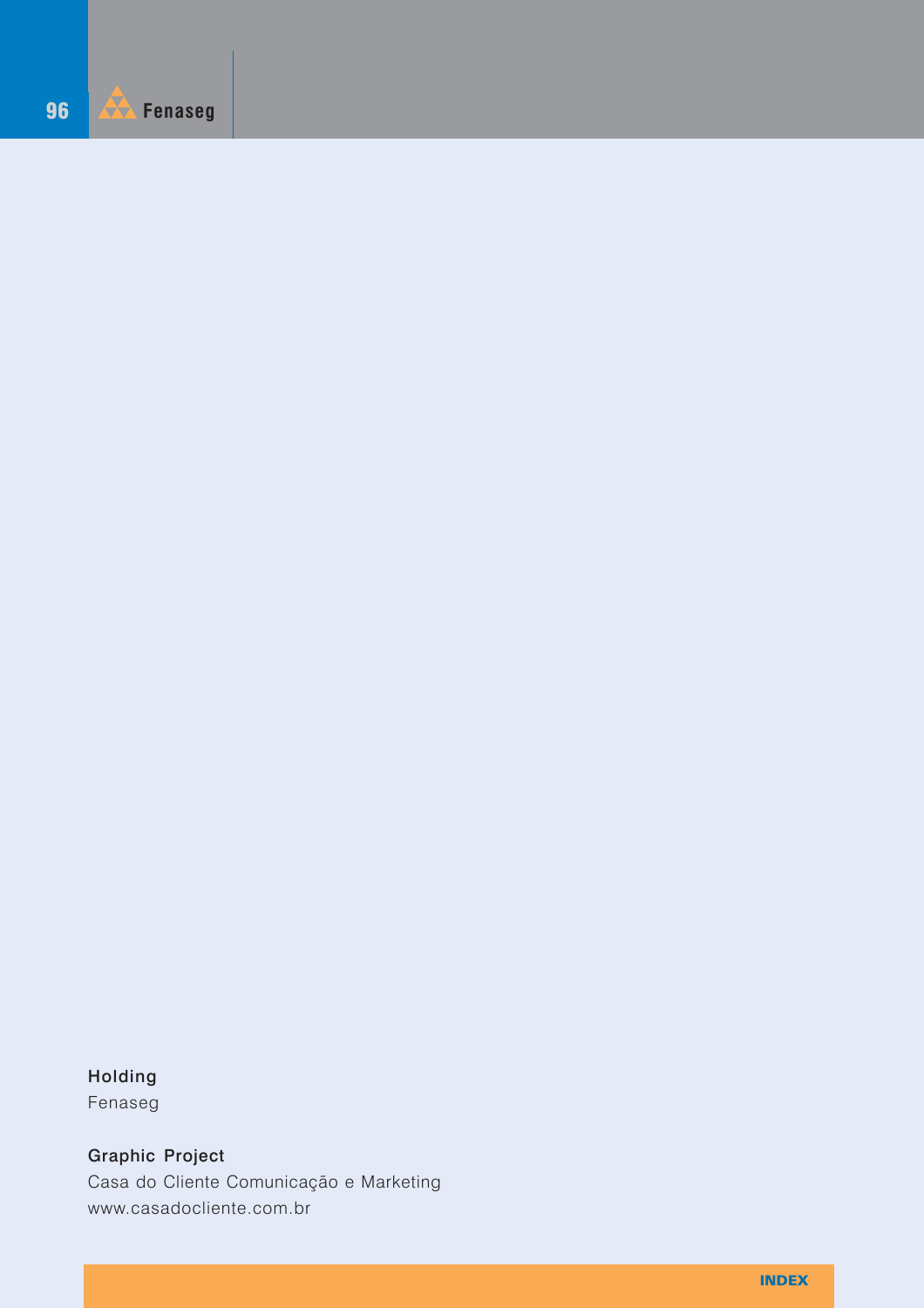**Holding**
Fenaseg

**Graphic Project**
Casa do Cliente Comunicação e Marketing
www.casadocliente.com.br